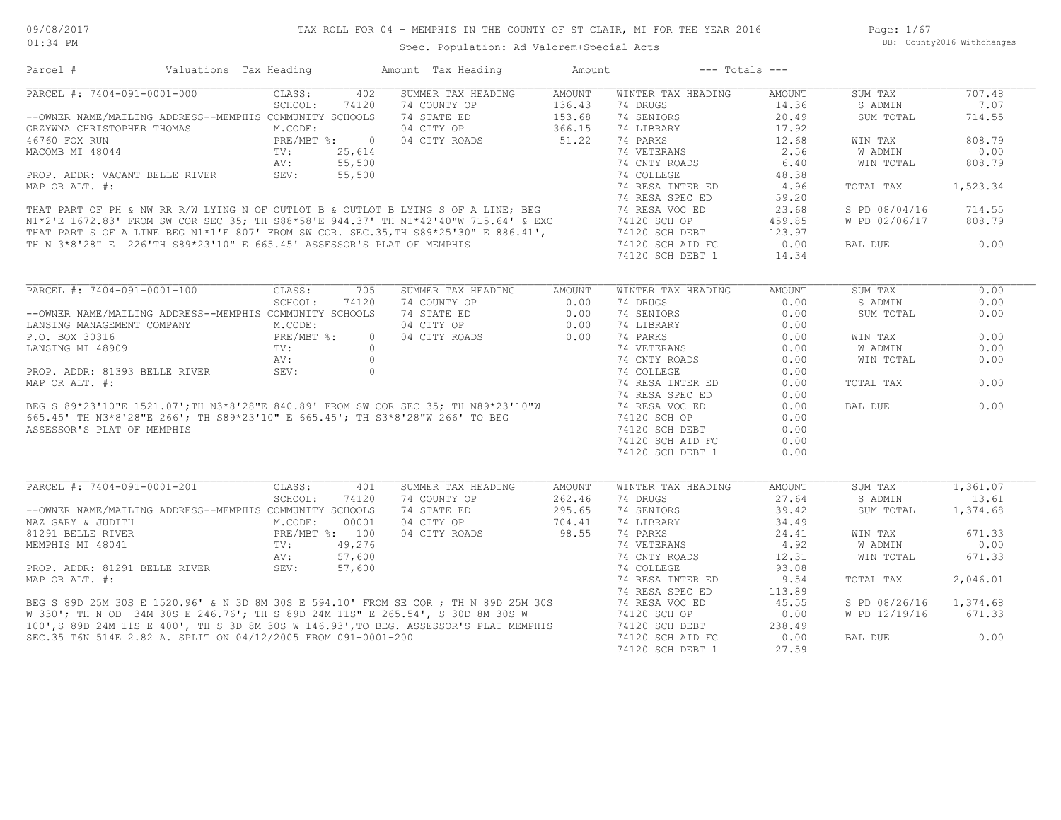# TAX ROLL FOR 04 - MEMPHIS IN THE COUNTY OF ST CLAIR, MI FOR THE YEAR 2016

09/08/2017
01:34 PM

Spec. Population: Ad Valorem+Special Acts

DB: County2016 Withchanges

| Parcel # | Valuations | Tax Heading | Amount | Tax Heading | Amount | --- Totals --- | |
|---|---|---|---|---|---|---|---|

## PARCEL #: 7404-091-0001-000

| | | | | | | | |
|---|---|---|---|---|---|---|---|
| CLASS: | 402 | SUMMER TAX HEADING | AMOUNT | WINTER TAX HEADING | AMOUNT | SUM TAX | 707.48 |
| SCHOOL: | 74120 | 74 COUNTY OP | 136.43 | 74 DRUGS | 14.36 | S ADMIN | 7.07 |
| M.CODE: | | 74 STATE ED | 153.68 | 74 SENIORS | 20.49 | SUM TOTAL | 714.55 |
| PRE/MBT %: | 0 | 04 CITY OP | 366.15 | 74 LIBRARY | 17.92 | | |
| TV: | 25,614 | 04 CITY ROADS | 51.22 | 74 PARKS | 12.68 | WIN TAX | 808.79 |
| AV: | 55,500 | | | 74 VETERANS | 2.56 | W ADMIN | 0.00 |
| SEV: | 55,500 | | | 74 CNTY ROADS | 6.40 | WIN TOTAL | 808.79 |
| | | | | 74 COLLEGE | 48.38 | | |
| | | | | 74 RESA INTER ED | 4.96 | TOTAL TAX | 1,523.34 |
| | | | | 74 RESA SPEC ED | 59.20 | | |
| | | | | 74 RESA VOC ED | 23.68 | S PD 08/04/16 | 714.55 |
| | | | | 74120 SCH OP | 459.85 | W PD 02/06/17 | 808.79 |
| | | | | 74120 SCH DEBT | 123.97 | | |
| | | | | 74120 SCH AID FC | 0.00 | BAL DUE | 0.00 |
| | | | | 74120 SCH DEBT 1 | 14.34 | | |

--OWNER NAME/MAILING ADDRESS--MEMPHIS COMMUNITY SCHOOLS
GRZYWNA CHRISTOPHER THOMAS
46760 FOX RUN
MACOMB MI 48044

PROP. ADDR: VACANT BELLE RIVER
MAP OR ALT. #:

THAT PART OF PH & NW RR R/W LYING N OF OUTLOT B & OUTLOT B LYING S OF A LINE; BEG N1*2'E 1672.83' FROM SW COR SEC 35; TH S88*58'E 944.37' TH N1*42'40"W 715.64' & EXC THAT PART S OF A LINE BEG N1*1'E 807' FROM SW COR. SEC.35,TH S89*25'30" E 886.41', TH N 3*8'28" E 226'TH S89*23'10" E 665.45' ASSESSOR'S PLAT OF MEMPHIS

## PARCEL #: 7404-091-0001-100

| | | | | | | | |
|---|---|---|---|---|---|---|---|
| CLASS: | 705 | SUMMER TAX HEADING | AMOUNT | WINTER TAX HEADING | AMOUNT | SUM TAX | 0.00 |
| SCHOOL: | 74120 | 74 COUNTY OP | 0.00 | 74 DRUGS | 0.00 | S ADMIN | 0.00 |
| M.CODE: | | 74 STATE ED | 0.00 | 74 SENIORS | 0.00 | SUM TOTAL | 0.00 |
| PRE/MBT %: | 0 | 04 CITY OP | 0.00 | 74 LIBRARY | 0.00 | | |
| TV: | 0 | 04 CITY ROADS | 0.00 | 74 PARKS | 0.00 | WIN TAX | 0.00 |
| AV: | 0 | | | 74 VETERANS | 0.00 | W ADMIN | 0.00 |
| SEV: | 0 | | | 74 CNTY ROADS | 0.00 | WIN TOTAL | 0.00 |
| | | | | 74 COLLEGE | 0.00 | | |
| | | | | 74 RESA INTER ED | 0.00 | TOTAL TAX | 0.00 |
| | | | | 74 RESA SPEC ED | 0.00 | | |
| | | | | 74 RESA VOC ED | 0.00 | BAL DUE | 0.00 |
| | | | | 74120 SCH OP | 0.00 | | |
| | | | | 74120 SCH DEBT | 0.00 | | |
| | | | | 74120 SCH AID FC | 0.00 | | |
| | | | | 74120 SCH DEBT 1 | 0.00 | | |

--OWNER NAME/MAILING ADDRESS--MEMPHIS COMMUNITY SCHOOLS
LANSING MANAGEMENT COMPANY
P.O. BOX 30316
LANSING MI 48909

PROP. ADDR: 81393 BELLE RIVER
MAP OR ALT. #:

BEG S 89*23'10"E 1521.07';TH N3*8'28"E 840.89' FROM SW COR SEC 35; TH N89*23'10"W 665.45' TH N3*8'28"E 266'; TH S89*23'10" E 665.45'; TH S3*8'28"W 266' TO BEG ASSESSOR'S PLAT OF MEMPHIS

## PARCEL #: 7404-091-0001-201

| | | | | | | | |
|---|---|---|---|---|---|---|---|
| CLASS: | 401 | SUMMER TAX HEADING | AMOUNT | WINTER TAX HEADING | AMOUNT | SUM TAX | 1,361.07 |
| SCHOOL: | 74120 | 74 COUNTY OP | 262.46 | 74 DRUGS | 27.64 | S ADMIN | 13.61 |
| M.CODE: | 00001 | 74 STATE ED | 295.65 | 74 SENIORS | 39.42 | SUM TOTAL | 1,374.68 |
| PRE/MBT %: | 100 | 04 CITY OP | 704.41 | 74 LIBRARY | 34.49 | | |
| TV: | 49,276 | 04 CITY ROADS | 98.55 | 74 PARKS | 24.41 | WIN TAX | 671.33 |
| AV: | 57,600 | | | 74 VETERANS | 4.92 | W ADMIN | 0.00 |
| SEV: | 57,600 | | | 74 CNTY ROADS | 12.31 | WIN TOTAL | 671.33 |
| | | | | 74 COLLEGE | 93.08 | | |
| | | | | 74 RESA INTER ED | 9.54 | TOTAL TAX | 2,046.01 |
| | | | | 74 RESA SPEC ED | 113.89 | | |
| | | | | 74 RESA VOC ED | 45.55 | S PD 08/26/16 | 1,374.68 |
| | | | | 74120 SCH OP | 0.00 | W PD 12/19/16 | 671.33 |
| | | | | 74120 SCH DEBT | 238.49 | | |
| | | | | 74120 SCH AID FC | 0.00 | BAL DUE | 0.00 |
| | | | | 74120 SCH DEBT 1 | 27.59 | | |

--OWNER NAME/MAILING ADDRESS--MEMPHIS COMMUNITY SCHOOLS
NAZ GARY & JUDITH
81291 BELLE RIVER
MEMPHIS MI 48041

PROP. ADDR: 81291 BELLE RIVER
MAP OR ALT. #:

BEG S 89D 25M 30S E 1520.96' & N 3D 8M 30S E 594.10' FROM SE COR ; TH N 89D 25M 30S W 330'; TH N OD 34M 30S E 246.76'; TH S 89D 24M 11S" E 265.54', S 30D 8M 30S W 100',S 89D 24M 11S E 400', TH S 3D 8M 30S W 146.93',TO BEG. ASSESSOR'S PLAT MEMPHIS SEC.35 T6N 514E 2.82 A. SPLIT ON 04/12/2005 FROM 091-0001-200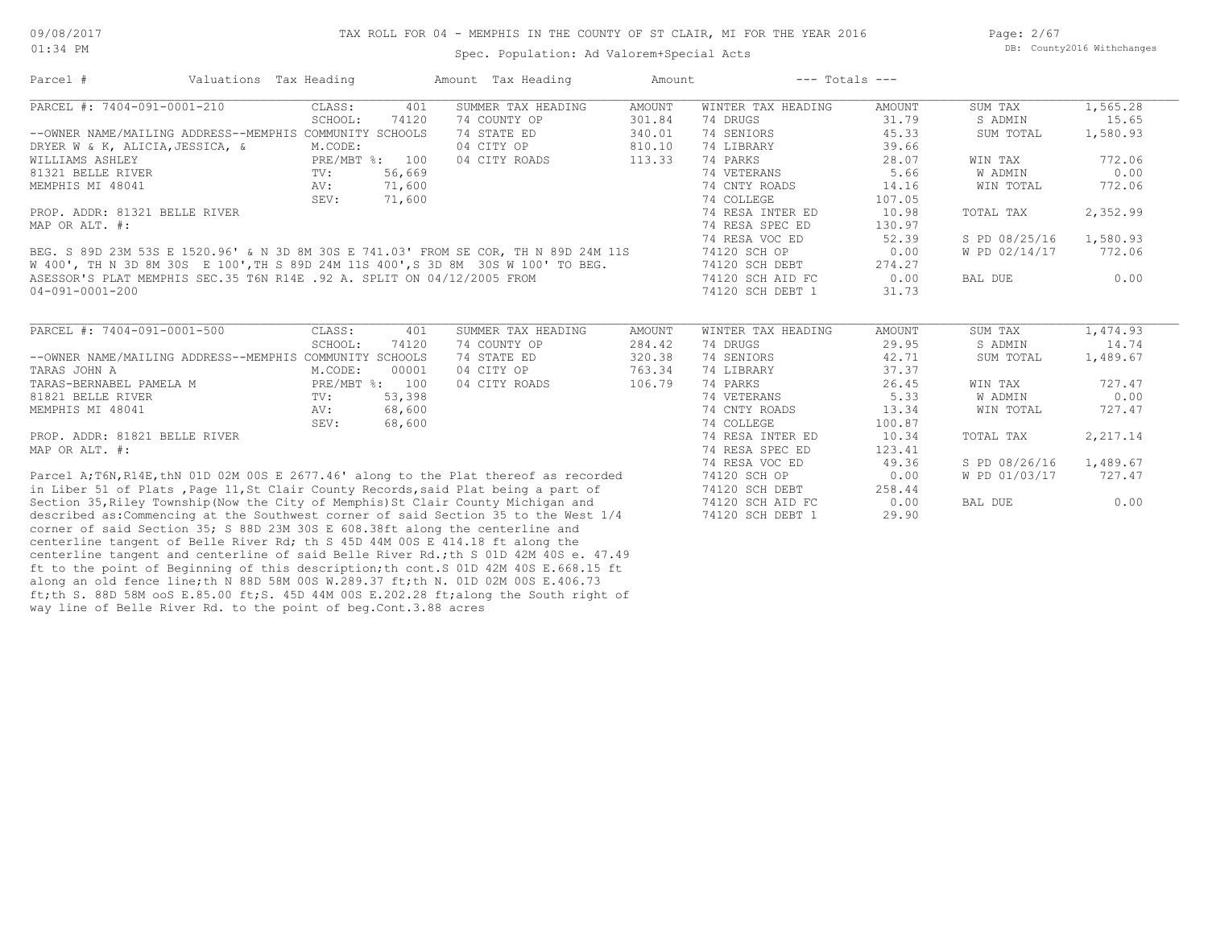TAX ROLL FOR 04 - MEMPHIS IN THE COUNTY OF ST CLAIR, MI FOR THE YEAR 2016

Spec. Population: Ad Valorem+Special Acts

DB: County2016 Withchanges

09/08/2017
01:34 PM

| Parcel # | Valuations | Tax Heading | Amount | Tax Heading | Amount | --- Totals --- | |
|---|---|---|---|---|---|---|---|

## PARCEL #: 7404-091-0001-210

| Field | Value | Summer Tax Heading | Amount | Winter Tax Heading | Amount | Totals | |
|---|---|---|---|---|---|---|---|
| CLASS: | 401 | SUMMER TAX HEADING | AMOUNT | WINTER TAX HEADING | AMOUNT | SUM TAX | 1,565.28 |
| SCHOOL: | 74120 | 74 COUNTY OP | 301.84 | 74 DRUGS | 31.79 | S ADMIN | 15.65 |
| M.CODE: | | 74 STATE ED | 340.01 | 74 SENIORS | 45.33 | SUM TOTAL | 1,580.93 |
| PRE/MBT %: | 100 | 04 CITY OP | 810.10 | 74 LIBRARY | 39.66 | | |
| TV: | 56,669 | 04 CITY ROADS | 113.33 | 74 PARKS | 28.07 | WIN TAX | 772.06 |
| AV: | 71,600 | | | 74 VETERANS | 5.66 | W ADMIN | 0.00 |
| SEV: | 71,600 | | | 74 CNTY ROADS | 14.16 | WIN TOTAL | 772.06 |
| | | | | 74 COLLEGE | 107.05 | | |
| | | | | 74 RESA INTER ED | 10.98 | TOTAL TAX | 2,352.99 |
| | | | | 74 RESA SPEC ED | 130.97 | | |
| | | | | 74 RESA VOC ED | 52.39 | S PD 08/25/16 | 1,580.93 |
| | | | | 74120 SCH OP | 0.00 | W PD 02/14/17 | 772.06 |
| | | | | 74120 SCH DEBT | 274.27 | | |
| | | | | 74120 SCH AID FC | 0.00 | BAL DUE | 0.00 |
| | | | | 74120 SCH DEBT 1 | 31.73 | | |

--OWNER NAME/MAILING ADDRESS--MEMPHIS COMMUNITY SCHOOLS
DRYER W & K, ALICIA,JESSICA, &
WILLIAMS ASHLEY
81321 BELLE RIVER
MEMPHIS MI 48041

PROP. ADDR: 81321 BELLE RIVER
MAP OR ALT. #:

BEG. S 89D 23M 53S E 1520.96' & N 3D 8M 30S E 741.03' FROM SE COR, TH N 89D 24M 11S W 400', TH N 3D 8M 30S E 100',TH S 89D 24M 11S 400',S 3D 8M 30S W 100' TO BEG. ASESSOR'S PLAT MEMPHIS SEC.35 T6N R14E .92 A. SPLIT ON 04/12/2005 FROM 04-091-0001-200

## PARCEL #: 7404-091-0001-500

| Field | Value | Summer Tax Heading | Amount | Winter Tax Heading | Amount | Totals | |
|---|---|---|---|---|---|---|---|
| CLASS: | 401 | SUMMER TAX HEADING | AMOUNT | WINTER TAX HEADING | AMOUNT | SUM TAX | 1,474.93 |
| SCHOOL: | 74120 | 74 COUNTY OP | 284.42 | 74 DRUGS | 29.95 | S ADMIN | 14.74 |
| M.CODE: | 00001 | 74 STATE ED | 320.38 | 74 SENIORS | 42.71 | SUM TOTAL | 1,489.67 |
| PRE/MBT %: | 100 | 04 CITY OP | 763.34 | 74 LIBRARY | 37.37 | | |
| TV: | 53,398 | 04 CITY ROADS | 106.79 | 74 PARKS | 26.45 | WIN TAX | 727.47 |
| AV: | 68,600 | | | 74 VETERANS | 5.33 | W ADMIN | 0.00 |
| SEV: | 68,600 | | | 74 CNTY ROADS | 13.34 | WIN TOTAL | 727.47 |
| | | | | 74 COLLEGE | 100.87 | | |
| | | | | 74 RESA INTER ED | 10.34 | TOTAL TAX | 2,217.14 |
| | | | | 74 RESA SPEC ED | 123.41 | | |
| | | | | 74 RESA VOC ED | 49.36 | S PD 08/26/16 | 1,489.67 |
| | | | | 74120 SCH OP | 0.00 | W PD 01/03/17 | 727.47 |
| | | | | 74120 SCH DEBT | 258.44 | | |
| | | | | 74120 SCH AID FC | 0.00 | BAL DUE | 0.00 |
| | | | | 74120 SCH DEBT 1 | 29.90 | | |

--OWNER NAME/MAILING ADDRESS--MEMPHIS COMMUNITY SCHOOLS
TARAS JOHN A
TARAS-BERNABEL PAMELA M
81821 BELLE RIVER
MEMPHIS MI 48041

PROP. ADDR: 81821 BELLE RIVER
MAP OR ALT. #:

Parcel A;T6N,R14E,thN 01D 02M 00S E 2677.46' along to the Plat thereof as recorded in Liber 51 of Plats ,Page 11,St Clair County Records,said Plat being a part of Section 35,Riley Township(Now the City of Memphis)St Clair County Michigan and described as:Commencing at the Southwest corner of said Section 35 to the West 1/4 corner of said Section 35; S 88D 23M 30S E 608.38ft along the centerline and centerline tangent of Belle River Rd; th S 45D 44M 00S E 414.18 ft along the centerline tangent and centerline of said Belle River Rd.;th S 01D 42M 40S e. 47.49 ft to the point of Beginning of this description;th cont.S 01D 42M 40S E.668.15 ft along an old fence line;th N 88D 58M 00S W.289.37 ft;th N. 01D 02M 00S E.406.73 ft;th S. 88D 58M ooS E.85.00 ft;S. 45D 44M 00S E.202.28 ft;along the South right of way line of Belle River Rd. to the point of beg.Cont.3.88 acres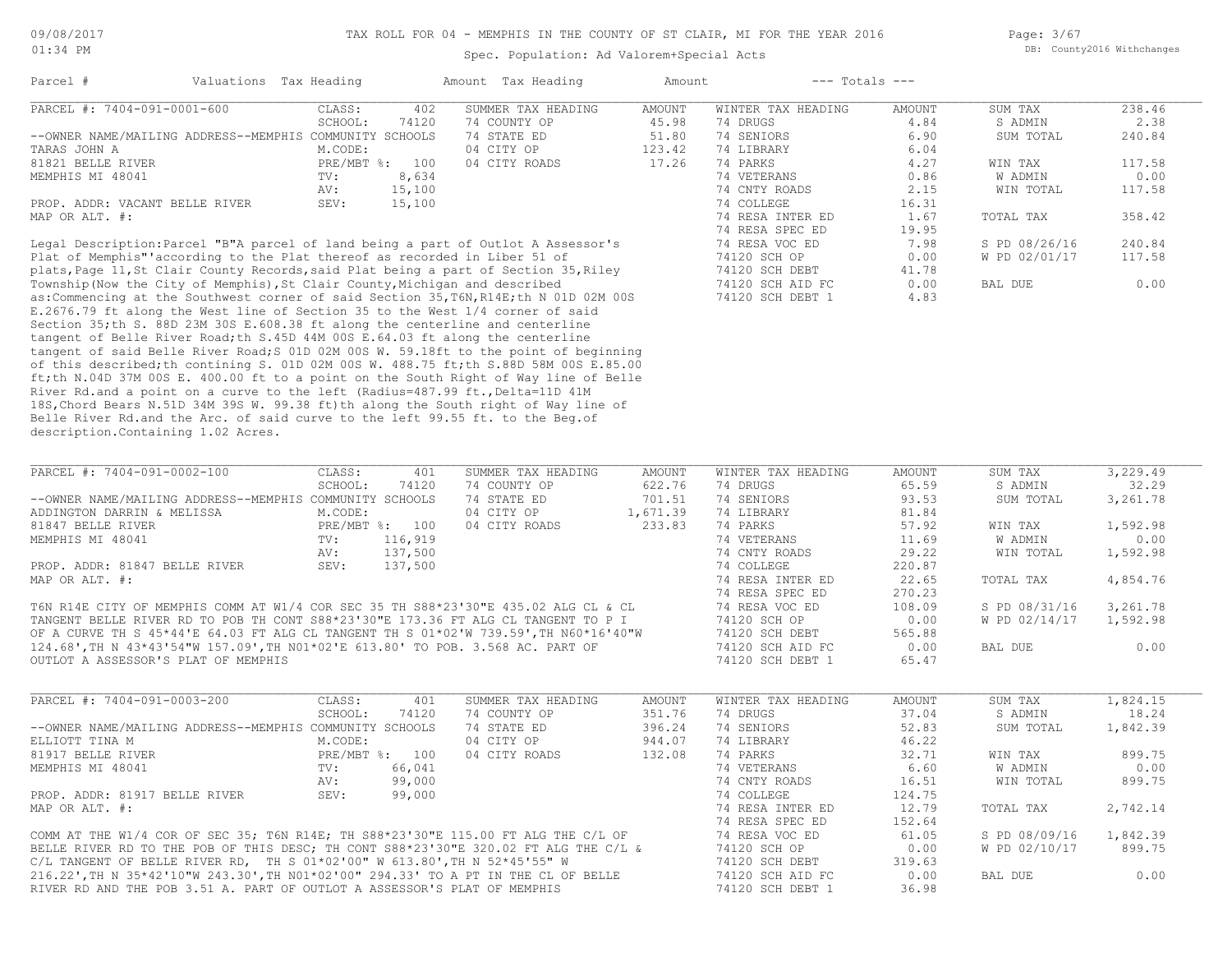TAX ROLL FOR 04 - MEMPHIS IN THE COUNTY OF ST CLAIR, MI FOR THE YEAR 2016

Spec. Population: Ad Valorem+Special Acts

DB: County2016 Withchanges

| Parcel # | Valuations | Tax Heading | Amount | Tax Heading | Amount | --- Totals --- | |
|---|---|---|---|---|---|---|---|

## PARCEL #: 7404-091-0001-600

| | | | | | | | |
|---|---|---|---|---|---|---|---|
| PARCEL #: 7404-091-0001-600 | CLASS: 402 | SUMMER TAX HEADING | AMOUNT | WINTER TAX HEADING | AMOUNT | SUM TAX | 238.46 |
| | SCHOOL: 74120 | 74 COUNTY OP | 45.98 | 74 DRUGS | 4.84 | S ADMIN | 2.38 |
| --OWNER NAME/MAILING ADDRESS--MEMPHIS COMMUNITY SCHOOLS | | 74 STATE ED | 51.80 | 74 SENIORS | 6.90 | SUM TOTAL | 240.84 |
| TARAS JOHN A | M.CODE: | 04 CITY OP | 123.42 | 74 LIBRARY | 6.04 | | |
| 81821 BELLE RIVER | PRE/MBT %: 100 | 04 CITY ROADS | 17.26 | 74 PARKS | 4.27 | WIN TAX | 117.58 |
| MEMPHIS MI 48041 | TV: 8,634 | | | 74 VETERANS | 0.86 | W ADMIN | 0.00 |
| | AV: 15,100 | | | 74 CNTY ROADS | 2.15 | WIN TOTAL | 117.58 |
| PROP. ADDR: VACANT BELLE RIVER | SEV: 15,100 | | | 74 COLLEGE | 16.31 | | |
| MAP OR ALT. #: | | | | 74 RESA INTER ED | 1.67 | TOTAL TAX | 358.42 |
| | | | | 74 RESA SPEC ED | 19.95 | | |
| | | | | 74 RESA VOC ED | 7.98 | S PD 08/26/16 | 240.84 |
| | | | | 74120 SCH OP | 0.00 | W PD 02/01/17 | 117.58 |
| | | | | 74120 SCH DEBT | 41.78 | | |
| | | | | 74120 SCH AID FC | 0.00 | BAL DUE | 0.00 |
| | | | | 74120 SCH DEBT 1 | 4.83 | | |

Legal Description:Parcel "B"A parcel of land being a part of Outlot A Assessor's Plat of Memphis"'according to the Plat thereof as recorded in Liber 51 of plats,Page 11,St Clair County Records,said Plat being a part of Section 35,Riley Township(Now the City of Memphis),St Clair County,Michigan and described as:Commencing at the Southwest corner of said Section 35,T6N,R14E;th N 01D 02M 00S E.2676.79 ft along the West line of Section 35 to the West 1/4 corner of said Section 35;th S. 88D 23M 30S E.608.38 ft along the centerline and centerline tangent of Belle River Road;th S.45D 44M 00S E.64.03 ft along the centerline tangent of said Belle River Road;S 01D 02M 00S W. 59.18ft to the point of beginning of this described;th contining S. 01D 02M 00S W. 488.75 ft;th S.88D 58M 00S E.85.00 ft;th N.04D 37M 00S E. 400.00 ft to a point on the South Right of Way line of Belle River Rd.and a point on a curve to the left (Radius=487.99 ft.,Delta=11D 41M 18S,Chord Bears N.51D 34M 39S W. 99.38 ft)th along the South right of Way line of Belle River Rd.and the Arc. of said curve to the left 99.55 ft. to the Beg.of description.Containing 1.02 Acres.

## PARCEL #: 7404-091-0002-100

| | | | | | | | |
|---|---|---|---|---|---|---|---|
| PARCEL #: 7404-091-0002-100 | CLASS: 401 | SUMMER TAX HEADING | AMOUNT | WINTER TAX HEADING | AMOUNT | SUM TAX | 3,229.49 |
| | SCHOOL: 74120 | 74 COUNTY OP | 622.76 | 74 DRUGS | 65.59 | S ADMIN | 32.29 |
| --OWNER NAME/MAILING ADDRESS--MEMPHIS COMMUNITY SCHOOLS | | 74 STATE ED | 701.51 | 74 SENIORS | 93.53 | SUM TOTAL | 3,261.78 |
| ADDINGTON DARRIN & MELISSA | M.CODE: | 04 CITY OP | 1,671.39 | 74 LIBRARY | 81.84 | | |
| 81847 BELLE RIVER | PRE/MBT %: 100 | 04 CITY ROADS | 233.83 | 74 PARKS | 57.92 | WIN TAX | 1,592.98 |
| MEMPHIS MI 48041 | TV: 116,919 | | | 74 VETERANS | 11.69 | W ADMIN | 0.00 |
| | AV: 137,500 | | | 74 CNTY ROADS | 29.22 | WIN TOTAL | 1,592.98 |
| PROP. ADDR: 81847 BELLE RIVER | SEV: 137,500 | | | 74 COLLEGE | 220.87 | | |
| MAP OR ALT. #: | | | | 74 RESA INTER ED | 22.65 | TOTAL TAX | 4,854.76 |
| | | | | 74 RESA SPEC ED | 270.23 | | |
| | | | | 74 RESA VOC ED | 108.09 | S PD 08/31/16 | 3,261.78 |
| | | | | 74120 SCH OP | 0.00 | W PD 02/14/17 | 1,592.98 |
| | | | | 74120 SCH DEBT | 565.88 | | |
| | | | | 74120 SCH AID FC | 0.00 | BAL DUE | 0.00 |
| | | | | 74120 SCH DEBT 1 | 65.47 | | |

T6N R14E CITY OF MEMPHIS COMM AT W1/4 COR SEC 35 TH S88*23'30"E 435.02 ALG CL & CL TANGENT BELLE RIVER RD TO POB TH CONT S88*23'30"E 173.36 FT ALG CL TANGENT TO P I OF A CURVE TH S 45*44'E 64.03 FT ALG CL TANGENT TH S 01*02'W 739.59',TH N60*16'40"W 124.68',TH N 43*43'54"W 157.09',TH N01*02'E 613.80' TO POB. 3.568 AC. PART OF OUTLOT A ASSESSOR'S PLAT OF MEMPHIS

## PARCEL #: 7404-091-0003-200

| | | | | | | | |
|---|---|---|---|---|---|---|---|
| PARCEL #: 7404-091-0003-200 | CLASS: 401 | SUMMER TAX HEADING | AMOUNT | WINTER TAX HEADING | AMOUNT | SUM TAX | 1,824.15 |
| | SCHOOL: 74120 | 74 COUNTY OP | 351.76 | 74 DRUGS | 37.04 | S ADMIN | 18.24 |
| --OWNER NAME/MAILING ADDRESS--MEMPHIS COMMUNITY SCHOOLS | | 74 STATE ED | 396.24 | 74 SENIORS | 52.83 | SUM TOTAL | 1,842.39 |
| ELLIOTT TINA M | M.CODE: | 04 CITY OP | 944.07 | 74 LIBRARY | 46.22 | | |
| 81917 BELLE RIVER | PRE/MBT %: 100 | 04 CITY ROADS | 132.08 | 74 PARKS | 32.71 | WIN TAX | 899.75 |
| MEMPHIS MI 48041 | TV: 66,041 | | | 74 VETERANS | 6.60 | W ADMIN | 0.00 |
| | AV: 99,000 | | | 74 CNTY ROADS | 16.51 | WIN TOTAL | 899.75 |
| PROP. ADDR: 81917 BELLE RIVER | SEV: 99,000 | | | 74 COLLEGE | 124.75 | | |
| MAP OR ALT. #: | | | | 74 RESA INTER ED | 12.79 | TOTAL TAX | 2,742.14 |
| | | | | 74 RESA SPEC ED | 152.64 | | |
| | | | | 74 RESA VOC ED | 61.05 | S PD 08/09/16 | 1,842.39 |
| | | | | 74120 SCH OP | 0.00 | W PD 02/10/17 | 899.75 |
| | | | | 74120 SCH DEBT | 319.63 | | |
| | | | | 74120 SCH AID FC | 0.00 | BAL DUE | 0.00 |
| | | | | 74120 SCH DEBT 1 | 36.98 | | |

COMM AT THE W1/4 COR OF SEC 35; T6N R14E; TH S88*23'30"E 115.00 FT ALG THE C/L OF BELLE RIVER RD TO THE POB OF THIS DESC; TH CONT S88*23'30"E 320.02 FT ALG THE C/L & C/L TANGENT OF BELLE RIVER RD, TH S 01*02'00" W 613.80',TH N 52*45'55" W 216.22',TH N 35*42'10"W 243.30',TH N01*02'00" 294.33' TO A PT IN THE CL OF BELLE RIVER RD AND THE POB 3.51 A. PART OF OUTLOT A ASSESSOR'S PLAT OF MEMPHIS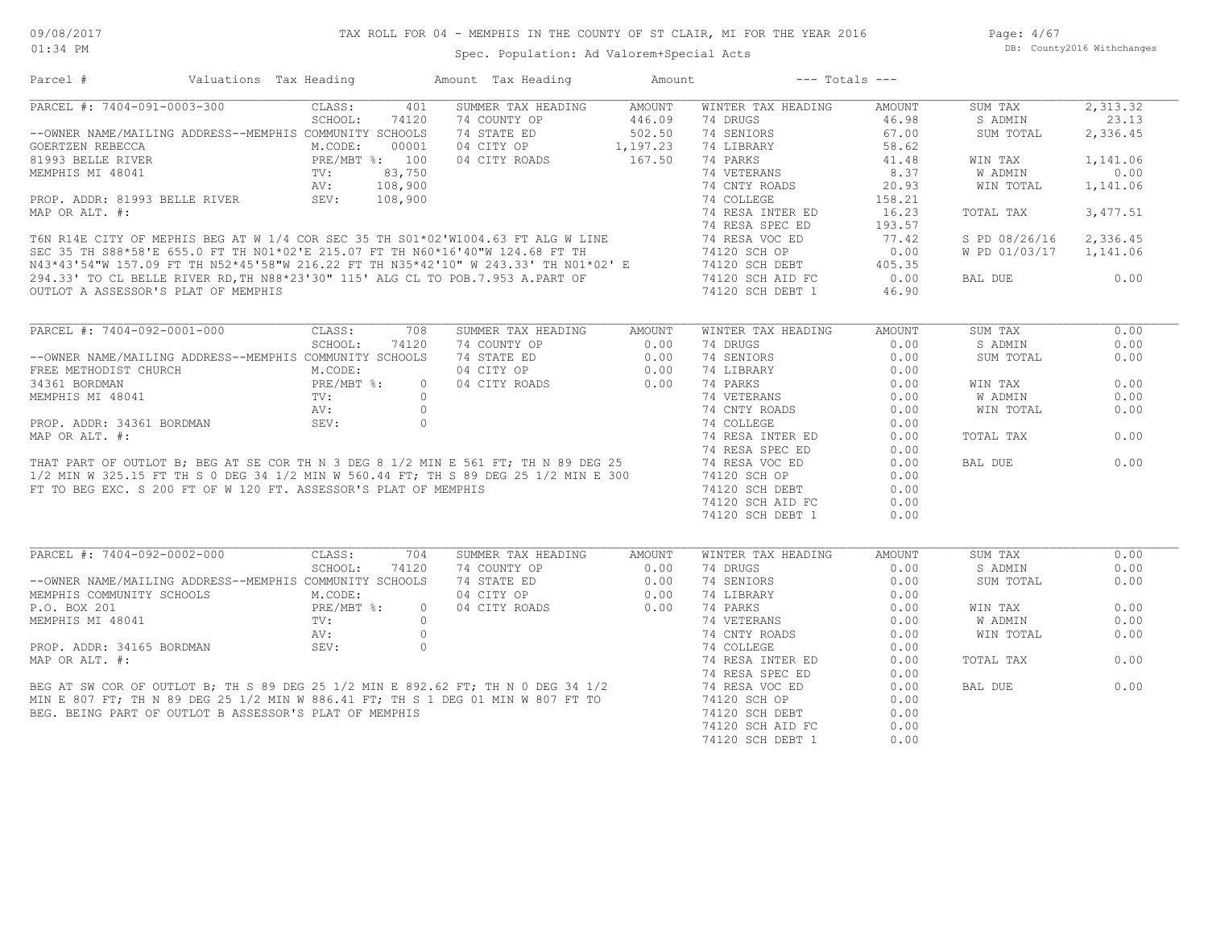# TAX ROLL FOR 04 - MEMPHIS IN THE COUNTY OF ST CLAIR, MI FOR THE YEAR 2016

09/08/2017
01:34 PM

Spec. Population: Ad Valorem+Special Acts

DB: County2016 Withchanges

| Parcel # | Valuations | Tax Heading | Amount | Tax Heading | Amount | --- Totals --- | |
|---|---|---|---|---|---|---|---|

## PARCEL #: 7404-091-0003-300

| Field | Value | Summer Tax Heading | Amount | Winter Tax Heading | Amount | Totals | |
|---|---|---|---|---|---|---|---|
| CLASS: | 401 | SUMMER TAX HEADING | AMOUNT | WINTER TAX HEADING | AMOUNT | SUM TAX | 2,313.32 |
| SCHOOL: | 74120 | 74 COUNTY OP | 446.09 | 74 DRUGS | 46.98 | S ADMIN | 23.13 |
| M.CODE: | 00001 | 74 STATE ED | 502.50 | 74 SENIORS | 67.00 | SUM TOTAL | 2,336.45 |
| PRE/MBT %: | 100 | 04 CITY OP | 1,197.23 | 74 LIBRARY | 58.62 | | |
| TV: | 83,750 | 04 CITY ROADS | 167.50 | 74 PARKS | 41.48 | WIN TAX | 1,141.06 |
| AV: | 108,900 | | | 74 VETERANS | 8.37 | W ADMIN | 0.00 |
| SEV: | 108,900 | | | 74 CNTY ROADS | 20.93 | WIN TOTAL | 1,141.06 |
| | | | | 74 COLLEGE | 158.21 | | |
| | | | | 74 RESA INTER ED | 16.23 | TOTAL TAX | 3,477.51 |
| | | | | 74 RESA SPEC ED | 193.57 | | |
| | | | | 74 RESA VOC ED | 77.42 | S PD 08/26/16 | 2,336.45 |
| | | | | 74120 SCH OP | 0.00 | W PD 01/03/17 | 1,141.06 |
| | | | | 74120 SCH DEBT | 405.35 | | |
| | | | | 74120 SCH AID FC | 0.00 | BAL DUE | 0.00 |
| | | | | 74120 SCH DEBT 1 | 46.90 | | |

--OWNER NAME/MAILING ADDRESS--MEMPHIS COMMUNITY SCHOOLS
GOERTZEN REBECCA
81993 BELLE RIVER
MEMPHIS MI 48041

PROP. ADDR: 81993 BELLE RIVER
MAP OR ALT. #:

T6N R14E CITY OF MEPHIS BEG AT W 1/4 COR SEC 35 TH S01*02'W1004.63 FT ALG W LINE SEC 35 TH S88*58'E 655.0 FT TH N01*02'E 215.07 FT TH N60*16'40"W 124.68 FT TH N43*43'54"W 157.09 FT TH N52*45'58"W 216.22 FT TH N35*42'10" W 243.33' TH N01*02' E 294.33' TO CL BELLE RIVER RD,TH N88*23'30" 115' ALG CL TO POB.7.953 A.PART OF OUTLOT A ASSESSOR'S PLAT OF MEMPHIS

## PARCEL #: 7404-092-0001-000

| Field | Value | Summer Tax Heading | Amount | Winter Tax Heading | Amount | Totals | |
|---|---|---|---|---|---|---|---|
| CLASS: | 708 | SUMMER TAX HEADING | AMOUNT | WINTER TAX HEADING | AMOUNT | SUM TAX | 0.00 |
| SCHOOL: | 74120 | 74 COUNTY OP | 0.00 | 74 DRUGS | 0.00 | S ADMIN | 0.00 |
| M.CODE: | | 74 STATE ED | 0.00 | 74 SENIORS | 0.00 | SUM TOTAL | 0.00 |
| PRE/MBT %: | 0 | 04 CITY OP | 0.00 | 74 LIBRARY | 0.00 | | |
| TV: | 0 | 04 CITY ROADS | 0.00 | 74 PARKS | 0.00 | WIN TAX | 0.00 |
| AV: | 0 | | | 74 VETERANS | 0.00 | W ADMIN | 0.00 |
| SEV: | 0 | | | 74 CNTY ROADS | 0.00 | WIN TOTAL | 0.00 |
| | | | | 74 COLLEGE | 0.00 | | |
| | | | | 74 RESA INTER ED | 0.00 | TOTAL TAX | 0.00 |
| | | | | 74 RESA SPEC ED | 0.00 | | |
| | | | | 74 RESA VOC ED | 0.00 | BAL DUE | 0.00 |
| | | | | 74120 SCH OP | 0.00 | | |
| | | | | 74120 SCH DEBT | 0.00 | | |
| | | | | 74120 SCH AID FC | 0.00 | | |
| | | | | 74120 SCH DEBT 1 | 0.00 | | |

--OWNER NAME/MAILING ADDRESS--MEMPHIS COMMUNITY SCHOOLS
FREE METHODIST CHURCH
34361 BORDMAN
MEMPHIS MI 48041

PROP. ADDR: 34361 BORDMAN
MAP OR ALT. #:

THAT PART OF OUTLOT B; BEG AT SE COR TH N 3 DEG 8 1/2 MIN E 561 FT; TH N 89 DEG 25 1/2 MIN W 325.15 FT TH S 0 DEG 34 1/2 MIN W 560.44 FT; TH S 89 DEG 25 1/2 MIN E 300 FT TO BEG EXC. S 200 FT OF W 120 FT. ASSESSOR'S PLAT OF MEMPHIS

## PARCEL #: 7404-092-0002-000

| Field | Value | Summer Tax Heading | Amount | Winter Tax Heading | Amount | Totals | |
|---|---|---|---|---|---|---|---|
| CLASS: | 704 | SUMMER TAX HEADING | AMOUNT | WINTER TAX HEADING | AMOUNT | SUM TAX | 0.00 |
| SCHOOL: | 74120 | 74 COUNTY OP | 0.00 | 74 DRUGS | 0.00 | S ADMIN | 0.00 |
| M.CODE: | | 74 STATE ED | 0.00 | 74 SENIORS | 0.00 | SUM TOTAL | 0.00 |
| PRE/MBT %: | 0 | 04 CITY OP | 0.00 | 74 LIBRARY | 0.00 | | |
| TV: | 0 | 04 CITY ROADS | 0.00 | 74 PARKS | 0.00 | WIN TAX | 0.00 |
| AV: | 0 | | | 74 VETERANS | 0.00 | W ADMIN | 0.00 |
| SEV: | 0 | | | 74 CNTY ROADS | 0.00 | WIN TOTAL | 0.00 |
| | | | | 74 COLLEGE | 0.00 | | |
| | | | | 74 RESA INTER ED | 0.00 | TOTAL TAX | 0.00 |
| | | | | 74 RESA SPEC ED | 0.00 | | |
| | | | | 74 RESA VOC ED | 0.00 | BAL DUE | 0.00 |
| | | | | 74120 SCH OP | 0.00 | | |
| | | | | 74120 SCH DEBT | 0.00 | | |
| | | | | 74120 SCH AID FC | 0.00 | | |
| | | | | 74120 SCH DEBT 1 | 0.00 | | |

--OWNER NAME/MAILING ADDRESS--MEMPHIS COMMUNITY SCHOOLS
MEMPHIS COMMUNITY SCHOOLS
P.O. BOX 201
MEMPHIS MI 48041

PROP. ADDR: 34165 BORDMAN
MAP OR ALT. #:

BEG AT SW COR OF OUTLOT B; TH S 89 DEG 25 1/2 MIN E 892.62 FT; TH N 0 DEG 34 1/2 MIN E 807 FT; TH N 89 DEG 25 1/2 MIN W 886.41 FT; TH S 1 DEG 01 MIN W 807 FT TO BEG. BEING PART OF OUTLOT B ASSESSOR'S PLAT OF MEMPHIS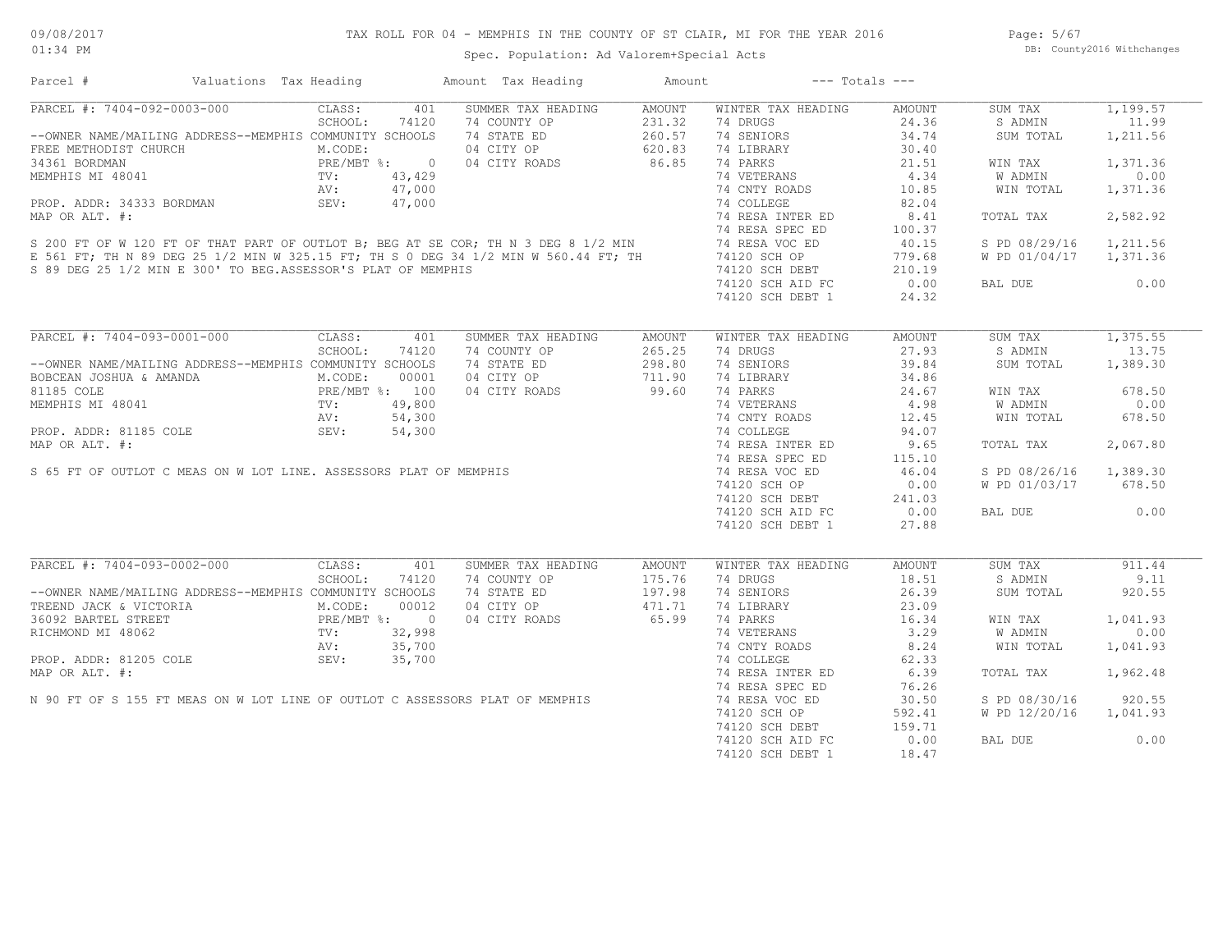# TAX ROLL FOR 04 - MEMPHIS IN THE COUNTY OF ST CLAIR, MI FOR THE YEAR 2016

Spec. Population: Ad Valorem+Special Acts

09/08/2017 01:34 PM — DB: County2016 Withchanges

| Parcel # | Valuations | Tax Heading | Amount | Tax Heading | Amount | --- Totals --- |
|---|---|---|---|---|---|---|

## PARCEL #: 7404-092-0003-000

| Field | Value | Summer Tax Heading | Amount | Winter Tax Heading | Amount | Totals | Amount |
|---|---|---|---|---|---|---|---|
| CLASS: | 401 | SUMMER TAX HEADING | AMOUNT | WINTER TAX HEADING | AMOUNT | SUM TAX | 1,199.57 |
| SCHOOL: | 74120 | 74 COUNTY OP | 231.32 | 74 DRUGS | 24.36 | S ADMIN | 11.99 |
| M.CODE: | | 74 STATE ED | 260.57 | 74 SENIORS | 34.74 | SUM TOTAL | 1,211.56 |
| PRE/MBT %: | 0 | 04 CITY OP | 620.83 | 74 LIBRARY | 30.40 | | |
| TV: | 43,429 | 04 CITY ROADS | 86.85 | 74 PARKS | 21.51 | WIN TAX | 1,371.36 |
| AV: | 47,000 | | | 74 VETERANS | 4.34 | W ADMIN | 0.00 |
| SEV: | 47,000 | | | 74 CNTY ROADS | 10.85 | WIN TOTAL | 1,371.36 |
| | | | | 74 COLLEGE | 82.04 | | |
| | | | | 74 RESA INTER ED | 8.41 | TOTAL TAX | 2,582.92 |
| | | | | 74 RESA SPEC ED | 100.37 | | |
| | | | | 74 RESA VOC ED | 40.15 | S PD 08/29/16 | 1,211.56 |
| | | | | 74120 SCH OP | 779.68 | W PD 01/04/17 | 1,371.36 |
| | | | | 74120 SCH DEBT | 210.19 | | |
| | | | | 74120 SCH AID FC | 0.00 | BAL DUE | 0.00 |
| | | | | 74120 SCH DEBT 1 | 24.32 | | |

--OWNER NAME/MAILING ADDRESS--MEMPHIS COMMUNITY SCHOOLS
FREE METHODIST CHURCH
34361 BORDMAN
MEMPHIS MI 48041

PROP. ADDR: 34333 BORDMAN
MAP OR ALT. #:

S 200 FT OF W 120 FT OF THAT PART OF OUTLOT B; BEG AT SE COR; TH N 3 DEG 8 1/2 MIN E 561 FT; TH N 89 DEG 25 1/2 MIN W 325.15 FT; TH S 0 DEG 34 1/2 MIN W 560.44 FT; TH S 89 DEG 25 1/2 MIN E 300' TO BEG.ASSESSOR'S PLAT OF MEMPHIS

## PARCEL #: 7404-093-0001-000

| Field | Value | Summer Tax Heading | Amount | Winter Tax Heading | Amount | Totals | Amount |
|---|---|---|---|---|---|---|---|
| CLASS: | 401 | SUMMER TAX HEADING | AMOUNT | WINTER TAX HEADING | AMOUNT | SUM TAX | 1,375.55 |
| SCHOOL: | 74120 | 74 COUNTY OP | 265.25 | 74 DRUGS | 27.93 | S ADMIN | 13.75 |
| M.CODE: | 00001 | 74 STATE ED | 298.80 | 74 SENIORS | 39.84 | SUM TOTAL | 1,389.30 |
| PRE/MBT %: | 100 | 04 CITY OP | 711.90 | 74 LIBRARY | 34.86 | | |
| TV: | 49,800 | 04 CITY ROADS | 99.60 | 74 PARKS | 24.67 | WIN TAX | 678.50 |
| AV: | 54,300 | | | 74 VETERANS | 4.98 | W ADMIN | 0.00 |
| SEV: | 54,300 | | | 74 CNTY ROADS | 12.45 | WIN TOTAL | 678.50 |
| | | | | 74 COLLEGE | 94.07 | | |
| | | | | 74 RESA INTER ED | 9.65 | TOTAL TAX | 2,067.80 |
| | | | | 74 RESA SPEC ED | 115.10 | | |
| | | | | 74 RESA VOC ED | 46.04 | S PD 08/26/16 | 1,389.30 |
| | | | | 74120 SCH OP | 0.00 | W PD 01/03/17 | 678.50 |
| | | | | 74120 SCH DEBT | 241.03 | | |
| | | | | 74120 SCH AID FC | 0.00 | BAL DUE | 0.00 |
| | | | | 74120 SCH DEBT 1 | 27.88 | | |

--OWNER NAME/MAILING ADDRESS--MEMPHIS COMMUNITY SCHOOLS
BOBCEAN JOSHUA & AMANDA
81185 COLE
MEMPHIS MI 48041

PROP. ADDR: 81185 COLE
MAP OR ALT. #:

S 65 FT OF OUTLOT C MEAS ON W LOT LINE. ASSESSORS PLAT OF MEMPHIS

## PARCEL #: 7404-093-0002-000

| Field | Value | Summer Tax Heading | Amount | Winter Tax Heading | Amount | Totals | Amount |
|---|---|---|---|---|---|---|---|
| CLASS: | 401 | SUMMER TAX HEADING | AMOUNT | WINTER TAX HEADING | AMOUNT | SUM TAX | 911.44 |
| SCHOOL: | 74120 | 74 COUNTY OP | 175.76 | 74 DRUGS | 18.51 | S ADMIN | 9.11 |
| M.CODE: | 00012 | 74 STATE ED | 197.98 | 74 SENIORS | 26.39 | SUM TOTAL | 920.55 |
| PRE/MBT %: | 0 | 04 CITY OP | 471.71 | 74 LIBRARY | 23.09 | | |
| TV: | 32,998 | 04 CITY ROADS | 65.99 | 74 PARKS | 16.34 | WIN TAX | 1,041.93 |
| AV: | 35,700 | | | 74 VETERANS | 3.29 | W ADMIN | 0.00 |
| SEV: | 35,700 | | | 74 CNTY ROADS | 8.24 | WIN TOTAL | 1,041.93 |
| | | | | 74 COLLEGE | 62.33 | | |
| | | | | 74 RESA INTER ED | 6.39 | TOTAL TAX | 1,962.48 |
| | | | | 74 RESA SPEC ED | 76.26 | | |
| | | | | 74 RESA VOC ED | 30.50 | S PD 08/30/16 | 920.55 |
| | | | | 74120 SCH OP | 592.41 | W PD 12/20/16 | 1,041.93 |
| | | | | 74120 SCH DEBT | 159.71 | | |
| | | | | 74120 SCH AID FC | 0.00 | BAL DUE | 0.00 |
| | | | | 74120 SCH DEBT 1 | 18.47 | | |

--OWNER NAME/MAILING ADDRESS--MEMPHIS COMMUNITY SCHOOLS
TREEND JACK & VICTORIA
36092 BARTEL STREET
RICHMOND MI 48062

PROP. ADDR: 81205 COLE
MAP OR ALT. #:

N 90 FT OF S 155 FT MEAS ON W LOT LINE OF OUTLOT C ASSESSORS PLAT OF MEMPHIS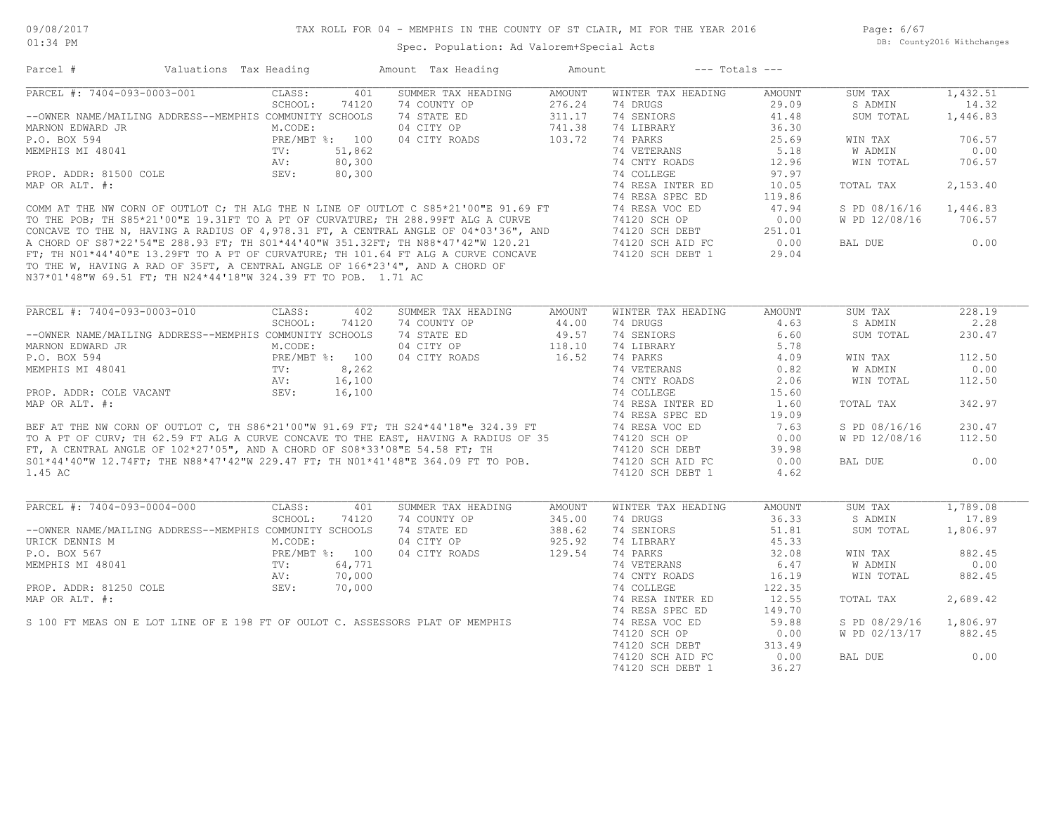# TAX ROLL FOR 04 - MEMPHIS IN THE COUNTY OF ST CLAIR, MI FOR THE YEAR 2016

Spec. Population: Ad Valorem+Special Acts

09/08/2017 01:34 PM — DB: County2016 Withchanges

| Parcel # | Valuations | Tax Heading | Amount | Tax Heading | Amount | --- Totals --- | |
|---|---|---|---|---|---|---|---|

## PARCEL #: 7404-093-0003-001

| Field | Value | SUMMER TAX HEADING | AMOUNT | WINTER TAX HEADING | AMOUNT | Totals | |
|---|---|---|---|---|---|---|---|
| CLASS: | 401 | 74 COUNTY OP | 276.24 | 74 DRUGS | 29.09 | SUM TAX | 1,432.51 |
| SCHOOL: | 74120 | 74 STATE ED | 311.17 | 74 SENIORS | 41.48 | S ADMIN | 14.32 |
| M.CODE: | | 04 CITY OP | 741.38 | 74 LIBRARY | 36.30 | SUM TOTAL | 1,446.83 |
| PRE/MBT %: | 100 | 04 CITY ROADS | 103.72 | 74 PARKS | 25.69 | | |
| TV: | 51,862 | | | 74 VETERANS | 5.18 | WIN TAX | 706.57 |
| AV: | 80,300 | | | 74 CNTY ROADS | 12.96 | W ADMIN | 0.00 |
| SEV: | 80,300 | | | 74 COLLEGE | 97.97 | WIN TOTAL | 706.57 |
| | | | | 74 RESA INTER ED | 10.05 | | |
| | | | | 74 RESA SPEC ED | 119.86 | TOTAL TAX | 2,153.40 |
| | | | | 74 RESA VOC ED | 47.94 | | |
| | | | | 74120 SCH OP | 0.00 | S PD 08/16/16 | 1,446.83 |
| | | | | 74120 SCH DEBT | 251.01 | W PD 12/08/16 | 706.57 |
| | | | | 74120 SCH AID FC | 0.00 | | |
| | | | | 74120 SCH DEBT 1 | 29.04 | BAL DUE | 0.00 |

--OWNER NAME/MAILING ADDRESS--MEMPHIS COMMUNITY SCHOOLS
MARNON EDWARD JR
P.O. BOX 594
MEMPHIS MI 48041

PROP. ADDR: 81500 COLE
MAP OR ALT. #:

COMM AT THE NW CORN OF OUTLOT C; TH ALG THE N LINE OF OUTLOT C S85*21'00"E 91.69 FT TO THE POB; TH S85*21'00"E 19.31FT TO A PT OF CURVATURE; TH 288.99FT ALG A CURVE CONCAVE TO THE N, HAVING A RADIUS OF 4,978.31 FT, A CENTRAL ANGLE OF 04*03'36", AND A CHORD OF S87*22'54"E 288.93 FT; TH S01*44'40"W 351.32FT; TH N88*47'42"W 120.21 FT; TH N01*44'40"E 13.29FT TO A PT OF CURVATURE; TH 101.64 FT ALG A CURVE CONCAVE TO THE W, HAVING A RAD OF 35FT, A CENTRAL ANGLE OF 166*23'4", AND A CHORD OF N37*01'48"W 69.51 FT; TH N24*44'18"W 324.39 FT TO POB. 1.71 AC

## PARCEL #: 7404-093-0003-010

| Field | Value | SUMMER TAX HEADING | AMOUNT | WINTER TAX HEADING | AMOUNT | Totals | |
|---|---|---|---|---|---|---|---|
| CLASS: | 402 | 74 COUNTY OP | 44.00 | 74 DRUGS | 4.63 | SUM TAX | 228.19 |
| SCHOOL: | 74120 | 74 STATE ED | 49.57 | 74 SENIORS | 6.60 | S ADMIN | 2.28 |
| M.CODE: | | 04 CITY OP | 118.10 | 74 LIBRARY | 5.78 | SUM TOTAL | 230.47 |
| PRE/MBT %: | 100 | 04 CITY ROADS | 16.52 | 74 PARKS | 4.09 | | |
| TV: | 8,262 | | | 74 VETERANS | 0.82 | WIN TAX | 112.50 |
| AV: | 16,100 | | | 74 CNTY ROADS | 2.06 | W ADMIN | 0.00 |
| SEV: | 16,100 | | | 74 COLLEGE | 15.60 | WIN TOTAL | 112.50 |
| | | | | 74 RESA INTER ED | 1.60 | | |
| | | | | 74 RESA SPEC ED | 19.09 | TOTAL TAX | 342.97 |
| | | | | 74 RESA VOC ED | 7.63 | | |
| | | | | 74120 SCH OP | 0.00 | S PD 08/16/16 | 230.47 |
| | | | | 74120 SCH DEBT | 39.98 | W PD 12/08/16 | 112.50 |
| | | | | 74120 SCH AID FC | 0.00 | | |
| | | | | 74120 SCH DEBT 1 | 4.62 | BAL DUE | 0.00 |

--OWNER NAME/MAILING ADDRESS--MEMPHIS COMMUNITY SCHOOLS
MARNON EDWARD JR
P.O. BOX 594
MEMPHIS MI 48041

PROP. ADDR: COLE VACANT
MAP OR ALT. #:

BEF AT THE NW CORN OF OUTLOT C, TH S86*21'00"W 91.69 FT; TH S24*44'18"e 324.39 FT TO A PT OF CURV; TH 62.59 FT ALG A CURVE CONCAVE TO THE EAST, HAVING A RADIUS OF 35 FT, A CENTRAL ANGLE OF 102*27'05", AND A CHORD OF S08*33'08"E 54.58 FT; TH S01*44'40"W 12.74FT; THE N88*47'42"W 229.47 FT; TH N01*41'48"E 364.09 FT TO POB. 1.45 AC

## PARCEL #: 7404-093-0004-000

| Field | Value | SUMMER TAX HEADING | AMOUNT | WINTER TAX HEADING | AMOUNT | Totals | |
|---|---|---|---|---|---|---|---|
| CLASS: | 401 | 74 COUNTY OP | 345.00 | 74 DRUGS | 36.33 | SUM TAX | 1,789.08 |
| SCHOOL: | 74120 | 74 STATE ED | 388.62 | 74 SENIORS | 51.81 | S ADMIN | 17.89 |
| M.CODE: | | 04 CITY OP | 925.92 | 74 LIBRARY | 45.33 | SUM TOTAL | 1,806.97 |
| PRE/MBT %: | 100 | 04 CITY ROADS | 129.54 | 74 PARKS | 32.08 | | |
| TV: | 64,771 | | | 74 VETERANS | 6.47 | WIN TAX | 882.45 |
| AV: | 70,000 | | | 74 CNTY ROADS | 16.19 | W ADMIN | 0.00 |
| SEV: | 70,000 | | | 74 COLLEGE | 122.35 | WIN TOTAL | 882.45 |
| | | | | 74 RESA INTER ED | 12.55 | | |
| | | | | 74 RESA SPEC ED | 149.70 | TOTAL TAX | 2,689.42 |
| | | | | 74 RESA VOC ED | 59.88 | | |
| | | | | 74120 SCH OP | 0.00 | S PD 08/29/16 | 1,806.97 |
| | | | | 74120 SCH DEBT | 313.49 | W PD 02/13/17 | 882.45 |
| | | | | 74120 SCH AID FC | 0.00 | | |
| | | | | 74120 SCH DEBT 1 | 36.27 | BAL DUE | 0.00 |

--OWNER NAME/MAILING ADDRESS--MEMPHIS COMMUNITY SCHOOLS
URICK DENNIS M
P.O. BOX 567
MEMPHIS MI 48041

PROP. ADDR: 81250 COLE
MAP OR ALT. #:

S 100 FT MEAS ON E LOT LINE OF E 198 FT OF OULOT C. ASSESSORS PLAT OF MEMPHIS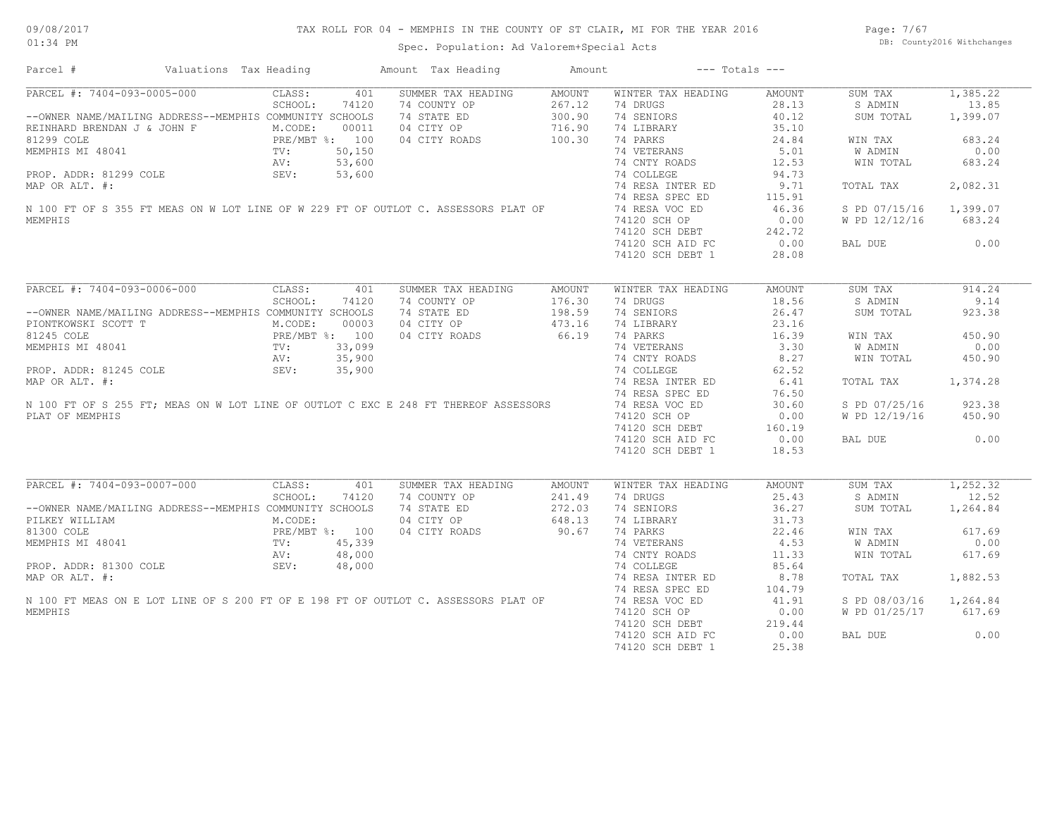# TAX ROLL FOR 04 - MEMPHIS IN THE COUNTY OF ST CLAIR, MI FOR THE YEAR 2016

Spec. Population: Ad Valorem+Special Acts

| Parcel # | Valuations | Tax Heading | Amount | Tax Heading | Amount | --- Totals --- | |
|---|---|---|---|---|---|---|---|

---

**PARCEL #: 7404-093-0005-000**

CLASS: 401 | SCHOOL: 74120 | M.CODE: 00011 | PRE/MBT %: 100 | TV: 50,150 | AV: 53,600 | SEV: 53,600

--OWNER NAME/MAILING ADDRESS--MEMPHIS COMMUNITY SCHOOLS
REINHARD BRENDAN J & JOHN F
81299 COLE
MEMPHIS MI 48041

PROP. ADDR: 81299 COLE
MAP OR ALT. #:

N 100 FT OF S 355 FT MEAS ON W LOT LINE OF W 229 FT OF OUTLOT C. ASSESSORS PLAT OF MEMPHIS

| SUMMER TAX HEADING | AMOUNT | WINTER TAX HEADING | AMOUNT | TOTALS | |
|---|---|---|---|---|---|
| 74 COUNTY OP | 267.12 | 74 DRUGS | 28.13 | SUM TAX | 1,385.22 |
| 74 STATE ED | 300.90 | 74 SENIORS | 40.12 | S ADMIN | 13.85 |
| 04 CITY OP | 716.90 | 74 LIBRARY | 35.10 | SUM TOTAL | 1,399.07 |
| 04 CITY ROADS | 100.30 | 74 PARKS | 24.84 | WIN TAX | 683.24 |
| | | 74 VETERANS | 5.01 | W ADMIN | 0.00 |
| | | 74 CNTY ROADS | 12.53 | WIN TOTAL | 683.24 |
| | | 74 COLLEGE | 94.73 | | |
| | | 74 RESA INTER ED | 9.71 | TOTAL TAX | 2,082.31 |
| | | 74 RESA SPEC ED | 115.91 | | |
| | | 74 RESA VOC ED | 46.36 | S PD 07/15/16 | 1,399.07 |
| | | 74120 SCH OP | 0.00 | W PD 12/12/16 | 683.24 |
| | | 74120 SCH DEBT | 242.72 | | |
| | | 74120 SCH AID FC | 0.00 | BAL DUE | 0.00 |
| | | 74120 SCH DEBT 1 | 28.08 | | |

---

**PARCEL #: 7404-093-0006-000**

CLASS: 401 | SCHOOL: 74120 | M.CODE: 00003 | PRE/MBT %: 100 | TV: 33,099 | AV: 35,900 | SEV: 35,900

--OWNER NAME/MAILING ADDRESS--MEMPHIS COMMUNITY SCHOOLS
PIONTKOWSKI SCOTT T
81245 COLE
MEMPHIS MI 48041

PROP. ADDR: 81245 COLE
MAP OR ALT. #:

N 100 FT OF S 255 FT; MEAS ON W LOT LINE OF OUTLOT C EXC E 248 FT THEREOF ASSESSORS PLAT OF MEMPHIS

| SUMMER TAX HEADING | AMOUNT | WINTER TAX HEADING | AMOUNT | TOTALS | |
|---|---|---|---|---|---|
| 74 COUNTY OP | 176.30 | 74 DRUGS | 18.56 | SUM TAX | 914.24 |
| 74 STATE ED | 198.59 | 74 SENIORS | 26.47 | S ADMIN | 9.14 |
| 04 CITY OP | 473.16 | 74 LIBRARY | 23.16 | SUM TOTAL | 923.38 |
| 04 CITY ROADS | 66.19 | 74 PARKS | 16.39 | WIN TAX | 450.90 |
| | | 74 VETERANS | 3.30 | W ADMIN | 0.00 |
| | | 74 CNTY ROADS | 8.27 | WIN TOTAL | 450.90 |
| | | 74 COLLEGE | 62.52 | | |
| | | 74 RESA INTER ED | 6.41 | TOTAL TAX | 1,374.28 |
| | | 74 RESA SPEC ED | 76.50 | | |
| | | 74 RESA VOC ED | 30.60 | S PD 07/25/16 | 923.38 |
| | | 74120 SCH OP | 0.00 | W PD 12/19/16 | 450.90 |
| | | 74120 SCH DEBT | 160.19 | | |
| | | 74120 SCH AID FC | 0.00 | BAL DUE | 0.00 |
| | | 74120 SCH DEBT 1 | 18.53 | | |

---

**PARCEL #: 7404-093-0007-000**

CLASS: 401 | SCHOOL: 74120 | M.CODE: | PRE/MBT %: 100 | TV: 45,339 | AV: 48,000 | SEV: 48,000

--OWNER NAME/MAILING ADDRESS--MEMPHIS COMMUNITY SCHOOLS
PILKEY WILLIAM
81300 COLE
MEMPHIS MI 48041

PROP. ADDR: 81300 COLE
MAP OR ALT. #:

N 100 FT MEAS ON E LOT LINE OF S 200 FT OF E 198 FT OF OUTLOT C. ASSESSORS PLAT OF MEMPHIS

| SUMMER TAX HEADING | AMOUNT | WINTER TAX HEADING | AMOUNT | TOTALS | |
|---|---|---|---|---|---|
| 74 COUNTY OP | 241.49 | 74 DRUGS | 25.43 | SUM TAX | 1,252.32 |
| 74 STATE ED | 272.03 | 74 SENIORS | 36.27 | S ADMIN | 12.52 |
| 04 CITY OP | 648.13 | 74 LIBRARY | 31.73 | SUM TOTAL | 1,264.84 |
| 04 CITY ROADS | 90.67 | 74 PARKS | 22.46 | WIN TAX | 617.69 |
| | | 74 VETERANS | 4.53 | W ADMIN | 0.00 |
| | | 74 CNTY ROADS | 11.33 | WIN TOTAL | 617.69 |
| | | 74 COLLEGE | 85.64 | | |
| | | 74 RESA INTER ED | 8.78 | TOTAL TAX | 1,882.53 |
| | | 74 RESA SPEC ED | 104.79 | | |
| | | 74 RESA VOC ED | 41.91 | S PD 08/03/16 | 1,264.84 |
| | | 74120 SCH OP | 0.00 | W PD 01/25/17 | 617.69 |
| | | 74120 SCH DEBT | 219.44 | | |
| | | 74120 SCH AID FC | 0.00 | BAL DUE | 0.00 |
| | | 74120 SCH DEBT 1 | 25.38 | | |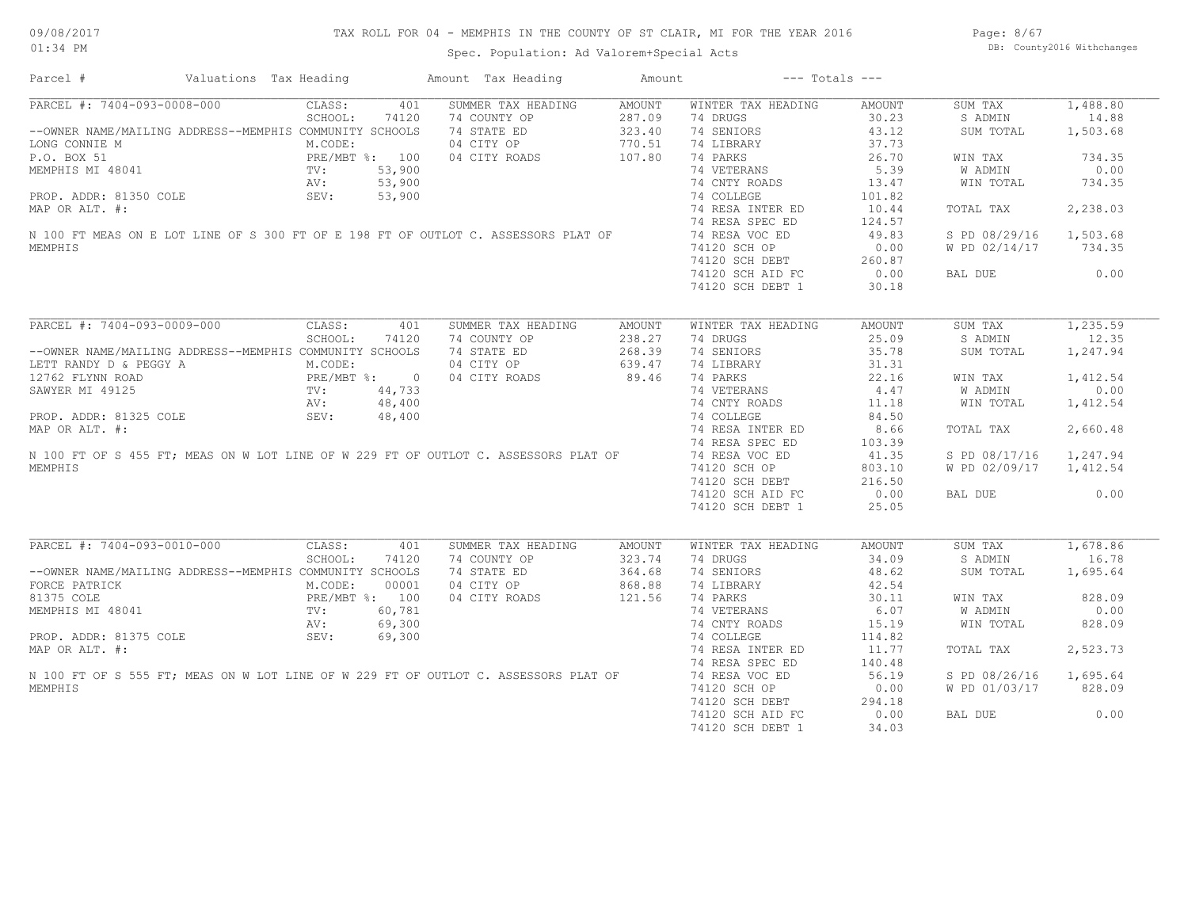# TAX ROLL FOR 04 - MEMPHIS IN THE COUNTY OF ST CLAIR, MI FOR THE YEAR 2016

09/08/2017
01:34 PM

Spec. Population: Ad Valorem+Special Acts

DB: County2016 Withchanges

| Parcel # | Valuations | Tax Heading | Amount | Tax Heading | Amount | --- Totals --- | |
|---|---|---|---|---|---|---|---|

## PARCEL #: 7404-093-0008-000

--OWNER NAME/MAILING ADDRESS--MEMPHIS COMMUNITY SCHOOLS
LONG CONNIE M
P.O. BOX 51
MEMPHIS MI 48041

PROP. ADDR: 81350 COLE
MAP OR ALT. #:

N 100 FT MEAS ON E LOT LINE OF S 300 FT OF E 198 FT OF OUTLOT C. ASSESSORS PLAT OF MEMPHIS

| Valuations | | Summer Tax Heading | Amount | Winter Tax Heading | Amount | Totals | |
|---|---|---|---|---|---|---|---|
| CLASS: | 401 | 74 COUNTY OP | 287.09 | 74 DRUGS | 30.23 | SUM TAX | 1,488.80 |
| SCHOOL: | 74120 | 74 STATE ED | 323.40 | 74 SENIORS | 43.12 | S ADMIN | 14.88 |
| M.CODE: | | 04 CITY OP | 770.51 | 74 LIBRARY | 37.73 | SUM TOTAL | 1,503.68 |
| PRE/MBT %: | 100 | 04 CITY ROADS | 107.80 | 74 PARKS | 26.70 | | |
| TV: | 53,900 | | | 74 VETERANS | 5.39 | WIN TAX | 734.35 |
| AV: | 53,900 | | | 74 CNTY ROADS | 13.47 | W ADMIN | 0.00 |
| SEV: | 53,900 | | | 74 COLLEGE | 101.82 | WIN TOTAL | 734.35 |
| | | | | 74 RESA INTER ED | 10.44 | | |
| | | | | 74 RESA SPEC ED | 124.57 | TOTAL TAX | 2,238.03 |
| | | | | 74 RESA VOC ED | 49.83 | | |
| | | | | 74120 SCH OP | 0.00 | S PD 08/29/16 | 1,503.68 |
| | | | | 74120 SCH DEBT | 260.87 | W PD 02/14/17 | 734.35 |
| | | | | 74120 SCH AID FC | 0.00 | | |
| | | | | 74120 SCH DEBT 1 | 30.18 | BAL DUE | 0.00 |

## PARCEL #: 7404-093-0009-000

--OWNER NAME/MAILING ADDRESS--MEMPHIS COMMUNITY SCHOOLS
LETT RANDY D & PEGGY A
12762 FLYNN ROAD
SAWYER MI 49125

PROP. ADDR: 81325 COLE
MAP OR ALT. #:

N 100 FT OF S 455 FT; MEAS ON W LOT LINE OF W 229 FT OF OUTLOT C. ASSESSORS PLAT OF MEMPHIS

| Valuations | | Summer Tax Heading | Amount | Winter Tax Heading | Amount | Totals | |
|---|---|---|---|---|---|---|---|
| CLASS: | 401 | 74 COUNTY OP | 238.27 | 74 DRUGS | 25.09 | SUM TAX | 1,235.59 |
| SCHOOL: | 74120 | 74 STATE ED | 268.39 | 74 SENIORS | 35.78 | S ADMIN | 12.35 |
| M.CODE: | | 04 CITY OP | 639.47 | 74 LIBRARY | 31.31 | SUM TOTAL | 1,247.94 |
| PRE/MBT %: | 0 | 04 CITY ROADS | 89.46 | 74 PARKS | 22.16 | | |
| TV: | 44,733 | | | 74 VETERANS | 4.47 | WIN TAX | 1,412.54 |
| AV: | 48,400 | | | 74 CNTY ROADS | 11.18 | W ADMIN | 0.00 |
| SEV: | 48,400 | | | 74 COLLEGE | 84.50 | WIN TOTAL | 1,412.54 |
| | | | | 74 RESA INTER ED | 8.66 | | |
| | | | | 74 RESA SPEC ED | 103.39 | TOTAL TAX | 2,660.48 |
| | | | | 74 RESA VOC ED | 41.35 | | |
| | | | | 74120 SCH OP | 803.10 | S PD 08/17/16 | 1,247.94 |
| | | | | 74120 SCH DEBT | 216.50 | W PD 02/09/17 | 1,412.54 |
| | | | | 74120 SCH AID FC | 0.00 | | |
| | | | | 74120 SCH DEBT 1 | 25.05 | BAL DUE | 0.00 |

## PARCEL #: 7404-093-0010-000

--OWNER NAME/MAILING ADDRESS--MEMPHIS COMMUNITY SCHOOLS
FORCE PATRICK
81375 COLE
MEMPHIS MI 48041

PROP. ADDR: 81375 COLE
MAP OR ALT. #:

N 100 FT OF S 555 FT; MEAS ON W LOT LINE OF W 229 FT OF OUTLOT C. ASSESSORS PLAT OF MEMPHIS

| Valuations | | Summer Tax Heading | Amount | Winter Tax Heading | Amount | Totals | |
|---|---|---|---|---|---|---|---|
| CLASS: | 401 | 74 COUNTY OP | 323.74 | 74 DRUGS | 34.09 | SUM TAX | 1,678.86 |
| SCHOOL: | 74120 | 74 STATE ED | 364.68 | 74 SENIORS | 48.62 | S ADMIN | 16.78 |
| M.CODE: | 00001 | 04 CITY OP | 868.88 | 74 LIBRARY | 42.54 | SUM TOTAL | 1,695.64 |
| PRE/MBT %: | 100 | 04 CITY ROADS | 121.56 | 74 PARKS | 30.11 | | |
| TV: | 60,781 | | | 74 VETERANS | 6.07 | WIN TAX | 828.09 |
| AV: | 69,300 | | | 74 CNTY ROADS | 15.19 | W ADMIN | 0.00 |
| SEV: | 69,300 | | | 74 COLLEGE | 114.82 | WIN TOTAL | 828.09 |
| | | | | 74 RESA INTER ED | 11.77 | | |
| | | | | 74 RESA SPEC ED | 140.48 | TOTAL TAX | 2,523.73 |
| | | | | 74 RESA VOC ED | 56.19 | | |
| | | | | 74120 SCH OP | 0.00 | S PD 08/26/16 | 1,695.64 |
| | | | | 74120 SCH DEBT | 294.18 | W PD 01/03/17 | 828.09 |
| | | | | 74120 SCH AID FC | 0.00 | | |
| | | | | 74120 SCH DEBT 1 | 34.03 | BAL DUE | 0.00 |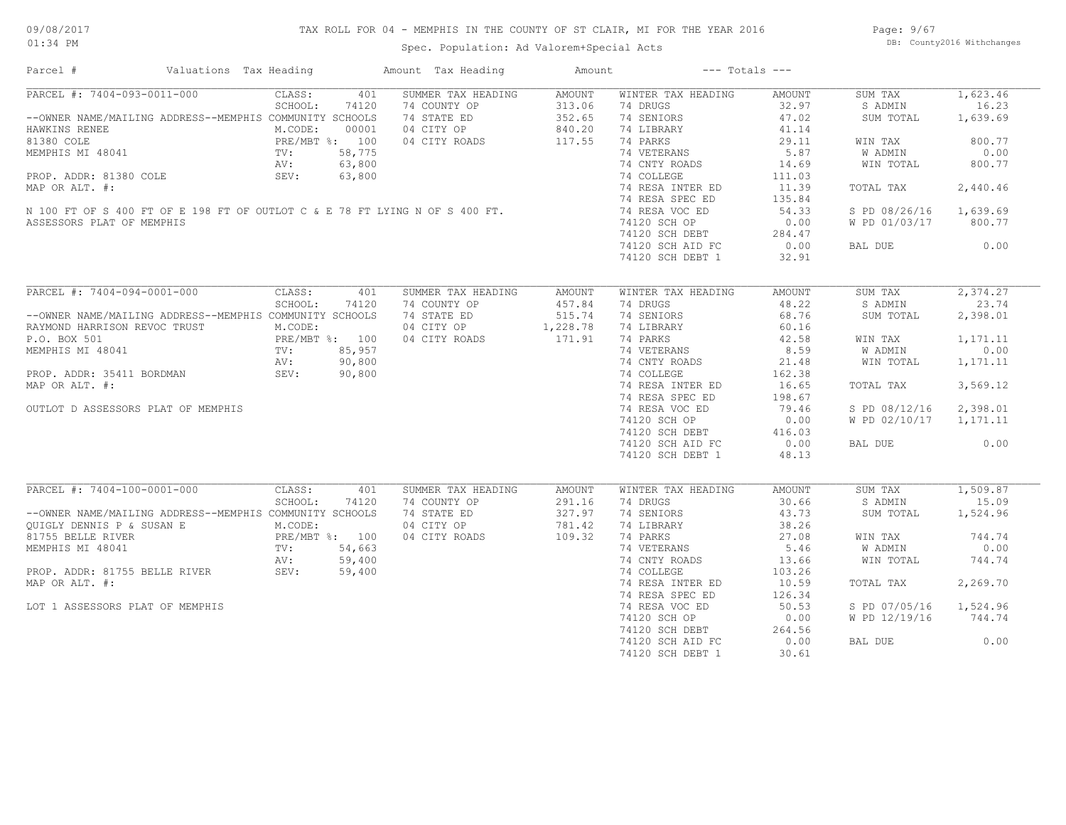# TAX ROLL FOR 04 - MEMPHIS IN THE COUNTY OF ST CLAIR, MI FOR THE YEAR 2016

Spec. Population: Ad Valorem+Special Acts

DB: County2016 Withchanges

09/08/2017
01:34 PM

| Parcel # | Valuations | Tax Heading | Amount | Tax Heading | Amount | --- Totals --- |
|---|---|---|---|---|---|---|

## PARCEL #: 7404-093-0011-000

| Field | Value | Summer Tax Heading | Amount | Winter Tax Heading | Amount | Totals | |
|---|---|---|---|---|---|---|---|
| CLASS: | 401 | SUMMER TAX HEADING | AMOUNT | WINTER TAX HEADING | AMOUNT | SUM TAX | 1,623.46 |
| SCHOOL: | 74120 | 74 COUNTY OP | 313.06 | 74 DRUGS | 32.97 | S ADMIN | 16.23 |
| --OWNER NAME/MAILING ADDRESS--MEMPHIS COMMUNITY SCHOOLS | | 74 STATE ED | 352.65 | 74 SENIORS | 47.02 | SUM TOTAL | 1,639.69 |
| HAWKINS RENEE | M.CODE: 00001 | 04 CITY OP | 840.20 | 74 LIBRARY | 41.14 | | |
| 81380 COLE | PRE/MBT %: 100 | 04 CITY ROADS | 117.55 | 74 PARKS | 29.11 | WIN TAX | 800.77 |
| MEMPHIS MI 48041 | TV: 58,775 | | | 74 VETERANS | 5.87 | W ADMIN | 0.00 |
| | AV: 63,800 | | | 74 CNTY ROADS | 14.69 | WIN TOTAL | 800.77 |
| PROP. ADDR: 81380 COLE | SEV: 63,800 | | | 74 COLLEGE | 111.03 | | |
| MAP OR ALT. #: | | | | 74 RESA INTER ED | 11.39 | TOTAL TAX | 2,440.46 |
| | | | | 74 RESA SPEC ED | 135.84 | | |
| | | | | 74 RESA VOC ED | 54.33 | S PD 08/26/16 | 1,639.69 |
| | | | | 74120 SCH OP | 0.00 | W PD 01/03/17 | 800.77 |
| | | | | 74120 SCH DEBT | 284.47 | | |
| | | | | 74120 SCH AID FC | 0.00 | BAL DUE | 0.00 |
| | | | | 74120 SCH DEBT 1 | 32.91 | | |

N 100 FT OF S 400 FT OF E 198 FT OF OUTLOT C & E 78 FT LYING N OF S 400 FT.
ASSESSORS PLAT OF MEMPHIS

## PARCEL #: 7404-094-0001-000

| Field | Value | Summer Tax Heading | Amount | Winter Tax Heading | Amount | Totals | |
|---|---|---|---|---|---|---|---|
| CLASS: | 401 | SUMMER TAX HEADING | AMOUNT | WINTER TAX HEADING | AMOUNT | SUM TAX | 2,374.27 |
| SCHOOL: | 74120 | 74 COUNTY OP | 457.84 | 74 DRUGS | 48.22 | S ADMIN | 23.74 |
| --OWNER NAME/MAILING ADDRESS--MEMPHIS COMMUNITY SCHOOLS | | 74 STATE ED | 515.74 | 74 SENIORS | 68.76 | SUM TOTAL | 2,398.01 |
| RAYMOND HARRISON REVOC TRUST | M.CODE: | 04 CITY OP | 1,228.78 | 74 LIBRARY | 60.16 | | |
| P.O. BOX 501 | PRE/MBT %: 100 | 04 CITY ROADS | 171.91 | 74 PARKS | 42.58 | WIN TAX | 1,171.11 |
| MEMPHIS MI 48041 | TV: 85,957 | | | 74 VETERANS | 8.59 | W ADMIN | 0.00 |
| | AV: 90,800 | | | 74 CNTY ROADS | 21.48 | WIN TOTAL | 1,171.11 |
| PROP. ADDR: 35411 BORDMAN | SEV: 90,800 | | | 74 COLLEGE | 162.38 | | |
| MAP OR ALT. #: | | | | 74 RESA INTER ED | 16.65 | TOTAL TAX | 3,569.12 |
| | | | | 74 RESA SPEC ED | 198.67 | | |
| | | | | 74 RESA VOC ED | 79.46 | S PD 08/12/16 | 2,398.01 |
| | | | | 74120 SCH OP | 0.00 | W PD 02/10/17 | 1,171.11 |
| | | | | 74120 SCH DEBT | 416.03 | | |
| | | | | 74120 SCH AID FC | 0.00 | BAL DUE | 0.00 |
| | | | | 74120 SCH DEBT 1 | 48.13 | | |

OUTLOT D ASSESSORS PLAT OF MEMPHIS

## PARCEL #: 7404-100-0001-000

| Field | Value | Summer Tax Heading | Amount | Winter Tax Heading | Amount | Totals | |
|---|---|---|---|---|---|---|---|
| CLASS: | 401 | SUMMER TAX HEADING | AMOUNT | WINTER TAX HEADING | AMOUNT | SUM TAX | 1,509.87 |
| SCHOOL: | 74120 | 74 COUNTY OP | 291.16 | 74 DRUGS | 30.66 | S ADMIN | 15.09 |
| --OWNER NAME/MAILING ADDRESS--MEMPHIS COMMUNITY SCHOOLS | | 74 STATE ED | 327.97 | 74 SENIORS | 43.73 | SUM TOTAL | 1,524.96 |
| QUIGLY DENNIS P & SUSAN E | M.CODE: | 04 CITY OP | 781.42 | 74 LIBRARY | 38.26 | | |
| 81755 BELLE RIVER | PRE/MBT %: 100 | 04 CITY ROADS | 109.32 | 74 PARKS | 27.08 | WIN TAX | 744.74 |
| MEMPHIS MI 48041 | TV: 54,663 | | | 74 VETERANS | 5.46 | W ADMIN | 0.00 |
| | AV: 59,400 | | | 74 CNTY ROADS | 13.66 | WIN TOTAL | 744.74 |
| PROP. ADDR: 81755 BELLE RIVER | SEV: 59,400 | | | 74 COLLEGE | 103.26 | | |
| MAP OR ALT. #: | | | | 74 RESA INTER ED | 10.59 | TOTAL TAX | 2,269.70 |
| | | | | 74 RESA SPEC ED | 126.34 | | |
| | | | | 74 RESA VOC ED | 50.53 | S PD 07/05/16 | 1,524.96 |
| | | | | 74120 SCH OP | 0.00 | W PD 12/19/16 | 744.74 |
| | | | | 74120 SCH DEBT | 264.56 | | |
| | | | | 74120 SCH AID FC | 0.00 | BAL DUE | 0.00 |
| | | | | 74120 SCH DEBT 1 | 30.61 | | |

LOT 1 ASSESSORS PLAT OF MEMPHIS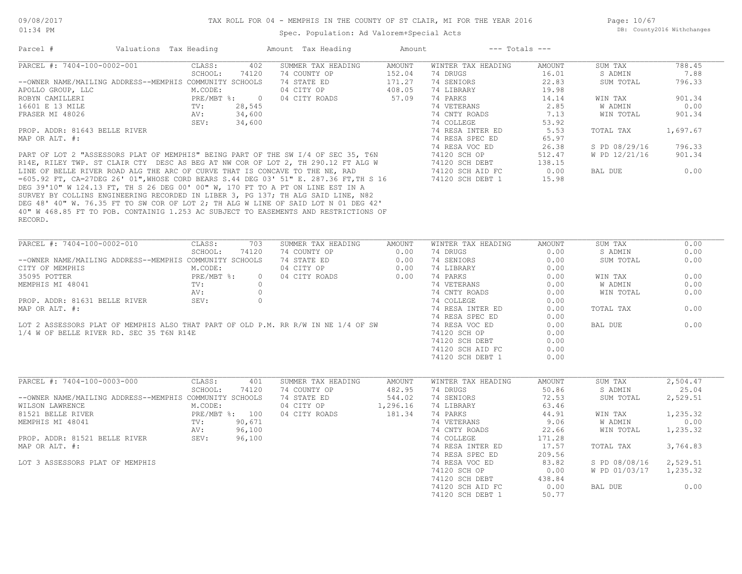# TAX ROLL FOR 04 - MEMPHIS IN THE COUNTY OF ST CLAIR, MI FOR THE YEAR 2016

Spec. Population: Ad Valorem+Special Acts

09/08/2017 01:34 PM — DB: County2016 Withchanges

| Parcel # | Valuations | Tax Heading | Amount | Tax Heading | Amount | --- Totals --- | |
|---|---|---|---|---|---|---|---|

## PARCEL #: 7404-100-0002-001

| Field | Value | SUMMER TAX HEADING | AMOUNT | WINTER TAX HEADING | AMOUNT | Totals | |
|---|---|---|---|---|---|---|---|
| CLASS: | 402 | 74 COUNTY OP | 152.04 | 74 DRUGS | 16.01 | SUM TAX | 788.45 |
| SCHOOL: | 74120 | 74 STATE ED | 171.27 | 74 SENIORS | 22.83 | S ADMIN | 7.88 |
| M.CODE: | | 04 CITY OP | 408.05 | 74 LIBRARY | 19.98 | SUM TOTAL | 796.33 |
| PRE/MBT %: | 0 | 04 CITY ROADS | 57.09 | 74 PARKS | 14.14 | | |
| TV: | 28,545 | | | 74 VETERANS | 2.85 | WIN TAX | 901.34 |
| AV: | 34,600 | | | 74 CNTY ROADS | 7.13 | W ADMIN | 0.00 |
| SEV: | 34,600 | | | 74 COLLEGE | 53.92 | WIN TOTAL | 901.34 |
| | | | | 74 RESA INTER ED | 5.53 | | |
| | | | | 74 RESA SPEC ED | 65.97 | TOTAL TAX | 1,697.67 |
| | | | | 74 RESA VOC ED | 26.38 | | |
| | | | | 74120 SCH OP | 512.47 | S PD 08/29/16 | 796.33 |
| | | | | 74120 SCH DEBT | 138.15 | W PD 12/21/16 | 901.34 |
| | | | | 74120 SCH AID FC | 0.00 | | |
| | | | | 74120 SCH DEBT 1 | 15.98 | BAL DUE | 0.00 |

--OWNER NAME/MAILING ADDRESS--MEMPHIS COMMUNITY SCHOOLS
APOLLO GROUP, LLC
ROBYN CAMILLERI
16601 E 13 MILE
FRASER MI 48026

PROP. ADDR: 81643 BELLE RIVER
MAP OR ALT. #:

PART OF LOT 2 "ASSESSORS PLAT OF MEMPHIS" BEING PART OF THE SW I/4 OF SEC 35, T6N R14E, RILEY TWP. ST CLAIR CTY DESC AS BEG AT NW COR OF LOT 2, TH 290.12 FT ALG W LINE OF BELLE RIVER ROAD ALG THE ARC OF CURVE THAT IS CONCAVE TO THE NE, RAD =605.92 FT, CA=27DEG 26' 01",WHOSE CORD BEARS S.44 DEG 03' 51" E. 287.36 FT,TH S 16 DEG 39'10" W 124.13 FT, TH S 26 DEG 00' 00" W, 170 FT TO A PT ON LINE EST IN A SURVEY BY COLLINS ENGINEERING RECORDED IN LIBER 3, PG 137; TH ALG SAID LINE, N82 DEG 48' 40" W. 76.35 FT TO SW COR OF LOT 2; TH ALG W LINE OF SAID LOT N 01 DEG 42' 40" W 468.85 FT TO POB. CONTAINIG 1.253 AC SUBJECT TO EASEMENTS AND RESTRICTIONS OF RECORD.

## PARCEL #: 7404-100-0002-010

| Field | Value | SUMMER TAX HEADING | AMOUNT | WINTER TAX HEADING | AMOUNT | Totals | |
|---|---|---|---|---|---|---|---|
| CLASS: | 703 | 74 COUNTY OP | 0.00 | 74 DRUGS | 0.00 | SUM TAX | 0.00 |
| SCHOOL: | 74120 | 74 STATE ED | 0.00 | 74 SENIORS | 0.00 | S ADMIN | 0.00 |
| M.CODE: | | 04 CITY OP | 0.00 | 74 LIBRARY | 0.00 | SUM TOTAL | 0.00 |
| PRE/MBT %: | 0 | 04 CITY ROADS | 0.00 | 74 PARKS | 0.00 | | |
| TV: | 0 | | | 74 VETERANS | 0.00 | WIN TAX | 0.00 |
| AV: | 0 | | | 74 CNTY ROADS | 0.00 | W ADMIN | 0.00 |
| SEV: | 0 | | | 74 COLLEGE | 0.00 | WIN TOTAL | 0.00 |
| | | | | 74 RESA INTER ED | 0.00 | | |
| | | | | 74 RESA SPEC ED | 0.00 | TOTAL TAX | 0.00 |
| | | | | 74 RESA VOC ED | 0.00 | | |
| | | | | 74120 SCH OP | 0.00 | BAL DUE | 0.00 |
| | | | | 74120 SCH DEBT | 0.00 | | |
| | | | | 74120 SCH AID FC | 0.00 | | |
| | | | | 74120 SCH DEBT 1 | 0.00 | | |

--OWNER NAME/MAILING ADDRESS--MEMPHIS COMMUNITY SCHOOLS
CITY OF MEMPHIS
35095 POTTER
MEMPHIS MI 48041

PROP. ADDR: 81631 BELLE RIVER
MAP OR ALT. #:

LOT 2 ASSESSORS PLAT OF MEMPHIS ALSO THAT PART OF OLD P.M. RR R/W IN NE 1/4 OF SW 1/4 W OF BELLE RIVER RD. SEC 35 T6N R14E

## PARCEL #: 7404-100-0003-000

| Field | Value | SUMMER TAX HEADING | AMOUNT | WINTER TAX HEADING | AMOUNT | Totals | |
|---|---|---|---|---|---|---|---|
| CLASS: | 401 | 74 COUNTY OP | 482.95 | 74 DRUGS | 50.86 | SUM TAX | 2,504.47 |
| SCHOOL: | 74120 | 74 STATE ED | 544.02 | 74 SENIORS | 72.53 | S ADMIN | 25.04 |
| M.CODE: | | 04 CITY OP | 1,296.16 | 74 LIBRARY | 63.46 | SUM TOTAL | 2,529.51 |
| PRE/MBT %: | 100 | 04 CITY ROADS | 181.34 | 74 PARKS | 44.91 | | |
| TV: | 90,671 | | | 74 VETERANS | 9.06 | WIN TAX | 1,235.32 |
| AV: | 96,100 | | | 74 CNTY ROADS | 22.66 | W ADMIN | 0.00 |
| SEV: | 96,100 | | | 74 COLLEGE | 171.28 | WIN TOTAL | 1,235.32 |
| | | | | 74 RESA INTER ED | 17.57 | | |
| | | | | 74 RESA SPEC ED | 209.56 | TOTAL TAX | 3,764.83 |
| | | | | 74 RESA VOC ED | 83.82 | | |
| | | | | 74120 SCH OP | 0.00 | S PD 08/08/16 | 2,529.51 |
| | | | | 74120 SCH DEBT | 438.84 | W PD 01/03/17 | 1,235.32 |
| | | | | 74120 SCH AID FC | 0.00 | | |
| | | | | 74120 SCH DEBT 1 | 50.77 | BAL DUE | 0.00 |

--OWNER NAME/MAILING ADDRESS--MEMPHIS COMMUNITY SCHOOLS
WILSON LAWRENCE
81521 BELLE RIVER
MEMPHIS MI 48041

PROP. ADDR: 81521 BELLE RIVER
MAP OR ALT. #:

LOT 3 ASSESSORS PLAT OF MEMPHIS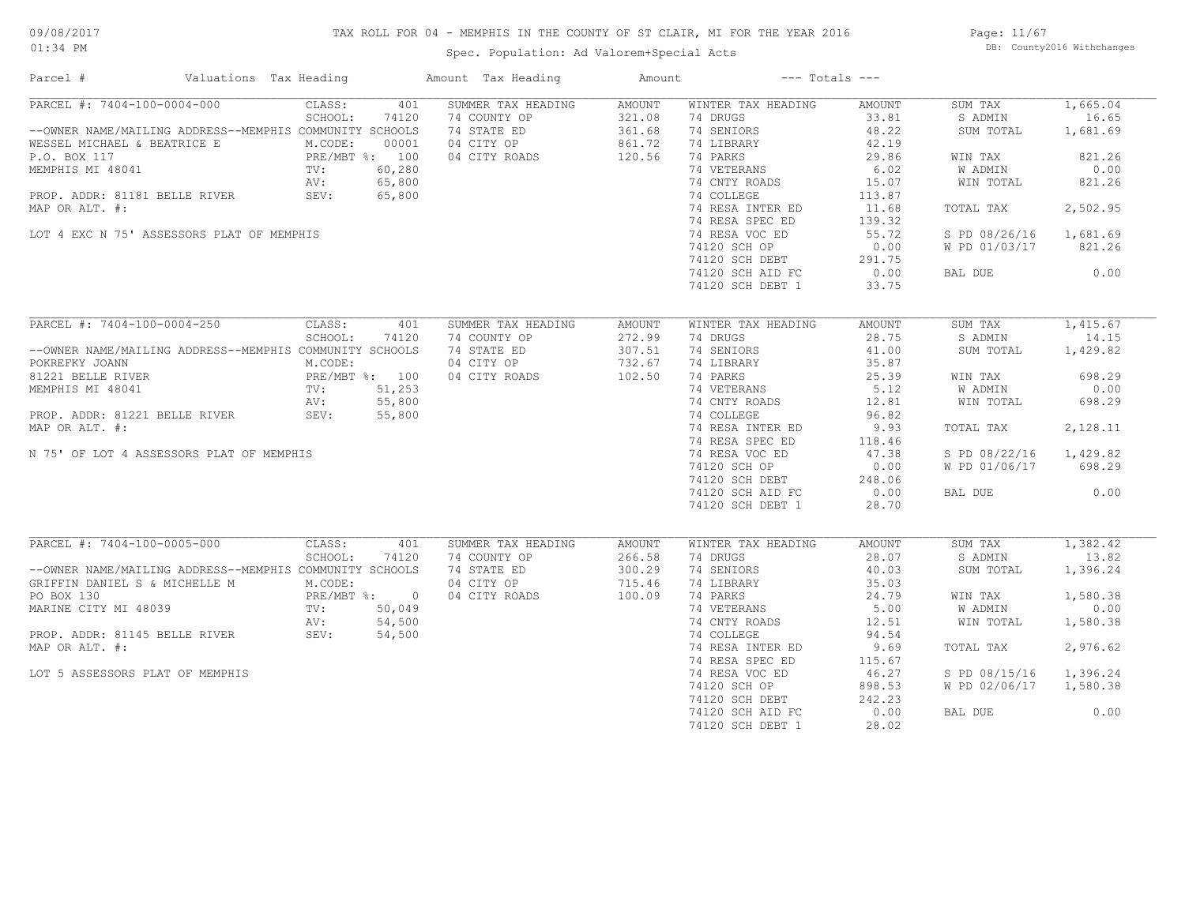# TAX ROLL FOR 04 - MEMPHIS IN THE COUNTY OF ST CLAIR, MI FOR THE YEAR 2016

Spec. Population: Ad Valorem+Special Acts

09/08/2017 01:34 PM — DB: County2016 Withchanges

| Parcel # | Valuations | Tax Heading | Amount | Tax Heading | Amount | --- Totals --- | |
|---|---|---|---|---|---|---|---|
| **PARCEL #: 7404-100-0004-000** | CLASS: 401 | SUMMER TAX HEADING | AMOUNT | WINTER TAX HEADING | AMOUNT | SUM TAX | 1,665.04 |
| | SCHOOL: 74120 | 74 COUNTY OP | 321.08 | 74 DRUGS | 33.81 | S ADMIN | 16.65 |
| --OWNER NAME/MAILING ADDRESS--MEMPHIS COMMUNITY SCHOOLS | | 74 STATE ED | 361.68 | 74 SENIORS | 48.22 | SUM TOTAL | 1,681.69 |
| WESSEL MICHAEL & BEATRICE E | M.CODE: 00001 | 04 CITY OP | 861.72 | 74 LIBRARY | 42.19 | | |
| P.O. BOX 117 | PRE/MBT %: 100 | 04 CITY ROADS | 120.56 | 74 PARKS | 29.86 | WIN TAX | 821.26 |
| MEMPHIS MI 48041 | TV: 60,280 | | | 74 VETERANS | 6.02 | W ADMIN | 0.00 |
| | AV: 65,800 | | | 74 CNTY ROADS | 15.07 | WIN TOTAL | 821.26 |
| PROP. ADDR: 81181 BELLE RIVER | SEV: 65,800 | | | 74 COLLEGE | 113.87 | | |
| MAP OR ALT. #: | | | | 74 RESA INTER ED | 11.68 | TOTAL TAX | 2,502.95 |
| | | | | 74 RESA SPEC ED | 139.32 | | |
| LOT 4 EXC N 75' ASSESSORS PLAT OF MEMPHIS | | | | 74 RESA VOC ED | 55.72 | S PD 08/26/16 | 1,681.69 |
| | | | | 74120 SCH OP | 0.00 | W PD 01/03/17 | 821.26 |
| | | | | 74120 SCH DEBT | 291.75 | | |
| | | | | 74120 SCH AID FC | 0.00 | BAL DUE | 0.00 |
| | | | | 74120 SCH DEBT 1 | 33.75 | | |
| **PARCEL #: 7404-100-0004-250** | CLASS: 401 | SUMMER TAX HEADING | AMOUNT | WINTER TAX HEADING | AMOUNT | SUM TAX | 1,415.67 |
| | SCHOOL: 74120 | 74 COUNTY OP | 272.99 | 74 DRUGS | 28.75 | S ADMIN | 14.15 |
| --OWNER NAME/MAILING ADDRESS--MEMPHIS COMMUNITY SCHOOLS | | 74 STATE ED | 307.51 | 74 SENIORS | 41.00 | SUM TOTAL | 1,429.82 |
| POKREFKY JOANN | M.CODE: | 04 CITY OP | 732.67 | 74 LIBRARY | 35.87 | | |
| 81221 BELLE RIVER | PRE/MBT %: 100 | 04 CITY ROADS | 102.50 | 74 PARKS | 25.39 | WIN TAX | 698.29 |
| MEMPHIS MI 48041 | TV: 51,253 | | | 74 VETERANS | 5.12 | W ADMIN | 0.00 |
| | AV: 55,800 | | | 74 CNTY ROADS | 12.81 | WIN TOTAL | 698.29 |
| PROP. ADDR: 81221 BELLE RIVER | SEV: 55,800 | | | 74 COLLEGE | 96.82 | | |
| MAP OR ALT. #: | | | | 74 RESA INTER ED | 9.93 | TOTAL TAX | 2,128.11 |
| | | | | 74 RESA SPEC ED | 118.46 | | |
| N 75' OF LOT 4 ASSESSORS PLAT OF MEMPHIS | | | | 74 RESA VOC ED | 47.38 | S PD 08/22/16 | 1,429.82 |
| | | | | 74120 SCH OP | 0.00 | W PD 01/06/17 | 698.29 |
| | | | | 74120 SCH DEBT | 248.06 | | |
| | | | | 74120 SCH AID FC | 0.00 | BAL DUE | 0.00 |
| | | | | 74120 SCH DEBT 1 | 28.70 | | |
| **PARCEL #: 7404-100-0005-000** | CLASS: 401 | SUMMER TAX HEADING | AMOUNT | WINTER TAX HEADING | AMOUNT | SUM TAX | 1,382.42 |
| | SCHOOL: 74120 | 74 COUNTY OP | 266.58 | 74 DRUGS | 28.07 | S ADMIN | 13.82 |
| --OWNER NAME/MAILING ADDRESS--MEMPHIS COMMUNITY SCHOOLS | | 74 STATE ED | 300.29 | 74 SENIORS | 40.03 | SUM TOTAL | 1,396.24 |
| GRIFFIN DANIEL S & MICHELLE M | M.CODE: | 04 CITY OP | 715.46 | 74 LIBRARY | 35.03 | | |
| PO BOX 130 | PRE/MBT %: 0 | 04 CITY ROADS | 100.09 | 74 PARKS | 24.79 | WIN TAX | 1,580.38 |
| MARINE CITY MI 48039 | TV: 50,049 | | | 74 VETERANS | 5.00 | W ADMIN | 0.00 |
| | AV: 54,500 | | | 74 CNTY ROADS | 12.51 | WIN TOTAL | 1,580.38 |
| PROP. ADDR: 81145 BELLE RIVER | SEV: 54,500 | | | 74 COLLEGE | 94.54 | | |
| MAP OR ALT. #: | | | | 74 RESA INTER ED | 9.69 | TOTAL TAX | 2,976.62 |
| | | | | 74 RESA SPEC ED | 115.67 | | |
| LOT 5 ASSESSORS PLAT OF MEMPHIS | | | | 74 RESA VOC ED | 46.27 | S PD 08/15/16 | 1,396.24 |
| | | | | 74120 SCH OP | 898.53 | W PD 02/06/17 | 1,580.38 |
| | | | | 74120 SCH DEBT | 242.23 | | |
| | | | | 74120 SCH AID FC | 0.00 | BAL DUE | 0.00 |
| | | | | 74120 SCH DEBT 1 | 28.02 | | |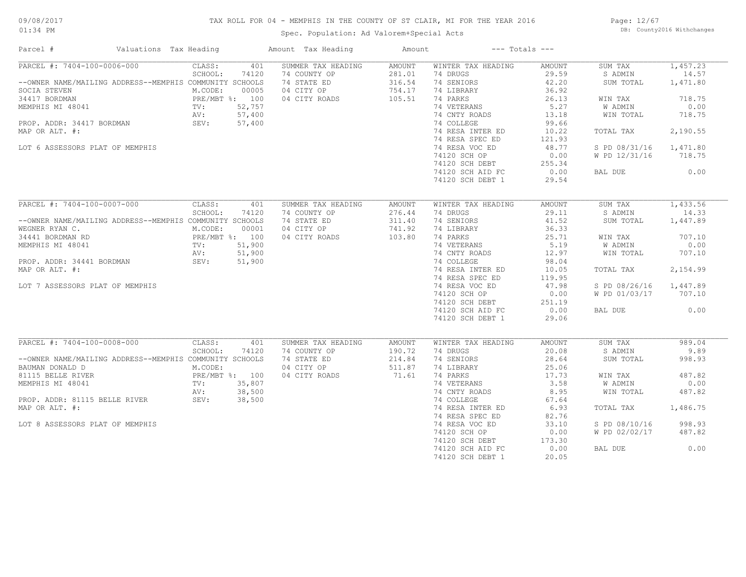# TAX ROLL FOR 04 - MEMPHIS IN THE COUNTY OF ST CLAIR, MI FOR THE YEAR 2016

Spec. Population: Ad Valorem+Special Acts

09/08/2017 01:34 PM

DB: County2016 Withchanges

| Parcel # | Valuations | Tax Heading | Amount | Tax Heading | Amount | --- Totals --- | |
|---|---|---|---|---|---|---|---|
| PARCEL #: 7404-100-0006-000 | CLASS: 401 | SUMMER TAX HEADING | AMOUNT | WINTER TAX HEADING | AMOUNT | SUM TAX | 1,457.23 |
| | SCHOOL: 74120 | 74 COUNTY OP | 281.01 | 74 DRUGS | 29.59 | S ADMIN | 14.57 |
| --OWNER NAME/MAILING ADDRESS--MEMPHIS COMMUNITY SCHOOLS | | 74 STATE ED | 316.54 | 74 SENIORS | 42.20 | SUM TOTAL | 1,471.80 |
| SOCIA STEVEN | M.CODE: 00005 | 04 CITY OP | 754.17 | 74 LIBRARY | 36.92 | | |
| 34417 BORDMAN | PRE/MBT %: 100 | 04 CITY ROADS | 105.51 | 74 PARKS | 26.13 | WIN TAX | 718.75 |
| MEMPHIS MI 48041 | TV: 52,757 | | | 74 VETERANS | 5.27 | W ADMIN | 0.00 |
| | AV: 57,400 | | | 74 CNTY ROADS | 13.18 | WIN TOTAL | 718.75 |
| PROP. ADDR: 34417 BORDMAN | SEV: 57,400 | | | 74 COLLEGE | 99.66 | | |
| MAP OR ALT. #: | | | | 74 RESA INTER ED | 10.22 | TOTAL TAX | 2,190.55 |
| | | | | 74 RESA SPEC ED | 121.93 | | |
| LOT 6 ASSESSORS PLAT OF MEMPHIS | | | | 74 RESA VOC ED | 48.77 | S PD 08/31/16 | 1,471.80 |
| | | | | 74120 SCH OP | 0.00 | W PD 12/31/16 | 718.75 |
| | | | | 74120 SCH DEBT | 255.34 | | |
| | | | | 74120 SCH AID FC | 0.00 | BAL DUE | 0.00 |
| | | | | 74120 SCH DEBT 1 | 29.54 | | |
| PARCEL #: 7404-100-0007-000 | CLASS: 401 | SUMMER TAX HEADING | AMOUNT | WINTER TAX HEADING | AMOUNT | SUM TAX | 1,433.56 |
| | SCHOOL: 74120 | 74 COUNTY OP | 276.44 | 74 DRUGS | 29.11 | S ADMIN | 14.33 |
| --OWNER NAME/MAILING ADDRESS--MEMPHIS COMMUNITY SCHOOLS | | 74 STATE ED | 311.40 | 74 SENIORS | 41.52 | SUM TOTAL | 1,447.89 |
| WEGNER RYAN C. | M.CODE: 00001 | 04 CITY OP | 741.92 | 74 LIBRARY | 36.33 | | |
| 34441 BORDMAN RD | PRE/MBT %: 100 | 04 CITY ROADS | 103.80 | 74 PARKS | 25.71 | WIN TAX | 707.10 |
| MEMPHIS MI 48041 | TV: 51,900 | | | 74 VETERANS | 5.19 | W ADMIN | 0.00 |
| | AV: 51,900 | | | 74 CNTY ROADS | 12.97 | WIN TOTAL | 707.10 |
| PROP. ADDR: 34441 BORDMAN | SEV: 51,900 | | | 74 COLLEGE | 98.04 | | |
| MAP OR ALT. #: | | | | 74 RESA INTER ED | 10.05 | TOTAL TAX | 2,154.99 |
| | | | | 74 RESA SPEC ED | 119.95 | | |
| LOT 7 ASSESSORS PLAT OF MEMPHIS | | | | 74 RESA VOC ED | 47.98 | S PD 08/26/16 | 1,447.89 |
| | | | | 74120 SCH OP | 0.00 | W PD 01/03/17 | 707.10 |
| | | | | 74120 SCH DEBT | 251.19 | | |
| | | | | 74120 SCH AID FC | 0.00 | BAL DUE | 0.00 |
| | | | | 74120 SCH DEBT 1 | 29.06 | | |
| PARCEL #: 7404-100-0008-000 | CLASS: 401 | SUMMER TAX HEADING | AMOUNT | WINTER TAX HEADING | AMOUNT | SUM TAX | 989.04 |
| | SCHOOL: 74120 | 74 COUNTY OP | 190.72 | 74 DRUGS | 20.08 | S ADMIN | 9.89 |
| --OWNER NAME/MAILING ADDRESS--MEMPHIS COMMUNITY SCHOOLS | | 74 STATE ED | 214.84 | 74 SENIORS | 28.64 | SUM TOTAL | 998.93 |
| BAUMAN DONALD D | M.CODE: | 04 CITY OP | 511.87 | 74 LIBRARY | 25.06 | | |
| 81115 BELLE RIVER | PRE/MBT %: 100 | 04 CITY ROADS | 71.61 | 74 PARKS | 17.73 | WIN TAX | 487.82 |
| MEMPHIS MI 48041 | TV: 35,807 | | | 74 VETERANS | 3.58 | W ADMIN | 0.00 |
| | AV: 38,500 | | | 74 CNTY ROADS | 8.95 | WIN TOTAL | 487.82 |
| PROP. ADDR: 81115 BELLE RIVER | SEV: 38,500 | | | 74 COLLEGE | 67.64 | | |
| MAP OR ALT. #: | | | | 74 RESA INTER ED | 6.93 | TOTAL TAX | 1,486.75 |
| | | | | 74 RESA SPEC ED | 82.76 | | |
| LOT 8 ASSESSORS PLAT OF MEMPHIS | | | | 74 RESA VOC ED | 33.10 | S PD 08/10/16 | 998.93 |
| | | | | 74120 SCH OP | 0.00 | W PD 02/02/17 | 487.82 |
| | | | | 74120 SCH DEBT | 173.30 | | |
| | | | | 74120 SCH AID FC | 0.00 | BAL DUE | 0.00 |
| | | | | 74120 SCH DEBT 1 | 20.05 | | |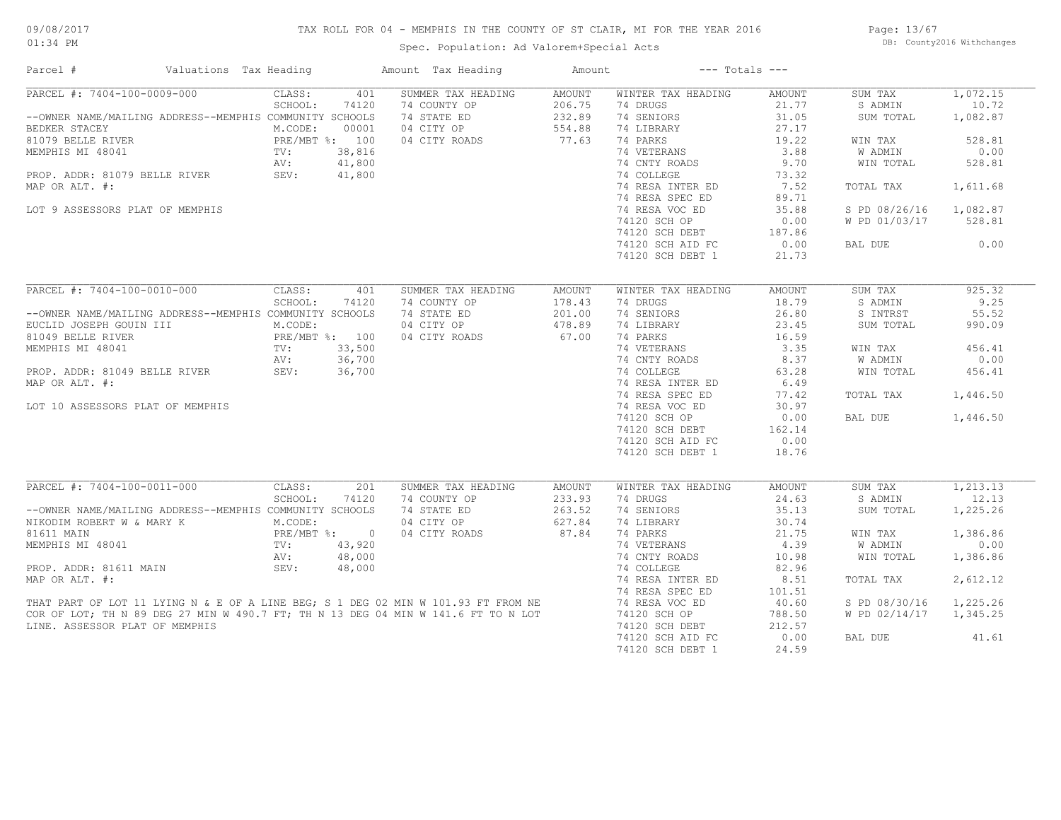# TAX ROLL FOR 04 - MEMPHIS IN THE COUNTY OF ST CLAIR, MI FOR THE YEAR 2016

09/08/2017 01:34 PM

Spec. Population: Ad Valorem+Special Acts

DB: County2016 Withchanges

| Parcel # | Valuations | Tax Heading | Amount | Tax Heading | Amount | --- Totals --- | |
|---|---|---|---|---|---|---|---|
| PARCEL #: 7404-100-0009-000 | CLASS: 401 | SUMMER TAX HEADING | AMOUNT | WINTER TAX HEADING | AMOUNT | SUM TAX | 1,072.15 |
| | SCHOOL: 74120 | 74 COUNTY OP | 206.75 | 74 DRUGS | 21.77 | S ADMIN | 10.72 |
| --OWNER NAME/MAILING ADDRESS--MEMPHIS COMMUNITY SCHOOLS | | 74 STATE ED | 232.89 | 74 SENIORS | 31.05 | SUM TOTAL | 1,082.87 |
| BEDKER STACEY | M.CODE: 00001 | 04 CITY OP | 554.88 | 74 LIBRARY | 27.17 | | |
| 81079 BELLE RIVER | PRE/MBT %: 100 | 04 CITY ROADS | 77.63 | 74 PARKS | 19.22 | WIN TAX | 528.81 |
| MEMPHIS MI 48041 | TV: 38,816 | | | 74 VETERANS | 3.88 | W ADMIN | 0.00 |
| | AV: 41,800 | | | 74 CNTY ROADS | 9.70 | WIN TOTAL | 528.81 |
| PROP. ADDR: 81079 BELLE RIVER | SEV: 41,800 | | | 74 COLLEGE | 73.32 | | |
| MAP OR ALT. #: | | | | 74 RESA INTER ED | 7.52 | TOTAL TAX | 1,611.68 |
| | | | | 74 RESA SPEC ED | 89.71 | | |
| LOT 9 ASSESSORS PLAT OF MEMPHIS | | | | 74 RESA VOC ED | 35.88 | S PD 08/26/16 | 1,082.87 |
| | | | | 74120 SCH OP | 0.00 | W PD 01/03/17 | 528.81 |
| | | | | 74120 SCH DEBT | 187.86 | | |
| | | | | 74120 SCH AID FC | 0.00 | BAL DUE | 0.00 |
| | | | | 74120 SCH DEBT 1 | 21.73 | | |
| PARCEL #: 7404-100-0010-000 | CLASS: 401 | SUMMER TAX HEADING | AMOUNT | WINTER TAX HEADING | AMOUNT | SUM TAX | 925.32 |
| | SCHOOL: 74120 | 74 COUNTY OP | 178.43 | 74 DRUGS | 18.79 | S ADMIN | 9.25 |
| --OWNER NAME/MAILING ADDRESS--MEMPHIS COMMUNITY SCHOOLS | | 74 STATE ED | 201.00 | 74 SENIORS | 26.80 | S INTRST | 55.52 |
| EUCLID JOSEPH GOUIN III | M.CODE: | 04 CITY OP | 478.89 | 74 LIBRARY | 23.45 | SUM TOTAL | 990.09 |
| 81049 BELLE RIVER | PRE/MBT %: 100 | 04 CITY ROADS | 67.00 | 74 PARKS | 16.59 | | |
| MEMPHIS MI 48041 | TV: 33,500 | | | 74 VETERANS | 3.35 | WIN TAX | 456.41 |
| | AV: 36,700 | | | 74 CNTY ROADS | 8.37 | W ADMIN | 0.00 |
| PROP. ADDR: 81049 BELLE RIVER | SEV: 36,700 | | | 74 COLLEGE | 63.28 | WIN TOTAL | 456.41 |
| MAP OR ALT. #: | | | | 74 RESA INTER ED | 6.49 | | |
| | | | | 74 RESA SPEC ED | 77.42 | TOTAL TAX | 1,446.50 |
| LOT 10 ASSESSORS PLAT OF MEMPHIS | | | | 74 RESA VOC ED | 30.97 | | |
| | | | | 74120 SCH OP | 0.00 | BAL DUE | 1,446.50 |
| | | | | 74120 SCH DEBT | 162.14 | | |
| | | | | 74120 SCH AID FC | 0.00 | | |
| | | | | 74120 SCH DEBT 1 | 18.76 | | |
| PARCEL #: 7404-100-0011-000 | CLASS: 201 | SUMMER TAX HEADING | AMOUNT | WINTER TAX HEADING | AMOUNT | SUM TAX | 1,213.13 |
| | SCHOOL: 74120 | 74 COUNTY OP | 233.93 | 74 DRUGS | 24.63 | S ADMIN | 12.13 |
| --OWNER NAME/MAILING ADDRESS--MEMPHIS COMMUNITY SCHOOLS | | 74 STATE ED | 263.52 | 74 SENIORS | 35.13 | SUM TOTAL | 1,225.26 |
| NIKODIM ROBERT W & MARY K | M.CODE: | 04 CITY OP | 627.84 | 74 LIBRARY | 30.74 | | |
| 81611 MAIN | PRE/MBT %: 0 | 04 CITY ROADS | 87.84 | 74 PARKS | 21.75 | WIN TAX | 1,386.86 |
| MEMPHIS MI 48041 | TV: 43,920 | | | 74 VETERANS | 4.39 | W ADMIN | 0.00 |
| | AV: 48,000 | | | 74 CNTY ROADS | 10.98 | WIN TOTAL | 1,386.86 |
| PROP. ADDR: 81611 MAIN | SEV: 48,000 | | | 74 COLLEGE | 82.96 | | |
| MAP OR ALT. #: | | | | 74 RESA INTER ED | 8.51 | TOTAL TAX | 2,612.12 |
| | | | | 74 RESA SPEC ED | 101.51 | | |
| THAT PART OF LOT 11 LYING N & E OF A LINE BEG; S 1 DEG 02 MIN W 101.93 FT FROM NE | | | | 74 RESA VOC ED | 40.60 | S PD 08/30/16 | 1,225.26 |
| COR OF LOT; TH N 89 DEG 27 MIN W 490.7 FT; TH N 13 DEG 04 MIN W 141.6 FT TO N LOT | | | | 74120 SCH OP | 788.50 | W PD 02/14/17 | 1,345.25 |
| LINE. ASSESSOR PLAT OF MEMPHIS | | | | 74120 SCH DEBT | 212.57 | | |
| | | | | 74120 SCH AID FC | 0.00 | BAL DUE | 41.61 |
| | | | | 74120 SCH DEBT 1 | 24.59 | | |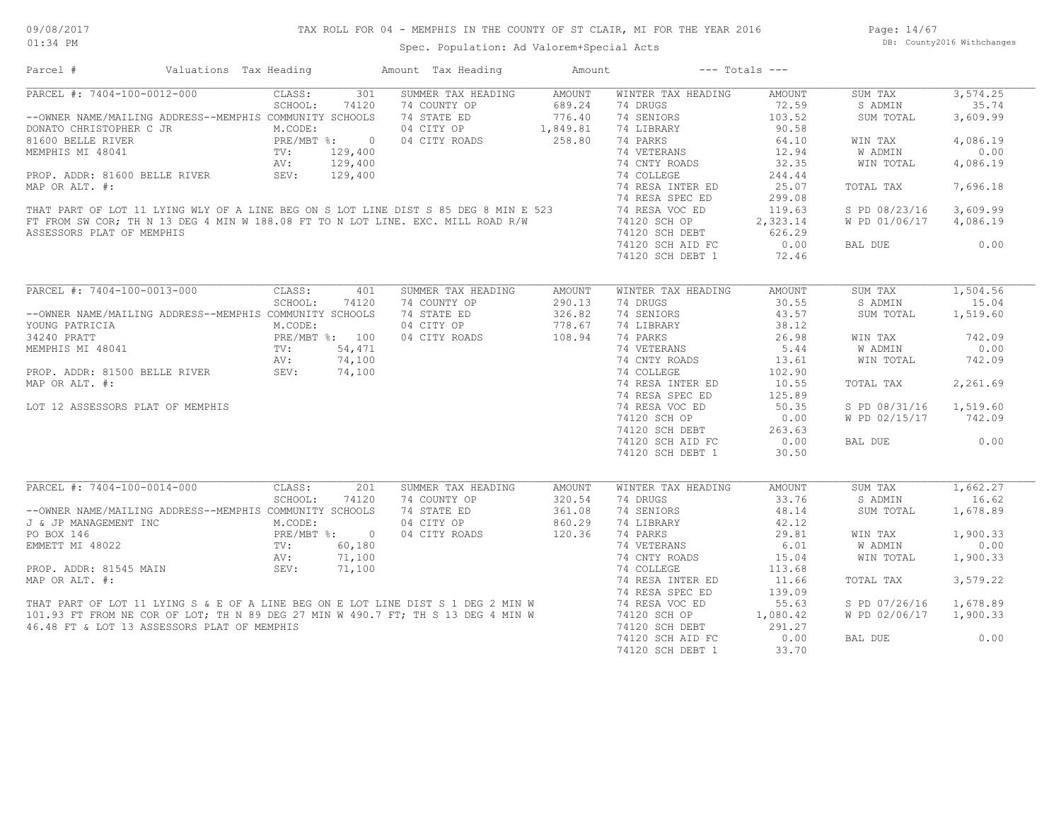# TAX ROLL FOR 04 - MEMPHIS IN THE COUNTY OF ST CLAIR, MI FOR THE YEAR 2016

09/08/2017
01:34 PM

Spec. Population: Ad Valorem+Special Acts

DB: County2016 Withchanges

| Parcel # | Valuations | Tax Heading | Amount | Tax Heading | Amount | --- Totals --- | |
|---|---|---|---|---|---|---|---|

---

**PARCEL #: 7404-100-0012-000**

| | | | | | | | |
|---|---|---|---|---|---|---|---|
| CLASS: | 301 | SUMMER TAX HEADING | AMOUNT | WINTER TAX HEADING | AMOUNT | SUM TAX | 3,574.25 |
| SCHOOL: | 74120 | 74 COUNTY OP | 689.24 | 74 DRUGS | 72.59 | S ADMIN | 35.74 |
| M.CODE: | | 74 STATE ED | 776.40 | 74 SENIORS | 103.52 | SUM TOTAL | 3,609.99 |
| PRE/MBT %: | 0 | 04 CITY OP | 1,849.81 | 74 LIBRARY | 90.58 | | |
| TV: | 129,400 | 04 CITY ROADS | 258.80 | 74 PARKS | 64.10 | WIN TAX | 4,086.19 |
| AV: | 129,400 | | | 74 VETERANS | 12.94 | W ADMIN | 0.00 |
| SEV: | 129,400 | | | 74 CNTY ROADS | 32.35 | WIN TOTAL | 4,086.19 |
| | | | | 74 COLLEGE | 244.44 | | |
| | | | | 74 RESA INTER ED | 25.07 | TOTAL TAX | 7,696.18 |
| | | | | 74 RESA SPEC ED | 299.08 | | |
| | | | | 74 RESA VOC ED | 119.63 | S PD 08/23/16 | 3,609.99 |
| | | | | 74120 SCH OP | 2,323.14 | W PD 01/06/17 | 4,086.19 |
| | | | | 74120 SCH DEBT | 626.29 | | |
| | | | | 74120 SCH AID FC | 0.00 | BAL DUE | 0.00 |
| | | | | 74120 SCH DEBT 1 | 72.46 | | |

--OWNER NAME/MAILING ADDRESS--MEMPHIS COMMUNITY SCHOOLS
DONATO CHRISTOPHER C JR
81600 BELLE RIVER
MEMPHIS MI 48041

PROP. ADDR: 81600 BELLE RIVER
MAP OR ALT. #:

THAT PART OF LOT 11 LYING WLY OF A LINE BEG ON S LOT LINE DIST S 85 DEG 8 MIN E 523 FT FROM SW COR; TH N 13 DEG 4 MIN W 188.08 FT TO N LOT LINE. EXC. MILL ROAD R/W ASSESSORS PLAT OF MEMPHIS

---

**PARCEL #: 7404-100-0013-000**

| | | | | | | | |
|---|---|---|---|---|---|---|---|
| CLASS: | 401 | SUMMER TAX HEADING | AMOUNT | WINTER TAX HEADING | AMOUNT | SUM TAX | 1,504.56 |
| SCHOOL: | 74120 | 74 COUNTY OP | 290.13 | 74 DRUGS | 30.55 | S ADMIN | 15.04 |
| M.CODE: | | 74 STATE ED | 326.82 | 74 SENIORS | 43.57 | SUM TOTAL | 1,519.60 |
| PRE/MBT %: | 100 | 04 CITY OP | 778.67 | 74 LIBRARY | 38.12 | | |
| TV: | 54,471 | 04 CITY ROADS | 108.94 | 74 PARKS | 26.98 | WIN TAX | 742.09 |
| AV: | 74,100 | | | 74 VETERANS | 5.44 | W ADMIN | 0.00 |
| SEV: | 74,100 | | | 74 CNTY ROADS | 13.61 | WIN TOTAL | 742.09 |
| | | | | 74 COLLEGE | 102.90 | | |
| | | | | 74 RESA INTER ED | 10.55 | TOTAL TAX | 2,261.69 |
| | | | | 74 RESA SPEC ED | 125.89 | | |
| | | | | 74 RESA VOC ED | 50.35 | S PD 08/31/16 | 1,519.60 |
| | | | | 74120 SCH OP | 0.00 | W PD 02/15/17 | 742.09 |
| | | | | 74120 SCH DEBT | 263.63 | | |
| | | | | 74120 SCH AID FC | 0.00 | BAL DUE | 0.00 |
| | | | | 74120 SCH DEBT 1 | 30.50 | | |

--OWNER NAME/MAILING ADDRESS--MEMPHIS COMMUNITY SCHOOLS
YOUNG PATRICIA
34240 PRATT
MEMPHIS MI 48041

PROP. ADDR: 81500 BELLE RIVER
MAP OR ALT. #:

LOT 12 ASSESSORS PLAT OF MEMPHIS

---

**PARCEL #: 7404-100-0014-000**

| | | | | | | | |
|---|---|---|---|---|---|---|---|
| CLASS: | 201 | SUMMER TAX HEADING | AMOUNT | WINTER TAX HEADING | AMOUNT | SUM TAX | 1,662.27 |
| SCHOOL: | 74120 | 74 COUNTY OP | 320.54 | 74 DRUGS | 33.76 | S ADMIN | 16.62 |
| M.CODE: | | 74 STATE ED | 361.08 | 74 SENIORS | 48.14 | SUM TOTAL | 1,678.89 |
| PRE/MBT %: | 0 | 04 CITY OP | 860.29 | 74 LIBRARY | 42.12 | | |
| TV: | 60,180 | 04 CITY ROADS | 120.36 | 74 PARKS | 29.81 | WIN TAX | 1,900.33 |
| AV: | 71,100 | | | 74 VETERANS | 6.01 | W ADMIN | 0.00 |
| SEV: | 71,100 | | | 74 CNTY ROADS | 15.04 | WIN TOTAL | 1,900.33 |
| | | | | 74 COLLEGE | 113.68 | | |
| | | | | 74 RESA INTER ED | 11.66 | TOTAL TAX | 3,579.22 |
| | | | | 74 RESA SPEC ED | 139.09 | | |
| | | | | 74 RESA VOC ED | 55.63 | S PD 07/26/16 | 1,678.89 |
| | | | | 74120 SCH OP | 1,080.42 | W PD 02/06/17 | 1,900.33 |
| | | | | 74120 SCH DEBT | 291.27 | | |
| | | | | 74120 SCH AID FC | 0.00 | BAL DUE | 0.00 |
| | | | | 74120 SCH DEBT 1 | 33.70 | | |

--OWNER NAME/MAILING ADDRESS--MEMPHIS COMMUNITY SCHOOLS
J & JP MANAGEMENT INC
PO BOX 146
EMMETT MI 48022

PROP. ADDR: 81545 MAIN
MAP OR ALT. #:

THAT PART OF LOT 11 LYING S & E OF A LINE BEG ON E LOT LINE DIST S 1 DEG 2 MIN W 101.93 FT FROM NE COR OF LOT; TH N 89 DEG 27 MIN W 490.7 FT; TH S 13 DEG 4 MIN W 46.48 FT & LOT 13 ASSESSORS PLAT OF MEMPHIS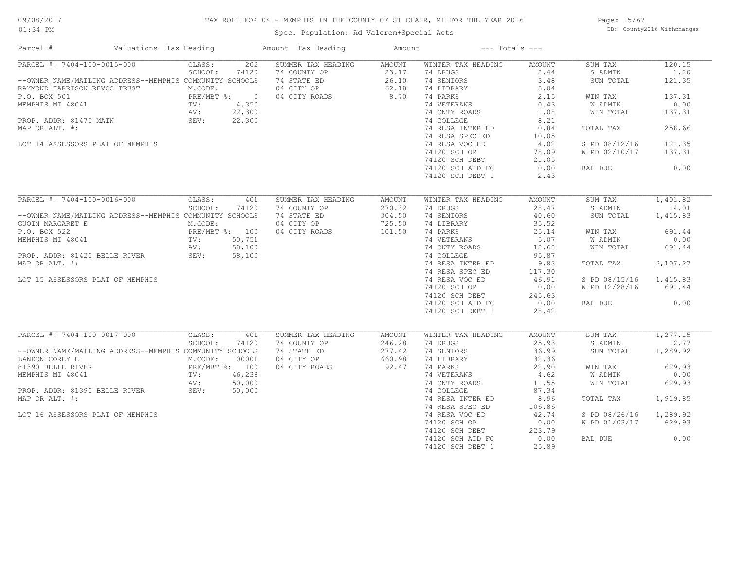# TAX ROLL FOR 04 - MEMPHIS IN THE COUNTY OF ST CLAIR, MI FOR THE YEAR 2016

Spec. Population: Ad Valorem+Special Acts

09/08/2017 01:34 PM — DB: County2016 Withchanges

| Parcel # | Valuations | Tax Heading | Amount | Tax Heading | Amount | --- Totals --- | |
|---|---|---|---|---|---|---|---|

## PARCEL #: 7404-100-0015-000

| Parcel Info | Valuations | Summer Tax Heading | Amount | Winter Tax Heading | Amount | Totals | |
|---|---|---|---|---|---|---|---|
| --OWNER NAME/MAILING ADDRESS--MEMPHIS COMMUNITY SCHOOLS | CLASS: 202 | 74 COUNTY OP | 23.17 | 74 DRUGS | 2.44 | SUM TAX | 120.15 |
| RAYMOND HARRISON REVOC TRUST | SCHOOL: 74120 | 74 STATE ED | 26.10 | 74 SENIORS | 3.48 | S ADMIN | 1.20 |
| P.O. BOX 501 | M.CODE: | 04 CITY OP | 62.18 | 74 LIBRARY | 3.04 | SUM TOTAL | 121.35 |
| MEMPHIS MI 48041 | PRE/MBT %: 0 | 04 CITY ROADS | 8.70 | 74 PARKS | 2.15 | WIN TAX | 137.31 |
| PROP. ADDR: 81475 MAIN | TV: 4,350 | | | 74 VETERANS | 0.43 | W ADMIN | 0.00 |
| MAP OR ALT. #: | AV: 22,300 | | | 74 CNTY ROADS | 1.08 | WIN TOTAL | 137.31 |
| LOT 14 ASSESSORS PLAT OF MEMPHIS | SEV: 22,300 | | | 74 COLLEGE | 8.21 | TOTAL TAX | 258.66 |
| | | | | 74 RESA INTER ED | 0.84 | S PD 08/12/16 | 121.35 |
| | | | | 74 RESA SPEC ED | 10.05 | W PD 02/10/17 | 137.31 |
| | | | | 74 RESA VOC ED | 4.02 | BAL DUE | 0.00 |
| | | | | 74120 SCH OP | 78.09 | | |
| | | | | 74120 SCH DEBT | 21.05 | | |
| | | | | 74120 SCH AID FC | 0.00 | | |
| | | | | 74120 SCH DEBT 1 | 2.43 | | |

## PARCEL #: 7404-100-0016-000

| Parcel Info | Valuations | Summer Tax Heading | Amount | Winter Tax Heading | Amount | Totals | |
|---|---|---|---|---|---|---|---|
| --OWNER NAME/MAILING ADDRESS--MEMPHIS COMMUNITY SCHOOLS | CLASS: 401 | 74 COUNTY OP | 270.32 | 74 DRUGS | 28.47 | SUM TAX | 1,401.82 |
| GUOIN MARGARET E | SCHOOL: 74120 | 74 STATE ED | 304.50 | 74 SENIORS | 40.60 | S ADMIN | 14.01 |
| P.O. BOX 522 | M.CODE: | 04 CITY OP | 725.50 | 74 LIBRARY | 35.52 | SUM TOTAL | 1,415.83 |
| MEMPHIS MI 48041 | PRE/MBT %: 100 | 04 CITY ROADS | 101.50 | 74 PARKS | 25.14 | WIN TAX | 691.44 |
| PROP. ADDR: 81420 BELLE RIVER | TV: 50,751 | | | 74 VETERANS | 5.07 | W ADMIN | 0.00 |
| MAP OR ALT. #: | AV: 58,100 | | | 74 CNTY ROADS | 12.68 | WIN TOTAL | 691.44 |
| LOT 15 ASSESSORS PLAT OF MEMPHIS | SEV: 58,100 | | | 74 COLLEGE | 95.87 | TOTAL TAX | 2,107.27 |
| | | | | 74 RESA INTER ED | 9.83 | S PD 08/15/16 | 1,415.83 |
| | | | | 74 RESA SPEC ED | 117.30 | W PD 12/28/16 | 691.44 |
| | | | | 74 RESA VOC ED | 46.91 | BAL DUE | 0.00 |
| | | | | 74120 SCH OP | 0.00 | | |
| | | | | 74120 SCH DEBT | 245.63 | | |
| | | | | 74120 SCH AID FC | 0.00 | | |
| | | | | 74120 SCH DEBT 1 | 28.42 | | |

## PARCEL #: 7404-100-0017-000

| Parcel Info | Valuations | Summer Tax Heading | Amount | Winter Tax Heading | Amount | Totals | |
|---|---|---|---|---|---|---|---|
| --OWNER NAME/MAILING ADDRESS--MEMPHIS COMMUNITY SCHOOLS | CLASS: 401 | 74 COUNTY OP | 246.28 | 74 DRUGS | 25.93 | SUM TAX | 1,277.15 |
| LANDON COREY E | SCHOOL: 74120 | 74 STATE ED | 277.42 | 74 SENIORS | 36.99 | S ADMIN | 12.77 |
| 81390 BELLE RIVER | M.CODE: 00001 | 04 CITY OP | 660.98 | 74 LIBRARY | 32.36 | SUM TOTAL | 1,289.92 |
| MEMPHIS MI 48041 | PRE/MBT %: 100 | 04 CITY ROADS | 92.47 | 74 PARKS | 22.90 | WIN TAX | 629.93 |
| PROP. ADDR: 81390 BELLE RIVER | TV: 46,238 | | | 74 VETERANS | 4.62 | W ADMIN | 0.00 |
| MAP OR ALT. #: | AV: 50,000 | | | 74 CNTY ROADS | 11.55 | WIN TOTAL | 629.93 |
| LOT 16 ASSESSORS PLAT OF MEMPHIS | SEV: 50,000 | | | 74 COLLEGE | 87.34 | TOTAL TAX | 1,919.85 |
| | | | | 74 RESA INTER ED | 8.96 | S PD 08/26/16 | 1,289.92 |
| | | | | 74 RESA SPEC ED | 106.86 | W PD 01/03/17 | 629.93 |
| | | | | 74 RESA VOC ED | 42.74 | BAL DUE | 0.00 |
| | | | | 74120 SCH OP | 0.00 | | |
| | | | | 74120 SCH DEBT | 223.79 | | |
| | | | | 74120 SCH AID FC | 0.00 | | |
| | | | | 74120 SCH DEBT 1 | 25.89 | | |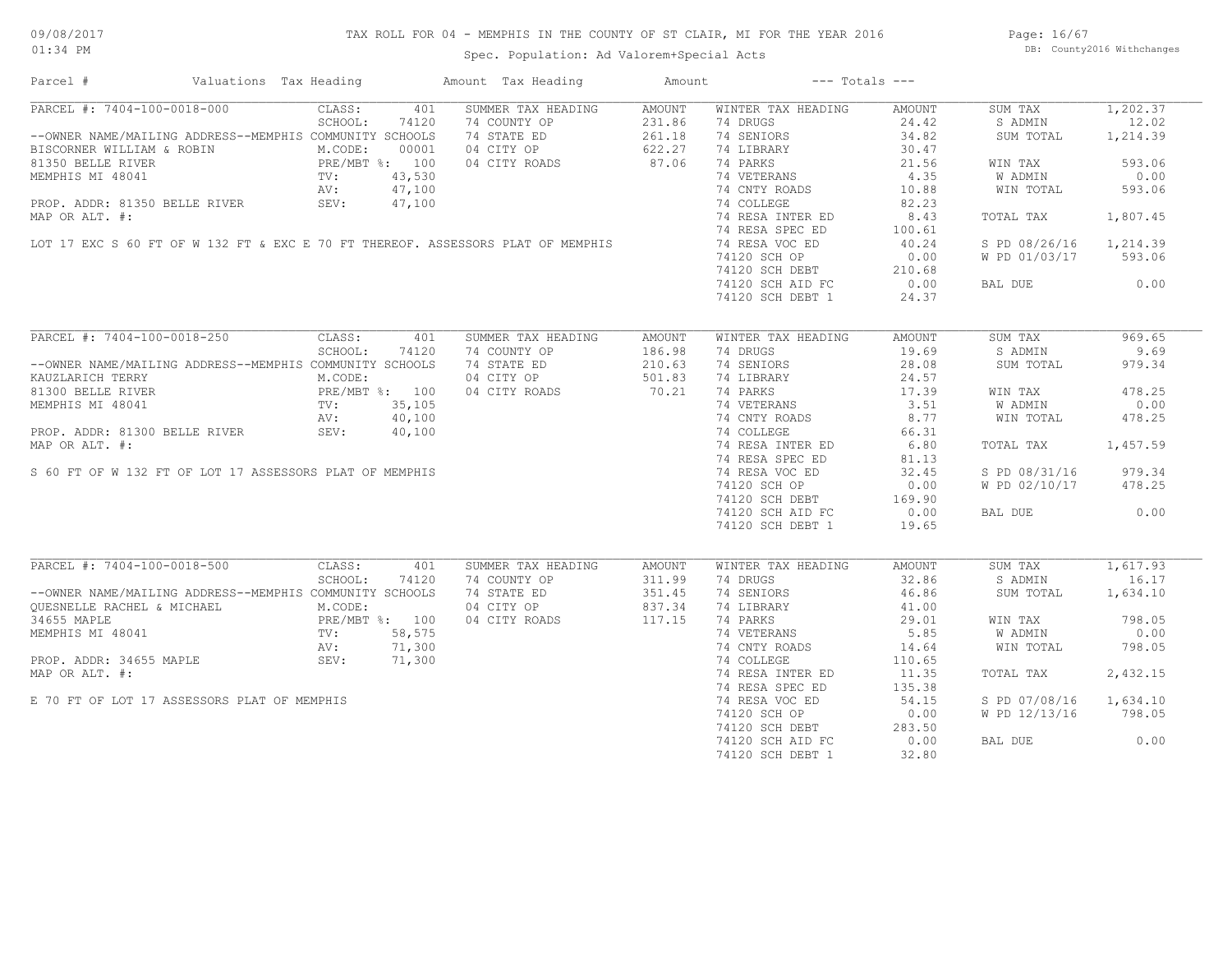TAX ROLL FOR 04 - MEMPHIS IN THE COUNTY OF ST CLAIR, MI FOR THE YEAR 2016

Spec. Population: Ad Valorem+Special Acts

09/08/2017 01:34 PM

DB: County2016 Withchanges

| Parcel # | Valuations | Tax Heading | Amount | Tax Heading | Amount | --- Totals --- | |
|---|---|---|---|---|---|---|---|

## PARCEL #: 7404-100-0018-000

| Field | Value | Summer Tax Heading | Amount | Winter Tax Heading | Amount | Totals | Amount |
|---|---|---|---|---|---|---|---|
| CLASS: | 401 | SUMMER TAX HEADING | AMOUNT | WINTER TAX HEADING | AMOUNT | SUM TAX | 1,202.37 |
| SCHOOL: | 74120 | 74 COUNTY OP | 231.86 | 74 DRUGS | 24.42 | S ADMIN | 12.02 |
| M.CODE: | 00001 | 74 STATE ED | 261.18 | 74 SENIORS | 34.82 | SUM TOTAL | 1,214.39 |
| PRE/MBT %: | 100 | 04 CITY OP | 622.27 | 74 LIBRARY | 30.47 | | |
| TV: | 43,530 | 04 CITY ROADS | 87.06 | 74 PARKS | 21.56 | WIN TAX | 593.06 |
| AV: | 47,100 | | | 74 VETERANS | 4.35 | W ADMIN | 0.00 |
| SEV: | 47,100 | | | 74 CNTY ROADS | 10.88 | WIN TOTAL | 593.06 |
| | | | | 74 COLLEGE | 82.23 | | |
| | | | | 74 RESA INTER ED | 8.43 | TOTAL TAX | 1,807.45 |
| | | | | 74 RESA SPEC ED | 100.61 | | |
| | | | | 74 RESA VOC ED | 40.24 | S PD 08/26/16 | 1,214.39 |
| | | | | 74120 SCH OP | 0.00 | W PD 01/03/17 | 593.06 |
| | | | | 74120 SCH DEBT | 210.68 | | |
| | | | | 74120 SCH AID FC | 0.00 | BAL DUE | 0.00 |
| | | | | 74120 SCH DEBT 1 | 24.37 | | |

--OWNER NAME/MAILING ADDRESS--MEMPHIS COMMUNITY SCHOOLS
BISCORNER WILLIAM & ROBIN
81350 BELLE RIVER
MEMPHIS MI 48041

PROP. ADDR: 81350 BELLE RIVER
MAP OR ALT. #:

LOT 17 EXC S 60 FT OF W 132 FT & EXC E 70 FT THEREOF. ASSESSORS PLAT OF MEMPHIS

## PARCEL #: 7404-100-0018-250

| Field | Value | Summer Tax Heading | Amount | Winter Tax Heading | Amount | Totals | Amount |
|---|---|---|---|---|---|---|---|
| CLASS: | 401 | SUMMER TAX HEADING | AMOUNT | WINTER TAX HEADING | AMOUNT | SUM TAX | 969.65 |
| SCHOOL: | 74120 | 74 COUNTY OP | 186.98 | 74 DRUGS | 19.69 | S ADMIN | 9.69 |
| M.CODE: | | 74 STATE ED | 210.63 | 74 SENIORS | 28.08 | SUM TOTAL | 979.34 |
| PRE/MBT %: | 100 | 04 CITY OP | 501.83 | 74 LIBRARY | 24.57 | | |
| TV: | 35,105 | 04 CITY ROADS | 70.21 | 74 PARKS | 17.39 | WIN TAX | 478.25 |
| AV: | 40,100 | | | 74 VETERANS | 3.51 | W ADMIN | 0.00 |
| SEV: | 40,100 | | | 74 CNTY ROADS | 8.77 | WIN TOTAL | 478.25 |
| | | | | 74 COLLEGE | 66.31 | | |
| | | | | 74 RESA INTER ED | 6.80 | TOTAL TAX | 1,457.59 |
| | | | | 74 RESA SPEC ED | 81.13 | | |
| | | | | 74 RESA VOC ED | 32.45 | S PD 08/31/16 | 979.34 |
| | | | | 74120 SCH OP | 0.00 | W PD 02/10/17 | 478.25 |
| | | | | 74120 SCH DEBT | 169.90 | | |
| | | | | 74120 SCH AID FC | 0.00 | BAL DUE | 0.00 |
| | | | | 74120 SCH DEBT 1 | 19.65 | | |

--OWNER NAME/MAILING ADDRESS--MEMPHIS COMMUNITY SCHOOLS
KAUZLARICH TERRY
81300 BELLE RIVER
MEMPHIS MI 48041

PROP. ADDR: 81300 BELLE RIVER
MAP OR ALT. #:

S 60 FT OF W 132 FT OF LOT 17 ASSESSORS PLAT OF MEMPHIS

## PARCEL #: 7404-100-0018-500

| Field | Value | Summer Tax Heading | Amount | Winter Tax Heading | Amount | Totals | Amount |
|---|---|---|---|---|---|---|---|
| CLASS: | 401 | SUMMER TAX HEADING | AMOUNT | WINTER TAX HEADING | AMOUNT | SUM TAX | 1,617.93 |
| SCHOOL: | 74120 | 74 COUNTY OP | 311.99 | 74 DRUGS | 32.86 | S ADMIN | 16.17 |
| M.CODE: | | 74 STATE ED | 351.45 | 74 SENIORS | 46.86 | SUM TOTAL | 1,634.10 |
| PRE/MBT %: | 100 | 04 CITY OP | 837.34 | 74 LIBRARY | 41.00 | | |
| TV: | 58,575 | 04 CITY ROADS | 117.15 | 74 PARKS | 29.01 | WIN TAX | 798.05 |
| AV: | 71,300 | | | 74 VETERANS | 5.85 | W ADMIN | 0.00 |
| SEV: | 71,300 | | | 74 CNTY ROADS | 14.64 | WIN TOTAL | 798.05 |
| | | | | 74 COLLEGE | 110.65 | | |
| | | | | 74 RESA INTER ED | 11.35 | TOTAL TAX | 2,432.15 |
| | | | | 74 RESA SPEC ED | 135.38 | | |
| | | | | 74 RESA VOC ED | 54.15 | S PD 07/08/16 | 1,634.10 |
| | | | | 74120 SCH OP | 0.00 | W PD 12/13/16 | 798.05 |
| | | | | 74120 SCH DEBT | 283.50 | | |
| | | | | 74120 SCH AID FC | 0.00 | BAL DUE | 0.00 |
| | | | | 74120 SCH DEBT 1 | 32.80 | | |

--OWNER NAME/MAILING ADDRESS--MEMPHIS COMMUNITY SCHOOLS
QUESNELLE RACHEL & MICHAEL
34655 MAPLE
MEMPHIS MI 48041

PROP. ADDR: 34655 MAPLE
MAP OR ALT. #:

E 70 FT OF LOT 17 ASSESSORS PLAT OF MEMPHIS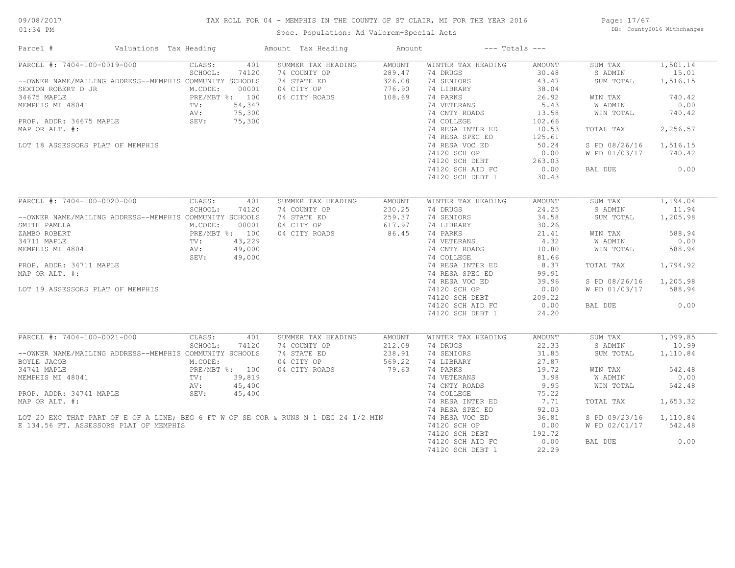TAX ROLL FOR 04 - MEMPHIS IN THE COUNTY OF ST CLAIR, MI FOR THE YEAR 2016

Spec. Population: Ad Valorem+Special Acts

DB: County2016 Withchanges

| Parcel # | Valuations | Tax Heading | Amount | Tax Heading | Amount | --- Totals --- | | | |
|---|---|---|---|---|---|---|---|---|---|
| PARCEL #: 7404-100-0019-000 | CLASS: | 401 | SUMMER TAX HEADING | AMOUNT | WINTER TAX HEADING | AMOUNT | SUM TAX | 1,501.14 |
| | SCHOOL: | 74120 | 74 COUNTY OP | 289.47 | 74 DRUGS | 30.48 | S ADMIN | 15.01 |
| --OWNER NAME/MAILING ADDRESS--MEMPHIS COMMUNITY SCHOOLS | | | 74 STATE ED | 326.08 | 74 SENIORS | 43.47 | SUM TOTAL | 1,516.15 |
| SEXTON ROBERT D JR | M.CODE: | 00001 | 04 CITY OP | 776.90 | 74 LIBRARY | 38.04 | | |
| 34675 MAPLE | PRE/MBT %: | 100 | 04 CITY ROADS | 108.69 | 74 PARKS | 26.92 | WIN TAX | 740.42 |
| MEMPHIS MI 48041 | TV: | 54,347 | | | 74 VETERANS | 5.43 | W ADMIN | 0.00 |
| | AV: | 75,300 | | | 74 CNTY ROADS | 13.58 | WIN TOTAL | 740.42 |
| PROP. ADDR: 34675 MAPLE | SEV: | 75,300 | | | 74 COLLEGE | 102.66 | | |
| MAP OR ALT. #: | | | | | 74 RESA INTER ED | 10.53 | TOTAL TAX | 2,256.57 |
| | | | | | 74 RESA SPEC ED | 125.61 | | |
| LOT 18 ASSESSORS PLAT OF MEMPHIS | | | | | 74 RESA VOC ED | 50.24 | S PD 08/26/16 | 1,516.15 |
| | | | | | 74120 SCH OP | 0.00 | W PD 01/03/17 | 740.42 |
| | | | | | 74120 SCH DEBT | 263.03 | | |
| | | | | | 74120 SCH AID FC | 0.00 | BAL DUE | 0.00 |
| | | | | | 74120 SCH DEBT 1 | 30.43 | | |
| PARCEL #: 7404-100-0020-000 | CLASS: | 401 | SUMMER TAX HEADING | AMOUNT | WINTER TAX HEADING | AMOUNT | SUM TAX | 1,194.04 |
| | SCHOOL: | 74120 | 74 COUNTY OP | 230.25 | 74 DRUGS | 24.25 | S ADMIN | 11.94 |
| --OWNER NAME/MAILING ADDRESS--MEMPHIS COMMUNITY SCHOOLS | | | 74 STATE ED | 259.37 | 74 SENIORS | 34.58 | SUM TOTAL | 1,205.98 |
| SMITH PAMELA | M.CODE: | 00001 | 04 CITY OP | 617.97 | 74 LIBRARY | 30.26 | | |
| ZAMBO ROBERT | PRE/MBT %: | 100 | 04 CITY ROADS | 86.45 | 74 PARKS | 21.41 | WIN TAX | 588.94 |
| 34711 MAPLE | TV: | 43,229 | | | 74 VETERANS | 4.32 | W ADMIN | 0.00 |
| MEMPHIS MI 48041 | AV: | 49,000 | | | 74 CNTY ROADS | 10.80 | WIN TOTAL | 588.94 |
| | SEV: | 49,000 | | | 74 COLLEGE | 81.66 | | |
| PROP. ADDR: 34711 MAPLE | | | | | 74 RESA INTER ED | 8.37 | TOTAL TAX | 1,794.92 |
| MAP OR ALT. #: | | | | | 74 RESA SPEC ED | 99.91 | | |
| | | | | | 74 RESA VOC ED | 39.96 | S PD 08/26/16 | 1,205.98 |
| LOT 19 ASSESSORS PLAT OF MEMPHIS | | | | | 74120 SCH OP | 0.00 | W PD 01/03/17 | 588.94 |
| | | | | | 74120 SCH DEBT | 209.22 | | |
| | | | | | 74120 SCH AID FC | 0.00 | BAL DUE | 0.00 |
| | | | | | 74120 SCH DEBT 1 | 24.20 | | |
| PARCEL #: 7404-100-0021-000 | CLASS: | 401 | SUMMER TAX HEADING | AMOUNT | WINTER TAX HEADING | AMOUNT | SUM TAX | 1,099.85 |
| | SCHOOL: | 74120 | 74 COUNTY OP | 212.09 | 74 DRUGS | 22.33 | S ADMIN | 10.99 |
| --OWNER NAME/MAILING ADDRESS--MEMPHIS COMMUNITY SCHOOLS | | | 74 STATE ED | 238.91 | 74 SENIORS | 31.85 | SUM TOTAL | 1,110.84 |
| BOYLE JACOB | M.CODE: | | 04 CITY OP | 569.22 | 74 LIBRARY | 27.87 | | |
| 34741 MAPLE | PRE/MBT %: | 100 | 04 CITY ROADS | 79.63 | 74 PARKS | 19.72 | WIN TAX | 542.48 |
| MEMPHIS MI 48041 | TV: | 39,819 | | | 74 VETERANS | 3.98 | W ADMIN | 0.00 |
| | AV: | 45,400 | | | 74 CNTY ROADS | 9.95 | WIN TOTAL | 542.48 |
| PROP. ADDR: 34741 MAPLE | SEV: | 45,400 | | | 74 COLLEGE | 75.22 | | |
| MAP OR ALT. #: | | | | | 74 RESA INTER ED | 7.71 | TOTAL TAX | 1,653.32 |
| | | | | | 74 RESA SPEC ED | 92.03 | | |
| LOT 20 EXC THAT PART OF E OF A LINE; BEG 6 FT W OF SE COR & RUNS N 1 DEG 24 1/2 MIN | | | | | 74 RESA VOC ED | 36.81 | S PD 09/23/16 | 1,110.84 |
| E 134.56 FT. ASSESSORS PLAT OF MEMPHIS | | | | | 74120 SCH OP | 0.00 | W PD 02/01/17 | 542.48 |
| | | | | | 74120 SCH DEBT | 192.72 | | |
| | | | | | 74120 SCH AID FC | 0.00 | BAL DUE | 0.00 |
| | | | | | 74120 SCH DEBT 1 | 22.29 | | |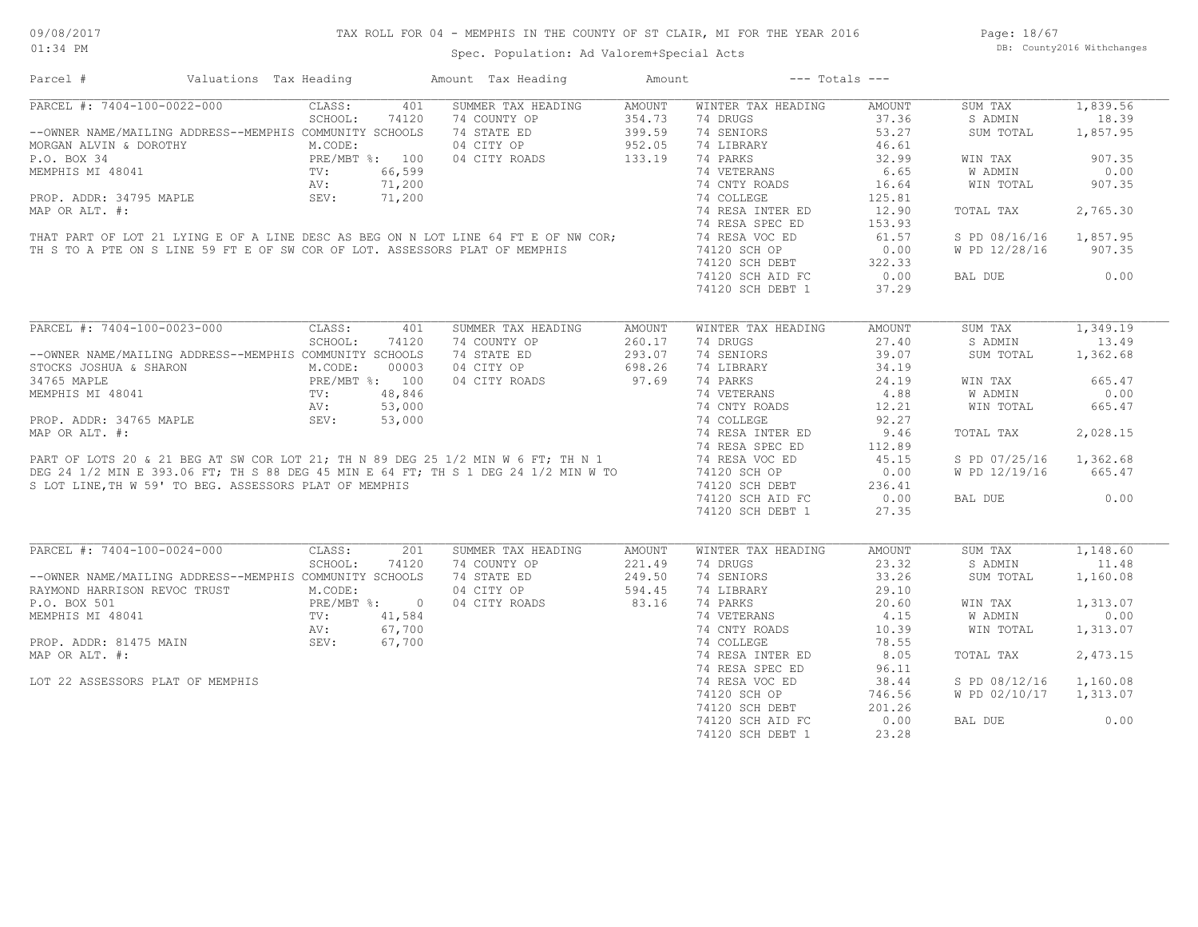# TAX ROLL FOR 04 - MEMPHIS IN THE COUNTY OF ST CLAIR, MI FOR THE YEAR 2016

Spec. Population: Ad Valorem+Special Acts

DB: County2016 Withchanges

09/08/2017
01:34 PM

| Parcel # | Valuations | Tax Heading | Amount | Tax Heading | Amount | --- Totals --- | |
|---|---|---|---|---|---|---|---|

## PARCEL #: 7404-100-0022-000

| | | | | | | | |
|---|---|---|---|---|---|---|---|
| PARCEL #: 7404-100-0022-000 | CLASS: 401 | SUMMER TAX HEADING | AMOUNT | WINTER TAX HEADING | AMOUNT | SUM TAX | 1,839.56 |
| | SCHOOL: 74120 | 74 COUNTY OP | 354.73 | 74 DRUGS | 37.36 | S ADMIN | 18.39 |
| --OWNER NAME/MAILING ADDRESS--MEMPHIS COMMUNITY SCHOOLS | | 74 STATE ED | 399.59 | 74 SENIORS | 53.27 | SUM TOTAL | 1,857.95 |
| MORGAN ALVIN & DOROTHY | M.CODE: | 04 CITY OP | 952.05 | 74 LIBRARY | 46.61 | | |
| P.O. BOX 34 | PRE/MBT %: 100 | 04 CITY ROADS | 133.19 | 74 PARKS | 32.99 | WIN TAX | 907.35 |
| MEMPHIS MI 48041 | TV: 66,599 | | | 74 VETERANS | 6.65 | W ADMIN | 0.00 |
| | AV: 71,200 | | | 74 CNTY ROADS | 16.64 | WIN TOTAL | 907.35 |
| PROP. ADDR: 34795 MAPLE | SEV: 71,200 | | | 74 COLLEGE | 125.81 | | |
| MAP OR ALT. #: | | | | 74 RESA INTER ED | 12.90 | TOTAL TAX | 2,765.30 |
| | | | | 74 RESA SPEC ED | 153.93 | | |
| | | | | 74 RESA VOC ED | 61.57 | S PD 08/16/16 | 1,857.95 |
| | | | | 74120 SCH OP | 0.00 | W PD 12/28/16 | 907.35 |
| | | | | 74120 SCH DEBT | 322.33 | | |
| | | | | 74120 SCH AID FC | 0.00 | BAL DUE | 0.00 |
| | | | | 74120 SCH DEBT 1 | 37.29 | | |

THAT PART OF LOT 21 LYING E OF A LINE DESC AS BEG ON N LOT LINE 64 FT E OF NW COR; TH S TO A PTE ON S LINE 59 FT E OF SW COR OF LOT. ASSESSORS PLAT OF MEMPHIS

## PARCEL #: 7404-100-0023-000

| | | | | | | | |
|---|---|---|---|---|---|---|---|
| PARCEL #: 7404-100-0023-000 | CLASS: 401 | SUMMER TAX HEADING | AMOUNT | WINTER TAX HEADING | AMOUNT | SUM TAX | 1,349.19 |
| | SCHOOL: 74120 | 74 COUNTY OP | 260.17 | 74 DRUGS | 27.40 | S ADMIN | 13.49 |
| --OWNER NAME/MAILING ADDRESS--MEMPHIS COMMUNITY SCHOOLS | | 74 STATE ED | 293.07 | 74 SENIORS | 39.07 | SUM TOTAL | 1,362.68 |
| STOCKS JOSHUA & SHARON | M.CODE: 00003 | 04 CITY OP | 698.26 | 74 LIBRARY | 34.19 | | |
| 34765 MAPLE | PRE/MBT %: 100 | 04 CITY ROADS | 97.69 | 74 PARKS | 24.19 | WIN TAX | 665.47 |
| MEMPHIS MI 48041 | TV: 48,846 | | | 74 VETERANS | 4.88 | W ADMIN | 0.00 |
| | AV: 53,000 | | | 74 CNTY ROADS | 12.21 | WIN TOTAL | 665.47 |
| PROP. ADDR: 34765 MAPLE | SEV: 53,000 | | | 74 COLLEGE | 92.27 | | |
| MAP OR ALT. #: | | | | 74 RESA INTER ED | 9.46 | TOTAL TAX | 2,028.15 |
| | | | | 74 RESA SPEC ED | 112.89 | | |
| | | | | 74 RESA VOC ED | 45.15 | S PD 07/25/16 | 1,362.68 |
| | | | | 74120 SCH OP | 0.00 | W PD 12/19/16 | 665.47 |
| | | | | 74120 SCH DEBT | 236.41 | | |
| | | | | 74120 SCH AID FC | 0.00 | BAL DUE | 0.00 |
| | | | | 74120 SCH DEBT 1 | 27.35 | | |

PART OF LOTS 20 & 21 BEG AT SW COR LOT 21; TH N 89 DEG 25 1/2 MIN W 6 FT; TH N 1 DEG 24 1/2 MIN E 393.06 FT; TH S 88 DEG 45 MIN E 64 FT; TH S 1 DEG 24 1/2 MIN W TO S LOT LINE,TH W 59' TO BEG. ASSESSORS PLAT OF MEMPHIS

## PARCEL #: 7404-100-0024-000

| | | | | | | | |
|---|---|---|---|---|---|---|---|
| PARCEL #: 7404-100-0024-000 | CLASS: 201 | SUMMER TAX HEADING | AMOUNT | WINTER TAX HEADING | AMOUNT | SUM TAX | 1,148.60 |
| | SCHOOL: 74120 | 74 COUNTY OP | 221.49 | 74 DRUGS | 23.32 | S ADMIN | 11.48 |
| --OWNER NAME/MAILING ADDRESS--MEMPHIS COMMUNITY SCHOOLS | | 74 STATE ED | 249.50 | 74 SENIORS | 33.26 | SUM TOTAL | 1,160.08 |
| RAYMOND HARRISON REVOC TRUST | M.CODE: | 04 CITY OP | 594.45 | 74 LIBRARY | 29.10 | | |
| P.O. BOX 501 | PRE/MBT %: 0 | 04 CITY ROADS | 83.16 | 74 PARKS | 20.60 | WIN TAX | 1,313.07 |
| MEMPHIS MI 48041 | TV: 41,584 | | | 74 VETERANS | 4.15 | W ADMIN | 0.00 |
| | AV: 67,700 | | | 74 CNTY ROADS | 10.39 | WIN TOTAL | 1,313.07 |
| PROP. ADDR: 81475 MAIN | SEV: 67,700 | | | 74 COLLEGE | 78.55 | | |
| MAP OR ALT. #: | | | | 74 RESA INTER ED | 8.05 | TOTAL TAX | 2,473.15 |
| | | | | 74 RESA SPEC ED | 96.11 | | |
| | | | | 74 RESA VOC ED | 38.44 | S PD 08/12/16 | 1,160.08 |
| | | | | 74120 SCH OP | 746.56 | W PD 02/10/17 | 1,313.07 |
| | | | | 74120 SCH DEBT | 201.26 | | |
| | | | | 74120 SCH AID FC | 0.00 | BAL DUE | 0.00 |
| | | | | 74120 SCH DEBT 1 | 23.28 | | |

LOT 22 ASSESSORS PLAT OF MEMPHIS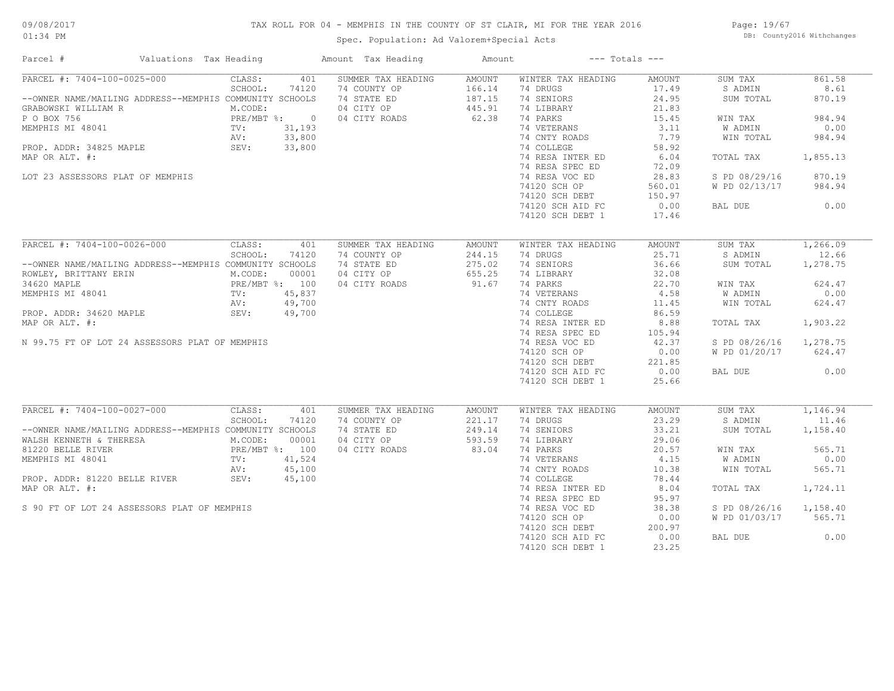# TAX ROLL FOR 04 - MEMPHIS IN THE COUNTY OF ST CLAIR, MI FOR THE YEAR 2016

Spec. Population: Ad Valorem+Special Acts

DB: County2016 Withchanges

| Parcel # | Valuations | Tax Heading | Amount | Tax Heading | Amount | --- Totals --- | |
|---|---|---|---|---|---|---|---|

## PARCEL #: 7404-100-0025-000

| Field | Value | SUMMER TAX HEADING | AMOUNT | WINTER TAX HEADING | AMOUNT | Totals | |
|---|---|---|---|---|---|---|---|
| CLASS: | 401 | 74 COUNTY OP | 166.14 | 74 DRUGS | 17.49 | SUM TAX | 861.58 |
| SCHOOL: | 74120 | 74 STATE ED | 187.15 | 74 SENIORS | 24.95 | S ADMIN | 8.61 |
| M.CODE: | | 04 CITY OP | 445.91 | 74 LIBRARY | 21.83 | SUM TOTAL | 870.19 |
| PRE/MBT %: | 0 | 04 CITY ROADS | 62.38 | 74 PARKS | 15.45 | WIN TAX | 984.94 |
| TV: | 31,193 | | | 74 VETERANS | 3.11 | W ADMIN | 0.00 |
| AV: | 33,800 | | | 74 CNTY ROADS | 7.79 | WIN TOTAL | 984.94 |
| SEV: | 33,800 | | | 74 COLLEGE | 58.92 | | |
| | | | | 74 RESA INTER ED | 6.04 | TOTAL TAX | 1,855.13 |
| | | | | 74 RESA SPEC ED | 72.09 | | |
| | | | | 74 RESA VOC ED | 28.83 | S PD 08/29/16 | 870.19 |
| | | | | 74120 SCH OP | 560.01 | W PD 02/13/17 | 984.94 |
| | | | | 74120 SCH DEBT | 150.97 | | |
| | | | | 74120 SCH AID FC | 0.00 | BAL DUE | 0.00 |
| | | | | 74120 SCH DEBT 1 | 17.46 | | |

--OWNER NAME/MAILING ADDRESS--MEMPHIS COMMUNITY SCHOOLS
GRABOWSKI WILLIAM R
P O BOX 756
MEMPHIS MI 48041

PROP. ADDR: 34825 MAPLE
MAP OR ALT. #:

LOT 23 ASSESSORS PLAT OF MEMPHIS

## PARCEL #: 7404-100-0026-000

| Field | Value | SUMMER TAX HEADING | AMOUNT | WINTER TAX HEADING | AMOUNT | Totals | |
|---|---|---|---|---|---|---|---|
| CLASS: | 401 | 74 COUNTY OP | 244.15 | 74 DRUGS | 25.71 | SUM TAX | 1,266.09 |
| SCHOOL: | 74120 | 74 STATE ED | 275.02 | 74 SENIORS | 36.66 | S ADMIN | 12.66 |
| M.CODE: | 00001 | 04 CITY OP | 655.25 | 74 LIBRARY | 32.08 | SUM TOTAL | 1,278.75 |
| PRE/MBT %: | 100 | 04 CITY ROADS | 91.67 | 74 PARKS | 22.70 | WIN TAX | 624.47 |
| TV: | 45,837 | | | 74 VETERANS | 4.58 | W ADMIN | 0.00 |
| AV: | 49,700 | | | 74 CNTY ROADS | 11.45 | WIN TOTAL | 624.47 |
| SEV: | 49,700 | | | 74 COLLEGE | 86.59 | | |
| | | | | 74 RESA INTER ED | 8.88 | TOTAL TAX | 1,903.22 |
| | | | | 74 RESA SPEC ED | 105.94 | | |
| | | | | 74 RESA VOC ED | 42.37 | S PD 08/26/16 | 1,278.75 |
| | | | | 74120 SCH OP | 0.00 | W PD 01/20/17 | 624.47 |
| | | | | 74120 SCH DEBT | 221.85 | | |
| | | | | 74120 SCH AID FC | 0.00 | BAL DUE | 0.00 |
| | | | | 74120 SCH DEBT 1 | 25.66 | | |

--OWNER NAME/MAILING ADDRESS--MEMPHIS COMMUNITY SCHOOLS
ROWLEY, BRITTANY ERIN
34620 MAPLE
MEMPHIS MI 48041

PROP. ADDR: 34620 MAPLE
MAP OR ALT. #:

N 99.75 FT OF LOT 24 ASSESSORS PLAT OF MEMPHIS

## PARCEL #: 7404-100-0027-000

| Field | Value | SUMMER TAX HEADING | AMOUNT | WINTER TAX HEADING | AMOUNT | Totals | |
|---|---|---|---|---|---|---|---|
| CLASS: | 401 | 74 COUNTY OP | 221.17 | 74 DRUGS | 23.29 | SUM TAX | 1,146.94 |
| SCHOOL: | 74120 | 74 STATE ED | 249.14 | 74 SENIORS | 33.21 | S ADMIN | 11.46 |
| M.CODE: | 00001 | 04 CITY OP | 593.59 | 74 LIBRARY | 29.06 | SUM TOTAL | 1,158.40 |
| PRE/MBT %: | 100 | 04 CITY ROADS | 83.04 | 74 PARKS | 20.57 | WIN TAX | 565.71 |
| TV: | 41,524 | | | 74 VETERANS | 4.15 | W ADMIN | 0.00 |
| AV: | 45,100 | | | 74 CNTY ROADS | 10.38 | WIN TOTAL | 565.71 |
| SEV: | 45,100 | | | 74 COLLEGE | 78.44 | | |
| | | | | 74 RESA INTER ED | 8.04 | TOTAL TAX | 1,724.11 |
| | | | | 74 RESA SPEC ED | 95.97 | | |
| | | | | 74 RESA VOC ED | 38.38 | S PD 08/26/16 | 1,158.40 |
| | | | | 74120 SCH OP | 0.00 | W PD 01/03/17 | 565.71 |
| | | | | 74120 SCH DEBT | 200.97 | | |
| | | | | 74120 SCH AID FC | 0.00 | BAL DUE | 0.00 |
| | | | | 74120 SCH DEBT 1 | 23.25 | | |

--OWNER NAME/MAILING ADDRESS--MEMPHIS COMMUNITY SCHOOLS
WALSH KENNETH & THERESA
81220 BELLE RIVER
MEMPHIS MI 48041

PROP. ADDR: 81220 BELLE RIVER
MAP OR ALT. #:

S 90 FT OF LOT 24 ASSESSORS PLAT OF MEMPHIS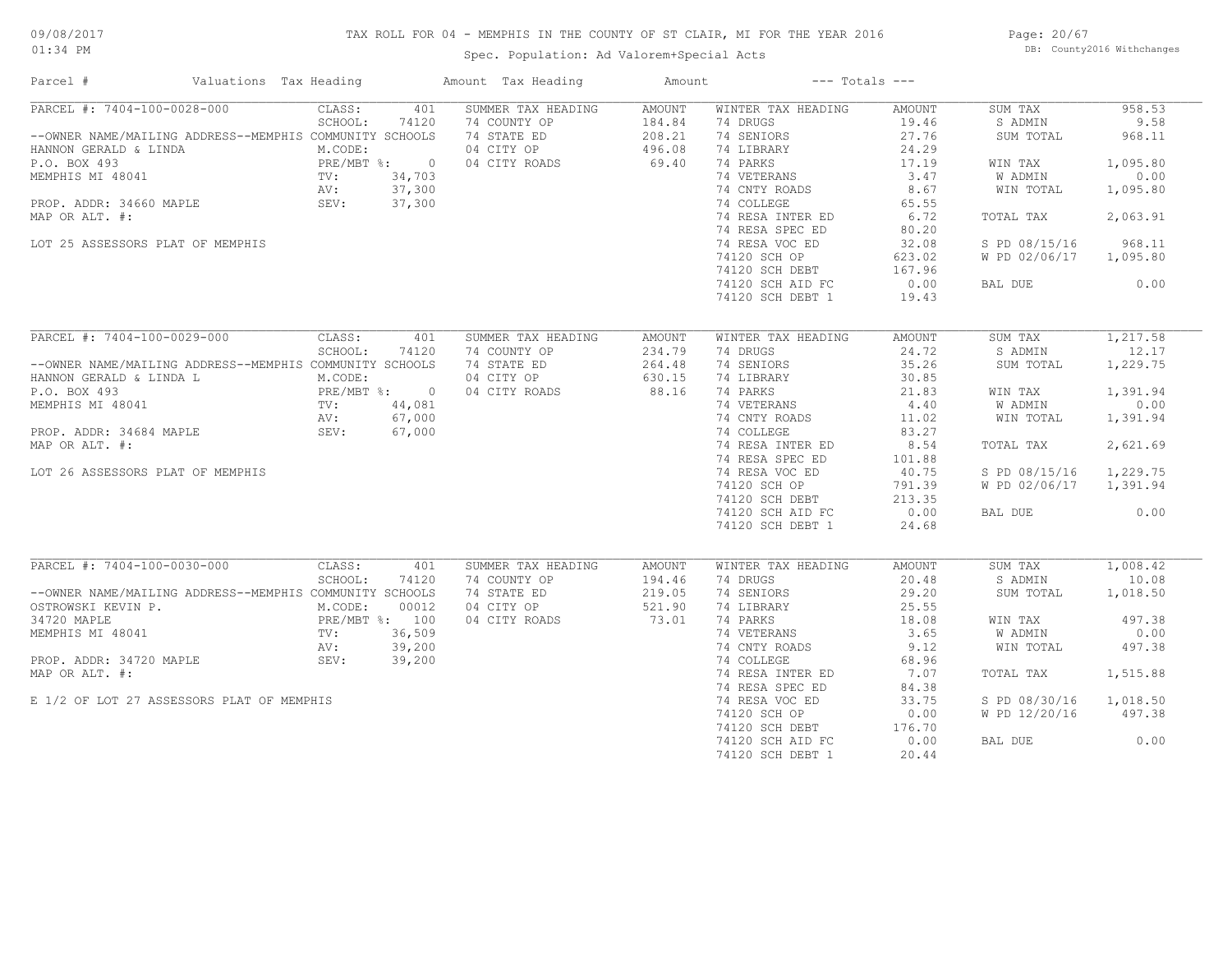# TAX ROLL FOR 04 - MEMPHIS IN THE COUNTY OF ST CLAIR, MI FOR THE YEAR 2016

Spec. Population: Ad Valorem+Special Acts

| Parcel # | Valuations | Tax Heading | Amount | Tax Heading | Amount | --- Totals --- | |
|---|---|---|---|---|---|---|---|
| PARCEL #: 7404-100-0028-000 | CLASS: 401 | SUMMER TAX HEADING | AMOUNT | WINTER TAX HEADING | AMOUNT | SUM TAX | 958.53 |
| | SCHOOL: 74120 | 74 COUNTY OP | 184.84 | 74 DRUGS | 19.46 | S ADMIN | 9.58 |
| --OWNER NAME/MAILING ADDRESS--MEMPHIS COMMUNITY SCHOOLS | | 74 STATE ED | 208.21 | 74 SENIORS | 27.76 | SUM TOTAL | 968.11 |
| HANNON GERALD & LINDA | M.CODE: | 04 CITY OP | 496.08 | 74 LIBRARY | 24.29 | | |
| P.O. BOX 493 | PRE/MBT %: 0 | 04 CITY ROADS | 69.40 | 74 PARKS | 17.19 | WIN TAX | 1,095.80 |
| MEMPHIS MI 48041 | TV: 34,703 | | | 74 VETERANS | 3.47 | W ADMIN | 0.00 |
| | AV: 37,300 | | | 74 CNTY ROADS | 8.67 | WIN TOTAL | 1,095.80 |
| PROP. ADDR: 34660 MAPLE | SEV: 37,300 | | | 74 COLLEGE | 65.55 | | |
| MAP OR ALT. #: | | | | 74 RESA INTER ED | 6.72 | TOTAL TAX | 2,063.91 |
| | | | | 74 RESA SPEC ED | 80.20 | | |
| LOT 25 ASSESSORS PLAT OF MEMPHIS | | | | 74 RESA VOC ED | 32.08 | S PD 08/15/16 | 968.11 |
| | | | | 74120 SCH OP | 623.02 | W PD 02/06/17 | 1,095.80 |
| | | | | 74120 SCH DEBT | 167.96 | | |
| | | | | 74120 SCH AID FC | 0.00 | BAL DUE | 0.00 |
| | | | | 74120 SCH DEBT 1 | 19.43 | | |
| PARCEL #: 7404-100-0029-000 | CLASS: 401 | SUMMER TAX HEADING | AMOUNT | WINTER TAX HEADING | AMOUNT | SUM TAX | 1,217.58 |
| | SCHOOL: 74120 | 74 COUNTY OP | 234.79 | 74 DRUGS | 24.72 | S ADMIN | 12.17 |
| --OWNER NAME/MAILING ADDRESS--MEMPHIS COMMUNITY SCHOOLS | | 74 STATE ED | 264.48 | 74 SENIORS | 35.26 | SUM TOTAL | 1,229.75 |
| HANNON GERALD & LINDA L | M.CODE: | 04 CITY OP | 630.15 | 74 LIBRARY | 30.85 | | |
| P.O. BOX 493 | PRE/MBT %: 0 | 04 CITY ROADS | 88.16 | 74 PARKS | 21.83 | WIN TAX | 1,391.94 |
| MEMPHIS MI 48041 | TV: 44,081 | | | 74 VETERANS | 4.40 | W ADMIN | 0.00 |
| | AV: 67,000 | | | 74 CNTY ROADS | 11.02 | WIN TOTAL | 1,391.94 |
| PROP. ADDR: 34684 MAPLE | SEV: 67,000 | | | 74 COLLEGE | 83.27 | | |
| MAP OR ALT. #: | | | | 74 RESA INTER ED | 8.54 | TOTAL TAX | 2,621.69 |
| | | | | 74 RESA SPEC ED | 101.88 | | |
| LOT 26 ASSESSORS PLAT OF MEMPHIS | | | | 74 RESA VOC ED | 40.75 | S PD 08/15/16 | 1,229.75 |
| | | | | 74120 SCH OP | 791.39 | W PD 02/06/17 | 1,391.94 |
| | | | | 74120 SCH DEBT | 213.35 | | |
| | | | | 74120 SCH AID FC | 0.00 | BAL DUE | 0.00 |
| | | | | 74120 SCH DEBT 1 | 24.68 | | |
| PARCEL #: 7404-100-0030-000 | CLASS: 401 | SUMMER TAX HEADING | AMOUNT | WINTER TAX HEADING | AMOUNT | SUM TAX | 1,008.42 |
| | SCHOOL: 74120 | 74 COUNTY OP | 194.46 | 74 DRUGS | 20.48 | S ADMIN | 10.08 |
| --OWNER NAME/MAILING ADDRESS--MEMPHIS COMMUNITY SCHOOLS | | 74 STATE ED | 219.05 | 74 SENIORS | 29.20 | SUM TOTAL | 1,018.50 |
| OSTROWSKI KEVIN P. | M.CODE: 00012 | 04 CITY OP | 521.90 | 74 LIBRARY | 25.55 | | |
| 34720 MAPLE | PRE/MBT %: 100 | 04 CITY ROADS | 73.01 | 74 PARKS | 18.08 | WIN TAX | 497.38 |
| MEMPHIS MI 48041 | TV: 36,509 | | | 74 VETERANS | 3.65 | W ADMIN | 0.00 |
| | AV: 39,200 | | | 74 CNTY ROADS | 9.12 | WIN TOTAL | 497.38 |
| PROP. ADDR: 34720 MAPLE | SEV: 39,200 | | | 74 COLLEGE | 68.96 | | |
| MAP OR ALT. #: | | | | 74 RESA INTER ED | 7.07 | TOTAL TAX | 1,515.88 |
| | | | | 74 RESA SPEC ED | 84.38 | | |
| E 1/2 OF LOT 27 ASSESSORS PLAT OF MEMPHIS | | | | 74 RESA VOC ED | 33.75 | S PD 08/30/16 | 1,018.50 |
| | | | | 74120 SCH OP | 0.00 | W PD 12/20/16 | 497.38 |
| | | | | 74120 SCH DEBT | 176.70 | | |
| | | | | 74120 SCH AID FC | 0.00 | BAL DUE | 0.00 |
| | | | | 74120 SCH DEBT 1 | 20.44 | | |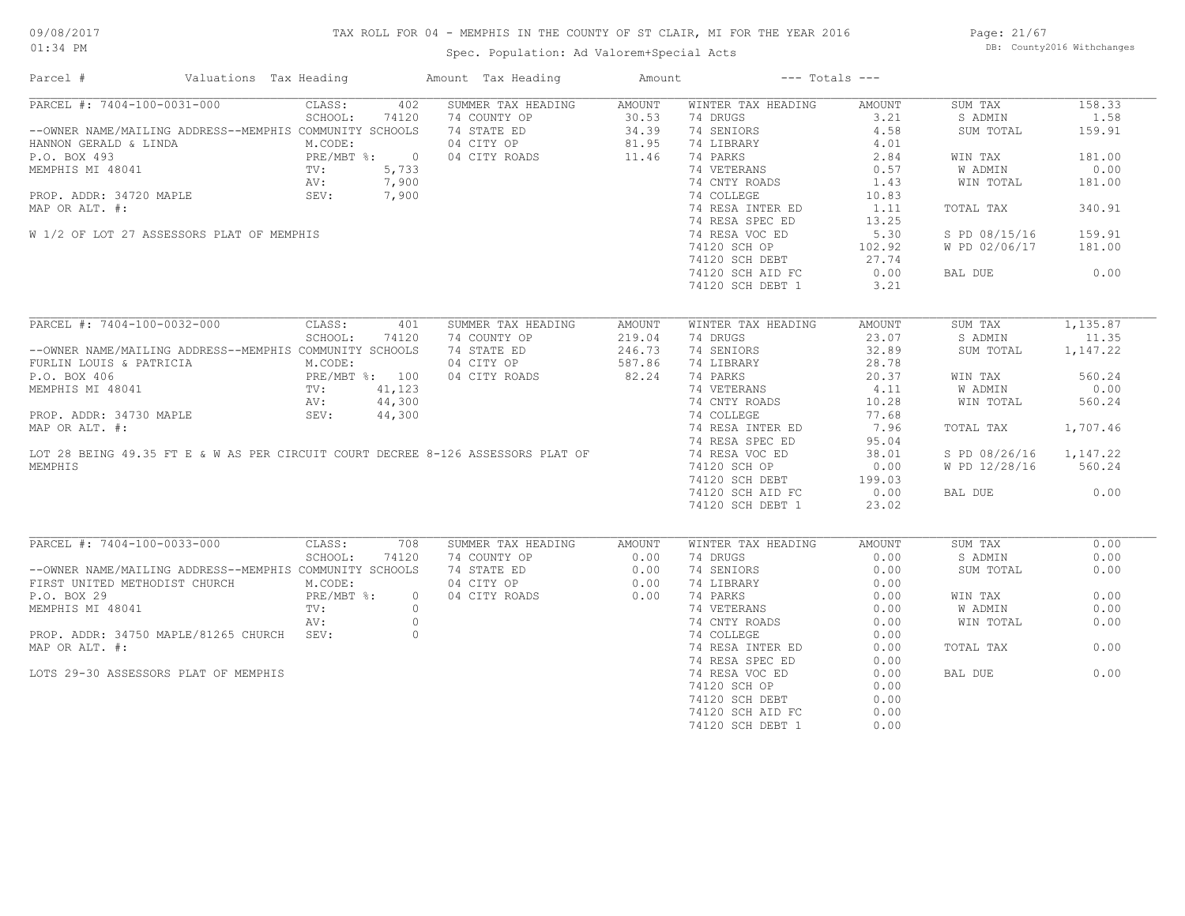# TAX ROLL FOR 04 - MEMPHIS IN THE COUNTY OF ST CLAIR, MI FOR THE YEAR 2016

Spec. Population: Ad Valorem+Special Acts

09/08/2017 01:34 PM — DB: County2016 Withchanges

| Parcel # | Valuations | Tax Heading | Amount | Tax Heading | Amount | --- Totals --- | |
|---|---|---|---|---|---|---|---|

## PARCEL #: 7404-100-0031-000

| Parcel Info | Valuations | Summer Tax Heading | Amount | Winter Tax Heading | Amount | Totals | |
|---|---|---|---|---|---|---|---|
| | CLASS: 402 | SUMMER TAX HEADING | AMOUNT | WINTER TAX HEADING | AMOUNT | SUM TAX | 158.33 |
| --OWNER NAME/MAILING ADDRESS--MEMPHIS COMMUNITY SCHOOLS | SCHOOL: 74120 | 74 COUNTY OP | 30.53 | 74 DRUGS | 3.21 | S ADMIN | 1.58 |
| HANNON GERALD & LINDA | M.CODE: | 74 STATE ED | 34.39 | 74 SENIORS | 4.58 | SUM TOTAL | 159.91 |
| P.O. BOX 493 | PRE/MBT %: 0 | 04 CITY OP | 81.95 | 74 LIBRARY | 4.01 | | |
| MEMPHIS MI 48041 | TV: 5,733 | 04 CITY ROADS | 11.46 | 74 PARKS | 2.84 | WIN TAX | 181.00 |
| | AV: 7,900 | | | 74 VETERANS | 0.57 | W ADMIN | 0.00 |
| PROP. ADDR: 34720 MAPLE | SEV: 7,900 | | | 74 CNTY ROADS | 1.43 | WIN TOTAL | 181.00 |
| MAP OR ALT. #: | | | | 74 COLLEGE | 10.83 | | |
| | | | | 74 RESA INTER ED | 1.11 | TOTAL TAX | 340.91 |
| W 1/2 OF LOT 27 ASSESSORS PLAT OF MEMPHIS | | | | 74 RESA SPEC ED | 13.25 | | |
| | | | | 74 RESA VOC ED | 5.30 | S PD 08/15/16 | 159.91 |
| | | | | 74120 SCH OP | 102.92 | W PD 02/06/17 | 181.00 |
| | | | | 74120 SCH DEBT | 27.74 | | |
| | | | | 74120 SCH AID FC | 0.00 | BAL DUE | 0.00 |
| | | | | 74120 SCH DEBT 1 | 3.21 | | |

## PARCEL #: 7404-100-0032-000

| Parcel Info | Valuations | Summer Tax Heading | Amount | Winter Tax Heading | Amount | Totals | |
|---|---|---|---|---|---|---|---|
| | CLASS: 401 | SUMMER TAX HEADING | AMOUNT | WINTER TAX HEADING | AMOUNT | SUM TAX | 1,135.87 |
| --OWNER NAME/MAILING ADDRESS--MEMPHIS COMMUNITY SCHOOLS | SCHOOL: 74120 | 74 COUNTY OP | 219.04 | 74 DRUGS | 23.07 | S ADMIN | 11.35 |
| FURLIN LOUIS & PATRICIA | M.CODE: | 74 STATE ED | 246.73 | 74 SENIORS | 32.89 | SUM TOTAL | 1,147.22 |
| P.O. BOX 406 | PRE/MBT %: 100 | 04 CITY OP | 587.86 | 74 LIBRARY | 28.78 | | |
| MEMPHIS MI 48041 | TV: 41,123 | 04 CITY ROADS | 82.24 | 74 PARKS | 20.37 | WIN TAX | 560.24 |
| | AV: 44,300 | | | 74 VETERANS | 4.11 | W ADMIN | 0.00 |
| PROP. ADDR: 34730 MAPLE | SEV: 44,300 | | | 74 CNTY ROADS | 10.28 | WIN TOTAL | 560.24 |
| MAP OR ALT. #: | | | | 74 COLLEGE | 77.68 | | |
| | | | | 74 RESA INTER ED | 7.96 | TOTAL TAX | 1,707.46 |
| | | | | 74 RESA SPEC ED | 95.04 | | |
| LOT 28 BEING 49.35 FT E & W AS PER CIRCUIT COURT DECREE 8-126 ASSESSORS PLAT OF MEMPHIS | | | | 74 RESA VOC ED | 38.01 | S PD 08/26/16 | 1,147.22 |
| | | | | 74120 SCH OP | 0.00 | W PD 12/28/16 | 560.24 |
| | | | | 74120 SCH DEBT | 199.03 | | |
| | | | | 74120 SCH AID FC | 0.00 | BAL DUE | 0.00 |
| | | | | 74120 SCH DEBT 1 | 23.02 | | |

## PARCEL #: 7404-100-0033-000

| Parcel Info | Valuations | Summer Tax Heading | Amount | Winter Tax Heading | Amount | Totals | |
|---|---|---|---|---|---|---|---|
| | CLASS: 708 | SUMMER TAX HEADING | AMOUNT | WINTER TAX HEADING | AMOUNT | SUM TAX | 0.00 |
| --OWNER NAME/MAILING ADDRESS--MEMPHIS COMMUNITY SCHOOLS | SCHOOL: 74120 | 74 COUNTY OP | 0.00 | 74 DRUGS | 0.00 | S ADMIN | 0.00 |
| FIRST UNITED METHODIST CHURCH | M.CODE: | 74 STATE ED | 0.00 | 74 SENIORS | 0.00 | SUM TOTAL | 0.00 |
| P.O. BOX 29 | PRE/MBT %: 0 | 04 CITY OP | 0.00 | 74 LIBRARY | 0.00 | | |
| MEMPHIS MI 48041 | TV: 0 | 04 CITY ROADS | 0.00 | 74 PARKS | 0.00 | WIN TAX | 0.00 |
| | AV: 0 | | | 74 VETERANS | 0.00 | W ADMIN | 0.00 |
| PROP. ADDR: 34750 MAPLE/81265 CHURCH | SEV: 0 | | | 74 CNTY ROADS | 0.00 | WIN TOTAL | 0.00 |
| MAP OR ALT. #: | | | | 74 COLLEGE | 0.00 | | |
| | | | | 74 RESA INTER ED | 0.00 | TOTAL TAX | 0.00 |
| | | | | 74 RESA SPEC ED | 0.00 | | |
| LOTS 29-30 ASSESSORS PLAT OF MEMPHIS | | | | 74 RESA VOC ED | 0.00 | BAL DUE | 0.00 |
| | | | | 74120 SCH OP | 0.00 | | |
| | | | | 74120 SCH DEBT | 0.00 | | |
| | | | | 74120 SCH AID FC | 0.00 | | |
| | | | | 74120 SCH DEBT 1 | 0.00 | | |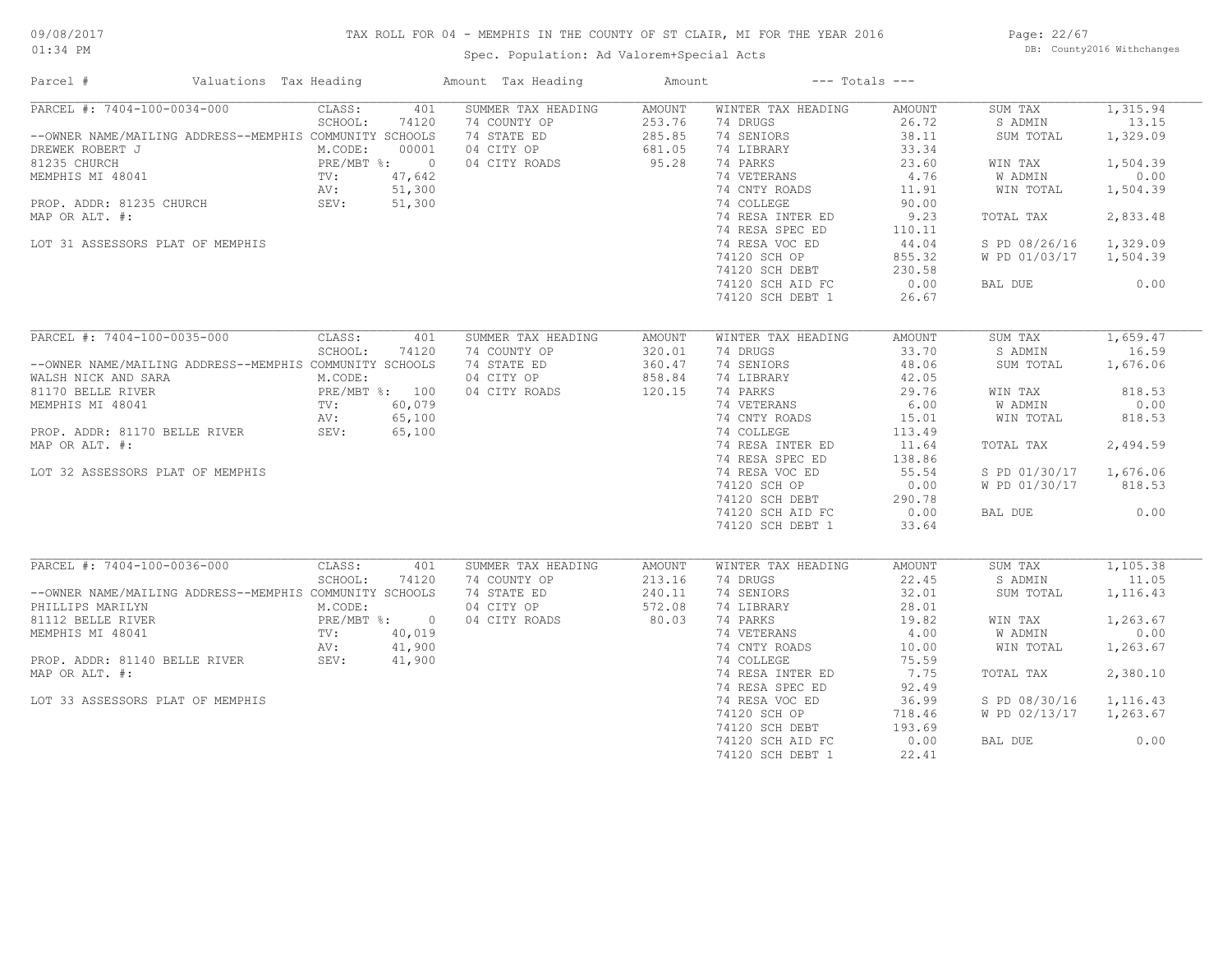# TAX ROLL FOR 04 - MEMPHIS IN THE COUNTY OF ST CLAIR, MI FOR THE YEAR 2016

Spec. Population: Ad Valorem+Special Acts

09/08/2017 01:34 PM

DB: County2016 Withchanges

| Parcel # | Valuations | Tax Heading | Amount | Tax Heading | Amount | --- Totals --- | |
|---|---|---|---|---|---|---|---|
| PARCEL #: 7404-100-0034-000 | CLASS: 401 | SUMMER TAX HEADING | AMOUNT | WINTER TAX HEADING | AMOUNT | SUM TAX | 1,315.94 |
| | SCHOOL: 74120 | 74 COUNTY OP | 253.76 | 74 DRUGS | 26.72 | S ADMIN | 13.15 |
| --OWNER NAME/MAILING ADDRESS--MEMPHIS COMMUNITY SCHOOLS | | 74 STATE ED | 285.85 | 74 SENIORS | 38.11 | SUM TOTAL | 1,329.09 |
| DREWEK ROBERT J | M.CODE: 00001 | 04 CITY OP | 681.05 | 74 LIBRARY | 33.34 | | |
| 81235 CHURCH | PRE/MBT %: 0 | 04 CITY ROADS | 95.28 | 74 PARKS | 23.60 | WIN TAX | 1,504.39 |
| MEMPHIS MI 48041 | TV: 47,642 | | | 74 VETERANS | 4.76 | W ADMIN | 0.00 |
| | AV: 51,300 | | | 74 CNTY ROADS | 11.91 | WIN TOTAL | 1,504.39 |
| PROP. ADDR: 81235 CHURCH | SEV: 51,300 | | | 74 COLLEGE | 90.00 | | |
| MAP OR ALT. #: | | | | 74 RESA INTER ED | 9.23 | TOTAL TAX | 2,833.48 |
| | | | | 74 RESA SPEC ED | 110.11 | | |
| LOT 31 ASSESSORS PLAT OF MEMPHIS | | | | 74 RESA VOC ED | 44.04 | S PD 08/26/16 | 1,329.09 |
| | | | | 74120 SCH OP | 855.32 | W PD 01/03/17 | 1,504.39 |
| | | | | 74120 SCH DEBT | 230.58 | | |
| | | | | 74120 SCH AID FC | 0.00 | BAL DUE | 0.00 |
| | | | | 74120 SCH DEBT 1 | 26.67 | | |
| PARCEL #: 7404-100-0035-000 | CLASS: 401 | SUMMER TAX HEADING | AMOUNT | WINTER TAX HEADING | AMOUNT | SUM TAX | 1,659.47 |
| | SCHOOL: 74120 | 74 COUNTY OP | 320.01 | 74 DRUGS | 33.70 | S ADMIN | 16.59 |
| --OWNER NAME/MAILING ADDRESS--MEMPHIS COMMUNITY SCHOOLS | | 74 STATE ED | 360.47 | 74 SENIORS | 48.06 | SUM TOTAL | 1,676.06 |
| WALSH NICK AND SARA | M.CODE: | 04 CITY OP | 858.84 | 74 LIBRARY | 42.05 | | |
| 81170 BELLE RIVER | PRE/MBT %: 100 | 04 CITY ROADS | 120.15 | 74 PARKS | 29.76 | WIN TAX | 818.53 |
| MEMPHIS MI 48041 | TV: 60,079 | | | 74 VETERANS | 6.00 | W ADMIN | 0.00 |
| | AV: 65,100 | | | 74 CNTY ROADS | 15.01 | WIN TOTAL | 818.53 |
| PROP. ADDR: 81170 BELLE RIVER | SEV: 65,100 | | | 74 COLLEGE | 113.49 | | |
| MAP OR ALT. #: | | | | 74 RESA INTER ED | 11.64 | TOTAL TAX | 2,494.59 |
| | | | | 74 RESA SPEC ED | 138.86 | | |
| LOT 32 ASSESSORS PLAT OF MEMPHIS | | | | 74 RESA VOC ED | 55.54 | S PD 01/30/17 | 1,676.06 |
| | | | | 74120 SCH OP | 0.00 | W PD 01/30/17 | 818.53 |
| | | | | 74120 SCH DEBT | 290.78 | | |
| | | | | 74120 SCH AID FC | 0.00 | BAL DUE | 0.00 |
| | | | | 74120 SCH DEBT 1 | 33.64 | | |
| PARCEL #: 7404-100-0036-000 | CLASS: 401 | SUMMER TAX HEADING | AMOUNT | WINTER TAX HEADING | AMOUNT | SUM TAX | 1,105.38 |
| | SCHOOL: 74120 | 74 COUNTY OP | 213.16 | 74 DRUGS | 22.45 | S ADMIN | 11.05 |
| --OWNER NAME/MAILING ADDRESS--MEMPHIS COMMUNITY SCHOOLS | | 74 STATE ED | 240.11 | 74 SENIORS | 32.01 | SUM TOTAL | 1,116.43 |
| PHILLIPS MARILYN | M.CODE: | 04 CITY OP | 572.08 | 74 LIBRARY | 28.01 | | |
| 81112 BELLE RIVER | PRE/MBT %: 0 | 04 CITY ROADS | 80.03 | 74 PARKS | 19.82 | WIN TAX | 1,263.67 |
| MEMPHIS MI 48041 | TV: 40,019 | | | 74 VETERANS | 4.00 | W ADMIN | 0.00 |
| | AV: 41,900 | | | 74 CNTY ROADS | 10.00 | WIN TOTAL | 1,263.67 |
| PROP. ADDR: 81140 BELLE RIVER | SEV: 41,900 | | | 74 COLLEGE | 75.59 | | |
| MAP OR ALT. #: | | | | 74 RESA INTER ED | 7.75 | TOTAL TAX | 2,380.10 |
| | | | | 74 RESA SPEC ED | 92.49 | | |
| LOT 33 ASSESSORS PLAT OF MEMPHIS | | | | 74 RESA VOC ED | 36.99 | S PD 08/30/16 | 1,116.43 |
| | | | | 74120 SCH OP | 718.46 | W PD 02/13/17 | 1,263.67 |
| | | | | 74120 SCH DEBT | 193.69 | | |
| | | | | 74120 SCH AID FC | 0.00 | BAL DUE | 0.00 |
| | | | | 74120 SCH DEBT 1 | 22.41 | | |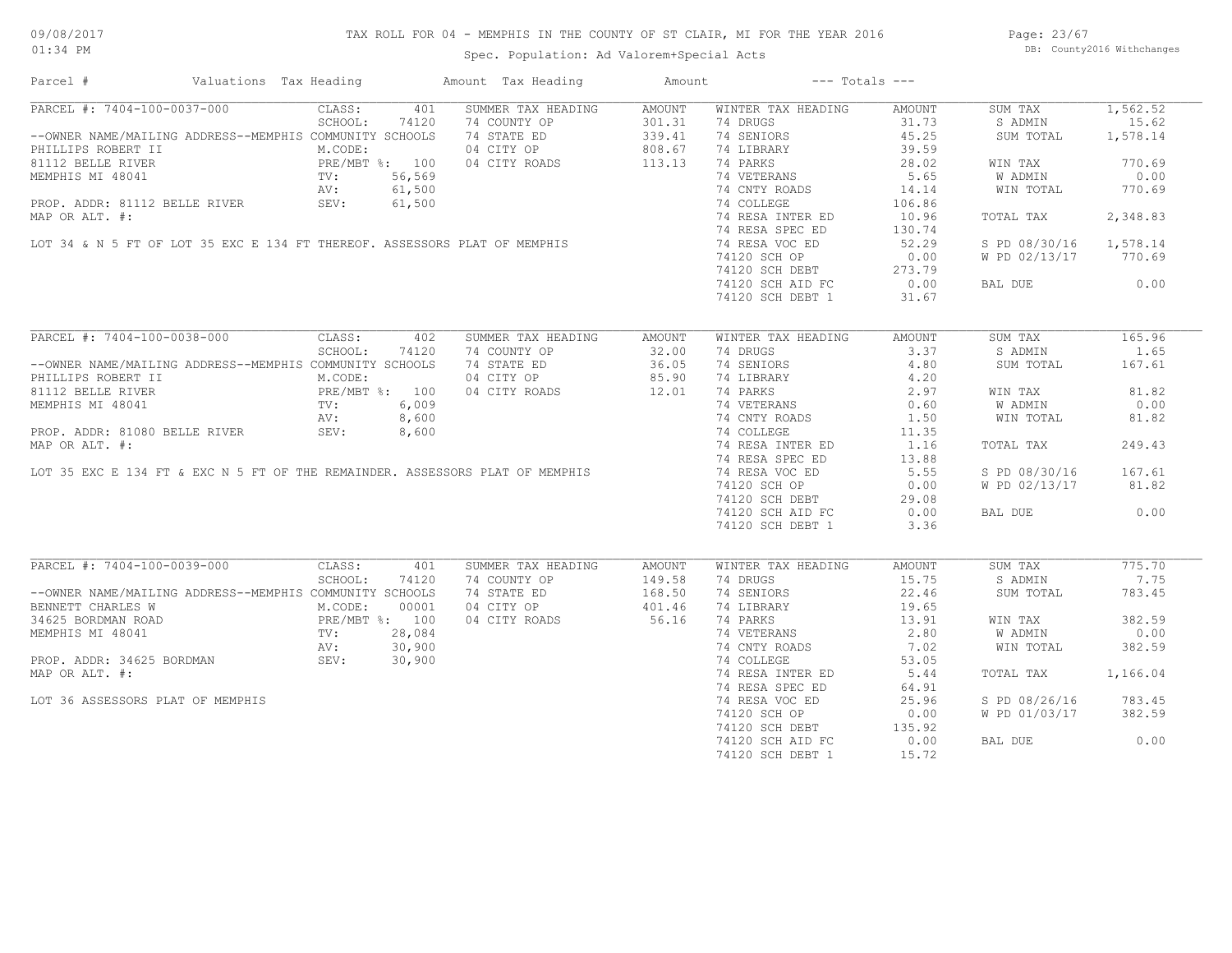# TAX ROLL FOR 04 - MEMPHIS IN THE COUNTY OF ST CLAIR, MI FOR THE YEAR 2016

09/08/2017
01:34 PM

Spec. Population: Ad Valorem+Special Acts

DB: County2016 Withchanges

| Parcel # | Valuations | Tax Heading | Amount | Tax Heading | Amount | --- Totals --- | |
|---|---|---|---|---|---|---|---|

## PARCEL #: 7404-100-0037-000

| | | | | | | | |
|---|---|---|---|---|---|---|---|
| CLASS: | 401 | SUMMER TAX HEADING | AMOUNT | WINTER TAX HEADING | AMOUNT | SUM TAX | 1,562.52 |
| SCHOOL: | 74120 | 74 COUNTY OP | 301.31 | 74 DRUGS | 31.73 | S ADMIN | 15.62 |
| M.CODE: | | 74 STATE ED | 339.41 | 74 SENIORS | 45.25 | SUM TOTAL | 1,578.14 |
| PRE/MBT %: | 100 | 04 CITY OP | 808.67 | 74 LIBRARY | 39.59 | | |
| TV: | 56,569 | 04 CITY ROADS | 113.13 | 74 PARKS | 28.02 | WIN TAX | 770.69 |
| AV: | 61,500 | | | 74 VETERANS | 5.65 | W ADMIN | 0.00 |
| SEV: | 61,500 | | | 74 CNTY ROADS | 14.14 | WIN TOTAL | 770.69 |
| | | | | 74 COLLEGE | 106.86 | | |
| | | | | 74 RESA INTER ED | 10.96 | TOTAL TAX | 2,348.83 |
| | | | | 74 RESA SPEC ED | 130.74 | | |
| | | | | 74 RESA VOC ED | 52.29 | S PD 08/30/16 | 1,578.14 |
| | | | | 74120 SCH OP | 0.00 | W PD 02/13/17 | 770.69 |
| | | | | 74120 SCH DEBT | 273.79 | | |
| | | | | 74120 SCH AID FC | 0.00 | BAL DUE | 0.00 |
| | | | | 74120 SCH DEBT 1 | 31.67 | | |

--OWNER NAME/MAILING ADDRESS--MEMPHIS COMMUNITY SCHOOLS
PHILLIPS ROBERT II
81112 BELLE RIVER
MEMPHIS MI 48041

PROP. ADDR: 81112 BELLE RIVER
MAP OR ALT. #:

LOT 34 & N 5 FT OF LOT 35 EXC E 134 FT THEREOF. ASSESSORS PLAT OF MEMPHIS

## PARCEL #: 7404-100-0038-000

| | | | | | | | |
|---|---|---|---|---|---|---|---|
| CLASS: | 402 | SUMMER TAX HEADING | AMOUNT | WINTER TAX HEADING | AMOUNT | SUM TAX | 165.96 |
| SCHOOL: | 74120 | 74 COUNTY OP | 32.00 | 74 DRUGS | 3.37 | S ADMIN | 1.65 |
| M.CODE: | | 74 STATE ED | 36.05 | 74 SENIORS | 4.80 | SUM TOTAL | 167.61 |
| PRE/MBT %: | 100 | 04 CITY OP | 85.90 | 74 LIBRARY | 4.20 | | |
| TV: | 6,009 | 04 CITY ROADS | 12.01 | 74 PARKS | 2.97 | WIN TAX | 81.82 |
| AV: | 8,600 | | | 74 VETERANS | 0.60 | W ADMIN | 0.00 |
| SEV: | 8,600 | | | 74 CNTY ROADS | 1.50 | WIN TOTAL | 81.82 |
| | | | | 74 COLLEGE | 11.35 | | |
| | | | | 74 RESA INTER ED | 1.16 | TOTAL TAX | 249.43 |
| | | | | 74 RESA SPEC ED | 13.88 | | |
| | | | | 74 RESA VOC ED | 5.55 | S PD 08/30/16 | 167.61 |
| | | | | 74120 SCH OP | 0.00 | W PD 02/13/17 | 81.82 |
| | | | | 74120 SCH DEBT | 29.08 | | |
| | | | | 74120 SCH AID FC | 0.00 | BAL DUE | 0.00 |
| | | | | 74120 SCH DEBT 1 | 3.36 | | |

--OWNER NAME/MAILING ADDRESS--MEMPHIS COMMUNITY SCHOOLS
PHILLIPS ROBERT II
81112 BELLE RIVER
MEMPHIS MI 48041

PROP. ADDR: 81080 BELLE RIVER
MAP OR ALT. #:

LOT 35 EXC E 134 FT & EXC N 5 FT OF THE REMAINDER. ASSESSORS PLAT OF MEMPHIS

## PARCEL #: 7404-100-0039-000

| | | | | | | | |
|---|---|---|---|---|---|---|---|
| CLASS: | 401 | SUMMER TAX HEADING | AMOUNT | WINTER TAX HEADING | AMOUNT | SUM TAX | 775.70 |
| SCHOOL: | 74120 | 74 COUNTY OP | 149.58 | 74 DRUGS | 15.75 | S ADMIN | 7.75 |
| M.CODE: | 00001 | 74 STATE ED | 168.50 | 74 SENIORS | 22.46 | SUM TOTAL | 783.45 |
| PRE/MBT %: | 100 | 04 CITY OP | 401.46 | 74 LIBRARY | 19.65 | | |
| TV: | 28,084 | 04 CITY ROADS | 56.16 | 74 PARKS | 13.91 | WIN TAX | 382.59 |
| AV: | 30,900 | | | 74 VETERANS | 2.80 | W ADMIN | 0.00 |
| SEV: | 30,900 | | | 74 CNTY ROADS | 7.02 | WIN TOTAL | 382.59 |
| | | | | 74 COLLEGE | 53.05 | | |
| | | | | 74 RESA INTER ED | 5.44 | TOTAL TAX | 1,166.04 |
| | | | | 74 RESA SPEC ED | 64.91 | | |
| | | | | 74 RESA VOC ED | 25.96 | S PD 08/26/16 | 783.45 |
| | | | | 74120 SCH OP | 0.00 | W PD 01/03/17 | 382.59 |
| | | | | 74120 SCH DEBT | 135.92 | | |
| | | | | 74120 SCH AID FC | 0.00 | BAL DUE | 0.00 |
| | | | | 74120 SCH DEBT 1 | 15.72 | | |

--OWNER NAME/MAILING ADDRESS--MEMPHIS COMMUNITY SCHOOLS
BENNETT CHARLES W
34625 BORDMAN ROAD
MEMPHIS MI 48041

PROP. ADDR: 34625 BORDMAN
MAP OR ALT. #:

LOT 36 ASSESSORS PLAT OF MEMPHIS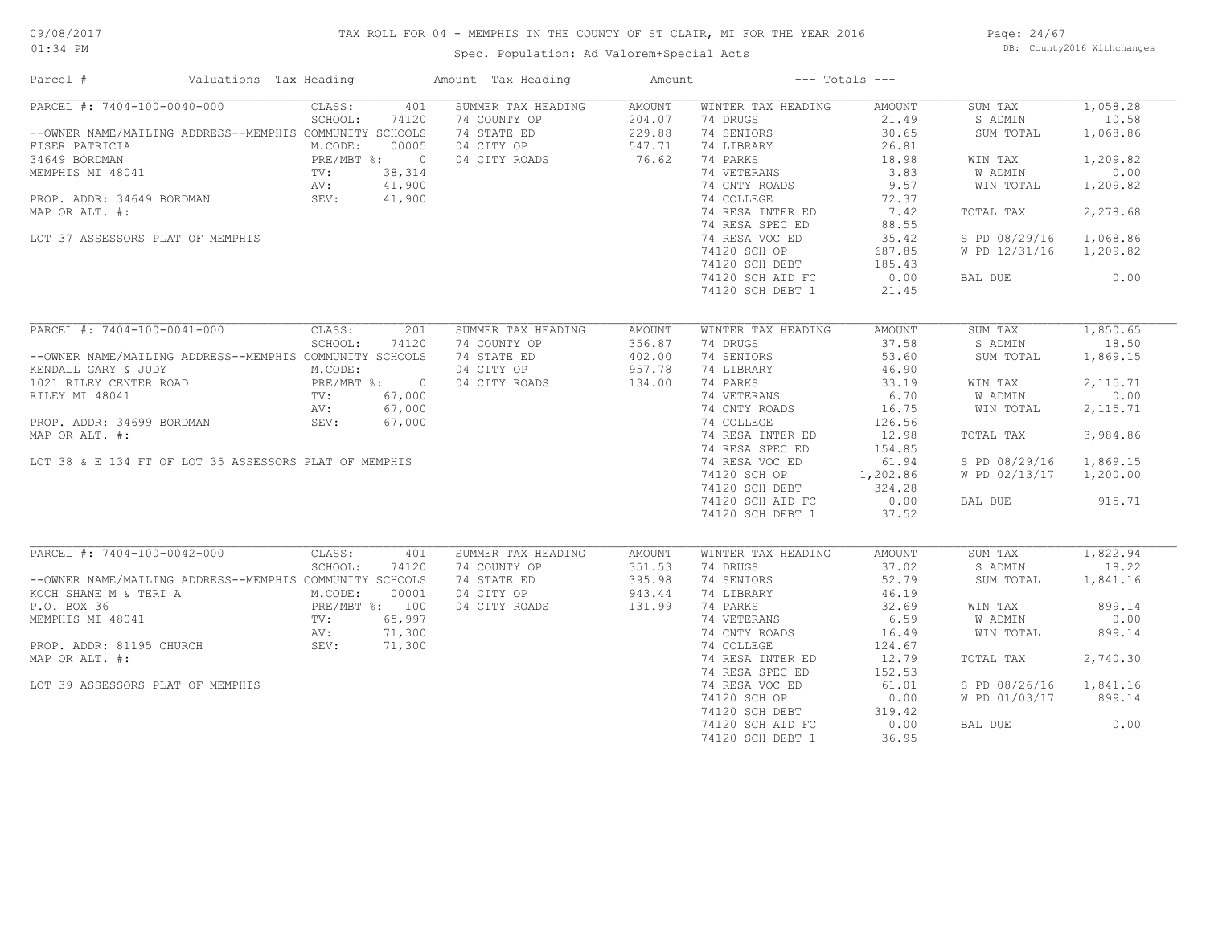# TAX ROLL FOR 04 - MEMPHIS IN THE COUNTY OF ST CLAIR, MI FOR THE YEAR 2016

Spec. Population: Ad Valorem+Special Acts

DB: County2016 Withchanges

09/08/2017
01:34 PM

| Parcel # | Valuations | Tax Heading | Amount | Tax Heading | Amount | --- Totals --- | |
|---|---|---|---|---|---|---|---|
| PARCEL #: 7404-100-0040-000 | CLASS: 401 | SUMMER TAX HEADING | AMOUNT | WINTER TAX HEADING | AMOUNT | SUM TAX | 1,058.28 |
| | SCHOOL: 74120 | 74 COUNTY OP | 204.07 | 74 DRUGS | 21.49 | S ADMIN | 10.58 |
| --OWNER NAME/MAILING ADDRESS--MEMPHIS COMMUNITY SCHOOLS | | 74 STATE ED | 229.88 | 74 SENIORS | 30.65 | SUM TOTAL | 1,068.86 |
| FISER PATRICIA | M.CODE: 00005 | 04 CITY OP | 547.71 | 74 LIBRARY | 26.81 | | |
| 34649 BORDMAN | PRE/MBT %: 0 | 04 CITY ROADS | 76.62 | 74 PARKS | 18.98 | WIN TAX | 1,209.82 |
| MEMPHIS MI 48041 | TV: 38,314 | | | 74 VETERANS | 3.83 | W ADMIN | 0.00 |
| | AV: 41,900 | | | 74 CNTY ROADS | 9.57 | WIN TOTAL | 1,209.82 |
| PROP. ADDR: 34649 BORDMAN | SEV: 41,900 | | | 74 COLLEGE | 72.37 | | |
| MAP OR ALT. #: | | | | 74 RESA INTER ED | 7.42 | TOTAL TAX | 2,278.68 |
| | | | | 74 RESA SPEC ED | 88.55 | | |
| LOT 37 ASSESSORS PLAT OF MEMPHIS | | | | 74 RESA VOC ED | 35.42 | S PD 08/29/16 | 1,068.86 |
| | | | | 74120 SCH OP | 687.85 | W PD 12/31/16 | 1,209.82 |
| | | | | 74120 SCH DEBT | 185.43 | | |
| | | | | 74120 SCH AID FC | 0.00 | BAL DUE | 0.00 |
| | | | | 74120 SCH DEBT 1 | 21.45 | | |
| PARCEL #: 7404-100-0041-000 | CLASS: 201 | SUMMER TAX HEADING | AMOUNT | WINTER TAX HEADING | AMOUNT | SUM TAX | 1,850.65 |
| | SCHOOL: 74120 | 74 COUNTY OP | 356.87 | 74 DRUGS | 37.58 | S ADMIN | 18.50 |
| --OWNER NAME/MAILING ADDRESS--MEMPHIS COMMUNITY SCHOOLS | | 74 STATE ED | 402.00 | 74 SENIORS | 53.60 | SUM TOTAL | 1,869.15 |
| KENDALL GARY & JUDY | M.CODE: | 04 CITY OP | 957.78 | 74 LIBRARY | 46.90 | | |
| 1021 RILEY CENTER ROAD | PRE/MBT %: 0 | 04 CITY ROADS | 134.00 | 74 PARKS | 33.19 | WIN TAX | 2,115.71 |
| RILEY MI 48041 | TV: 67,000 | | | 74 VETERANS | 6.70 | W ADMIN | 0.00 |
| | AV: 67,000 | | | 74 CNTY ROADS | 16.75 | WIN TOTAL | 2,115.71 |
| PROP. ADDR: 34699 BORDMAN | SEV: 67,000 | | | 74 COLLEGE | 126.56 | | |
| MAP OR ALT. #: | | | | 74 RESA INTER ED | 12.98 | TOTAL TAX | 3,984.86 |
| | | | | 74 RESA SPEC ED | 154.85 | | |
| LOT 38 & E 134 FT OF LOT 35 ASSESSORS PLAT OF MEMPHIS | | | | 74 RESA VOC ED | 61.94 | S PD 08/29/16 | 1,869.15 |
| | | | | 74120 SCH OP | 1,202.86 | W PD 02/13/17 | 1,200.00 |
| | | | | 74120 SCH DEBT | 324.28 | | |
| | | | | 74120 SCH AID FC | 0.00 | BAL DUE | 915.71 |
| | | | | 74120 SCH DEBT 1 | 37.52 | | |
| PARCEL #: 7404-100-0042-000 | CLASS: 401 | SUMMER TAX HEADING | AMOUNT | WINTER TAX HEADING | AMOUNT | SUM TAX | 1,822.94 |
| | SCHOOL: 74120 | 74 COUNTY OP | 351.53 | 74 DRUGS | 37.02 | S ADMIN | 18.22 |
| --OWNER NAME/MAILING ADDRESS--MEMPHIS COMMUNITY SCHOOLS | | 74 STATE ED | 395.98 | 74 SENIORS | 52.79 | SUM TOTAL | 1,841.16 |
| KOCH SHANE M & TERI A | M.CODE: 00001 | 04 CITY OP | 943.44 | 74 LIBRARY | 46.19 | | |
| P.O. BOX 36 | PRE/MBT %: 100 | 04 CITY ROADS | 131.99 | 74 PARKS | 32.69 | WIN TAX | 899.14 |
| MEMPHIS MI 48041 | TV: 65,997 | | | 74 VETERANS | 6.59 | W ADMIN | 0.00 |
| | AV: 71,300 | | | 74 CNTY ROADS | 16.49 | WIN TOTAL | 899.14 |
| PROP. ADDR: 81195 CHURCH | SEV: 71,300 | | | 74 COLLEGE | 124.67 | | |
| MAP OR ALT. #: | | | | 74 RESA INTER ED | 12.79 | TOTAL TAX | 2,740.30 |
| | | | | 74 RESA SPEC ED | 152.53 | | |
| LOT 39 ASSESSORS PLAT OF MEMPHIS | | | | 74 RESA VOC ED | 61.01 | S PD 08/26/16 | 1,841.16 |
| | | | | 74120 SCH OP | 0.00 | W PD 01/03/17 | 899.14 |
| | | | | 74120 SCH DEBT | 319.42 | | |
| | | | | 74120 SCH AID FC | 0.00 | BAL DUE | 0.00 |
| | | | | 74120 SCH DEBT 1 | 36.95 | | |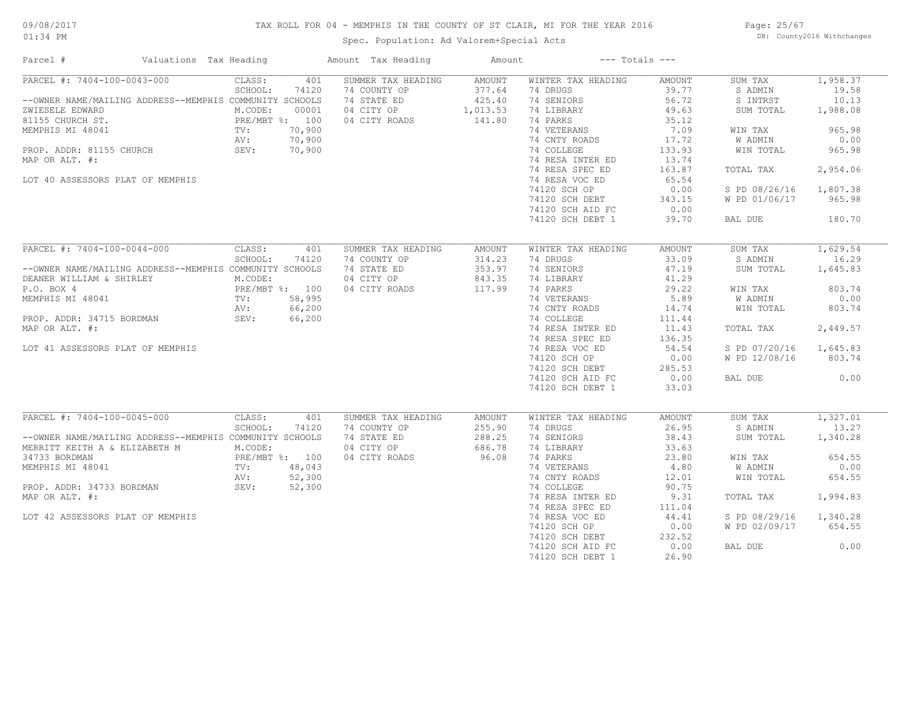# TAX ROLL FOR 04 - MEMPHIS IN THE COUNTY OF ST CLAIR, MI FOR THE YEAR 2016

Spec. Population: Ad Valorem+Special Acts

09/08/2017 01:34 PM — DB: County2016 Withchanges

| Parcel # | Valuations | Tax Heading | Amount | Tax Heading | Amount | --- Totals --- | |
|---|---|---|---|---|---|---|---|

## PARCEL #: 7404-100-0043-000

| Parcel Info | Valuations | Summer Tax Heading | Amount | Winter Tax Heading | Amount | Totals | |
|---|---|---|---|---|---|---|---|
| --OWNER NAME/MAILING ADDRESS--MEMPHIS COMMUNITY SCHOOLS | CLASS: 401 | 74 COUNTY OP | 377.64 | 74 DRUGS | 39.77 | SUM TAX | 1,958.37 |
| ZWIESELE EDWARD | SCHOOL: 74120 | 74 STATE ED | 425.40 | 74 SENIORS | 56.72 | S ADMIN | 19.58 |
| 81155 CHURCH ST. | M.CODE: 00001 | 04 CITY OP | 1,013.53 | 74 LIBRARY | 49.63 | S INTRST | 10.13 |
| MEMPHIS MI 48041 | PRE/MBT %: 100 | 04 CITY ROADS | 141.80 | 74 PARKS | 35.12 | SUM TOTAL | 1,988.08 |
| PROP. ADDR: 81155 CHURCH | TV: 70,900 | | | 74 VETERANS | 7.09 | WIN TAX | 965.98 |
| MAP OR ALT. #: | AV: 70,900 | | | 74 CNTY ROADS | 17.72 | W ADMIN | 0.00 |
| LOT 40 ASSESSORS PLAT OF MEMPHIS | SEV: 70,900 | | | 74 COLLEGE | 133.93 | WIN TOTAL | 965.98 |
| | | | | 74 RESA INTER ED | 13.74 | | |
| | | | | 74 RESA SPEC ED | 163.87 | TOTAL TAX | 2,954.06 |
| | | | | 74 RESA VOC ED | 65.54 | | |
| | | | | 74120 SCH OP | 0.00 | S PD 08/26/16 | 1,807.38 |
| | | | | 74120 SCH DEBT | 343.15 | W PD 01/06/17 | 965.98 |
| | | | | 74120 SCH AID FC | 0.00 | | |
| | | | | 74120 SCH DEBT 1 | 39.70 | BAL DUE | 180.70 |

## PARCEL #: 7404-100-0044-000

| Parcel Info | Valuations | Summer Tax Heading | Amount | Winter Tax Heading | Amount | Totals | |
|---|---|---|---|---|---|---|---|
| --OWNER NAME/MAILING ADDRESS--MEMPHIS COMMUNITY SCHOOLS | CLASS: 401 | 74 COUNTY OP | 314.23 | 74 DRUGS | 33.09 | SUM TAX | 1,629.54 |
| DEANER WILLIAM & SHIRLEY | SCHOOL: 74120 | 74 STATE ED | 353.97 | 74 SENIORS | 47.19 | S ADMIN | 16.29 |
| P.O. BOX 4 | M.CODE: | 04 CITY OP | 843.35 | 74 LIBRARY | 41.29 | SUM TOTAL | 1,645.83 |
| MEMPHIS MI 48041 | PRE/MBT %: 100 | 04 CITY ROADS | 117.99 | 74 PARKS | 29.22 | WIN TAX | 803.74 |
| PROP. ADDR: 34715 BORDMAN | TV: 58,995 | | | 74 VETERANS | 5.89 | W ADMIN | 0.00 |
| MAP OR ALT. #: | AV: 66,200 | | | 74 CNTY ROADS | 14.74 | WIN TOTAL | 803.74 |
| LOT 41 ASSESSORS PLAT OF MEMPHIS | SEV: 66,200 | | | 74 COLLEGE | 111.44 | | |
| | | | | 74 RESA INTER ED | 11.43 | TOTAL TAX | 2,449.57 |
| | | | | 74 RESA SPEC ED | 136.35 | | |
| | | | | 74 RESA VOC ED | 54.54 | S PD 07/20/16 | 1,645.83 |
| | | | | 74120 SCH OP | 0.00 | W PD 12/08/16 | 803.74 |
| | | | | 74120 SCH DEBT | 285.53 | | |
| | | | | 74120 SCH AID FC | 0.00 | BAL DUE | 0.00 |
| | | | | 74120 SCH DEBT 1 | 33.03 | | |

## PARCEL #: 7404-100-0045-000

| Parcel Info | Valuations | Summer Tax Heading | Amount | Winter Tax Heading | Amount | Totals | |
|---|---|---|---|---|---|---|---|
| --OWNER NAME/MAILING ADDRESS--MEMPHIS COMMUNITY SCHOOLS | CLASS: 401 | 74 COUNTY OP | 255.90 | 74 DRUGS | 26.95 | SUM TAX | 1,327.01 |
| MERRITT KEITH A & ELIZABETH M | SCHOOL: 74120 | 74 STATE ED | 288.25 | 74 SENIORS | 38.43 | S ADMIN | 13.27 |
| 34733 BORDMAN | M.CODE: | 04 CITY OP | 686.78 | 74 LIBRARY | 33.63 | SUM TOTAL | 1,340.28 |
| MEMPHIS MI 48041 | PRE/MBT %: 100 | 04 CITY ROADS | 96.08 | 74 PARKS | 23.80 | WIN TAX | 654.55 |
| PROP. ADDR: 34733 BORDMAN | TV: 48,043 | | | 74 VETERANS | 4.80 | W ADMIN | 0.00 |
| MAP OR ALT. #: | AV: 52,300 | | | 74 CNTY ROADS | 12.01 | WIN TOTAL | 654.55 |
| LOT 42 ASSESSORS PLAT OF MEMPHIS | SEV: 52,300 | | | 74 COLLEGE | 90.75 | | |
| | | | | 74 RESA INTER ED | 9.31 | TOTAL TAX | 1,994.83 |
| | | | | 74 RESA SPEC ED | 111.04 | | |
| | | | | 74 RESA VOC ED | 44.41 | S PD 08/29/16 | 1,340.28 |
| | | | | 74120 SCH OP | 0.00 | W PD 02/09/17 | 654.55 |
| | | | | 74120 SCH DEBT | 232.52 | | |
| | | | | 74120 SCH AID FC | 0.00 | BAL DUE | 0.00 |
| | | | | 74120 SCH DEBT 1 | 26.90 | | |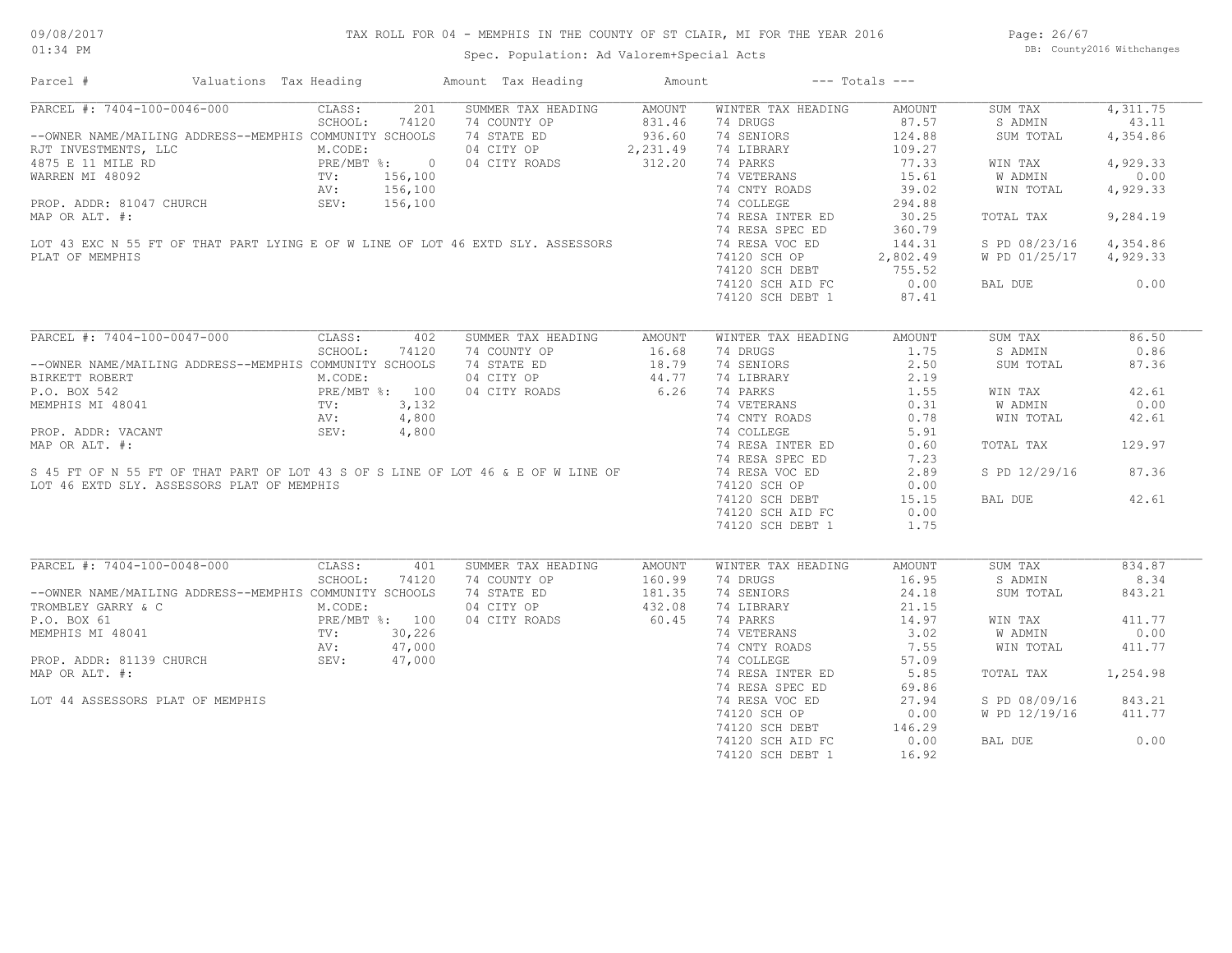# TAX ROLL FOR 04 - MEMPHIS IN THE COUNTY OF ST CLAIR, MI FOR THE YEAR 2016

Spec. Population: Ad Valorem+Special Acts

09/08/2017 01:34 PM — DB: County2016 Withchanges

| Parcel # | Valuations | Tax Heading | Amount | Tax Heading | Amount | --- Totals --- |
|---|---|---|---|---|---|---|

## PARCEL #: 7404-100-0046-000

--OWNER NAME/MAILING ADDRESS--
RJT INVESTMENTS, LLC
4875 E 11 MILE RD
WARREN MI 48092

PROP. ADDR: 81047 CHURCH
MAP OR ALT. #:

LOT 43 EXC N 55 FT OF THAT PART LYING E OF W LINE OF LOT 46 EXTD SLY. ASSESSORS PLAT OF MEMPHIS

| Valuations | | Summer Tax Heading | Amount | Winter Tax Heading | Amount | Totals | |
|---|---|---|---|---|---|---|---|
| CLASS: | 201 | 74 COUNTY OP | 831.46 | 74 DRUGS | 87.57 | SUM TAX | 4,311.75 |
| SCHOOL: | 74120 (MEMPHIS COMMUNITY SCHOOLS) | 74 STATE ED | 936.60 | 74 SENIORS | 124.88 | S ADMIN | 43.11 |
| M.CODE: | | 04 CITY OP | 2,231.49 | 74 LIBRARY | 109.27 | SUM TOTAL | 4,354.86 |
| PRE/MBT %: | 0 | 04 CITY ROADS | 312.20 | 74 PARKS | 77.33 | WIN TAX | 4,929.33 |
| TV: | 156,100 | | | 74 VETERANS | 15.61 | W ADMIN | 0.00 |
| AV: | 156,100 | | | 74 CNTY ROADS | 39.02 | WIN TOTAL | 4,929.33 |
| SEV: | 156,100 | | | 74 COLLEGE | 294.88 | | |
| | | | | 74 RESA INTER ED | 30.25 | TOTAL TAX | 9,284.19 |
| | | | | 74 RESA SPEC ED | 360.79 | | |
| | | | | 74 RESA VOC ED | 144.31 | S PD 08/23/16 | 4,354.86 |
| | | | | 74120 SCH OP | 2,802.49 | W PD 01/25/17 | 4,929.33 |
| | | | | 74120 SCH DEBT | 755.52 | | |
| | | | | 74120 SCH AID FC | 0.00 | BAL DUE | 0.00 |
| | | | | 74120 SCH DEBT 1 | 87.41 | | |

## PARCEL #: 7404-100-0047-000

--OWNER NAME/MAILING ADDRESS--
BIRKETT ROBERT
P.O. BOX 542
MEMPHIS MI 48041

PROP. ADDR: VACANT
MAP OR ALT. #:

S 45 FT OF N 55 FT OF THAT PART OF LOT 43 S OF S LINE OF LOT 46 & E OF W LINE OF LOT 46 EXTD SLY. ASSESSORS PLAT OF MEMPHIS

| Valuations | | Summer Tax Heading | Amount | Winter Tax Heading | Amount | Totals | |
|---|---|---|---|---|---|---|---|
| CLASS: | 402 | 74 COUNTY OP | 16.68 | 74 DRUGS | 1.75 | SUM TAX | 86.50 |
| SCHOOL: | 74120 (MEMPHIS COMMUNITY SCHOOLS) | 74 STATE ED | 18.79 | 74 SENIORS | 2.50 | S ADMIN | 0.86 |
| M.CODE: | | 04 CITY OP | 44.77 | 74 LIBRARY | 2.19 | SUM TOTAL | 87.36 |
| PRE/MBT %: | 100 | 04 CITY ROADS | 6.26 | 74 PARKS | 1.55 | WIN TAX | 42.61 |
| TV: | 3,132 | | | 74 VETERANS | 0.31 | W ADMIN | 0.00 |
| AV: | 4,800 | | | 74 CNTY ROADS | 0.78 | WIN TOTAL | 42.61 |
| SEV: | 4,800 | | | 74 COLLEGE | 5.91 | | |
| | | | | 74 RESA INTER ED | 0.60 | TOTAL TAX | 129.97 |
| | | | | 74 RESA SPEC ED | 7.23 | | |
| | | | | 74 RESA VOC ED | 2.89 | S PD 12/29/16 | 87.36 |
| | | | | 74120 SCH OP | 0.00 | | |
| | | | | 74120 SCH DEBT | 15.15 | BAL DUE | 42.61 |
| | | | | 74120 SCH AID FC | 0.00 | | |
| | | | | 74120 SCH DEBT 1 | 1.75 | | |

## PARCEL #: 7404-100-0048-000

--OWNER NAME/MAILING ADDRESS--
TROMBLEY GARRY & C
P.O. BOX 61
MEMPHIS MI 48041

PROP. ADDR: 81139 CHURCH
MAP OR ALT. #:

LOT 44 ASSESSORS PLAT OF MEMPHIS

| Valuations | | Summer Tax Heading | Amount | Winter Tax Heading | Amount | Totals | |
|---|---|---|---|---|---|---|---|
| CLASS: | 401 | 74 COUNTY OP | 160.99 | 74 DRUGS | 16.95 | SUM TAX | 834.87 |
| SCHOOL: | 74120 (MEMPHIS COMMUNITY SCHOOLS) | 74 STATE ED | 181.35 | 74 SENIORS | 24.18 | S ADMIN | 8.34 |
| M.CODE: | | 04 CITY OP | 432.08 | 74 LIBRARY | 21.15 | SUM TOTAL | 843.21 |
| PRE/MBT %: | 100 | 04 CITY ROADS | 60.45 | 74 PARKS | 14.97 | WIN TAX | 411.77 |
| TV: | 30,226 | | | 74 VETERANS | 3.02 | W ADMIN | 0.00 |
| AV: | 47,000 | | | 74 CNTY ROADS | 7.55 | WIN TOTAL | 411.77 |
| SEV: | 47,000 | | | 74 COLLEGE | 57.09 | | |
| | | | | 74 RESA INTER ED | 5.85 | TOTAL TAX | 1,254.98 |
| | | | | 74 RESA SPEC ED | 69.86 | | |
| | | | | 74 RESA VOC ED | 27.94 | S PD 08/09/16 | 843.21 |
| | | | | 74120 SCH OP | 0.00 | W PD 12/19/16 | 411.77 |
| | | | | 74120 SCH DEBT | 146.29 | | |
| | | | | 74120 SCH AID FC | 0.00 | BAL DUE | 0.00 |
| | | | | 74120 SCH DEBT 1 | 16.92 | | |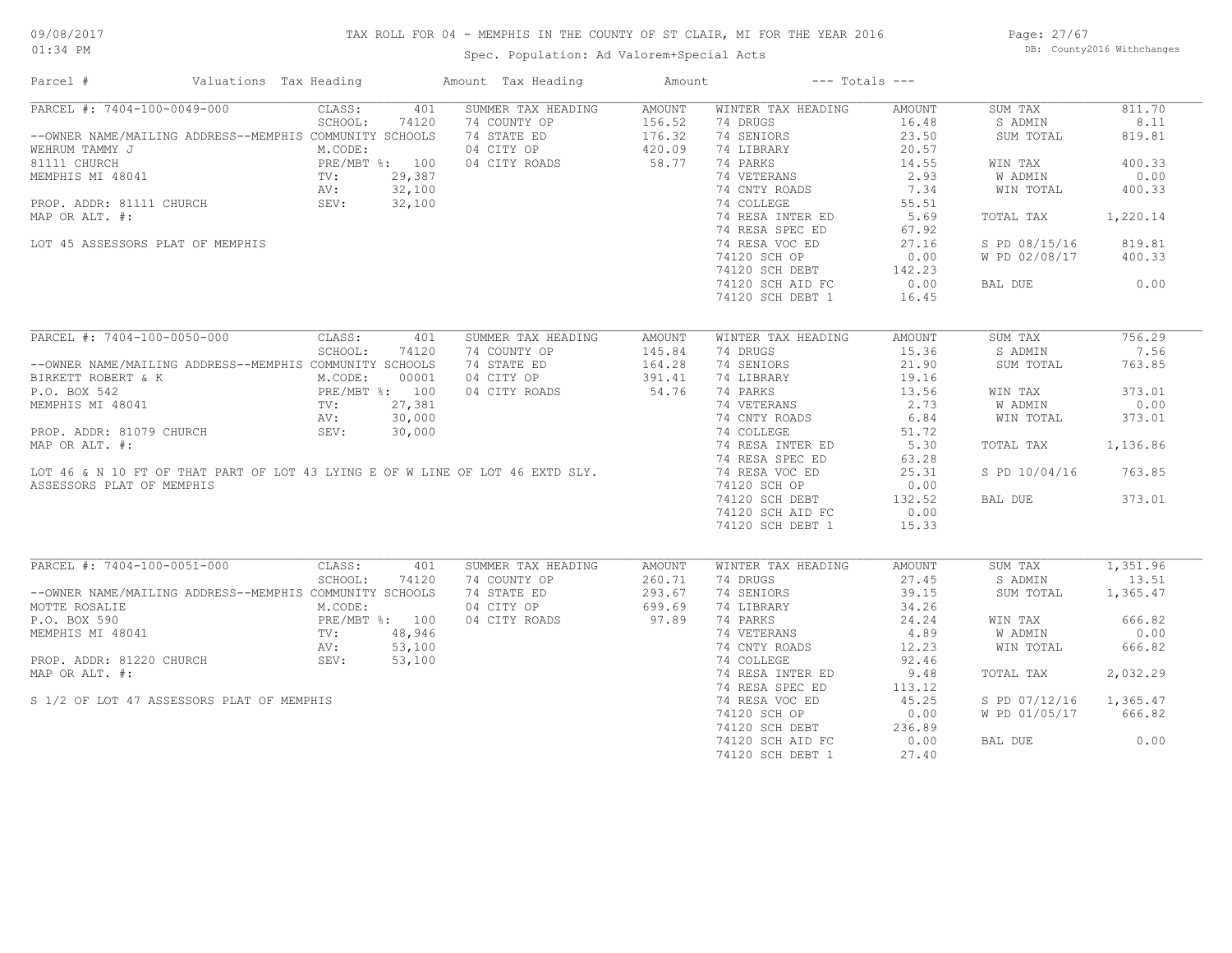# TAX ROLL FOR 04 - MEMPHIS IN THE COUNTY OF ST CLAIR, MI FOR THE YEAR 2016

Spec. Population: Ad Valorem+Special Acts

| Parcel # | Valuations | Tax Heading | Amount | Tax Heading | Amount | --- Totals --- | |
|---|---|---|---|---|---|---|---|

## PARCEL #: 7404-100-0049-000

| Parcel Info | Valuations | | Summer Tax Heading | Amount | Winter Tax Heading | Amount | Totals | |
|---|---|---|---|---|---|---|---|---|
| --OWNER NAME/MAILING ADDRESS--MEMPHIS COMMUNITY SCHOOLS | CLASS: | 401 | SUMMER TAX HEADING | AMOUNT | WINTER TAX HEADING | AMOUNT | SUM TAX | 811.70 |
| WEHRUM TAMMY J | SCHOOL: | 74120 | 74 COUNTY OP | 156.52 | 74 DRUGS | 16.48 | S ADMIN | 8.11 |
| 81111 CHURCH | M.CODE: | | 74 STATE ED | 176.32 | 74 SENIORS | 23.50 | SUM TOTAL | 819.81 |
| MEMPHIS MI 48041 | PRE/MBT %: | 100 | 04 CITY OP | 420.09 | 74 LIBRARY | 20.57 | | |
| PROP. ADDR: 81111 CHURCH | TV: | 29,387 | 04 CITY ROADS | 58.77 | 74 PARKS | 14.55 | WIN TAX | 400.33 |
| MAP OR ALT. #: | AV: | 32,100 | | | 74 VETERANS | 2.93 | W ADMIN | 0.00 |
| LOT 45 ASSESSORS PLAT OF MEMPHIS | SEV: | 32,100 | | | 74 CNTY ROADS | 7.34 | WIN TOTAL | 400.33 |
| | | | | | 74 COLLEGE | 55.51 | | |
| | | | | | 74 RESA INTER ED | 5.69 | TOTAL TAX | 1,220.14 |
| | | | | | 74 RESA SPEC ED | 67.92 | | |
| | | | | | 74 RESA VOC ED | 27.16 | S PD 08/15/16 | 819.81 |
| | | | | | 74120 SCH OP | 0.00 | W PD 02/08/17 | 400.33 |
| | | | | | 74120 SCH DEBT | 142.23 | | |
| | | | | | 74120 SCH AID FC | 0.00 | BAL DUE | 0.00 |
| | | | | | 74120 SCH DEBT 1 | 16.45 | | |

## PARCEL #: 7404-100-0050-000

| Parcel Info | Valuations | | Summer Tax Heading | Amount | Winter Tax Heading | Amount | Totals | |
|---|---|---|---|---|---|---|---|---|
| --OWNER NAME/MAILING ADDRESS--MEMPHIS COMMUNITY SCHOOLS | CLASS: | 401 | SUMMER TAX HEADING | AMOUNT | WINTER TAX HEADING | AMOUNT | SUM TAX | 756.29 |
| BIRKETT ROBERT & K | SCHOOL: | 74120 | 74 COUNTY OP | 145.84 | 74 DRUGS | 15.36 | S ADMIN | 7.56 |
| P.O. BOX 542 | M.CODE: | 00001 | 74 STATE ED | 164.28 | 74 SENIORS | 21.90 | SUM TOTAL | 763.85 |
| MEMPHIS MI 48041 | PRE/MBT %: | 100 | 04 CITY OP | 391.41 | 74 LIBRARY | 19.16 | | |
| PROP. ADDR: 81079 CHURCH | TV: | 27,381 | 04 CITY ROADS | 54.76 | 74 PARKS | 13.56 | WIN TAX | 373.01 |
| MAP OR ALT. #: | AV: | 30,000 | | | 74 VETERANS | 2.73 | W ADMIN | 0.00 |
| LOT 46 & N 10 FT OF THAT PART OF LOT 43 LYING E OF W LINE OF LOT 46 EXTD SLY. ASSESSORS PLAT OF MEMPHIS | SEV: | 30,000 | | | 74 CNTY ROADS | 6.84 | WIN TOTAL | 373.01 |
| | | | | | 74 COLLEGE | 51.72 | | |
| | | | | | 74 RESA INTER ED | 5.30 | TOTAL TAX | 1,136.86 |
| | | | | | 74 RESA SPEC ED | 63.28 | | |
| | | | | | 74 RESA VOC ED | 25.31 | S PD 10/04/16 | 763.85 |
| | | | | | 74120 SCH OP | 0.00 | | |
| | | | | | 74120 SCH DEBT | 132.52 | BAL DUE | 373.01 |
| | | | | | 74120 SCH AID FC | 0.00 | | |
| | | | | | 74120 SCH DEBT 1 | 15.33 | | |

## PARCEL #: 7404-100-0051-000

| Parcel Info | Valuations | | Summer Tax Heading | Amount | Winter Tax Heading | Amount | Totals | |
|---|---|---|---|---|---|---|---|---|
| --OWNER NAME/MAILING ADDRESS--MEMPHIS COMMUNITY SCHOOLS | CLASS: | 401 | SUMMER TAX HEADING | AMOUNT | WINTER TAX HEADING | AMOUNT | SUM TAX | 1,351.96 |
| MOTTE ROSALIE | SCHOOL: | 74120 | 74 COUNTY OP | 260.71 | 74 DRUGS | 27.45 | S ADMIN | 13.51 |
| P.O. BOX 590 | M.CODE: | | 74 STATE ED | 293.67 | 74 SENIORS | 39.15 | SUM TOTAL | 1,365.47 |
| MEMPHIS MI 48041 | PRE/MBT %: | 100 | 04 CITY OP | 699.69 | 74 LIBRARY | 34.26 | | |
| PROP. ADDR: 81220 CHURCH | TV: | 48,946 | 04 CITY ROADS | 97.89 | 74 PARKS | 24.24 | WIN TAX | 666.82 |
| MAP OR ALT. #: | AV: | 53,100 | | | 74 VETERANS | 4.89 | W ADMIN | 0.00 |
| S 1/2 OF LOT 47 ASSESSORS PLAT OF MEMPHIS | SEV: | 53,100 | | | 74 CNTY ROADS | 12.23 | WIN TOTAL | 666.82 |
| | | | | | 74 COLLEGE | 92.46 | | |
| | | | | | 74 RESA INTER ED | 9.48 | TOTAL TAX | 2,032.29 |
| | | | | | 74 RESA SPEC ED | 113.12 | | |
| | | | | | 74 RESA VOC ED | 45.25 | S PD 07/12/16 | 1,365.47 |
| | | | | | 74120 SCH OP | 0.00 | W PD 01/05/17 | 666.82 |
| | | | | | 74120 SCH DEBT | 236.89 | | |
| | | | | | 74120 SCH AID FC | 0.00 | BAL DUE | 0.00 |
| | | | | | 74120 SCH DEBT 1 | 27.40 | | |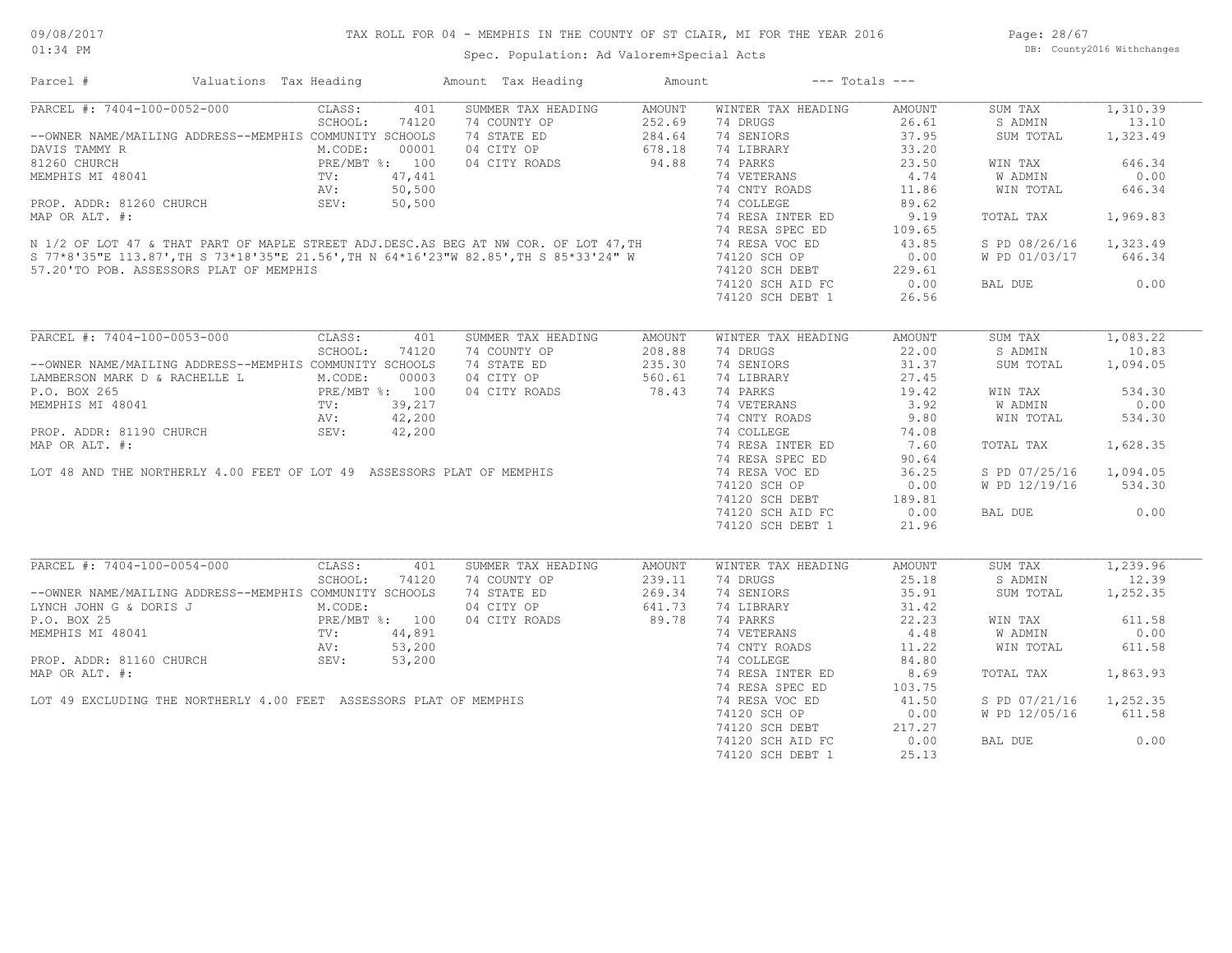TAX ROLL FOR 04 - MEMPHIS IN THE COUNTY OF ST CLAIR, MI FOR THE YEAR 2016

Spec. Population: Ad Valorem+Special Acts

| Parcel # | Valuations | Tax Heading | Amount | Tax Heading | Amount | --- Totals --- | | | |
|---|---|---|---|---|---|---|---|---|---|

## PARCEL #: 7404-100-0052-000

| | | SUMMER TAX HEADING | AMOUNT | WINTER TAX HEADING | AMOUNT | | |
|---|---|---|---|---|---|---|---|
| CLASS: | 401 | 74 COUNTY OP | 252.69 | 74 DRUGS | 26.61 | SUM TAX | 1,310.39 |
| SCHOOL: | 74120 | 74 STATE ED | 284.64 | 74 SENIORS | 37.95 | S ADMIN | 13.10 |
| M.CODE: | 00001 | 04 CITY OP | 678.18 | 74 LIBRARY | 33.20 | SUM TOTAL | 1,323.49 |
| PRE/MBT %: | 100 | 04 CITY ROADS | 94.88 | 74 PARKS | 23.50 | | |
| TV: | 47,441 | | | 74 VETERANS | 4.74 | WIN TAX | 646.34 |
| AV: | 50,500 | | | 74 CNTY ROADS | 11.86 | W ADMIN | 0.00 |
| SEV: | 50,500 | | | 74 COLLEGE | 89.62 | WIN TOTAL | 646.34 |
| | | | | 74 RESA INTER ED | 9.19 | | |
| | | | | 74 RESA SPEC ED | 109.65 | TOTAL TAX | 1,969.83 |
| | | | | 74 RESA VOC ED | 43.85 | | |
| | | | | 74120 SCH OP | 0.00 | S PD 08/26/16 | 1,323.49 |
| | | | | 74120 SCH DEBT | 229.61 | W PD 01/03/17 | 646.34 |
| | | | | 74120 SCH AID FC | 0.00 | | |
| | | | | 74120 SCH DEBT 1 | 26.56 | BAL DUE | 0.00 |

--OWNER NAME/MAILING ADDRESS--MEMPHIS COMMUNITY SCHOOLS
DAVIS TAMMY R
81260 CHURCH
MEMPHIS MI 48041

PROP. ADDR: 81260 CHURCH
MAP OR ALT. #:

N 1/2 OF LOT 47 & THAT PART OF MAPLE STREET ADJ.DESC.AS BEG AT NW COR. OF LOT 47,TH S 77*8'35"E 113.87',TH S 73*18'35"E 21.56',TH N 64*16'23"W 82.85',TH S 85*33'24" W 57.20'TO POB. ASSESSORS PLAT OF MEMPHIS

## PARCEL #: 7404-100-0053-000

| | | SUMMER TAX HEADING | AMOUNT | WINTER TAX HEADING | AMOUNT | | |
|---|---|---|---|---|---|---|---|
| CLASS: | 401 | 74 COUNTY OP | 208.88 | 74 DRUGS | 22.00 | SUM TAX | 1,083.22 |
| SCHOOL: | 74120 | 74 STATE ED | 235.30 | 74 SENIORS | 31.37 | S ADMIN | 10.83 |
| M.CODE: | 00003 | 04 CITY OP | 560.61 | 74 LIBRARY | 27.45 | SUM TOTAL | 1,094.05 |
| PRE/MBT %: | 100 | 04 CITY ROADS | 78.43 | 74 PARKS | 19.42 | | |
| TV: | 39,217 | | | 74 VETERANS | 3.92 | WIN TAX | 534.30 |
| AV: | 42,200 | | | 74 CNTY ROADS | 9.80 | W ADMIN | 0.00 |
| SEV: | 42,200 | | | 74 COLLEGE | 74.08 | WIN TOTAL | 534.30 |
| | | | | 74 RESA INTER ED | 7.60 | | |
| | | | | 74 RESA SPEC ED | 90.64 | TOTAL TAX | 1,628.35 |
| | | | | 74 RESA VOC ED | 36.25 | | |
| | | | | 74120 SCH OP | 0.00 | S PD 07/25/16 | 1,094.05 |
| | | | | 74120 SCH DEBT | 189.81 | W PD 12/19/16 | 534.30 |
| | | | | 74120 SCH AID FC | 0.00 | | |
| | | | | 74120 SCH DEBT 1 | 21.96 | BAL DUE | 0.00 |

--OWNER NAME/MAILING ADDRESS--MEMPHIS COMMUNITY SCHOOLS
LAMBERSON MARK D & RACHELLE L
P.O. BOX 265
MEMPHIS MI 48041

PROP. ADDR: 81190 CHURCH
MAP OR ALT. #:

LOT 48 AND THE NORTHERLY 4.00 FEET OF LOT 49 ASSESSORS PLAT OF MEMPHIS

## PARCEL #: 7404-100-0054-000

| | | SUMMER TAX HEADING | AMOUNT | WINTER TAX HEADING | AMOUNT | | |
|---|---|---|---|---|---|---|---|
| CLASS: | 401 | 74 COUNTY OP | 239.11 | 74 DRUGS | 25.18 | SUM TAX | 1,239.96 |
| SCHOOL: | 74120 | 74 STATE ED | 269.34 | 74 SENIORS | 35.91 | S ADMIN | 12.39 |
| M.CODE: | | 04 CITY OP | 641.73 | 74 LIBRARY | 31.42 | SUM TOTAL | 1,252.35 |
| PRE/MBT %: | 100 | 04 CITY ROADS | 89.78 | 74 PARKS | 22.23 | | |
| TV: | 44,891 | | | 74 VETERANS | 4.48 | WIN TAX | 611.58 |
| AV: | 53,200 | | | 74 CNTY ROADS | 11.22 | W ADMIN | 0.00 |
| SEV: | 53,200 | | | 74 COLLEGE | 84.80 | WIN TOTAL | 611.58 |
| | | | | 74 RESA INTER ED | 8.69 | | |
| | | | | 74 RESA SPEC ED | 103.75 | TOTAL TAX | 1,863.93 |
| | | | | 74 RESA VOC ED | 41.50 | | |
| | | | | 74120 SCH OP | 0.00 | S PD 07/21/16 | 1,252.35 |
| | | | | 74120 SCH DEBT | 217.27 | W PD 12/05/16 | 611.58 |
| | | | | 74120 SCH AID FC | 0.00 | | |
| | | | | 74120 SCH DEBT 1 | 25.13 | BAL DUE | 0.00 |

--OWNER NAME/MAILING ADDRESS--MEMPHIS COMMUNITY SCHOOLS
LYNCH JOHN G & DORIS J
P.O. BOX 25
MEMPHIS MI 48041

PROP. ADDR: 81160 CHURCH
MAP OR ALT. #:

LOT 49 EXCLUDING THE NORTHERLY 4.00 FEET ASSESSORS PLAT OF MEMPHIS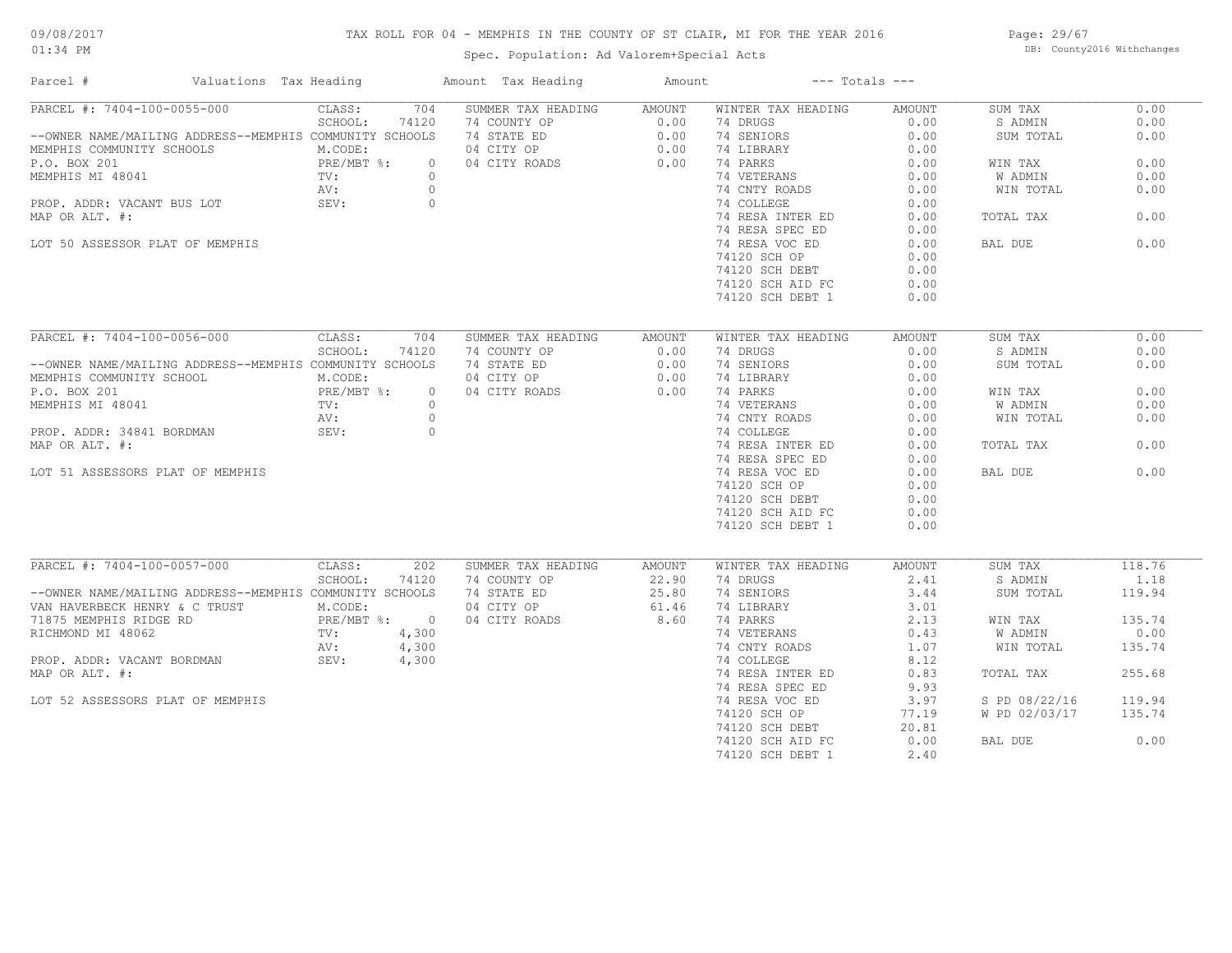# TAX ROLL FOR 04 - MEMPHIS IN THE COUNTY OF ST CLAIR, MI FOR THE YEAR 2016

Spec. Population: Ad Valorem+Special Acts

09/08/2017 01:34 PM

DB: County2016 Withchanges

| Parcel # | Valuations | Tax Heading | Amount | Tax Heading | Amount | --- Totals --- | |
|---|---|---|---|---|---|---|---|

## PARCEL #: 7404-100-0055-000

| | | | | | | | |
|---|---|---|---|---|---|---|---|
| PARCEL #: 7404-100-0055-000 | CLASS: 704 | SUMMER TAX HEADING | AMOUNT | WINTER TAX HEADING | AMOUNT | SUM TAX | 0.00 |
| | SCHOOL: 74120 | 74 COUNTY OP | 0.00 | 74 DRUGS | 0.00 | S ADMIN | 0.00 |
| --OWNER NAME/MAILING ADDRESS--MEMPHIS COMMUNITY SCHOOLS | | 74 STATE ED | 0.00 | 74 SENIORS | 0.00 | SUM TOTAL | 0.00 |
| MEMPHIS COMMUNITY SCHOOLS | M.CODE: | 04 CITY OP | 0.00 | 74 LIBRARY | 0.00 | | |
| P.O. BOX 201 | PRE/MBT %: 0 | 04 CITY ROADS | 0.00 | 74 PARKS | 0.00 | WIN TAX | 0.00 |
| MEMPHIS MI 48041 | TV: 0 | | | 74 VETERANS | 0.00 | W ADMIN | 0.00 |
| | AV: 0 | | | 74 CNTY ROADS | 0.00 | WIN TOTAL | 0.00 |
| PROP. ADDR: VACANT BUS LOT | SEV: 0 | | | 74 COLLEGE | 0.00 | | |
| MAP OR ALT. #: | | | | 74 RESA INTER ED | 0.00 | TOTAL TAX | 0.00 |
| | | | | 74 RESA SPEC ED | 0.00 | | |
| LOT 50 ASSESSOR PLAT OF MEMPHIS | | | | 74 RESA VOC ED | 0.00 | BAL DUE | 0.00 |
| | | | | 74120 SCH OP | 0.00 | | |
| | | | | 74120 SCH DEBT | 0.00 | | |
| | | | | 74120 SCH AID FC | 0.00 | | |
| | | | | 74120 SCH DEBT 1 | 0.00 | | |

## PARCEL #: 7404-100-0056-000

| | | | | | | | |
|---|---|---|---|---|---|---|---|
| PARCEL #: 7404-100-0056-000 | CLASS: 704 | SUMMER TAX HEADING | AMOUNT | WINTER TAX HEADING | AMOUNT | SUM TAX | 0.00 |
| | SCHOOL: 74120 | 74 COUNTY OP | 0.00 | 74 DRUGS | 0.00 | S ADMIN | 0.00 |
| --OWNER NAME/MAILING ADDRESS--MEMPHIS COMMUNITY SCHOOLS | | 74 STATE ED | 0.00 | 74 SENIORS | 0.00 | SUM TOTAL | 0.00 |
| MEMPHIS COMMUNITY SCHOOL | M.CODE: | 04 CITY OP | 0.00 | 74 LIBRARY | 0.00 | | |
| P.O. BOX 201 | PRE/MBT %: 0 | 04 CITY ROADS | 0.00 | 74 PARKS | 0.00 | WIN TAX | 0.00 |
| MEMPHIS MI 48041 | TV: 0 | | | 74 VETERANS | 0.00 | W ADMIN | 0.00 |
| | AV: 0 | | | 74 CNTY ROADS | 0.00 | WIN TOTAL | 0.00 |
| PROP. ADDR: 34841 BORDMAN | SEV: 0 | | | 74 COLLEGE | 0.00 | | |
| MAP OR ALT. #: | | | | 74 RESA INTER ED | 0.00 | TOTAL TAX | 0.00 |
| | | | | 74 RESA SPEC ED | 0.00 | | |
| LOT 51 ASSESSORS PLAT OF MEMPHIS | | | | 74 RESA VOC ED | 0.00 | BAL DUE | 0.00 |
| | | | | 74120 SCH OP | 0.00 | | |
| | | | | 74120 SCH DEBT | 0.00 | | |
| | | | | 74120 SCH AID FC | 0.00 | | |
| | | | | 74120 SCH DEBT 1 | 0.00 | | |

## PARCEL #: 7404-100-0057-000

| | | | | | | | |
|---|---|---|---|---|---|---|---|
| PARCEL #: 7404-100-0057-000 | CLASS: 202 | SUMMER TAX HEADING | AMOUNT | WINTER TAX HEADING | AMOUNT | SUM TAX | 118.76 |
| | SCHOOL: 74120 | 74 COUNTY OP | 22.90 | 74 DRUGS | 2.41 | S ADMIN | 1.18 |
| --OWNER NAME/MAILING ADDRESS--MEMPHIS COMMUNITY SCHOOLS | | 74 STATE ED | 25.80 | 74 SENIORS | 3.44 | SUM TOTAL | 119.94 |
| VAN HAVERBECK HENRY & C TRUST | M.CODE: | 04 CITY OP | 61.46 | 74 LIBRARY | 3.01 | | |
| 71875 MEMPHIS RIDGE RD | PRE/MBT %: 0 | 04 CITY ROADS | 8.60 | 74 PARKS | 2.13 | WIN TAX | 135.74 |
| RICHMOND MI 48062 | TV: 4,300 | | | 74 VETERANS | 0.43 | W ADMIN | 0.00 |
| | AV: 4,300 | | | 74 CNTY ROADS | 1.07 | WIN TOTAL | 135.74 |
| PROP. ADDR: VACANT BORDMAN | SEV: 4,300 | | | 74 COLLEGE | 8.12 | | |
| MAP OR ALT. #: | | | | 74 RESA INTER ED | 0.83 | TOTAL TAX | 255.68 |
| | | | | 74 RESA SPEC ED | 9.93 | | |
| LOT 52 ASSESSORS PLAT OF MEMPHIS | | | | 74 RESA VOC ED | 3.97 | S PD 08/22/16 | 119.94 |
| | | | | 74120 SCH OP | 77.19 | W PD 02/03/17 | 135.74 |
| | | | | 74120 SCH DEBT | 20.81 | | |
| | | | | 74120 SCH AID FC | 0.00 | BAL DUE | 0.00 |
| | | | | 74120 SCH DEBT 1 | 2.40 | | |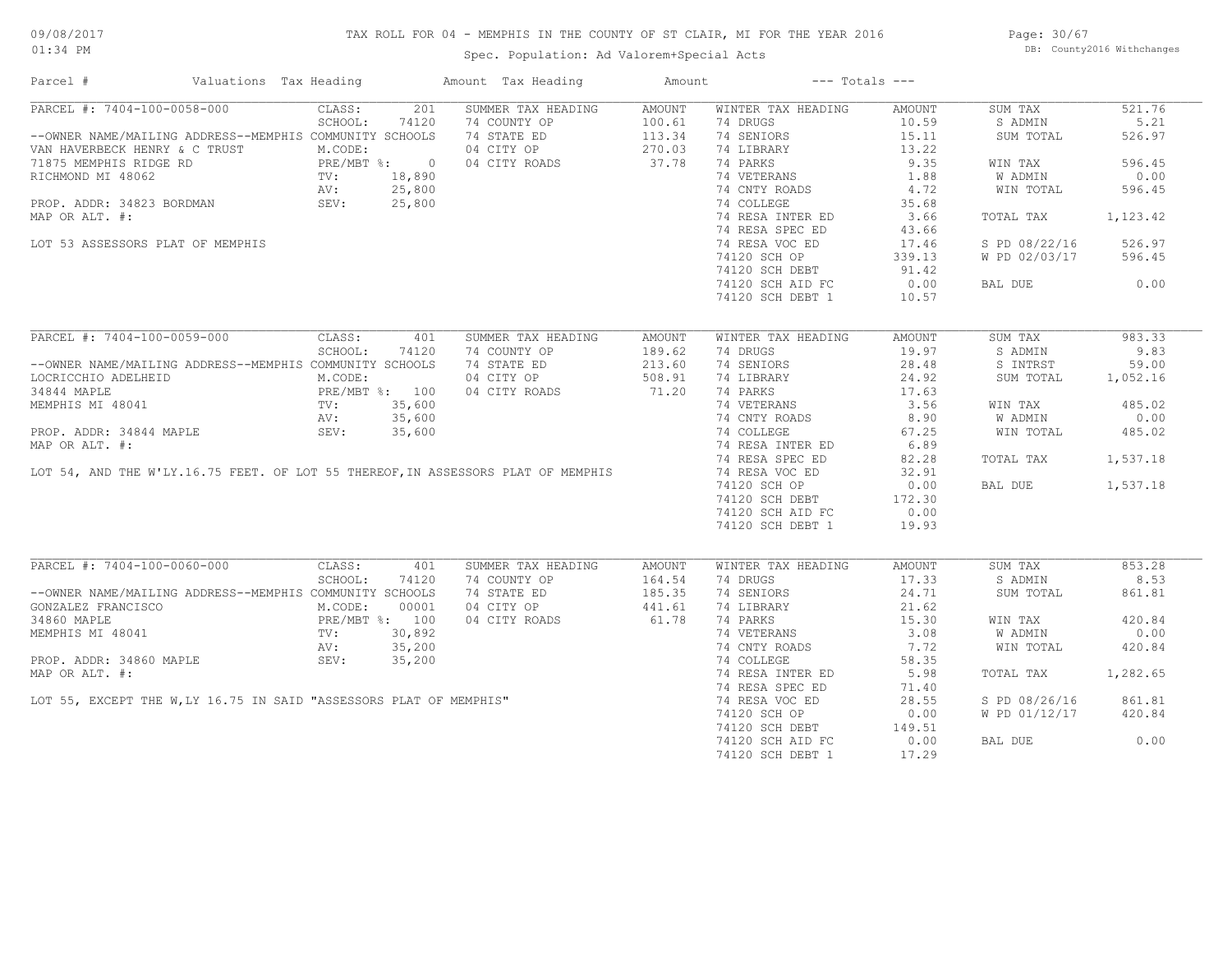# TAX ROLL FOR 04 - MEMPHIS IN THE COUNTY OF ST CLAIR, MI FOR THE YEAR 2016

Spec. Population: Ad Valorem+Special Acts

09/08/2017 01:34 PM — DB: County2016 Withchanges

| Parcel # | Valuations | Tax Heading | Amount | Tax Heading | Amount | --- Totals --- | |
|---|---|---|---|---|---|---|---|

## PARCEL #: 7404-100-0058-000

| Parcel Info | Valuations | Summer Tax Heading | Amount | Winter Tax Heading | Amount | Totals | |
|---|---|---|---|---|---|---|---|
| --OWNER NAME/MAILING ADDRESS--MEMPHIS COMMUNITY SCHOOLS | CLASS: 201 | SUMMER TAX HEADING | AMOUNT | WINTER TAX HEADING | AMOUNT | SUM TAX | 521.76 |
| VAN HAVERBECK HENRY & C TRUST | SCHOOL: 74120 | 74 COUNTY OP | 100.61 | 74 DRUGS | 10.59 | S ADMIN | 5.21 |
| 71875 MEMPHIS RIDGE RD | M.CODE: | 74 STATE ED | 113.34 | 74 SENIORS | 15.11 | SUM TOTAL | 526.97 |
| RICHMOND MI 48062 | PRE/MBT %: 0 | 04 CITY OP | 270.03 | 74 LIBRARY | 13.22 | | |
| PROP. ADDR: 34823 BORDMAN | TV: 18,890 | 04 CITY ROADS | 37.78 | 74 PARKS | 9.35 | WIN TAX | 596.45 |
| MAP OR ALT. #: | AV: 25,800 | | | 74 VETERANS | 1.88 | W ADMIN | 0.00 |
| | SEV: 25,800 | | | 74 CNTY ROADS | 4.72 | WIN TOTAL | 596.45 |
| LOT 53 ASSESSORS PLAT OF MEMPHIS | | | | 74 COLLEGE | 35.68 | | |
| | | | | 74 RESA INTER ED | 3.66 | TOTAL TAX | 1,123.42 |
| | | | | 74 RESA SPEC ED | 43.66 | | |
| | | | | 74 RESA VOC ED | 17.46 | S PD 08/22/16 | 526.97 |
| | | | | 74120 SCH OP | 339.13 | W PD 02/03/17 | 596.45 |
| | | | | 74120 SCH DEBT | 91.42 | | |
| | | | | 74120 SCH AID FC | 0.00 | BAL DUE | 0.00 |
| | | | | 74120 SCH DEBT 1 | 10.57 | | |

## PARCEL #: 7404-100-0059-000

| Parcel Info | Valuations | Summer Tax Heading | Amount | Winter Tax Heading | Amount | Totals | |
|---|---|---|---|---|---|---|---|
| --OWNER NAME/MAILING ADDRESS--MEMPHIS COMMUNITY SCHOOLS | CLASS: 401 | SUMMER TAX HEADING | AMOUNT | WINTER TAX HEADING | AMOUNT | SUM TAX | 983.33 |
| LOCRICCHIO ADELHEID | SCHOOL: 74120 | 74 COUNTY OP | 189.62 | 74 DRUGS | 19.97 | S ADMIN | 9.83 |
| 34844 MAPLE | M.CODE: | 74 STATE ED | 213.60 | 74 SENIORS | 28.48 | S INTRST | 59.00 |
| MEMPHIS MI 48041 | PRE/MBT %: 100 | 04 CITY OP | 508.91 | 74 LIBRARY | 24.92 | SUM TOTAL | 1,052.16 |
| PROP. ADDR: 34844 MAPLE | TV: 35,600 | 04 CITY ROADS | 71.20 | 74 PARKS | 17.63 | | |
| MAP OR ALT. #: | AV: 35,600 | | | 74 VETERANS | 3.56 | WIN TAX | 485.02 |
| | SEV: 35,600 | | | 74 CNTY ROADS | 8.90 | W ADMIN | 0.00 |
| LOT 54, AND THE W'LY.16.75 FEET. OF LOT 55 THEREOF,IN ASSESSORS PLAT OF MEMPHIS | | | | 74 COLLEGE | 67.25 | WIN TOTAL | 485.02 |
| | | | | 74 RESA INTER ED | 6.89 | | |
| | | | | 74 RESA SPEC ED | 82.28 | TOTAL TAX | 1,537.18 |
| | | | | 74 RESA VOC ED | 32.91 | | |
| | | | | 74120 SCH OP | 0.00 | BAL DUE | 1,537.18 |
| | | | | 74120 SCH DEBT | 172.30 | | |
| | | | | 74120 SCH AID FC | 0.00 | | |
| | | | | 74120 SCH DEBT 1 | 19.93 | | |

## PARCEL #: 7404-100-0060-000

| Parcel Info | Valuations | Summer Tax Heading | Amount | Winter Tax Heading | Amount | Totals | |
|---|---|---|---|---|---|---|---|
| --OWNER NAME/MAILING ADDRESS--MEMPHIS COMMUNITY SCHOOLS | CLASS: 401 | SUMMER TAX HEADING | AMOUNT | WINTER TAX HEADING | AMOUNT | SUM TAX | 853.28 |
| GONZALEZ FRANCISCO | SCHOOL: 74120 | 74 COUNTY OP | 164.54 | 74 DRUGS | 17.33 | S ADMIN | 8.53 |
| 34860 MAPLE | M.CODE: 00001 | 74 STATE ED | 185.35 | 74 SENIORS | 24.71 | SUM TOTAL | 861.81 |
| MEMPHIS MI 48041 | PRE/MBT %: 100 | 04 CITY OP | 441.61 | 74 LIBRARY | 21.62 | | |
| PROP. ADDR: 34860 MAPLE | TV: 30,892 | 04 CITY ROADS | 61.78 | 74 PARKS | 15.30 | WIN TAX | 420.84 |
| MAP OR ALT. #: | AV: 35,200 | | | 74 VETERANS | 3.08 | W ADMIN | 0.00 |
| | SEV: 35,200 | | | 74 CNTY ROADS | 7.72 | WIN TOTAL | 420.84 |
| LOT 55, EXCEPT THE W,LY 16.75 IN SAID "ASSESSORS PLAT OF MEMPHIS" | | | | 74 COLLEGE | 58.35 | | |
| | | | | 74 RESA INTER ED | 5.98 | TOTAL TAX | 1,282.65 |
| | | | | 74 RESA SPEC ED | 71.40 | | |
| | | | | 74 RESA VOC ED | 28.55 | S PD 08/26/16 | 861.81 |
| | | | | 74120 SCH OP | 0.00 | W PD 01/12/17 | 420.84 |
| | | | | 74120 SCH DEBT | 149.51 | | |
| | | | | 74120 SCH AID FC | 0.00 | BAL DUE | 0.00 |
| | | | | 74120 SCH DEBT 1 | 17.29 | | |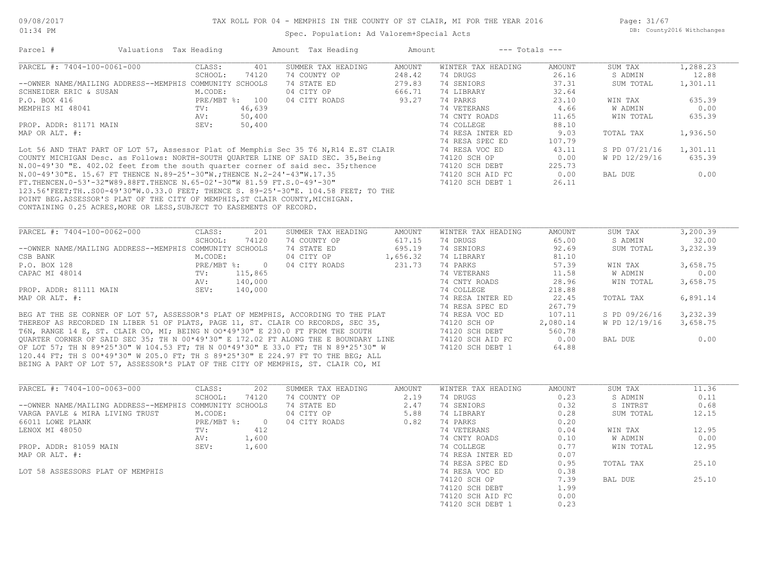# TAX ROLL FOR 04 - MEMPHIS IN THE COUNTY OF ST CLAIR, MI FOR THE YEAR 2016

Spec. Population: Ad Valorem+Special Acts

09/08/2017 01:34 PM — DB: County2016 Withchanges

| Parcel # | Valuations | Tax Heading | Amount | Tax Heading | Amount | --- Totals --- | | | |
|---|---|---|---|---|---|---|---|---|---|

## PARCEL #: 7404-100-0061-000

| | | | | | | | |
|---|---|---|---|---|---|---|---|
| CLASS: | 401 | SUMMER TAX HEADING | AMOUNT | WINTER TAX HEADING | AMOUNT | SUM TAX | 1,288.23 |
| SCHOOL: | 74120 | 74 COUNTY OP | 248.42 | 74 DRUGS | 26.16 | S ADMIN | 12.88 |
| --OWNER NAME/MAILING ADDRESS--MEMPHIS COMMUNITY SCHOOLS | | 74 STATE ED | 279.83 | 74 SENIORS | 37.31 | SUM TOTAL | 1,301.11 |
| M.CODE: | | 04 CITY OP | 666.71 | 74 LIBRARY | 32.64 | | |
| PRE/MBT %: | 100 | 04 CITY ROADS | 93.27 | 74 PARKS | 23.10 | WIN TAX | 635.39 |
| TV: | 46,639 | | | 74 VETERANS | 4.66 | W ADMIN | 0.00 |
| AV: | 50,400 | | | 74 CNTY ROADS | 11.65 | WIN TOTAL | 635.39 |
| SEV: | 50,400 | | | 74 COLLEGE | 88.10 | | |
| | | | | 74 RESA INTER ED | 9.03 | TOTAL TAX | 1,936.50 |
| | | | | 74 RESA SPEC ED | 107.79 | | |
| | | | | 74 RESA VOC ED | 43.11 | S PD 07/21/16 | 1,301.11 |
| | | | | 74120 SCH OP | 0.00 | W PD 12/29/16 | 635.39 |
| | | | | 74120 SCH DEBT | 225.73 | | |
| | | | | 74120 SCH AID FC | 0.00 | BAL DUE | 0.00 |
| | | | | 74120 SCH DEBT 1 | 26.11 | | |

SCHNEIDER ERIC & SUSAN
P.O. BOX 416
MEMPHIS MI 48041

PROP. ADDR: 81171 MAIN
MAP OR ALT. #:

Lot 56 AND THAT PART OF LOT 57, Assessor Plat of Memphis Sec 35 T6 N,R14 E.ST CLAIR COUNTY MICHIGAN Desc. as Follows: NORTH-SOUTH QUARTER LINE OF SAID SEC. 35,Being N.00-49'30 "E. 402.02 feet from the south quarter corner of said sec. 35;thence N.00-49'30"E. 15.67 FT THENCE N.89-25'-30"W.;THENCE N.2-24'-43"W.17.35 FT.THENCEN.0-53'-32"W89.88FT.THENCE N.65-02'-30"W 81.59 FT.S.0-49'-30" 123.56'FEET;TH..S00-49'30"W.0.33.0 FEET; THENCE S. 89-25'-30"E. 104.58 FEET; TO THE POINT BEG.ASSESSOR'S PLAT OF THE CITY OF MEMPHIS,ST CLAIR COUNTY,MICHIGAN. CONTAINING 0.25 ACRES,MORE OR LESS,SUBJECT TO EASEMENTS OF RECORD.

## PARCEL #: 7404-100-0062-000

| | | | | | | | |
|---|---|---|---|---|---|---|---|
| CLASS: | 201 | SUMMER TAX HEADING | AMOUNT | WINTER TAX HEADING | AMOUNT | SUM TAX | 3,200.39 |
| SCHOOL: | 74120 | 74 COUNTY OP | 617.15 | 74 DRUGS | 65.00 | S ADMIN | 32.00 |
| --OWNER NAME/MAILING ADDRESS--MEMPHIS COMMUNITY SCHOOLS | | 74 STATE ED | 695.19 | 74 SENIORS | 92.69 | SUM TOTAL | 3,232.39 |
| M.CODE: | | 04 CITY OP | 1,656.32 | 74 LIBRARY | 81.10 | | |
| PRE/MBT %: | 0 | 04 CITY ROADS | 231.73 | 74 PARKS | 57.39 | WIN TAX | 3,658.75 |
| TV: | 115,865 | | | 74 VETERANS | 11.58 | W ADMIN | 0.00 |
| AV: | 140,000 | | | 74 CNTY ROADS | 28.96 | WIN TOTAL | 3,658.75 |
| SEV: | 140,000 | | | 74 COLLEGE | 218.88 | | |
| | | | | 74 RESA INTER ED | 22.45 | TOTAL TAX | 6,891.14 |
| | | | | 74 RESA SPEC ED | 267.79 | | |
| | | | | 74 RESA VOC ED | 107.11 | S PD 09/26/16 | 3,232.39 |
| | | | | 74120 SCH OP | 2,080.14 | W PD 12/19/16 | 3,658.75 |
| | | | | 74120 SCH DEBT | 560.78 | | |
| | | | | 74120 SCH AID FC | 0.00 | BAL DUE | 0.00 |
| | | | | 74120 SCH DEBT 1 | 64.88 | | |

CSB BANK
P.O. BOX 128
CAPAC MI 48014

PROP. ADDR: 81111 MAIN
MAP OR ALT. #:

BEG AT THE SE CORNER OF LOT 57, ASSESSOR'S PLAT OF MEMPHIS, ACCORDING TO THE PLAT THEREOF AS RECORDED IN LIBER 51 OF PLATS, PAGE 11, ST. CLAIR CO RECORDS, SEC 35, T6N, RANGE 14 E, ST. CLAIR CO, MI; BEING N OO*49'30" E 230.0 FT FROM THE SOUTH QUARTER CORNER OF SAID SEC 35; TH N 00*49'30" E 172.02 FT ALONG THE E BOUNDARY LINE OF LOT 57; TH N 89*25'30" W 104.53 FT; TH N 00*49'30" E 33.0 FT; TH N 89*25'30" W 120.44 FT; TH S 00*49'30" W 205.0 FT; TH S 89*25'30" E 224.97 FT TO THE BEG; ALL BEING A PART OF LOT 57, ASSESSOR'S PLAT OF THE CITY OF MEMPHIS, ST. CLAIR CO, MI

## PARCEL #: 7404-100-0063-000

| | | | | | | | |
|---|---|---|---|---|---|---|---|
| CLASS: | 202 | SUMMER TAX HEADING | AMOUNT | WINTER TAX HEADING | AMOUNT | SUM TAX | 11.36 |
| SCHOOL: | 74120 | 74 COUNTY OP | 2.19 | 74 DRUGS | 0.23 | S ADMIN | 0.11 |
| --OWNER NAME/MAILING ADDRESS--MEMPHIS COMMUNITY SCHOOLS | | 74 STATE ED | 2.47 | 74 SENIORS | 0.32 | S INTRST | 0.68 |
| M.CODE: | | 04 CITY OP | 5.88 | 74 LIBRARY | 0.28 | SUM TOTAL | 12.15 |
| PRE/MBT %: | 0 | 04 CITY ROADS | 0.82 | 74 PARKS | 0.20 | | |
| TV: | 412 | | | 74 VETERANS | 0.04 | WIN TAX | 12.95 |
| AV: | 1,600 | | | 74 CNTY ROADS | 0.10 | W ADMIN | 0.00 |
| SEV: | 1,600 | | | 74 COLLEGE | 0.77 | WIN TOTAL | 12.95 |
| | | | | 74 RESA INTER ED | 0.07 | | |
| | | | | 74 RESA SPEC ED | 0.95 | TOTAL TAX | 25.10 |
| | | | | 74 RESA VOC ED | 0.38 | | |
| | | | | 74120 SCH OP | 7.39 | BAL DUE | 25.10 |
| | | | | 74120 SCH DEBT | 1.99 | | |
| | | | | 74120 SCH AID FC | 0.00 | | |
| | | | | 74120 SCH DEBT 1 | 0.23 | | |

VARGA PAVLE & MIRA LIVING TRUST
66011 LOWE PLANK
LENOX MI 48050

PROP. ADDR: 81059 MAIN
MAP OR ALT. #:

LOT 58 ASSESSORS PLAT OF MEMPHIS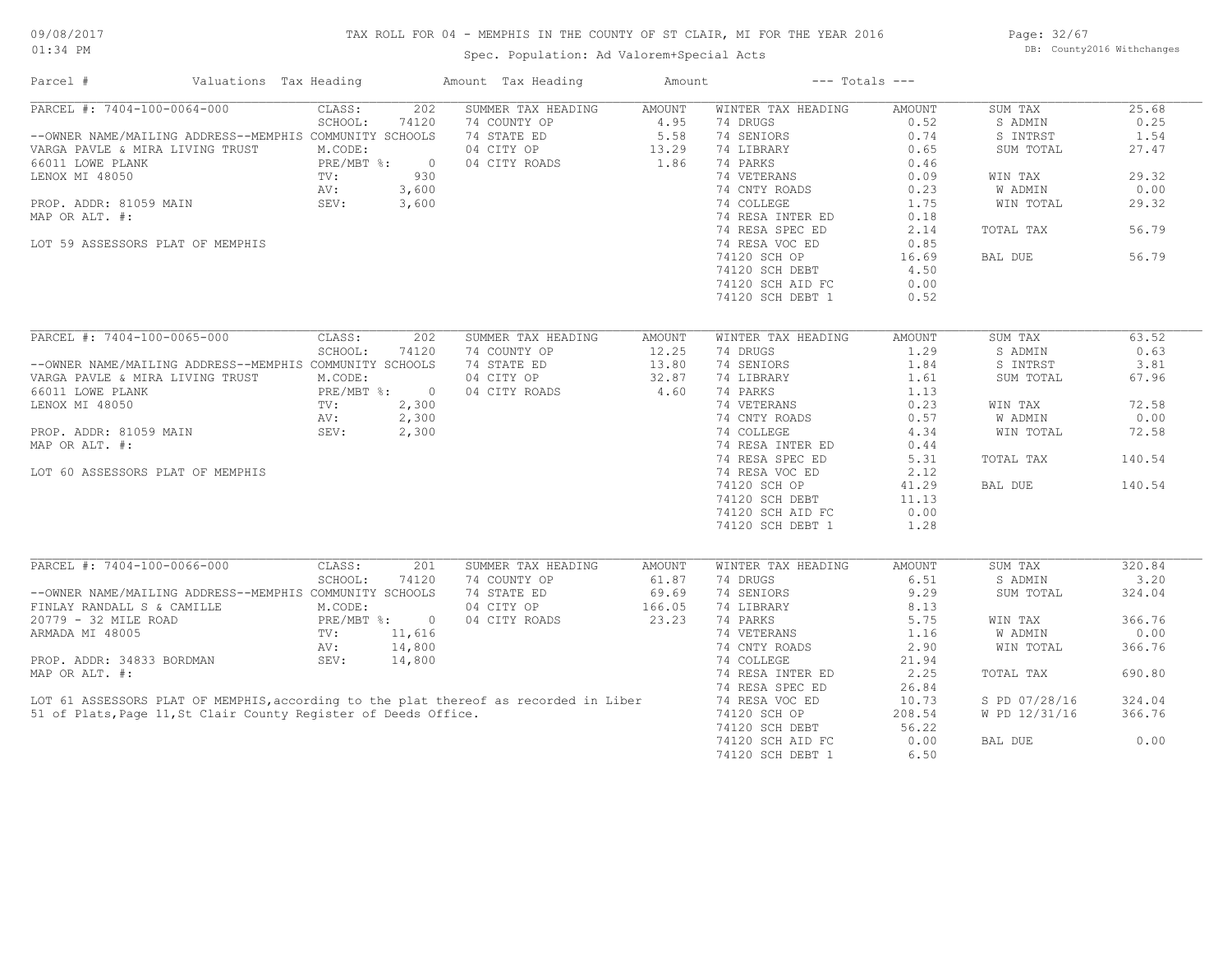# TAX ROLL FOR 04 - MEMPHIS IN THE COUNTY OF ST CLAIR, MI FOR THE YEAR 2016

Spec. Population: Ad Valorem+Special Acts

09/08/2017 01:34 PM — DB: County2016 Withchanges

| Parcel # | Valuations | Tax Heading | Amount | Tax Heading | Amount | --- Totals --- | |
|---|---|---|---|---|---|---|---|

## PARCEL #: 7404-100-0064-000

| Field | Value | Summer Tax Heading | Amount | Winter Tax Heading | Amount | Totals | Amount |
|---|---|---|---|---|---|---|---|
| CLASS: | 202 | 74 COUNTY OP | 4.95 | 74 DRUGS | 0.52 | SUM TAX | 25.68 |
| SCHOOL: | 74120 | 74 STATE ED | 5.58 | 74 SENIORS | 0.74 | S ADMIN | 0.25 |
| M.CODE: | | 04 CITY OP | 13.29 | 74 LIBRARY | 0.65 | S INTRST | 1.54 |
| PRE/MBT %: | 0 | 04 CITY ROADS | 1.86 | 74 PARKS | 0.46 | SUM TOTAL | 27.47 |
| TV: | 930 | | | 74 VETERANS | 0.09 | WIN TAX | 29.32 |
| AV: | 3,600 | | | 74 CNTY ROADS | 0.23 | W ADMIN | 0.00 |
| SEV: | 3,600 | | | 74 COLLEGE | 1.75 | WIN TOTAL | 29.32 |
| | | | | 74 RESA INTER ED | 0.18 | | |
| | | | | 74 RESA SPEC ED | 2.14 | TOTAL TAX | 56.79 |
| | | | | 74 RESA VOC ED | 0.85 | | |
| | | | | 74120 SCH OP | 16.69 | BAL DUE | 56.79 |
| | | | | 74120 SCH DEBT | 4.50 | | |
| | | | | 74120 SCH AID FC | 0.00 | | |
| | | | | 74120 SCH DEBT 1 | 0.52 | | |

--OWNER NAME/MAILING ADDRESS--MEMPHIS COMMUNITY SCHOOLS
VARGA PAVLE & MIRA LIVING TRUST
66011 LOWE PLANK
LENOX MI 48050

PROP. ADDR: 81059 MAIN
MAP OR ALT. #:

LOT 59 ASSESSORS PLAT OF MEMPHIS

## PARCEL #: 7404-100-0065-000

| Field | Value | Summer Tax Heading | Amount | Winter Tax Heading | Amount | Totals | Amount |
|---|---|---|---|---|---|---|---|
| CLASS: | 202 | 74 COUNTY OP | 12.25 | 74 DRUGS | 1.29 | SUM TAX | 63.52 |
| SCHOOL: | 74120 | 74 STATE ED | 13.80 | 74 SENIORS | 1.84 | S ADMIN | 0.63 |
| M.CODE: | | 04 CITY OP | 32.87 | 74 LIBRARY | 1.61 | S INTRST | 3.81 |
| PRE/MBT %: | 0 | 04 CITY ROADS | 4.60 | 74 PARKS | 1.13 | SUM TOTAL | 67.96 |
| TV: | 2,300 | | | 74 VETERANS | 0.23 | WIN TAX | 72.58 |
| AV: | 2,300 | | | 74 CNTY ROADS | 0.57 | W ADMIN | 0.00 |
| SEV: | 2,300 | | | 74 COLLEGE | 4.34 | WIN TOTAL | 72.58 |
| | | | | 74 RESA INTER ED | 0.44 | | |
| | | | | 74 RESA SPEC ED | 5.31 | TOTAL TAX | 140.54 |
| | | | | 74 RESA VOC ED | 2.12 | | |
| | | | | 74120 SCH OP | 41.29 | BAL DUE | 140.54 |
| | | | | 74120 SCH DEBT | 11.13 | | |
| | | | | 74120 SCH AID FC | 0.00 | | |
| | | | | 74120 SCH DEBT 1 | 1.28 | | |

--OWNER NAME/MAILING ADDRESS--MEMPHIS COMMUNITY SCHOOLS
VARGA PAVLE & MIRA LIVING TRUST
66011 LOWE PLANK
LENOX MI 48050

PROP. ADDR: 81059 MAIN
MAP OR ALT. #:

LOT 60 ASSESSORS PLAT OF MEMPHIS

## PARCEL #: 7404-100-0066-000

| Field | Value | Summer Tax Heading | Amount | Winter Tax Heading | Amount | Totals | Amount |
|---|---|---|---|---|---|---|---|
| CLASS: | 201 | 74 COUNTY OP | 61.87 | 74 DRUGS | 6.51 | SUM TAX | 320.84 |
| SCHOOL: | 74120 | 74 STATE ED | 69.69 | 74 SENIORS | 9.29 | S ADMIN | 3.20 |
| M.CODE: | | 04 CITY OP | 166.05 | 74 LIBRARY | 8.13 | SUM TOTAL | 324.04 |
| PRE/MBT %: | 0 | 04 CITY ROADS | 23.23 | 74 PARKS | 5.75 | WIN TAX | 366.76 |
| TV: | 11,616 | | | 74 VETERANS | 1.16 | W ADMIN | 0.00 |
| AV: | 14,800 | | | 74 CNTY ROADS | 2.90 | WIN TOTAL | 366.76 |
| SEV: | 14,800 | | | 74 COLLEGE | 21.94 | | |
| | | | | 74 RESA INTER ED | 2.25 | TOTAL TAX | 690.80 |
| | | | | 74 RESA SPEC ED | 26.84 | | |
| | | | | 74 RESA VOC ED | 10.73 | S PD 07/28/16 | 324.04 |
| | | | | 74120 SCH OP | 208.54 | W PD 12/31/16 | 366.76 |
| | | | | 74120 SCH DEBT | 56.22 | | |
| | | | | 74120 SCH AID FC | 0.00 | BAL DUE | 0.00 |
| | | | | 74120 SCH DEBT 1 | 6.50 | | |

--OWNER NAME/MAILING ADDRESS--MEMPHIS COMMUNITY SCHOOLS
FINLAY RANDALL S & CAMILLE
20779 - 32 MILE ROAD
ARMADA MI 48005

PROP. ADDR: 34833 BORDMAN
MAP OR ALT. #:

LOT 61 ASSESSORS PLAT OF MEMPHIS,according to the plat thereof as recorded in Liber 51 of Plats,Page 11,St Clair County Register of Deeds Office.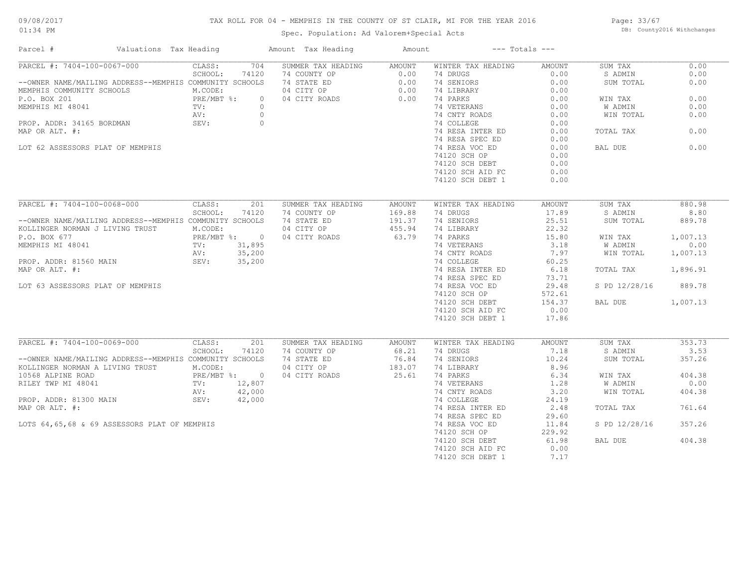# TAX ROLL FOR 04 - MEMPHIS IN THE COUNTY OF ST CLAIR, MI FOR THE YEAR 2016

Spec. Population: Ad Valorem+Special Acts

09/08/2017 01:34 PM

DB: County2016 Withchanges

| Parcel # | Valuations | Tax Heading | Amount | Tax Heading | Amount | --- Totals --- | |
|---|---|---|---|---|---|---|---|
| PARCEL #: 7404-100-0067-000 | CLASS: 704 | SUMMER TAX HEADING | AMOUNT | WINTER TAX HEADING | AMOUNT | SUM TAX | 0.00 |
| | SCHOOL: 74120 | 74 COUNTY OP | 0.00 | 74 DRUGS | 0.00 | S ADMIN | 0.00 |
| --OWNER NAME/MAILING ADDRESS--MEMPHIS COMMUNITY SCHOOLS | | 74 STATE ED | 0.00 | 74 SENIORS | 0.00 | SUM TOTAL | 0.00 |
| MEMPHIS COMMUNITY SCHOOLS | M.CODE: | 04 CITY OP | 0.00 | 74 LIBRARY | 0.00 | | |
| P.O. BOX 201 | PRE/MBT %: 0 | 04 CITY ROADS | 0.00 | 74 PARKS | 0.00 | WIN TAX | 0.00 |
| MEMPHIS MI 48041 | TV: 0 | | | 74 VETERANS | 0.00 | W ADMIN | 0.00 |
| | AV: 0 | | | 74 CNTY ROADS | 0.00 | WIN TOTAL | 0.00 |
| PROP. ADDR: 34165 BORDMAN | SEV: 0 | | | 74 COLLEGE | 0.00 | | |
| MAP OR ALT. #: | | | | 74 RESA INTER ED | 0.00 | TOTAL TAX | 0.00 |
| | | | | 74 RESA SPEC ED | 0.00 | | |
| LOT 62 ASSESSORS PLAT OF MEMPHIS | | | | 74 RESA VOC ED | 0.00 | BAL DUE | 0.00 |
| | | | | 74120 SCH OP | 0.00 | | |
| | | | | 74120 SCH DEBT | 0.00 | | |
| | | | | 74120 SCH AID FC | 0.00 | | |
| | | | | 74120 SCH DEBT 1 | 0.00 | | |
| PARCEL #: 7404-100-0068-000 | CLASS: 201 | SUMMER TAX HEADING | AMOUNT | WINTER TAX HEADING | AMOUNT | SUM TAX | 880.98 |
| | SCHOOL: 74120 | 74 COUNTY OP | 169.88 | 74 DRUGS | 17.89 | S ADMIN | 8.80 |
| --OWNER NAME/MAILING ADDRESS--MEMPHIS COMMUNITY SCHOOLS | | 74 STATE ED | 191.37 | 74 SENIORS | 25.51 | SUM TOTAL | 889.78 |
| KOLLINGER NORMAN J LIVING TRUST | M.CODE: | 04 CITY OP | 455.94 | 74 LIBRARY | 22.32 | | |
| P.O. BOX 677 | PRE/MBT %: 0 | 04 CITY ROADS | 63.79 | 74 PARKS | 15.80 | WIN TAX | 1,007.13 |
| MEMPHIS MI 48041 | TV: 31,895 | | | 74 VETERANS | 3.18 | W ADMIN | 0.00 |
| | AV: 35,200 | | | 74 CNTY ROADS | 7.97 | WIN TOTAL | 1,007.13 |
| PROP. ADDR: 81560 MAIN | SEV: 35,200 | | | 74 COLLEGE | 60.25 | | |
| MAP OR ALT. #: | | | | 74 RESA INTER ED | 6.18 | TOTAL TAX | 1,896.91 |
| | | | | 74 RESA SPEC ED | 73.71 | | |
| LOT 63 ASSESSORS PLAT OF MEMPHIS | | | | 74 RESA VOC ED | 29.48 | S PD 12/28/16 | 889.78 |
| | | | | 74120 SCH OP | 572.61 | | |
| | | | | 74120 SCH DEBT | 154.37 | BAL DUE | 1,007.13 |
| | | | | 74120 SCH AID FC | 0.00 | | |
| | | | | 74120 SCH DEBT 1 | 17.86 | | |
| PARCEL #: 7404-100-0069-000 | CLASS: 201 | SUMMER TAX HEADING | AMOUNT | WINTER TAX HEADING | AMOUNT | SUM TAX | 353.73 |
| | SCHOOL: 74120 | 74 COUNTY OP | 68.21 | 74 DRUGS | 7.18 | S ADMIN | 3.53 |
| --OWNER NAME/MAILING ADDRESS--MEMPHIS COMMUNITY SCHOOLS | | 74 STATE ED | 76.84 | 74 SENIORS | 10.24 | SUM TOTAL | 357.26 |
| KOLLINGER NORMAN A LIVING TRUST | M.CODE: | 04 CITY OP | 183.07 | 74 LIBRARY | 8.96 | | |
| 10568 ALPINE ROAD | PRE/MBT %: 0 | 04 CITY ROADS | 25.61 | 74 PARKS | 6.34 | WIN TAX | 404.38 |
| RILEY TWP MI 48041 | TV: 12,807 | | | 74 VETERANS | 1.28 | W ADMIN | 0.00 |
| | AV: 42,000 | | | 74 CNTY ROADS | 3.20 | WIN TOTAL | 404.38 |
| PROP. ADDR: 81300 MAIN | SEV: 42,000 | | | 74 COLLEGE | 24.19 | | |
| MAP OR ALT. #: | | | | 74 RESA INTER ED | 2.48 | TOTAL TAX | 761.64 |
| | | | | 74 RESA SPEC ED | 29.60 | | |
| LOTS 64,65,68 & 69 ASSESSORS PLAT OF MEMPHIS | | | | 74 RESA VOC ED | 11.84 | S PD 12/28/16 | 357.26 |
| | | | | 74120 SCH OP | 229.92 | | |
| | | | | 74120 SCH DEBT | 61.98 | BAL DUE | 404.38 |
| | | | | 74120 SCH AID FC | 0.00 | | |
| | | | | 74120 SCH DEBT 1 | 7.17 | | |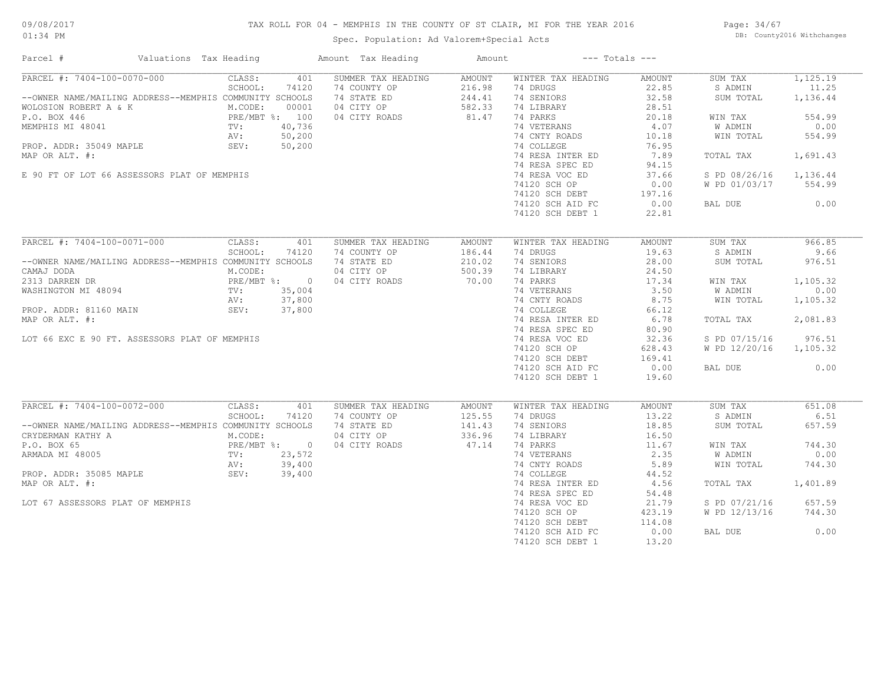# TAX ROLL FOR 04 - MEMPHIS IN THE COUNTY OF ST CLAIR, MI FOR THE YEAR 2016

Spec. Population: Ad Valorem+Special Acts

09/08/2017 01:34 PM — DB: County2016 Withchanges

| Parcel # | Valuations | Tax Heading | Amount | Tax Heading | Amount | --- Totals --- | |
|---|---|---|---|---|---|---|---|
| PARCEL #: 7404-100-0070-000 | CLASS: 401 | SUMMER TAX HEADING | AMOUNT | WINTER TAX HEADING | AMOUNT | SUM TAX | 1,125.19 |
| | SCHOOL: 74120 | 74 COUNTY OP | 216.98 | 74 DRUGS | 22.85 | S ADMIN | 11.25 |
| --OWNER NAME/MAILING ADDRESS--MEMPHIS COMMUNITY SCHOOLS | | 74 STATE ED | 244.41 | 74 SENIORS | 32.58 | SUM TOTAL | 1,136.44 |
| WOLOSION ROBERT A & K | M.CODE: 00001 | 04 CITY OP | 582.33 | 74 LIBRARY | 28.51 | | |
| P.O. BOX 446 | PRE/MBT %: 100 | 04 CITY ROADS | 81.47 | 74 PARKS | 20.18 | WIN TAX | 554.99 |
| MEMPHIS MI 48041 | TV: 40,736 | | | 74 VETERANS | 4.07 | W ADMIN | 0.00 |
| | AV: 50,200 | | | 74 CNTY ROADS | 10.18 | WIN TOTAL | 554.99 |
| PROP. ADDR: 35049 MAPLE | SEV: 50,200 | | | 74 COLLEGE | 76.95 | | |
| MAP OR ALT. #: | | | | 74 RESA INTER ED | 7.89 | TOTAL TAX | 1,691.43 |
| | | | | 74 RESA SPEC ED | 94.15 | | |
| E 90 FT OF LOT 66 ASSESSORS PLAT OF MEMPHIS | | | | 74 RESA VOC ED | 37.66 | S PD 08/26/16 | 1,136.44 |
| | | | | 74120 SCH OP | 0.00 | W PD 01/03/17 | 554.99 |
| | | | | 74120 SCH DEBT | 197.16 | | |
| | | | | 74120 SCH AID FC | 0.00 | BAL DUE | 0.00 |
| | | | | 74120 SCH DEBT 1 | 22.81 | | |
| PARCEL #: 7404-100-0071-000 | CLASS: 401 | SUMMER TAX HEADING | AMOUNT | WINTER TAX HEADING | AMOUNT | SUM TAX | 966.85 |
| | SCHOOL: 74120 | 74 COUNTY OP | 186.44 | 74 DRUGS | 19.63 | S ADMIN | 9.66 |
| --OWNER NAME/MAILING ADDRESS--MEMPHIS COMMUNITY SCHOOLS | | 74 STATE ED | 210.02 | 74 SENIORS | 28.00 | SUM TOTAL | 976.51 |
| CAMAJ DODA | M.CODE: | 04 CITY OP | 500.39 | 74 LIBRARY | 24.50 | | |
| 2313 DARREN DR | PRE/MBT %: 0 | 04 CITY ROADS | 70.00 | 74 PARKS | 17.34 | WIN TAX | 1,105.32 |
| WASHINGTON MI 48094 | TV: 35,004 | | | 74 VETERANS | 3.50 | W ADMIN | 0.00 |
| | AV: 37,800 | | | 74 CNTY ROADS | 8.75 | WIN TOTAL | 1,105.32 |
| PROP. ADDR: 81160 MAIN | SEV: 37,800 | | | 74 COLLEGE | 66.12 | | |
| MAP OR ALT. #: | | | | 74 RESA INTER ED | 6.78 | TOTAL TAX | 2,081.83 |
| | | | | 74 RESA SPEC ED | 80.90 | | |
| LOT 66 EXC E 90 FT. ASSESSORS PLAT OF MEMPHIS | | | | 74 RESA VOC ED | 32.36 | S PD 07/15/16 | 976.51 |
| | | | | 74120 SCH OP | 628.43 | W PD 12/20/16 | 1,105.32 |
| | | | | 74120 SCH DEBT | 169.41 | | |
| | | | | 74120 SCH AID FC | 0.00 | BAL DUE | 0.00 |
| | | | | 74120 SCH DEBT 1 | 19.60 | | |
| PARCEL #: 7404-100-0072-000 | CLASS: 401 | SUMMER TAX HEADING | AMOUNT | WINTER TAX HEADING | AMOUNT | SUM TAX | 651.08 |
| | SCHOOL: 74120 | 74 COUNTY OP | 125.55 | 74 DRUGS | 13.22 | S ADMIN | 6.51 |
| --OWNER NAME/MAILING ADDRESS--MEMPHIS COMMUNITY SCHOOLS | | 74 STATE ED | 141.43 | 74 SENIORS | 18.85 | SUM TOTAL | 657.59 |
| CRYDERMAN KATHY A | M.CODE: | 04 CITY OP | 336.96 | 74 LIBRARY | 16.50 | | |
| P.O. BOX 65 | PRE/MBT %: 0 | 04 CITY ROADS | 47.14 | 74 PARKS | 11.67 | WIN TAX | 744.30 |
| ARMADA MI 48005 | TV: 23,572 | | | 74 VETERANS | 2.35 | W ADMIN | 0.00 |
| | AV: 39,400 | | | 74 CNTY ROADS | 5.89 | WIN TOTAL | 744.30 |
| PROP. ADDR: 35085 MAPLE | SEV: 39,400 | | | 74 COLLEGE | 44.52 | | |
| MAP OR ALT. #: | | | | 74 RESA INTER ED | 4.56 | TOTAL TAX | 1,401.89 |
| | | | | 74 RESA SPEC ED | 54.48 | | |
| LOT 67 ASSESSORS PLAT OF MEMPHIS | | | | 74 RESA VOC ED | 21.79 | S PD 07/21/16 | 657.59 |
| | | | | 74120 SCH OP | 423.19 | W PD 12/13/16 | 744.30 |
| | | | | 74120 SCH DEBT | 114.08 | | |
| | | | | 74120 SCH AID FC | 0.00 | BAL DUE | 0.00 |
| | | | | 74120 SCH DEBT 1 | 13.20 | | |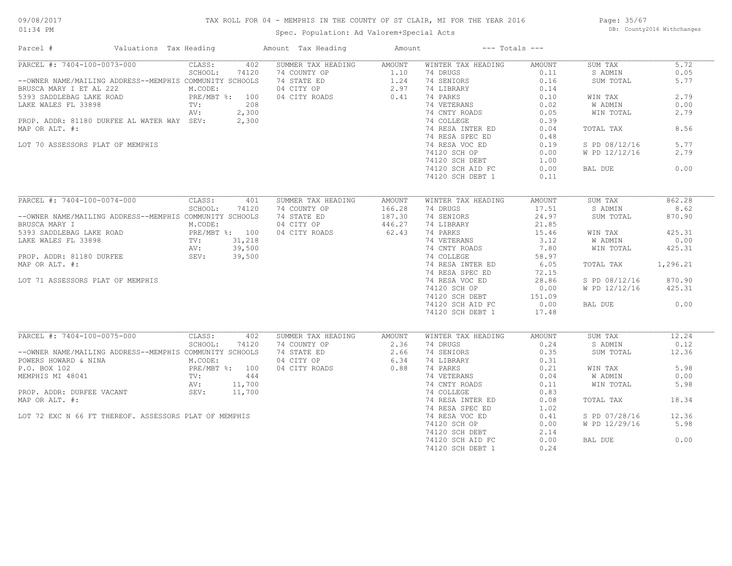# TAX ROLL FOR 04 - MEMPHIS IN THE COUNTY OF ST CLAIR, MI FOR THE YEAR 2016

Spec. Population: Ad Valorem+Special Acts

DB: County2016 Withchanges

09/08/2017
01:34 PM

| Parcel # | Valuations | Tax Heading | Amount | Tax Heading | Amount | --- Totals --- | |
|---|---|---|---|---|---|---|---|
| PARCEL #: 7404-100-0073-000 | CLASS: 402 | SUMMER TAX HEADING | AMOUNT | WINTER TAX HEADING | AMOUNT | SUM TAX | 5.72 |
| | SCHOOL: 74120 | 74 COUNTY OP | 1.10 | 74 DRUGS | 0.11 | S ADMIN | 0.05 |
| --OWNER NAME/MAILING ADDRESS--MEMPHIS COMMUNITY SCHOOLS | | 74 STATE ED | 1.24 | 74 SENIORS | 0.16 | SUM TOTAL | 5.77 |
| BRUSCA MARY I ET AL 222 | M.CODE: | 04 CITY OP | 2.97 | 74 LIBRARY | 0.14 | | |
| 5393 SADDLEBAG LAKE ROAD | PRE/MBT %: 100 | 04 CITY ROADS | 0.41 | 74 PARKS | 0.10 | WIN TAX | 2.79 |
| LAKE WALES FL 33898 | TV: 208 | | | 74 VETERANS | 0.02 | W ADMIN | 0.00 |
| | AV: 2,300 | | | 74 CNTY ROADS | 0.05 | WIN TOTAL | 2.79 |
| PROP. ADDR: 81180 DURFEE AL WATER WAY | SEV: 2,300 | | | 74 COLLEGE | 0.39 | | |
| MAP OR ALT. #: | | | | 74 RESA INTER ED | 0.04 | TOTAL TAX | 8.56 |
| | | | | 74 RESA SPEC ED | 0.48 | | |
| LOT 70 ASSESSORS PLAT OF MEMPHIS | | | | 74 RESA VOC ED | 0.19 | S PD 08/12/16 | 5.77 |
| | | | | 74120 SCH OP | 0.00 | W PD 12/12/16 | 2.79 |
| | | | | 74120 SCH DEBT | 1.00 | | |
| | | | | 74120 SCH AID FC | 0.00 | BAL DUE | 0.00 |
| | | | | 74120 SCH DEBT 1 | 0.11 | | |

| Parcel # | Valuations | Tax Heading | Amount | Tax Heading | Amount | --- Totals --- | |
|---|---|---|---|---|---|---|---|
| PARCEL #: 7404-100-0074-000 | CLASS: 401 | SUMMER TAX HEADING | AMOUNT | WINTER TAX HEADING | AMOUNT | SUM TAX | 862.28 |
| | SCHOOL: 74120 | 74 COUNTY OP | 166.28 | 74 DRUGS | 17.51 | S ADMIN | 8.62 |
| --OWNER NAME/MAILING ADDRESS--MEMPHIS COMMUNITY SCHOOLS | | 74 STATE ED | 187.30 | 74 SENIORS | 24.97 | SUM TOTAL | 870.90 |
| BRUSCA MARY I | M.CODE: | 04 CITY OP | 446.27 | 74 LIBRARY | 21.85 | | |
| 5393 SADDLEBAG LAKE ROAD | PRE/MBT %: 100 | 04 CITY ROADS | 62.43 | 74 PARKS | 15.46 | WIN TAX | 425.31 |
| LAKE WALES FL 33898 | TV: 31,218 | | | 74 VETERANS | 3.12 | W ADMIN | 0.00 |
| | AV: 39,500 | | | 74 CNTY ROADS | 7.80 | WIN TOTAL | 425.31 |
| PROP. ADDR: 81180 DURFEE | SEV: 39,500 | | | 74 COLLEGE | 58.97 | | |
| MAP OR ALT. #: | | | | 74 RESA INTER ED | 6.05 | TOTAL TAX | 1,296.21 |
| | | | | 74 RESA SPEC ED | 72.15 | | |
| LOT 71 ASSESSORS PLAT OF MEMPHIS | | | | 74 RESA VOC ED | 28.86 | S PD 08/12/16 | 870.90 |
| | | | | 74120 SCH OP | 0.00 | W PD 12/12/16 | 425.31 |
| | | | | 74120 SCH DEBT | 151.09 | | |
| | | | | 74120 SCH AID FC | 0.00 | BAL DUE | 0.00 |
| | | | | 74120 SCH DEBT 1 | 17.48 | | |

| Parcel # | Valuations | Tax Heading | Amount | Tax Heading | Amount | --- Totals --- | |
|---|---|---|---|---|---|---|---|
| PARCEL #: 7404-100-0075-000 | CLASS: 402 | SUMMER TAX HEADING | AMOUNT | WINTER TAX HEADING | AMOUNT | SUM TAX | 12.24 |
| | SCHOOL: 74120 | 74 COUNTY OP | 2.36 | 74 DRUGS | 0.24 | S ADMIN | 0.12 |
| --OWNER NAME/MAILING ADDRESS--MEMPHIS COMMUNITY SCHOOLS | | 74 STATE ED | 2.66 | 74 SENIORS | 0.35 | SUM TOTAL | 12.36 |
| POWERS HOWARD & NINA | M.CODE: | 04 CITY OP | 6.34 | 74 LIBRARY | 0.31 | | |
| P.O. BOX 102 | PRE/MBT %: 100 | 04 CITY ROADS | 0.88 | 74 PARKS | 0.21 | WIN TAX | 5.98 |
| MEMPHIS MI 48041 | TV: 444 | | | 74 VETERANS | 0.04 | W ADMIN | 0.00 |
| | AV: 11,700 | | | 74 CNTY ROADS | 0.11 | WIN TOTAL | 5.98 |
| PROP. ADDR: DURFEE VACANT | SEV: 11,700 | | | 74 COLLEGE | 0.83 | | |
| MAP OR ALT. #: | | | | 74 RESA INTER ED | 0.08 | TOTAL TAX | 18.34 |
| | | | | 74 RESA SPEC ED | 1.02 | | |
| LOT 72 EXC N 66 FT THEREOF. ASSESSORS PLAT OF MEMPHIS | | | | 74 RESA VOC ED | 0.41 | S PD 07/28/16 | 12.36 |
| | | | | 74120 SCH OP | 0.00 | W PD 12/29/16 | 5.98 |
| | | | | 74120 SCH DEBT | 2.14 | | |
| | | | | 74120 SCH AID FC | 0.00 | BAL DUE | 0.00 |
| | | | | 74120 SCH DEBT 1 | 0.24 | | |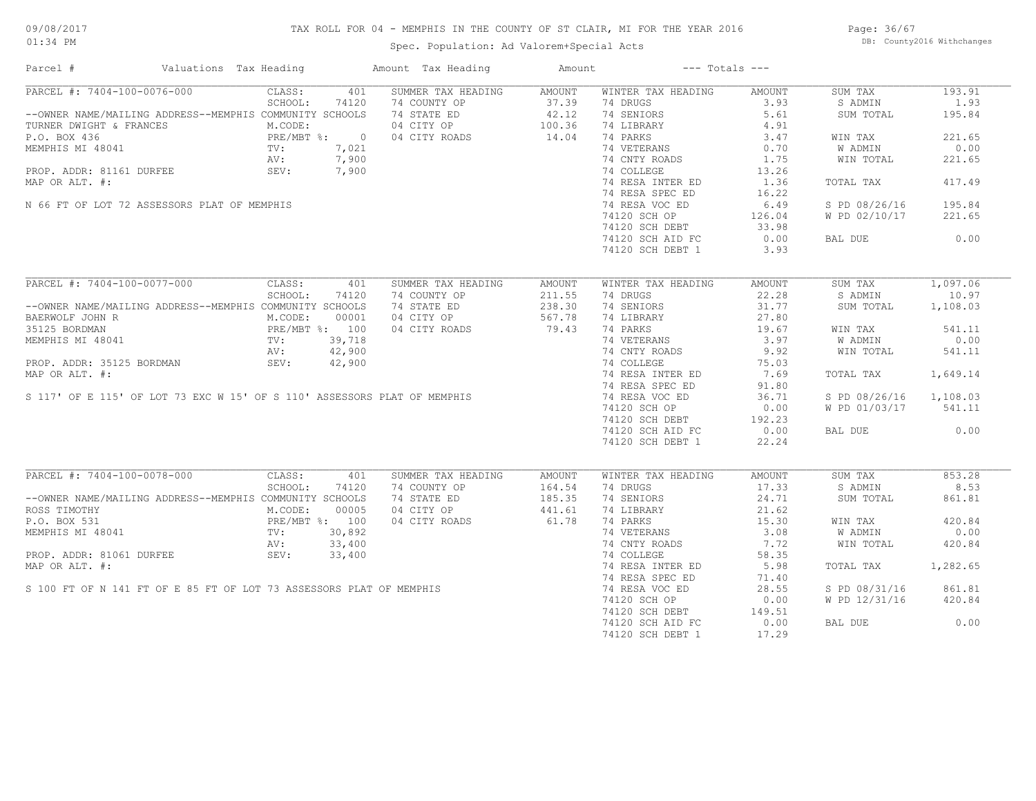# TAX ROLL FOR 04 - MEMPHIS IN THE COUNTY OF ST CLAIR, MI FOR THE YEAR 2016

Spec. Population: Ad Valorem+Special Acts

09/08/2017 01:34 PM

DB: County2016 Withchanges

| Parcel # | Valuations | Tax Heading | Amount | Tax Heading | Amount | --- Totals --- | |
|---|---|---|---|---|---|---|---|

## PARCEL #: 7404-100-0076-000

| Parcel Info | Valuations | SUMMER TAX HEADING | AMOUNT | WINTER TAX HEADING | AMOUNT | Totals | |
|---|---|---|---|---|---|---|---|
| --OWNER NAME/MAILING ADDRESS--MEMPHIS COMMUNITY SCHOOLS | CLASS: 401 | 74 COUNTY OP | 37.39 | 74 DRUGS | 3.93 | SUM TAX | 193.91 |
| TURNER DWIGHT & FRANCES | SCHOOL: 74120 | 74 STATE ED | 42.12 | 74 SENIORS | 5.61 | S ADMIN | 1.93 |
| P.O. BOX 436 | M.CODE: | 04 CITY OP | 100.36 | 74 LIBRARY | 4.91 | SUM TOTAL | 195.84 |
| MEMPHIS MI 48041 | PRE/MBT %: 0 | 04 CITY ROADS | 14.04 | 74 PARKS | 3.47 | WIN TAX | 221.65 |
| | TV: 7,021 | | | 74 VETERANS | 0.70 | W ADMIN | 0.00 |
| PROP. ADDR: 81161 DURFEE | AV: 7,900 | | | 74 CNTY ROADS | 1.75 | WIN TOTAL | 221.65 |
| MAP OR ALT. #: | SEV: 7,900 | | | 74 COLLEGE | 13.26 | | |
| | | | | 74 RESA INTER ED | 1.36 | TOTAL TAX | 417.49 |
| | | | | 74 RESA SPEC ED | 16.22 | | |
| | | | | 74 RESA VOC ED | 6.49 | S PD 08/26/16 | 195.84 |
| | | | | 74120 SCH OP | 126.04 | W PD 02/10/17 | 221.65 |
| | | | | 74120 SCH DEBT | 33.98 | | |
| | | | | 74120 SCH AID FC | 0.00 | BAL DUE | 0.00 |
| | | | | 74120 SCH DEBT 1 | 3.93 | | |

N 66 FT OF LOT 72 ASSESSORS PLAT OF MEMPHIS

## PARCEL #: 7404-100-0077-000

| Parcel Info | Valuations | SUMMER TAX HEADING | AMOUNT | WINTER TAX HEADING | AMOUNT | Totals | |
|---|---|---|---|---|---|---|---|
| --OWNER NAME/MAILING ADDRESS--MEMPHIS COMMUNITY SCHOOLS | CLASS: 401 | 74 COUNTY OP | 211.55 | 74 DRUGS | 22.28 | SUM TAX | 1,097.06 |
| BAERWOLF JOHN R | SCHOOL: 74120 | 74 STATE ED | 238.30 | 74 SENIORS | 31.77 | S ADMIN | 10.97 |
| 35125 BORDMAN | M.CODE: 00001 | 04 CITY OP | 567.78 | 74 LIBRARY | 27.80 | SUM TOTAL | 1,108.03 |
| MEMPHIS MI 48041 | PRE/MBT %: 100 | 04 CITY ROADS | 79.43 | 74 PARKS | 19.67 | WIN TAX | 541.11 |
| | TV: 39,718 | | | 74 VETERANS | 3.97 | W ADMIN | 0.00 |
| PROP. ADDR: 35125 BORDMAN | AV: 42,900 | | | 74 CNTY ROADS | 9.92 | WIN TOTAL | 541.11 |
| MAP OR ALT. #: | SEV: 42,900 | | | 74 COLLEGE | 75.03 | | |
| | | | | 74 RESA INTER ED | 7.69 | TOTAL TAX | 1,649.14 |
| | | | | 74 RESA SPEC ED | 91.80 | | |
| | | | | 74 RESA VOC ED | 36.71 | S PD 08/26/16 | 1,108.03 |
| | | | | 74120 SCH OP | 0.00 | W PD 01/03/17 | 541.11 |
| | | | | 74120 SCH DEBT | 192.23 | | |
| | | | | 74120 SCH AID FC | 0.00 | BAL DUE | 0.00 |
| | | | | 74120 SCH DEBT 1 | 22.24 | | |

S 117' OF E 115' OF LOT 73 EXC W 15' OF S 110' ASSESSORS PLAT OF MEMPHIS

## PARCEL #: 7404-100-0078-000

| Parcel Info | Valuations | SUMMER TAX HEADING | AMOUNT | WINTER TAX HEADING | AMOUNT | Totals | |
|---|---|---|---|---|---|---|---|
| --OWNER NAME/MAILING ADDRESS--MEMPHIS COMMUNITY SCHOOLS | CLASS: 401 | 74 COUNTY OP | 164.54 | 74 DRUGS | 17.33 | SUM TAX | 853.28 |
| ROSS TIMOTHY | SCHOOL: 74120 | 74 STATE ED | 185.35 | 74 SENIORS | 24.71 | S ADMIN | 8.53 |
| P.O. BOX 531 | M.CODE: 00005 | 04 CITY OP | 441.61 | 74 LIBRARY | 21.62 | SUM TOTAL | 861.81 |
| MEMPHIS MI 48041 | PRE/MBT %: 100 | 04 CITY ROADS | 61.78 | 74 PARKS | 15.30 | WIN TAX | 420.84 |
| | TV: 30,892 | | | 74 VETERANS | 3.08 | W ADMIN | 0.00 |
| PROP. ADDR: 81061 DURFEE | AV: 33,400 | | | 74 CNTY ROADS | 7.72 | WIN TOTAL | 420.84 |
| MAP OR ALT. #: | SEV: 33,400 | | | 74 COLLEGE | 58.35 | | |
| | | | | 74 RESA INTER ED | 5.98 | TOTAL TAX | 1,282.65 |
| | | | | 74 RESA SPEC ED | 71.40 | | |
| | | | | 74 RESA VOC ED | 28.55 | S PD 08/31/16 | 861.81 |
| | | | | 74120 SCH OP | 0.00 | W PD 12/31/16 | 420.84 |
| | | | | 74120 SCH DEBT | 149.51 | | |
| | | | | 74120 SCH AID FC | 0.00 | BAL DUE | 0.00 |
| | | | | 74120 SCH DEBT 1 | 17.29 | | |

S 100 FT OF N 141 FT OF E 85 FT OF LOT 73 ASSESSORS PLAT OF MEMPHIS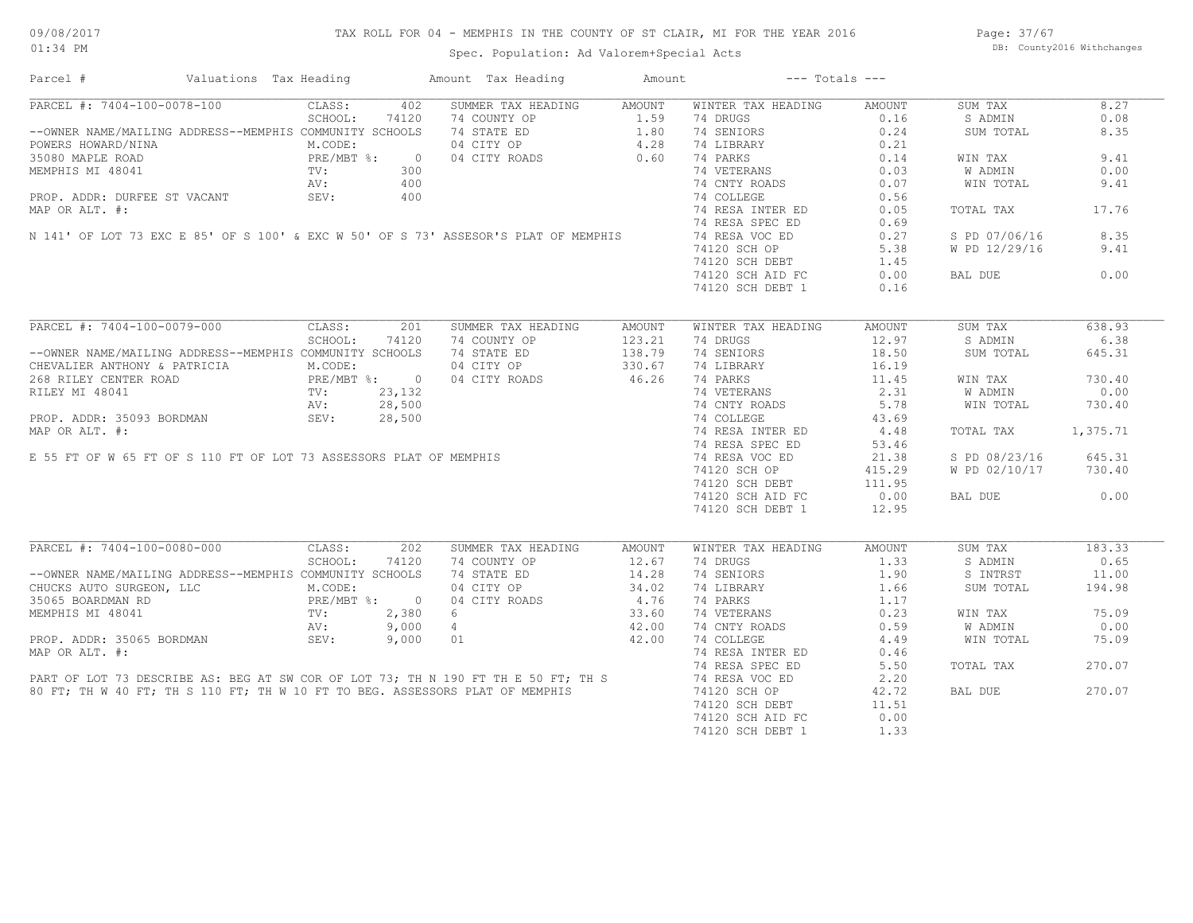# TAX ROLL FOR 04 - MEMPHIS IN THE COUNTY OF ST CLAIR, MI FOR THE YEAR 2016

Spec. Population: Ad Valorem+Special Acts

09/08/2017 01:34 PM — DB: County2016 Withchanges

| Parcel # | Valuations | Tax Heading | Amount | Tax Heading | Amount | --- Totals --- | |
|---|---|---|---|---|---|---|---|

## PARCEL #: 7404-100-0078-100

| | | | | | | | |
|---|---|---|---|---|---|---|---|
| PARCEL #: 7404-100-0078-100 | CLASS: 402 | SUMMER TAX HEADING | AMOUNT | WINTER TAX HEADING | AMOUNT | SUM TAX | 8.27 |
| | SCHOOL: 74120 | 74 COUNTY OP | 1.59 | 74 DRUGS | 0.16 | S ADMIN | 0.08 |
| --OWNER NAME/MAILING ADDRESS--MEMPHIS COMMUNITY SCHOOLS | | 74 STATE ED | 1.80 | 74 SENIORS | 0.24 | SUM TOTAL | 8.35 |
| POWERS HOWARD/NINA | M.CODE: | 04 CITY OP | 4.28 | 74 LIBRARY | 0.21 | | |
| 35080 MAPLE ROAD | PRE/MBT %: 0 | 04 CITY ROADS | 0.60 | 74 PARKS | 0.14 | WIN TAX | 9.41 |
| MEMPHIS MI 48041 | TV: 300 | | | 74 VETERANS | 0.03 | W ADMIN | 0.00 |
| | AV: 400 | | | 74 CNTY ROADS | 0.07 | WIN TOTAL | 9.41 |
| PROP. ADDR: DURFEE ST VACANT | SEV: 400 | | | 74 COLLEGE | 0.56 | | |
| MAP OR ALT. #: | | | | 74 RESA INTER ED | 0.05 | TOTAL TAX | 17.76 |
| | | | | 74 RESA SPEC ED | 0.69 | | |
| | | | | 74 RESA VOC ED | 0.27 | S PD 07/06/16 | 8.35 |
| | | | | 74120 SCH OP | 5.38 | W PD 12/29/16 | 9.41 |
| | | | | 74120 SCH DEBT | 1.45 | | |
| | | | | 74120 SCH AID FC | 0.00 | BAL DUE | 0.00 |
| | | | | 74120 SCH DEBT 1 | 0.16 | | |

N 141' OF LOT 73 EXC E 85' OF S 100' & EXC W 50' OF S 73' ASSESOR'S PLAT OF MEMPHIS

## PARCEL #: 7404-100-0079-000

| | | | | | | | |
|---|---|---|---|---|---|---|---|
| PARCEL #: 7404-100-0079-000 | CLASS: 201 | SUMMER TAX HEADING | AMOUNT | WINTER TAX HEADING | AMOUNT | SUM TAX | 638.93 |
| | SCHOOL: 74120 | 74 COUNTY OP | 123.21 | 74 DRUGS | 12.97 | S ADMIN | 6.38 |
| --OWNER NAME/MAILING ADDRESS--MEMPHIS COMMUNITY SCHOOLS | | 74 STATE ED | 138.79 | 74 SENIORS | 18.50 | SUM TOTAL | 645.31 |
| CHEVALIER ANTHONY & PATRICIA | M.CODE: | 04 CITY OP | 330.67 | 74 LIBRARY | 16.19 | | |
| 268 RILEY CENTER ROAD | PRE/MBT %: 0 | 04 CITY ROADS | 46.26 | 74 PARKS | 11.45 | WIN TAX | 730.40 |
| RILEY MI 48041 | TV: 23,132 | | | 74 VETERANS | 2.31 | W ADMIN | 0.00 |
| | AV: 28,500 | | | 74 CNTY ROADS | 5.78 | WIN TOTAL | 730.40 |
| PROP. ADDR: 35093 BORDMAN | SEV: 28,500 | | | 74 COLLEGE | 43.69 | | |
| MAP OR ALT. #: | | | | 74 RESA INTER ED | 4.48 | TOTAL TAX | 1,375.71 |
| | | | | 74 RESA SPEC ED | 53.46 | | |
| | | | | 74 RESA VOC ED | 21.38 | S PD 08/23/16 | 645.31 |
| | | | | 74120 SCH OP | 415.29 | W PD 02/10/17 | 730.40 |
| | | | | 74120 SCH DEBT | 111.95 | | |
| | | | | 74120 SCH AID FC | 0.00 | BAL DUE | 0.00 |
| | | | | 74120 SCH DEBT 1 | 12.95 | | |

E 55 FT OF W 65 FT OF S 110 FT OF LOT 73 ASSESSORS PLAT OF MEMPHIS

## PARCEL #: 7404-100-0080-000

| | | | | | | | |
|---|---|---|---|---|---|---|---|
| PARCEL #: 7404-100-0080-000 | CLASS: 202 | SUMMER TAX HEADING | AMOUNT | WINTER TAX HEADING | AMOUNT | SUM TAX | 183.33 |
| | SCHOOL: 74120 | 74 COUNTY OP | 12.67 | 74 DRUGS | 1.33 | S ADMIN | 0.65 |
| --OWNER NAME/MAILING ADDRESS--MEMPHIS COMMUNITY SCHOOLS | | 74 STATE ED | 14.28 | 74 SENIORS | 1.90 | S INTRST | 11.00 |
| CHUCKS AUTO SURGEON, LLC | M.CODE: | 04 CITY OP | 34.02 | 74 LIBRARY | 1.66 | SUM TOTAL | 194.98 |
| 35065 BOARDMAN RD | PRE/MBT %: 0 | 04 CITY ROADS | 4.76 | 74 PARKS | 1.17 | | |
| MEMPHIS MI 48041 | TV: 2,380 | 6 | 33.60 | 74 VETERANS | 0.23 | WIN TAX | 75.09 |
| | AV: 9,000 | 4 | 42.00 | 74 CNTY ROADS | 0.59 | W ADMIN | 0.00 |
| PROP. ADDR: 35065 BORDMAN | SEV: 9,000 | 01 | 42.00 | 74 COLLEGE | 4.49 | WIN TOTAL | 75.09 |
| MAP OR ALT. #: | | | | 74 RESA INTER ED | 0.46 | | |
| | | | | 74 RESA SPEC ED | 5.50 | TOTAL TAX | 270.07 |
| | | | | 74 RESA VOC ED | 2.20 | | |
| | | | | 74120 SCH OP | 42.72 | BAL DUE | 270.07 |
| | | | | 74120 SCH DEBT | 11.51 | | |
| | | | | 74120 SCH AID FC | 0.00 | | |
| | | | | 74120 SCH DEBT 1 | 1.33 | | |

PART OF LOT 73 DESCRIBE AS: BEG AT SW COR OF LOT 73; TH N 190 FT TH E 50 FT; TH S 80 FT; TH W 40 FT; TH S 110 FT; TH W 10 FT TO BEG. ASSESSORS PLAT OF MEMPHIS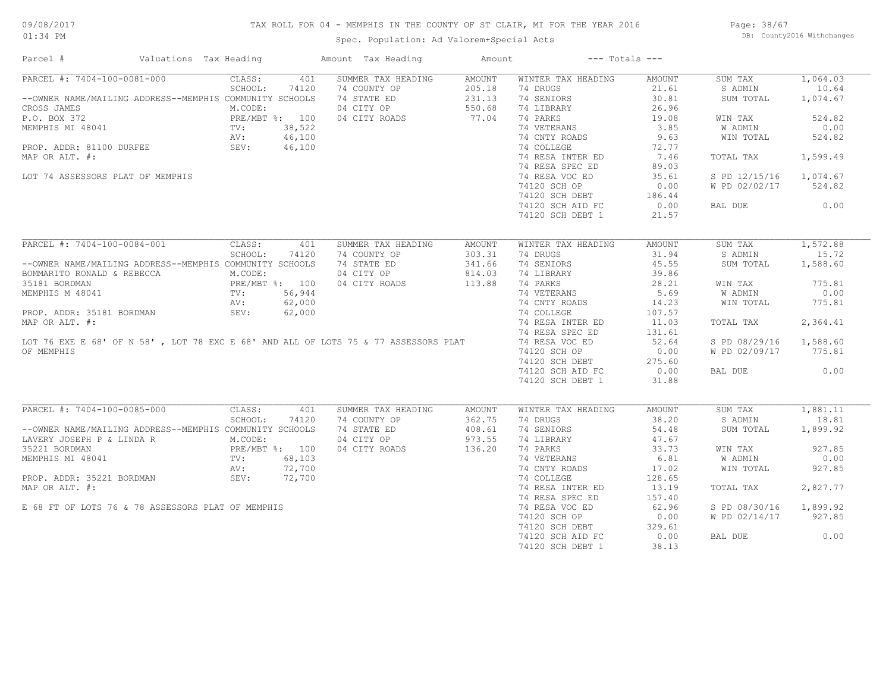# TAX ROLL FOR 04 - MEMPHIS IN THE COUNTY OF ST CLAIR, MI FOR THE YEAR 2016

Spec. Population: Ad Valorem+Special Acts

09/08/2017 01:34 PM — DB: County2016 Withchanges

| Parcel # | Valuations | Tax Heading | Amount | Tax Heading | Amount | --- Totals --- | |
|---|---|---|---|---|---|---|---|

---

**PARCEL #: 7404-100-0081-000**

| Field | Value |
|---|---|
| CLASS: | 401 |
| SCHOOL: | 74120 |
| M.CODE: | |
| PRE/MBT %: | 100 |
| TV: | 38,522 |
| AV: | 46,100 |
| SEV: | 46,100 |

--OWNER NAME/MAILING ADDRESS--MEMPHIS COMMUNITY SCHOOLS
CROSS JAMES
P.O. BOX 372
MEMPHIS MI 48041

PROP. ADDR: 81100 DURFEE
MAP OR ALT. #:

LOT 74 ASSESSORS PLAT OF MEMPHIS

| SUMMER TAX HEADING | AMOUNT | WINTER TAX HEADING | AMOUNT | Totals | |
|---|---|---|---|---|---|
| 74 COUNTY OP | 205.18 | 74 DRUGS | 21.61 | SUM TAX | 1,064.03 |
| 74 STATE ED | 231.13 | 74 SENIORS | 30.81 | S ADMIN | 10.64 |
| 04 CITY OP | 550.68 | 74 LIBRARY | 26.96 | SUM TOTAL | 1,074.67 |
| 04 CITY ROADS | 77.04 | 74 PARKS | 19.08 | | |
| | | 74 VETERANS | 3.85 | WIN TAX | 524.82 |
| | | 74 CNTY ROADS | 9.63 | W ADMIN | 0.00 |
| | | 74 COLLEGE | 72.77 | WIN TOTAL | 524.82 |
| | | 74 RESA INTER ED | 7.46 | | |
| | | 74 RESA SPEC ED | 89.03 | TOTAL TAX | 1,599.49 |
| | | 74 RESA VOC ED | 35.61 | | |
| | | 74120 SCH OP | 0.00 | S PD 12/15/16 | 1,074.67 |
| | | 74120 SCH DEBT | 186.44 | W PD 02/02/17 | 524.82 |
| | | 74120 SCH AID FC | 0.00 | | |
| | | 74120 SCH DEBT 1 | 21.57 | BAL DUE | 0.00 |

---

**PARCEL #: 7404-100-0084-001**

| Field | Value |
|---|---|
| CLASS: | 401 |
| SCHOOL: | 74120 |
| M.CODE: | |
| PRE/MBT %: | 100 |
| TV: | 56,944 |
| AV: | 62,000 |
| SEV: | 62,000 |

--OWNER NAME/MAILING ADDRESS--MEMPHIS COMMUNITY SCHOOLS
BOMMARITO RONALD & REBECCA
35181 BORDMAN
MEMPHIS M 48041

PROP. ADDR: 35181 BORDMAN
MAP OR ALT. #:

LOT 76 EXE E 68' OF N 58' , LOT 78 EXC E 68' AND ALL OF LOTS 75 & 77 ASSESSORS PLAT OF MEMPHIS

| SUMMER TAX HEADING | AMOUNT | WINTER TAX HEADING | AMOUNT | Totals | |
|---|---|---|---|---|---|
| 74 COUNTY OP | 303.31 | 74 DRUGS | 31.94 | SUM TAX | 1,572.88 |
| 74 STATE ED | 341.66 | 74 SENIORS | 45.55 | S ADMIN | 15.72 |
| 04 CITY OP | 814.03 | 74 LIBRARY | 39.86 | SUM TOTAL | 1,588.60 |
| 04 CITY ROADS | 113.88 | 74 PARKS | 28.21 | | |
| | | 74 VETERANS | 5.69 | WIN TAX | 775.81 |
| | | 74 CNTY ROADS | 14.23 | W ADMIN | 0.00 |
| | | 74 COLLEGE | 107.57 | WIN TOTAL | 775.81 |
| | | 74 RESA INTER ED | 11.03 | | |
| | | 74 RESA SPEC ED | 131.61 | TOTAL TAX | 2,364.41 |
| | | 74 RESA VOC ED | 52.64 | | |
| | | 74120 SCH OP | 0.00 | S PD 08/29/16 | 1,588.60 |
| | | 74120 SCH DEBT | 275.60 | W PD 02/09/17 | 775.81 |
| | | 74120 SCH AID FC | 0.00 | | |
| | | 74120 SCH DEBT 1 | 31.88 | BAL DUE | 0.00 |

---

**PARCEL #: 7404-100-0085-000**

| Field | Value |
|---|---|
| CLASS: | 401 |
| SCHOOL: | 74120 |
| M.CODE: | |
| PRE/MBT %: | 100 |
| TV: | 68,103 |
| AV: | 72,700 |
| SEV: | 72,700 |

--OWNER NAME/MAILING ADDRESS--MEMPHIS COMMUNITY SCHOOLS
LAVERY JOSEPH P & LINDA R
35221 BORDMAN
MEMPHIS MI 48041

PROP. ADDR: 35221 BORDMAN
MAP OR ALT. #:

E 68 FT OF LOTS 76 & 78 ASSESSORS PLAT OF MEMPHIS

| SUMMER TAX HEADING | AMOUNT | WINTER TAX HEADING | AMOUNT | Totals | |
|---|---|---|---|---|---|
| 74 COUNTY OP | 362.75 | 74 DRUGS | 38.20 | SUM TAX | 1,881.11 |
| 74 STATE ED | 408.61 | 74 SENIORS | 54.48 | S ADMIN | 18.81 |
| 04 CITY OP | 973.55 | 74 LIBRARY | 47.67 | SUM TOTAL | 1,899.92 |
| 04 CITY ROADS | 136.20 | 74 PARKS | 33.73 | | |
| | | 74 VETERANS | 6.81 | WIN TAX | 927.85 |
| | | 74 CNTY ROADS | 17.02 | W ADMIN | 0.00 |
| | | 74 COLLEGE | 128.65 | WIN TOTAL | 927.85 |
| | | 74 RESA INTER ED | 13.19 | | |
| | | 74 RESA SPEC ED | 157.40 | TOTAL TAX | 2,827.77 |
| | | 74 RESA VOC ED | 62.96 | | |
| | | 74120 SCH OP | 0.00 | S PD 08/30/16 | 1,899.92 |
| | | 74120 SCH DEBT | 329.61 | W PD 02/14/17 | 927.85 |
| | | 74120 SCH AID FC | 0.00 | | |
| | | 74120 SCH DEBT 1 | 38.13 | BAL DUE | 0.00 |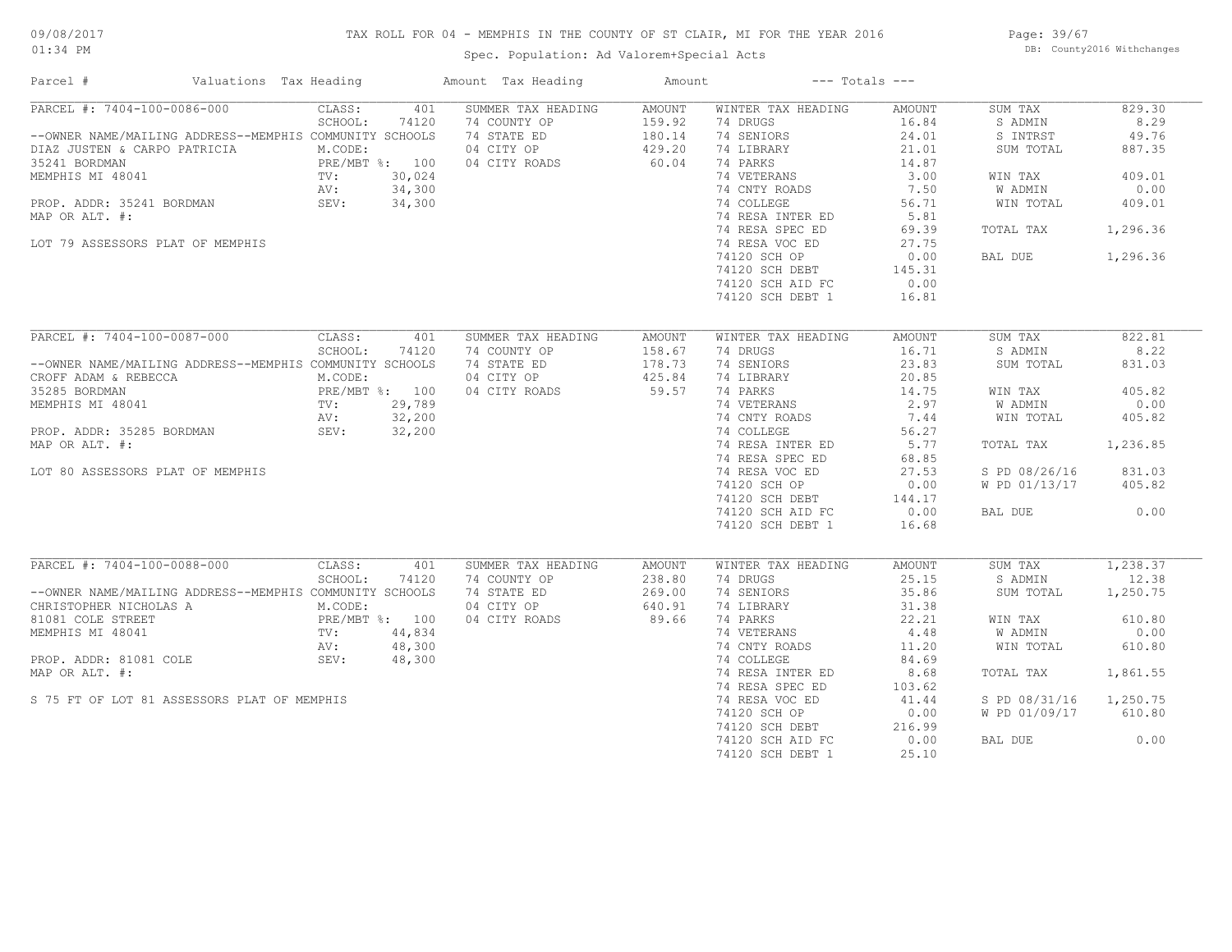# TAX ROLL FOR 04 - MEMPHIS IN THE COUNTY OF ST CLAIR, MI FOR THE YEAR 2016

Spec. Population: Ad Valorem+Special Acts

DB: County2016 Withchanges

09/08/2017
01:34 PM

| Parcel # | Valuations | Tax Heading | Amount | Tax Heading | Amount | --- Totals --- | |
|---|---|---|---|---|---|---|---|
| PARCEL #: 7404-100-0086-000 | CLASS: 401 | SUMMER TAX HEADING | AMOUNT | WINTER TAX HEADING | AMOUNT | SUM TAX | 829.30 |
| | SCHOOL: 74120 | 74 COUNTY OP | 159.92 | 74 DRUGS | 16.84 | S ADMIN | 8.29 |
| --OWNER NAME/MAILING ADDRESS--MEMPHIS COMMUNITY SCHOOLS | | 74 STATE ED | 180.14 | 74 SENIORS | 24.01 | S INTRST | 49.76 |
| DIAZ JUSTEN & CARPO PATRICIA | M.CODE: | 04 CITY OP | 429.20 | 74 LIBRARY | 21.01 | SUM TOTAL | 887.35 |
| 35241 BORDMAN | PRE/MBT %: 100 | 04 CITY ROADS | 60.04 | 74 PARKS | 14.87 | | |
| MEMPHIS MI 48041 | TV: 30,024 | | | 74 VETERANS | 3.00 | WIN TAX | 409.01 |
| | AV: 34,300 | | | 74 CNTY ROADS | 7.50 | W ADMIN | 0.00 |
| PROP. ADDR: 35241 BORDMAN | SEV: 34,300 | | | 74 COLLEGE | 56.71 | WIN TOTAL | 409.01 |
| MAP OR ALT. #: | | | | 74 RESA INTER ED | 5.81 | | |
| | | | | 74 RESA SPEC ED | 69.39 | TOTAL TAX | 1,296.36 |
| LOT 79 ASSESSORS PLAT OF MEMPHIS | | | | 74 RESA VOC ED | 27.75 | | |
| | | | | 74120 SCH OP | 0.00 | BAL DUE | 1,296.36 |
| | | | | 74120 SCH DEBT | 145.31 | | |
| | | | | 74120 SCH AID FC | 0.00 | | |
| | | | | 74120 SCH DEBT 1 | 16.81 | | |
| PARCEL #: 7404-100-0087-000 | CLASS: 401 | SUMMER TAX HEADING | AMOUNT | WINTER TAX HEADING | AMOUNT | SUM TAX | 822.81 |
| | SCHOOL: 74120 | 74 COUNTY OP | 158.67 | 74 DRUGS | 16.71 | S ADMIN | 8.22 |
| --OWNER NAME/MAILING ADDRESS--MEMPHIS COMMUNITY SCHOOLS | | 74 STATE ED | 178.73 | 74 SENIORS | 23.83 | SUM TOTAL | 831.03 |
| CROFF ADAM & REBECCA | M.CODE: | 04 CITY OP | 425.84 | 74 LIBRARY | 20.85 | | |
| 35285 BORDMAN | PRE/MBT %: 100 | 04 CITY ROADS | 59.57 | 74 PARKS | 14.75 | WIN TAX | 405.82 |
| MEMPHIS MI 48041 | TV: 29,789 | | | 74 VETERANS | 2.97 | W ADMIN | 0.00 |
| | AV: 32,200 | | | 74 CNTY ROADS | 7.44 | WIN TOTAL | 405.82 |
| PROP. ADDR: 35285 BORDMAN | SEV: 32,200 | | | 74 COLLEGE | 56.27 | | |
| MAP OR ALT. #: | | | | 74 RESA INTER ED | 5.77 | TOTAL TAX | 1,236.85 |
| | | | | 74 RESA SPEC ED | 68.85 | | |
| LOT 80 ASSESSORS PLAT OF MEMPHIS | | | | 74 RESA VOC ED | 27.53 | S PD 08/26/16 | 831.03 |
| | | | | 74120 SCH OP | 0.00 | W PD 01/13/17 | 405.82 |
| | | | | 74120 SCH DEBT | 144.17 | | |
| | | | | 74120 SCH AID FC | 0.00 | BAL DUE | 0.00 |
| | | | | 74120 SCH DEBT 1 | 16.68 | | |
| PARCEL #: 7404-100-0088-000 | CLASS: 401 | SUMMER TAX HEADING | AMOUNT | WINTER TAX HEADING | AMOUNT | SUM TAX | 1,238.37 |
| | SCHOOL: 74120 | 74 COUNTY OP | 238.80 | 74 DRUGS | 25.15 | S ADMIN | 12.38 |
| --OWNER NAME/MAILING ADDRESS--MEMPHIS COMMUNITY SCHOOLS | | 74 STATE ED | 269.00 | 74 SENIORS | 35.86 | SUM TOTAL | 1,250.75 |
| CHRISTOPHER NICHOLAS A | M.CODE: | 04 CITY OP | 640.91 | 74 LIBRARY | 31.38 | | |
| 81081 COLE STREET | PRE/MBT %: 100 | 04 CITY ROADS | 89.66 | 74 PARKS | 22.21 | WIN TAX | 610.80 |
| MEMPHIS MI 48041 | TV: 44,834 | | | 74 VETERANS | 4.48 | W ADMIN | 0.00 |
| | AV: 48,300 | | | 74 CNTY ROADS | 11.20 | WIN TOTAL | 610.80 |
| PROP. ADDR: 81081 COLE | SEV: 48,300 | | | 74 COLLEGE | 84.69 | | |
| MAP OR ALT. #: | | | | 74 RESA INTER ED | 8.68 | TOTAL TAX | 1,861.55 |
| | | | | 74 RESA SPEC ED | 103.62 | | |
| S 75 FT OF LOT 81 ASSESSORS PLAT OF MEMPHIS | | | | 74 RESA VOC ED | 41.44 | S PD 08/31/16 | 1,250.75 |
| | | | | 74120 SCH OP | 0.00 | W PD 01/09/17 | 610.80 |
| | | | | 74120 SCH DEBT | 216.99 | | |
| | | | | 74120 SCH AID FC | 0.00 | BAL DUE | 0.00 |
| | | | | 74120 SCH DEBT 1 | 25.10 | | |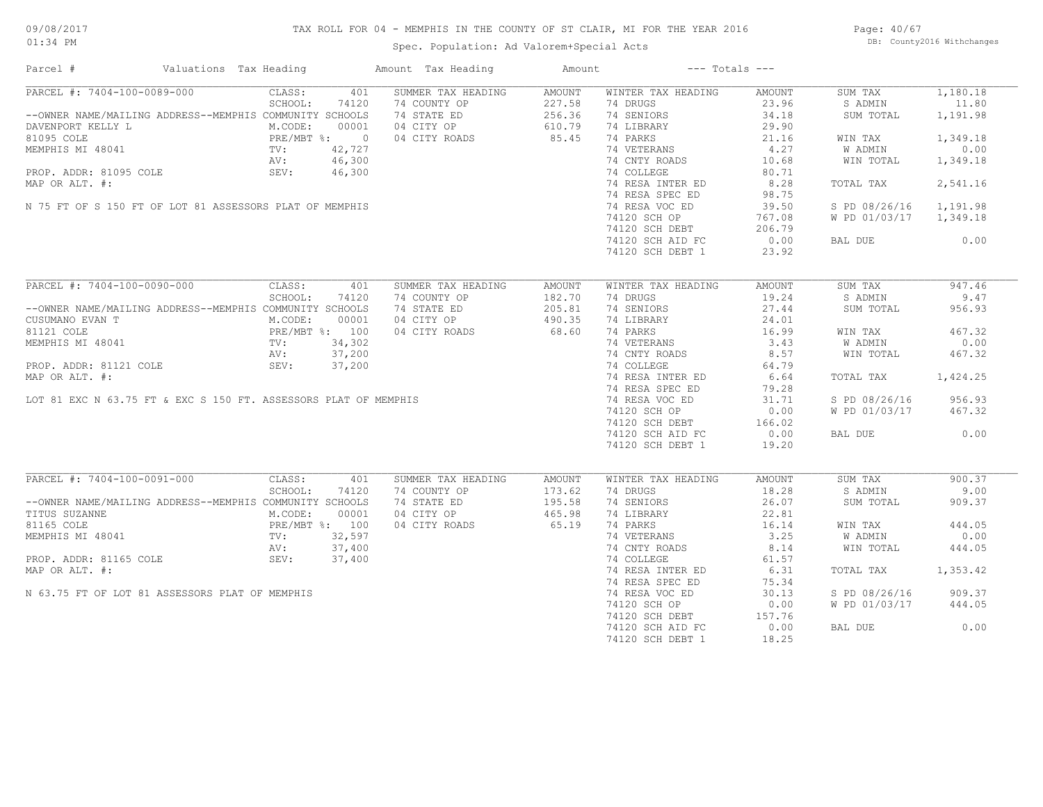# TAX ROLL FOR 04 - MEMPHIS IN THE COUNTY OF ST CLAIR, MI FOR THE YEAR 2016

Spec. Population: Ad Valorem+Special Acts

09/08/2017 01:34 PM

DB: County2016 Withchanges

| Parcel # | Valuations | Tax Heading | Amount | Tax Heading | Amount | --- Totals --- | |
|---|---|---|---|---|---|---|---|
| PARCEL #: 7404-100-0089-000 | CLASS: 401 | SUMMER TAX HEADING | AMOUNT | WINTER TAX HEADING | AMOUNT | SUM TAX | 1,180.18 |
| --OWNER NAME/MAILING ADDRESS--MEMPHIS COMMUNITY SCHOOLS | SCHOOL: 74120 | 74 COUNTY OP | 227.58 | 74 DRUGS | 23.96 | S ADMIN | 11.80 |
| DAVENPORT KELLY L | M.CODE: 00001 | 74 STATE ED | 256.36 | 74 SENIORS | 34.18 | SUM TOTAL | 1,191.98 |
| 81095 COLE | PRE/MBT %: 0 | 04 CITY OP | 610.79 | 74 LIBRARY | 29.90 | | |
| MEMPHIS MI 48041 | TV: 42,727 | 04 CITY ROADS | 85.45 | 74 PARKS | 21.16 | WIN TAX | 1,349.18 |
| | AV: 46,300 | | | 74 VETERANS | 4.27 | W ADMIN | 0.00 |
| PROP. ADDR: 81095 COLE | SEV: 46,300 | | | 74 CNTY ROADS | 10.68 | WIN TOTAL | 1,349.18 |
| MAP OR ALT. #: | | | | 74 COLLEGE | 80.71 | | |
| | | | | 74 RESA INTER ED | 8.28 | TOTAL TAX | 2,541.16 |
| | | | | 74 RESA SPEC ED | 98.75 | | |
| N 75 FT OF S 150 FT OF LOT 81 ASSESSORS PLAT OF MEMPHIS | | | | 74 RESA VOC ED | 39.50 | S PD 08/26/16 | 1,191.98 |
| | | | | 74120 SCH OP | 767.08 | W PD 01/03/17 | 1,349.18 |
| | | | | 74120 SCH DEBT | 206.79 | | |
| | | | | 74120 SCH AID FC | 0.00 | BAL DUE | 0.00 |
| | | | | 74120 SCH DEBT 1 | 23.92 | | |
| PARCEL #: 7404-100-0090-000 | CLASS: 401 | SUMMER TAX HEADING | AMOUNT | WINTER TAX HEADING | AMOUNT | SUM TAX | 947.46 |
| --OWNER NAME/MAILING ADDRESS--MEMPHIS COMMUNITY SCHOOLS | SCHOOL: 74120 | 74 COUNTY OP | 182.70 | 74 DRUGS | 19.24 | S ADMIN | 9.47 |
| CUSUMANO EVAN T | M.CODE: 00001 | 74 STATE ED | 205.81 | 74 SENIORS | 27.44 | SUM TOTAL | 956.93 |
| 81121 COLE | PRE/MBT %: 100 | 04 CITY OP | 490.35 | 74 LIBRARY | 24.01 | | |
| MEMPHIS MI 48041 | TV: 34,302 | 04 CITY ROADS | 68.60 | 74 PARKS | 16.99 | WIN TAX | 467.32 |
| | AV: 37,200 | | | 74 VETERANS | 3.43 | W ADMIN | 0.00 |
| PROP. ADDR: 81121 COLE | SEV: 37,200 | | | 74 CNTY ROADS | 8.57 | WIN TOTAL | 467.32 |
| MAP OR ALT. #: | | | | 74 COLLEGE | 64.79 | | |
| | | | | 74 RESA INTER ED | 6.64 | TOTAL TAX | 1,424.25 |
| | | | | 74 RESA SPEC ED | 79.28 | | |
| LOT 81 EXC N 63.75 FT & EXC S 150 FT. ASSESSORS PLAT OF MEMPHIS | | | | 74 RESA VOC ED | 31.71 | S PD 08/26/16 | 956.93 |
| | | | | 74120 SCH OP | 0.00 | W PD 01/03/17 | 467.32 |
| | | | | 74120 SCH DEBT | 166.02 | | |
| | | | | 74120 SCH AID FC | 0.00 | BAL DUE | 0.00 |
| | | | | 74120 SCH DEBT 1 | 19.20 | | |
| PARCEL #: 7404-100-0091-000 | CLASS: 401 | SUMMER TAX HEADING | AMOUNT | WINTER TAX HEADING | AMOUNT | SUM TAX | 900.37 |
| --OWNER NAME/MAILING ADDRESS--MEMPHIS COMMUNITY SCHOOLS | SCHOOL: 74120 | 74 COUNTY OP | 173.62 | 74 DRUGS | 18.28 | S ADMIN | 9.00 |
| TITUS SUZANNE | M.CODE: 00001 | 74 STATE ED | 195.58 | 74 SENIORS | 26.07 | SUM TOTAL | 909.37 |
| 81165 COLE | PRE/MBT %: 100 | 04 CITY OP | 465.98 | 74 LIBRARY | 22.81 | | |
| MEMPHIS MI 48041 | TV: 32,597 | 04 CITY ROADS | 65.19 | 74 PARKS | 16.14 | WIN TAX | 444.05 |
| | AV: 37,400 | | | 74 VETERANS | 3.25 | W ADMIN | 0.00 |
| PROP. ADDR: 81165 COLE | SEV: 37,400 | | | 74 CNTY ROADS | 8.14 | WIN TOTAL | 444.05 |
| MAP OR ALT. #: | | | | 74 COLLEGE | 61.57 | | |
| | | | | 74 RESA INTER ED | 6.31 | TOTAL TAX | 1,353.42 |
| | | | | 74 RESA SPEC ED | 75.34 | | |
| N 63.75 FT OF LOT 81 ASSESSORS PLAT OF MEMPHIS | | | | 74 RESA VOC ED | 30.13 | S PD 08/26/16 | 909.37 |
| | | | | 74120 SCH OP | 0.00 | W PD 01/03/17 | 444.05 |
| | | | | 74120 SCH DEBT | 157.76 | | |
| | | | | 74120 SCH AID FC | 0.00 | BAL DUE | 0.00 |
| | | | | 74120 SCH DEBT 1 | 18.25 | | |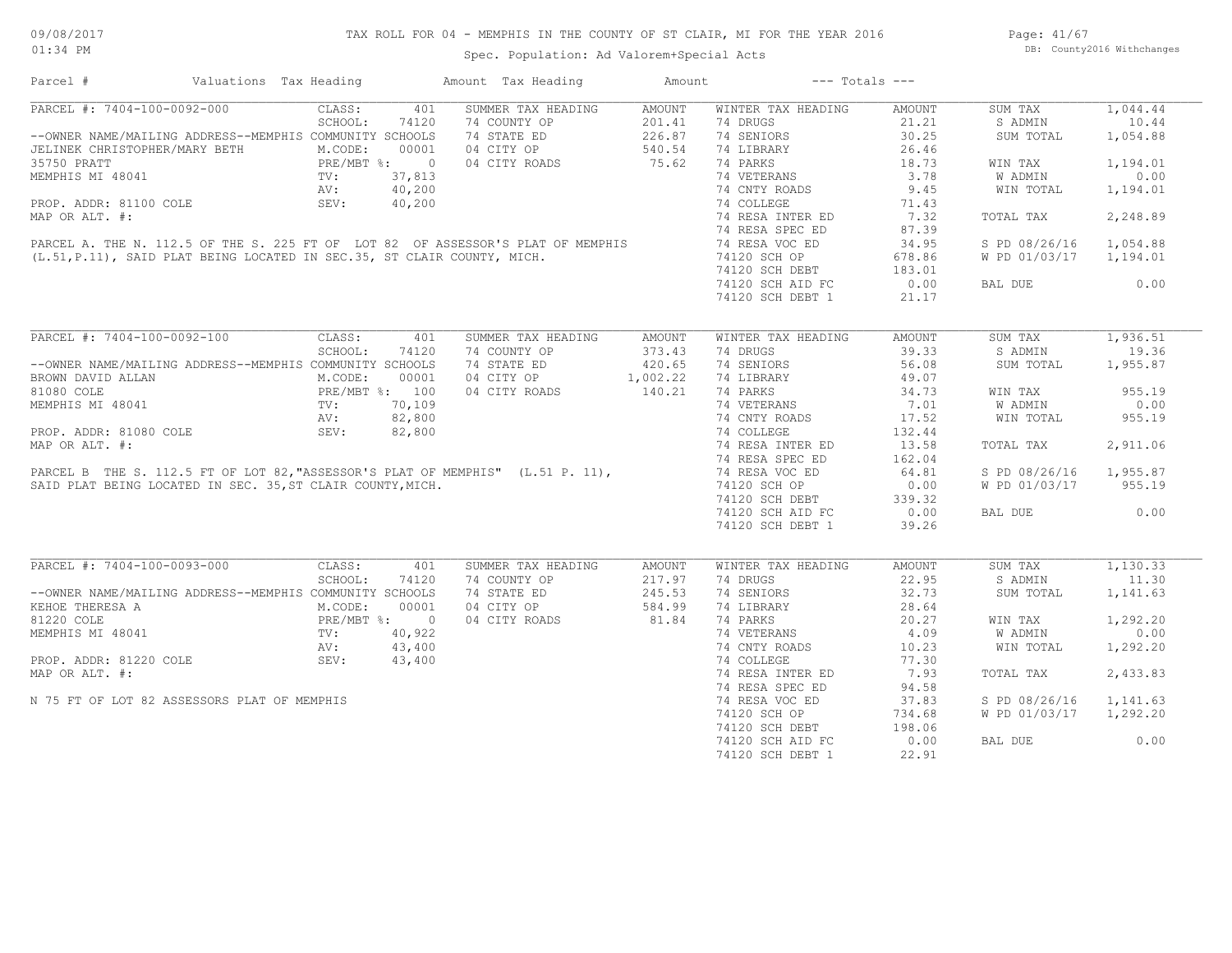# TAX ROLL FOR 04 - MEMPHIS IN THE COUNTY OF ST CLAIR, MI FOR THE YEAR 2016

Spec. Population: Ad Valorem+Special Acts

09/08/2017
01:34 PM

DB: County2016 Withchanges

| Parcel # | Valuations | Tax Heading | Amount | Tax Heading | Amount | --- Totals --- | |
|---|---|---|---|---|---|---|---|

## PARCEL #: 7404-100-0092-000

| Field | Value | Summer Tax Heading | Amount | Winter Tax Heading | Amount | Totals | |
|---|---|---|---|---|---|---|---|
| CLASS: | 401 | SUMMER TAX HEADING | AMOUNT | WINTER TAX HEADING | AMOUNT | SUM TAX | 1,044.44 |
| SCHOOL: | 74120 | 74 COUNTY OP | 201.41 | 74 DRUGS | 21.21 | S ADMIN | 10.44 |
| M.CODE: | 00001 | 74 STATE ED | 226.87 | 74 SENIORS | 30.25 | SUM TOTAL | 1,054.88 |
| PRE/MBT %: | 0 | 04 CITY OP | 540.54 | 74 LIBRARY | 26.46 | | |
| TV: | 37,813 | 04 CITY ROADS | 75.62 | 74 PARKS | 18.73 | WIN TAX | 1,194.01 |
| AV: | 40,200 | | | 74 VETERANS | 3.78 | W ADMIN | 0.00 |
| SEV: | 40,200 | | | 74 CNTY ROADS | 9.45 | WIN TOTAL | 1,194.01 |
| | | | | 74 COLLEGE | 71.43 | | |
| | | | | 74 RESA INTER ED | 7.32 | TOTAL TAX | 2,248.89 |
| | | | | 74 RESA SPEC ED | 87.39 | | |
| | | | | 74 RESA VOC ED | 34.95 | S PD 08/26/16 | 1,054.88 |
| | | | | 74120 SCH OP | 678.86 | W PD 01/03/17 | 1,194.01 |
| | | | | 74120 SCH DEBT | 183.01 | | |
| | | | | 74120 SCH AID FC | 0.00 | BAL DUE | 0.00 |
| | | | | 74120 SCH DEBT 1 | 21.17 | | |

--OWNER NAME/MAILING ADDRESS--MEMPHIS COMMUNITY SCHOOLS
JELINEK CHRISTOPHER/MARY BETH
35750 PRATT
MEMPHIS MI 48041

PROP. ADDR: 81100 COLE
MAP OR ALT. #:

PARCEL A. THE N. 112.5 OF THE S. 225 FT OF LOT 82 OF ASSESSOR'S PLAT OF MEMPHIS (L.51,P.11), SAID PLAT BEING LOCATED IN SEC.35, ST CLAIR COUNTY, MICH.

## PARCEL #: 7404-100-0092-100

| Field | Value | Summer Tax Heading | Amount | Winter Tax Heading | Amount | Totals | |
|---|---|---|---|---|---|---|---|
| CLASS: | 401 | SUMMER TAX HEADING | AMOUNT | WINTER TAX HEADING | AMOUNT | SUM TAX | 1,936.51 |
| SCHOOL: | 74120 | 74 COUNTY OP | 373.43 | 74 DRUGS | 39.33 | S ADMIN | 19.36 |
| M.CODE: | 00001 | 74 STATE ED | 420.65 | 74 SENIORS | 56.08 | SUM TOTAL | 1,955.87 |
| PRE/MBT %: | 100 | 04 CITY OP | 1,002.22 | 74 LIBRARY | 49.07 | | |
| TV: | 70,109 | 04 CITY ROADS | 140.21 | 74 PARKS | 34.73 | WIN TAX | 955.19 |
| AV: | 82,800 | | | 74 VETERANS | 7.01 | W ADMIN | 0.00 |
| SEV: | 82,800 | | | 74 CNTY ROADS | 17.52 | WIN TOTAL | 955.19 |
| | | | | 74 COLLEGE | 132.44 | | |
| | | | | 74 RESA INTER ED | 13.58 | TOTAL TAX | 2,911.06 |
| | | | | 74 RESA SPEC ED | 162.04 | | |
| | | | | 74 RESA VOC ED | 64.81 | S PD 08/26/16 | 1,955.87 |
| | | | | 74120 SCH OP | 0.00 | W PD 01/03/17 | 955.19 |
| | | | | 74120 SCH DEBT | 339.32 | | |
| | | | | 74120 SCH AID FC | 0.00 | BAL DUE | 0.00 |
| | | | | 74120 SCH DEBT 1 | 39.26 | | |

--OWNER NAME/MAILING ADDRESS--MEMPHIS COMMUNITY SCHOOLS
BROWN DAVID ALLAN
81080 COLE
MEMPHIS MI 48041

PROP. ADDR: 81080 COLE
MAP OR ALT. #:

PARCEL B THE S. 112.5 FT OF LOT 82,"ASSESSOR'S PLAT OF MEMPHIS" (L.51 P. 11), SAID PLAT BEING LOCATED IN SEC. 35,ST CLAIR COUNTY,MICH.

## PARCEL #: 7404-100-0093-000

| Field | Value | Summer Tax Heading | Amount | Winter Tax Heading | Amount | Totals | |
|---|---|---|---|---|---|---|---|
| CLASS: | 401 | SUMMER TAX HEADING | AMOUNT | WINTER TAX HEADING | AMOUNT | SUM TAX | 1,130.33 |
| SCHOOL: | 74120 | 74 COUNTY OP | 217.97 | 74 DRUGS | 22.95 | S ADMIN | 11.30 |
| M.CODE: | 00001 | 74 STATE ED | 245.53 | 74 SENIORS | 32.73 | SUM TOTAL | 1,141.63 |
| PRE/MBT %: | 0 | 04 CITY OP | 584.99 | 74 LIBRARY | 28.64 | | |
| TV: | 40,922 | 04 CITY ROADS | 81.84 | 74 PARKS | 20.27 | WIN TAX | 1,292.20 |
| AV: | 43,400 | | | 74 VETERANS | 4.09 | W ADMIN | 0.00 |
| SEV: | 43,400 | | | 74 CNTY ROADS | 10.23 | WIN TOTAL | 1,292.20 |
| | | | | 74 COLLEGE | 77.30 | | |
| | | | | 74 RESA INTER ED | 7.93 | TOTAL TAX | 2,433.83 |
| | | | | 74 RESA SPEC ED | 94.58 | | |
| | | | | 74 RESA VOC ED | 37.83 | S PD 08/26/16 | 1,141.63 |
| | | | | 74120 SCH OP | 734.68 | W PD 01/03/17 | 1,292.20 |
| | | | | 74120 SCH DEBT | 198.06 | | |
| | | | | 74120 SCH AID FC | 0.00 | BAL DUE | 0.00 |
| | | | | 74120 SCH DEBT 1 | 22.91 | | |

--OWNER NAME/MAILING ADDRESS--MEMPHIS COMMUNITY SCHOOLS
KEHOE THERESA A
81220 COLE
MEMPHIS MI 48041

PROP. ADDR: 81220 COLE
MAP OR ALT. #:

N 75 FT OF LOT 82 ASSESSORS PLAT OF MEMPHIS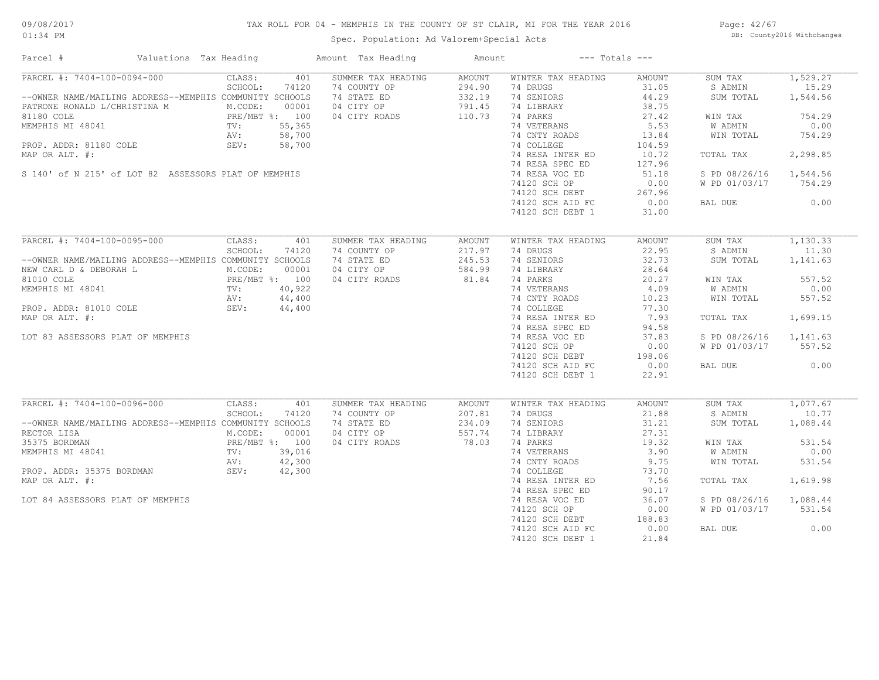# TAX ROLL FOR 04 - MEMPHIS IN THE COUNTY OF ST CLAIR, MI FOR THE YEAR 2016

09/08/2017 01:34 PM

Spec. Population: Ad Valorem+Special Acts

DB: County2016 Withchanges

| Parcel # | Valuations | Tax Heading | Amount | Tax Heading | Amount | --- Totals --- | |
|---|---|---|---|---|---|---|---|
| PARCEL #: 7404-100-0094-000 | CLASS: 401 | SUMMER TAX HEADING | AMOUNT | WINTER TAX HEADING | AMOUNT | SUM TAX | 1,529.27 |
| | SCHOOL: 74120 | 74 COUNTY OP | 294.90 | 74 DRUGS | 31.05 | S ADMIN | 15.29 |
| --OWNER NAME/MAILING ADDRESS--MEMPHIS COMMUNITY SCHOOLS | | 74 STATE ED | 332.19 | 74 SENIORS | 44.29 | SUM TOTAL | 1,544.56 |
| PATRONE RONALD L/CHRISTINA M | M.CODE: 00001 | 04 CITY OP | 791.45 | 74 LIBRARY | 38.75 | | |
| 81180 COLE | PRE/MBT %: 100 | 04 CITY ROADS | 110.73 | 74 PARKS | 27.42 | WIN TAX | 754.29 |
| MEMPHIS MI 48041 | TV: 55,365 | | | 74 VETERANS | 5.53 | W ADMIN | 0.00 |
| | AV: 58,700 | | | 74 CNTY ROADS | 13.84 | WIN TOTAL | 754.29 |
| PROP. ADDR: 81180 COLE | SEV: 58,700 | | | 74 COLLEGE | 104.59 | | |
| MAP OR ALT. #: | | | | 74 RESA INTER ED | 10.72 | TOTAL TAX | 2,298.85 |
| | | | | 74 RESA SPEC ED | 127.96 | | |
| S 140' of N 215' of LOT 82 ASSESSORS PLAT OF MEMPHIS | | | | 74 RESA VOC ED | 51.18 | S PD 08/26/16 | 1,544.56 |
| | | | | 74120 SCH OP | 0.00 | W PD 01/03/17 | 754.29 |
| | | | | 74120 SCH DEBT | 267.96 | | |
| | | | | 74120 SCH AID FC | 0.00 | BAL DUE | 0.00 |
| | | | | 74120 SCH DEBT 1 | 31.00 | | |
| PARCEL #: 7404-100-0095-000 | CLASS: 401 | SUMMER TAX HEADING | AMOUNT | WINTER TAX HEADING | AMOUNT | SUM TAX | 1,130.33 |
| | SCHOOL: 74120 | 74 COUNTY OP | 217.97 | 74 DRUGS | 22.95 | S ADMIN | 11.30 |
| --OWNER NAME/MAILING ADDRESS--MEMPHIS COMMUNITY SCHOOLS | | 74 STATE ED | 245.53 | 74 SENIORS | 32.73 | SUM TOTAL | 1,141.63 |
| NEW CARL D & DEBORAH L | M.CODE: 00001 | 04 CITY OP | 584.99 | 74 LIBRARY | 28.64 | | |
| 81010 COLE | PRE/MBT %: 100 | 04 CITY ROADS | 81.84 | 74 PARKS | 20.27 | WIN TAX | 557.52 |
| MEMPHIS MI 48041 | TV: 40,922 | | | 74 VETERANS | 4.09 | W ADMIN | 0.00 |
| | AV: 44,400 | | | 74 CNTY ROADS | 10.23 | WIN TOTAL | 557.52 |
| PROP. ADDR: 81010 COLE | SEV: 44,400 | | | 74 COLLEGE | 77.30 | | |
| MAP OR ALT. #: | | | | 74 RESA INTER ED | 7.93 | TOTAL TAX | 1,699.15 |
| | | | | 74 RESA SPEC ED | 94.58 | | |
| LOT 83 ASSESSORS PLAT OF MEMPHIS | | | | 74 RESA VOC ED | 37.83 | S PD 08/26/16 | 1,141.63 |
| | | | | 74120 SCH OP | 0.00 | W PD 01/03/17 | 557.52 |
| | | | | 74120 SCH DEBT | 198.06 | | |
| | | | | 74120 SCH AID FC | 0.00 | BAL DUE | 0.00 |
| | | | | 74120 SCH DEBT 1 | 22.91 | | |
| PARCEL #: 7404-100-0096-000 | CLASS: 401 | SUMMER TAX HEADING | AMOUNT | WINTER TAX HEADING | AMOUNT | SUM TAX | 1,077.67 |
| | SCHOOL: 74120 | 74 COUNTY OP | 207.81 | 74 DRUGS | 21.88 | S ADMIN | 10.77 |
| --OWNER NAME/MAILING ADDRESS--MEMPHIS COMMUNITY SCHOOLS | | 74 STATE ED | 234.09 | 74 SENIORS | 31.21 | SUM TOTAL | 1,088.44 |
| RECTOR LISA | M.CODE: 00001 | 04 CITY OP | 557.74 | 74 LIBRARY | 27.31 | | |
| 35375 BORDMAN | PRE/MBT %: 100 | 04 CITY ROADS | 78.03 | 74 PARKS | 19.32 | WIN TAX | 531.54 |
| MEMPHIS MI 48041 | TV: 39,016 | | | 74 VETERANS | 3.90 | W ADMIN | 0.00 |
| | AV: 42,300 | | | 74 CNTY ROADS | 9.75 | WIN TOTAL | 531.54 |
| PROP. ADDR: 35375 BORDMAN | SEV: 42,300 | | | 74 COLLEGE | 73.70 | | |
| MAP OR ALT. #: | | | | 74 RESA INTER ED | 7.56 | TOTAL TAX | 1,619.98 |
| | | | | 74 RESA SPEC ED | 90.17 | | |
| LOT 84 ASSESSORS PLAT OF MEMPHIS | | | | 74 RESA VOC ED | 36.07 | S PD 08/26/16 | 1,088.44 |
| | | | | 74120 SCH OP | 0.00 | W PD 01/03/17 | 531.54 |
| | | | | 74120 SCH DEBT | 188.83 | | |
| | | | | 74120 SCH AID FC | 0.00 | BAL DUE | 0.00 |
| | | | | 74120 SCH DEBT 1 | 21.84 | | |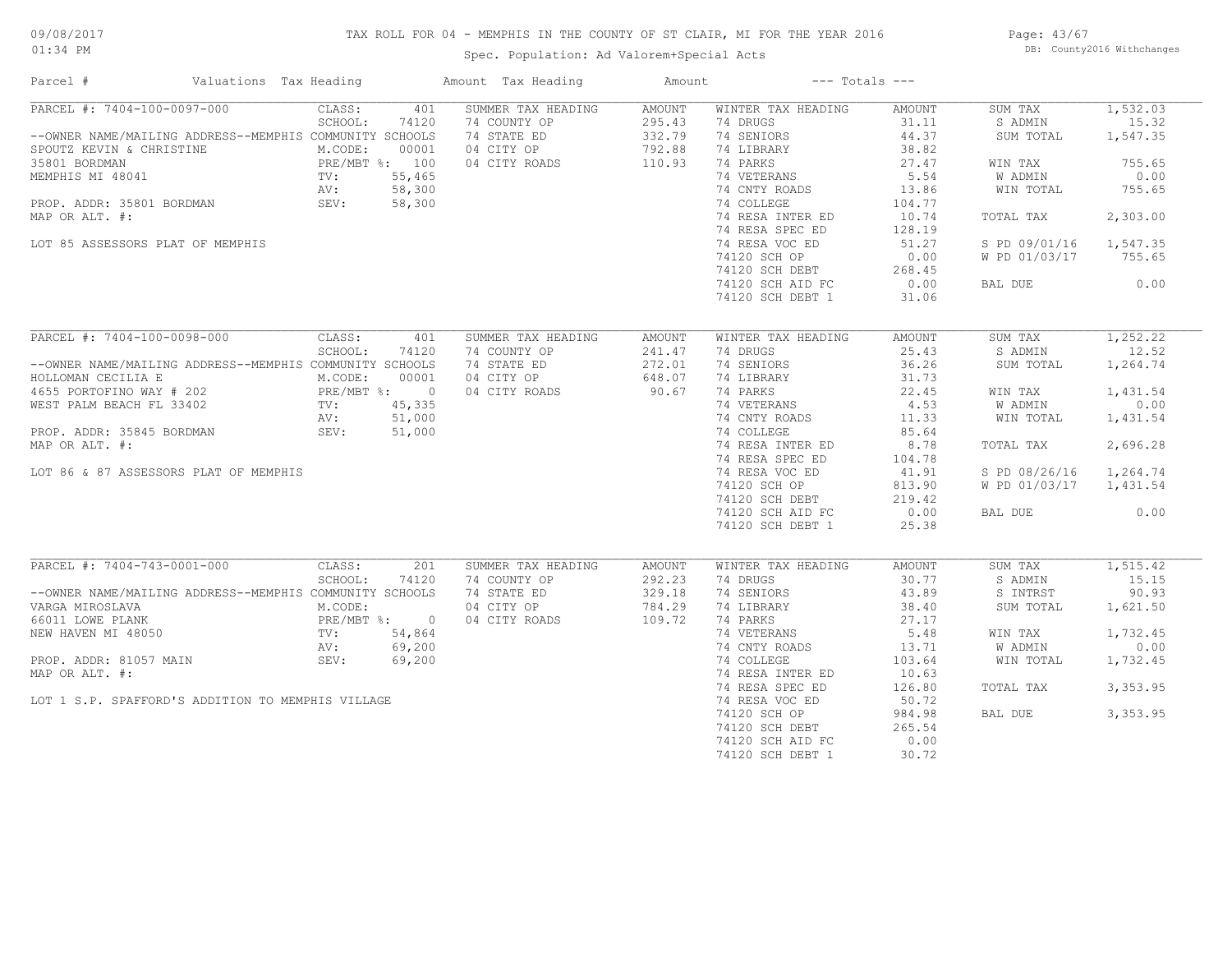# TAX ROLL FOR 04 - MEMPHIS IN THE COUNTY OF ST CLAIR, MI FOR THE YEAR 2016

09/08/2017
01:34 PM

Spec. Population: Ad Valorem+Special Acts

DB: County2016 Withchanges

| Parcel # | Valuations | Tax Heading | Amount | Tax Heading | Amount | --- Totals --- | |
|---|---|---|---|---|---|---|---|

## PARCEL #: 7404-100-0097-000

| Parcel Info | Valuations | Summer Tax Heading | Amount | Winter Tax Heading | Amount | Totals | |
|---|---|---|---|---|---|---|---|
| --OWNER NAME/MAILING ADDRESS--MEMPHIS COMMUNITY SCHOOLS | CLASS: 401 | SUMMER TAX HEADING | AMOUNT | WINTER TAX HEADING | AMOUNT | SUM TAX | 1,532.03 |
| SPOUTZ KEVIN & CHRISTINE | SCHOOL: 74120 | 74 COUNTY OP | 295.43 | 74 DRUGS | 31.11 | S ADMIN | 15.32 |
| 35801 BORDMAN | M.CODE: 00001 | 74 STATE ED | 332.79 | 74 SENIORS | 44.37 | SUM TOTAL | 1,547.35 |
| MEMPHIS MI 48041 | PRE/MBT %: 100 | 04 CITY OP | 792.88 | 74 LIBRARY | 38.82 | | |
| | TV: 55,465 | 04 CITY ROADS | 110.93 | 74 PARKS | 27.47 | WIN TAX | 755.65 |
| PROP. ADDR: 35801 BORDMAN | AV: 58,300 | | | 74 VETERANS | 5.54 | W ADMIN | 0.00 |
| MAP OR ALT. #: | SEV: 58,300 | | | 74 CNTY ROADS | 13.86 | WIN TOTAL | 755.65 |
| LOT 85 ASSESSORS PLAT OF MEMPHIS | | | | 74 COLLEGE | 104.77 | | |
| | | | | 74 RESA INTER ED | 10.74 | TOTAL TAX | 2,303.00 |
| | | | | 74 RESA SPEC ED | 128.19 | | |
| | | | | 74 RESA VOC ED | 51.27 | S PD 09/01/16 | 1,547.35 |
| | | | | 74120 SCH OP | 0.00 | W PD 01/03/17 | 755.65 |
| | | | | 74120 SCH DEBT | 268.45 | | |
| | | | | 74120 SCH AID FC | 0.00 | BAL DUE | 0.00 |
| | | | | 74120 SCH DEBT 1 | 31.06 | | |

## PARCEL #: 7404-100-0098-000

| Parcel Info | Valuations | Summer Tax Heading | Amount | Winter Tax Heading | Amount | Totals | |
|---|---|---|---|---|---|---|---|
| --OWNER NAME/MAILING ADDRESS--MEMPHIS COMMUNITY SCHOOLS | CLASS: 401 | SUMMER TAX HEADING | AMOUNT | WINTER TAX HEADING | AMOUNT | SUM TAX | 1,252.22 |
| HOLLOMAN CECILIA E | SCHOOL: 74120 | 74 COUNTY OP | 241.47 | 74 DRUGS | 25.43 | S ADMIN | 12.52 |
| 4655 PORTOFINO WAY # 202 | M.CODE: 00001 | 74 STATE ED | 272.01 | 74 SENIORS | 36.26 | SUM TOTAL | 1,264.74 |
| WEST PALM BEACH FL 33402 | PRE/MBT %: 0 | 04 CITY OP | 648.07 | 74 LIBRARY | 31.73 | | |
| | TV: 45,335 | 04 CITY ROADS | 90.67 | 74 PARKS | 22.45 | WIN TAX | 1,431.54 |
| PROP. ADDR: 35845 BORDMAN | AV: 51,000 | | | 74 VETERANS | 4.53 | W ADMIN | 0.00 |
| MAP OR ALT. #: | SEV: 51,000 | | | 74 CNTY ROADS | 11.33 | WIN TOTAL | 1,431.54 |
| LOT 86 & 87 ASSESSORS PLAT OF MEMPHIS | | | | 74 COLLEGE | 85.64 | | |
| | | | | 74 RESA INTER ED | 8.78 | TOTAL TAX | 2,696.28 |
| | | | | 74 RESA SPEC ED | 104.78 | | |
| | | | | 74 RESA VOC ED | 41.91 | S PD 08/26/16 | 1,264.74 |
| | | | | 74120 SCH OP | 813.90 | W PD 01/03/17 | 1,431.54 |
| | | | | 74120 SCH DEBT | 219.42 | | |
| | | | | 74120 SCH AID FC | 0.00 | BAL DUE | 0.00 |
| | | | | 74120 SCH DEBT 1 | 25.38 | | |

## PARCEL #: 7404-743-0001-000

| Parcel Info | Valuations | Summer Tax Heading | Amount | Winter Tax Heading | Amount | Totals | |
|---|---|---|---|---|---|---|---|
| --OWNER NAME/MAILING ADDRESS--MEMPHIS COMMUNITY SCHOOLS | CLASS: 201 | SUMMER TAX HEADING | AMOUNT | WINTER TAX HEADING | AMOUNT | SUM TAX | 1,515.42 |
| VARGA MIROSLAVA | SCHOOL: 74120 | 74 COUNTY OP | 292.23 | 74 DRUGS | 30.77 | S ADMIN | 15.15 |
| 66011 LOWE PLANK | M.CODE: | 74 STATE ED | 329.18 | 74 SENIORS | 43.89 | S INTRST | 90.93 |
| NEW HAVEN MI 48050 | PRE/MBT %: 0 | 04 CITY OP | 784.29 | 74 LIBRARY | 38.40 | SUM TOTAL | 1,621.50 |
| | TV: 54,864 | 04 CITY ROADS | 109.72 | 74 PARKS | 27.17 | | |
| PROP. ADDR: 81057 MAIN | AV: 69,200 | | | 74 VETERANS | 5.48 | WIN TAX | 1,732.45 |
| MAP OR ALT. #: | SEV: 69,200 | | | 74 CNTY ROADS | 13.71 | W ADMIN | 0.00 |
| LOT 1 S.P. SPAFFORD'S ADDITION TO MEMPHIS VILLAGE | | | | 74 COLLEGE | 103.64 | WIN TOTAL | 1,732.45 |
| | | | | 74 RESA INTER ED | 10.63 | | |
| | | | | 74 RESA SPEC ED | 126.80 | TOTAL TAX | 3,353.95 |
| | | | | 74 RESA VOC ED | 50.72 | | |
| | | | | 74120 SCH OP | 984.98 | BAL DUE | 3,353.95 |
| | | | | 74120 SCH DEBT | 265.54 | | |
| | | | | 74120 SCH AID FC | 0.00 | | |
| | | | | 74120 SCH DEBT 1 | 30.72 | | |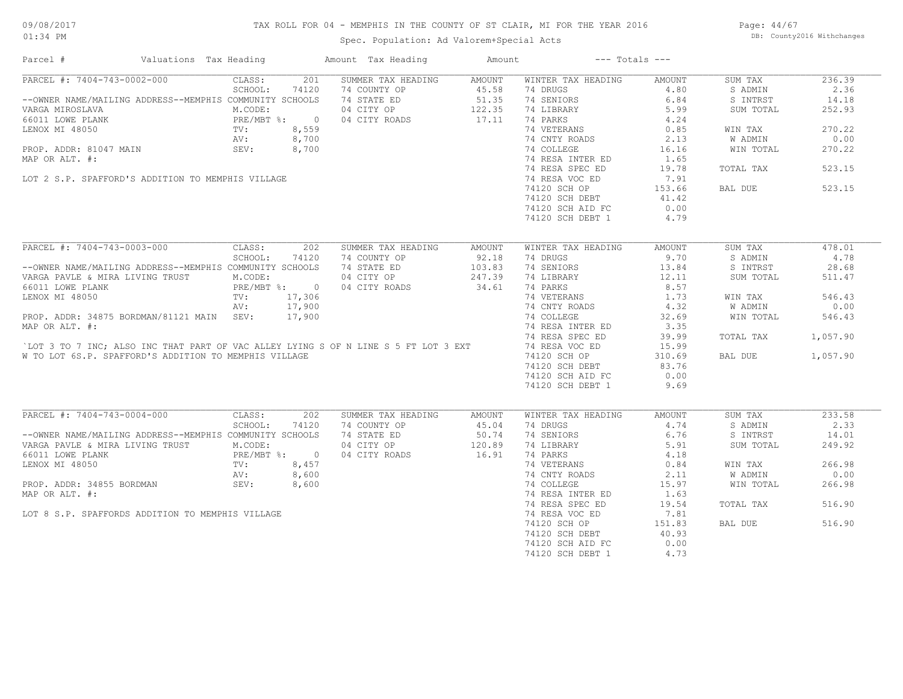# TAX ROLL FOR 04 - MEMPHIS IN THE COUNTY OF ST CLAIR, MI FOR THE YEAR 2016

Spec. Population: Ad Valorem+Special Acts

09/08/2017
01:34 PM

DB: County2016 Withchanges

| Parcel # | Valuations | Tax Heading | Amount | Tax Heading | Amount | --- Totals --- | | |
|---|---|---|---|---|---|---|---|---|

## PARCEL #: 7404-743-0002-000

| Field | Value | Summer Tax Heading | Amount | Winter Tax Heading | Amount | Totals | Amount |
|---|---|---|---|---|---|---|---|
| CLASS: | 201 | SUMMER TAX HEADING | AMOUNT | WINTER TAX HEADING | AMOUNT | SUM TAX | 236.39 |
| SCHOOL: | 74120 | 74 COUNTY OP | 45.58 | 74 DRUGS | 4.80 | S ADMIN | 2.36 |
| M.CODE: | | 74 STATE ED | 51.35 | 74 SENIORS | 6.84 | S INTRST | 14.18 |
| PRE/MBT %: | 0 | 04 CITY OP | 122.35 | 74 LIBRARY | 5.99 | SUM TOTAL | 252.93 |
| TV: | 8,559 | 04 CITY ROADS | 17.11 | 74 PARKS | 4.24 | | |
| AV: | 8,700 | | | 74 VETERANS | 0.85 | WIN TAX | 270.22 |
| SEV: | 8,700 | | | 74 CNTY ROADS | 2.13 | W ADMIN | 0.00 |
| | | | | 74 COLLEGE | 16.16 | WIN TOTAL | 270.22 |
| | | | | 74 RESA INTER ED | 1.65 | | |
| | | | | 74 RESA SPEC ED | 19.78 | TOTAL TAX | 523.15 |
| | | | | 74 RESA VOC ED | 7.91 | | |
| | | | | 74120 SCH OP | 153.66 | BAL DUE | 523.15 |
| | | | | 74120 SCH DEBT | 41.42 | | |
| | | | | 74120 SCH AID FC | 0.00 | | |
| | | | | 74120 SCH DEBT 1 | 4.79 | | |

--OWNER NAME/MAILING ADDRESS--MEMPHIS COMMUNITY SCHOOLS
VARGA MIROSLAVA
66011 LOWE PLANK
LENOX MI 48050

PROP. ADDR: 81047 MAIN
MAP OR ALT. #:

LOT 2 S.P. SPAFFORD'S ADDITION TO MEMPHIS VILLAGE

## PARCEL #: 7404-743-0003-000

| Field | Value | Summer Tax Heading | Amount | Winter Tax Heading | Amount | Totals | Amount |
|---|---|---|---|---|---|---|---|
| CLASS: | 202 | SUMMER TAX HEADING | AMOUNT | WINTER TAX HEADING | AMOUNT | SUM TAX | 478.01 |
| SCHOOL: | 74120 | 74 COUNTY OP | 92.18 | 74 DRUGS | 9.70 | S ADMIN | 4.78 |
| M.CODE: | | 74 STATE ED | 103.83 | 74 SENIORS | 13.84 | S INTRST | 28.68 |
| PRE/MBT %: | 0 | 04 CITY OP | 247.39 | 74 LIBRARY | 12.11 | SUM TOTAL | 511.47 |
| TV: | 17,306 | 04 CITY ROADS | 34.61 | 74 PARKS | 8.57 | | |
| AV: | 17,900 | | | 74 VETERANS | 1.73 | WIN TAX | 546.43 |
| SEV: | 17,900 | | | 74 CNTY ROADS | 4.32 | W ADMIN | 0.00 |
| | | | | 74 COLLEGE | 32.69 | WIN TOTAL | 546.43 |
| | | | | 74 RESA INTER ED | 3.35 | | |
| | | | | 74 RESA SPEC ED | 39.99 | TOTAL TAX | 1,057.90 |
| | | | | 74 RESA VOC ED | 15.99 | | |
| | | | | 74120 SCH OP | 310.69 | BAL DUE | 1,057.90 |
| | | | | 74120 SCH DEBT | 83.76 | | |
| | | | | 74120 SCH AID FC | 0.00 | | |
| | | | | 74120 SCH DEBT 1 | 9.69 | | |

--OWNER NAME/MAILING ADDRESS--MEMPHIS COMMUNITY SCHOOLS
VARGA PAVLE & MIRA LIVING TRUST
66011 LOWE PLANK
LENOX MI 48050

PROP. ADDR: 34875 BORDMAN/81121 MAIN
MAP OR ALT. #:

`LOT 3 TO 7 INC; ALSO INC THAT PART OF VAC ALLEY LYING S OF N LINE S 5 FT LOT 3 EXT W TO LOT 6S.P. SPAFFORD'S ADDITION TO MEMPHIS VILLAGE

## PARCEL #: 7404-743-0004-000

| Field | Value | Summer Tax Heading | Amount | Winter Tax Heading | Amount | Totals | Amount |
|---|---|---|---|---|---|---|---|
| CLASS: | 202 | SUMMER TAX HEADING | AMOUNT | WINTER TAX HEADING | AMOUNT | SUM TAX | 233.58 |
| SCHOOL: | 74120 | 74 COUNTY OP | 45.04 | 74 DRUGS | 4.74 | S ADMIN | 2.33 |
| M.CODE: | | 74 STATE ED | 50.74 | 74 SENIORS | 6.76 | S INTRST | 14.01 |
| PRE/MBT %: | 0 | 04 CITY OP | 120.89 | 74 LIBRARY | 5.91 | SUM TOTAL | 249.92 |
| TV: | 8,457 | 04 CITY ROADS | 16.91 | 74 PARKS | 4.18 | | |
| AV: | 8,600 | | | 74 VETERANS | 0.84 | WIN TAX | 266.98 |
| SEV: | 8,600 | | | 74 CNTY ROADS | 2.11 | W ADMIN | 0.00 |
| | | | | 74 COLLEGE | 15.97 | WIN TOTAL | 266.98 |
| | | | | 74 RESA INTER ED | 1.63 | | |
| | | | | 74 RESA SPEC ED | 19.54 | TOTAL TAX | 516.90 |
| | | | | 74 RESA VOC ED | 7.81 | | |
| | | | | 74120 SCH OP | 151.83 | BAL DUE | 516.90 |
| | | | | 74120 SCH DEBT | 40.93 | | |
| | | | | 74120 SCH AID FC | 0.00 | | |
| | | | | 74120 SCH DEBT 1 | 4.73 | | |

--OWNER NAME/MAILING ADDRESS--MEMPHIS COMMUNITY SCHOOLS
VARGA PAVLE & MIRA LIVING TRUST
66011 LOWE PLANK
LENOX MI 48050

PROP. ADDR: 34855 BORDMAN
MAP OR ALT. #:

LOT 8 S.P. SPAFFORDS ADDITION TO MEMPHIS VILLAGE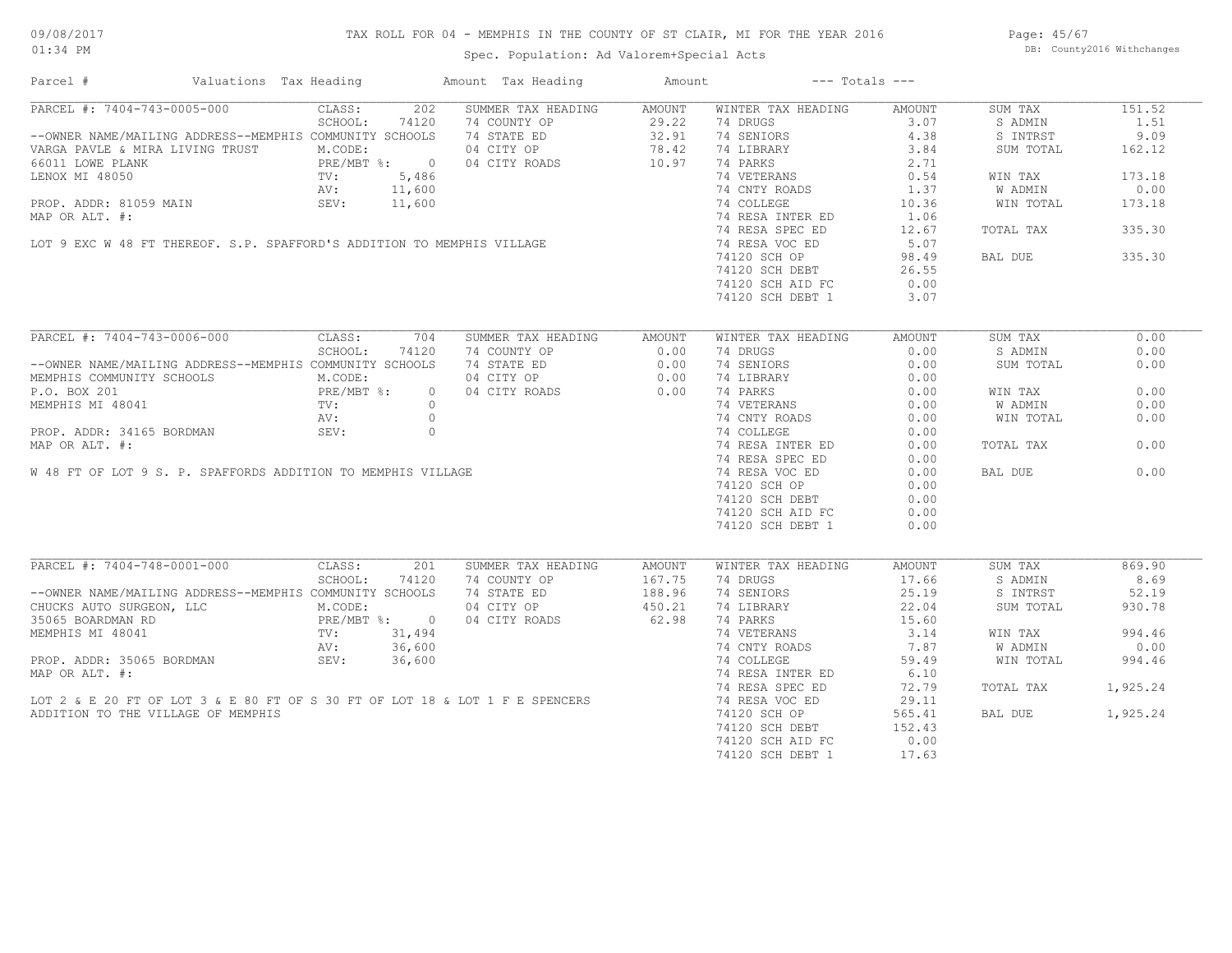# TAX ROLL FOR 04 - MEMPHIS IN THE COUNTY OF ST CLAIR, MI FOR THE YEAR 2016

Spec. Population: Ad Valorem+Special Acts

09/08/2017 01:34 PM

DB: County2016 Withchanges

| Parcel # | Valuations | Tax Heading | Amount | Tax Heading | Amount | --- Totals --- | |
|---|---|---|---|---|---|---|---|

## PARCEL #: 7404-743-0005-000

| | | | | | | | |
|---|---|---|---|---|---|---|---|
| --OWNER NAME/MAILING ADDRESS--MEMPHIS COMMUNITY SCHOOLS | CLASS: 202 | SUMMER TAX HEADING | AMOUNT | WINTER TAX HEADING | AMOUNT | SUM TAX | 151.52 |
| VARGA PAVLE & MIRA LIVING TRUST | SCHOOL: 74120 | 74 COUNTY OP | 29.22 | 74 DRUGS | 3.07 | S ADMIN | 1.51 |
| 66011 LOWE PLANK | M.CODE: | 74 STATE ED | 32.91 | 74 SENIORS | 4.38 | S INTRST | 9.09 |
| LENOX MI 48050 | PRE/MBT %: 0 | 04 CITY OP | 78.42 | 74 LIBRARY | 3.84 | SUM TOTAL | 162.12 |
| | TV: 5,486 | 04 CITY ROADS | 10.97 | 74 PARKS | 2.71 | | |
| PROP. ADDR: 81059 MAIN | AV: 11,600 | | | 74 VETERANS | 0.54 | WIN TAX | 173.18 |
| MAP OR ALT. #: | SEV: 11,600 | | | 74 CNTY ROADS | 1.37 | W ADMIN | 0.00 |
| | | | | 74 COLLEGE | 10.36 | WIN TOTAL | 173.18 |
| | | | | 74 RESA INTER ED | 1.06 | | |
| | | | | 74 RESA SPEC ED | 12.67 | TOTAL TAX | 335.30 |
| | | | | 74 RESA VOC ED | 5.07 | | |
| | | | | 74120 SCH OP | 98.49 | BAL DUE | 335.30 |
| | | | | 74120 SCH DEBT | 26.55 | | |
| | | | | 74120 SCH AID FC | 0.00 | | |
| | | | | 74120 SCH DEBT 1 | 3.07 | | |

LOT 9 EXC W 48 FT THEREOF. S.P. SPAFFORD'S ADDITION TO MEMPHIS VILLAGE

## PARCEL #: 7404-743-0006-000

| | | | | | | | |
|---|---|---|---|---|---|---|---|
| --OWNER NAME/MAILING ADDRESS--MEMPHIS COMMUNITY SCHOOLS | CLASS: 704 | SUMMER TAX HEADING | AMOUNT | WINTER TAX HEADING | AMOUNT | SUM TAX | 0.00 |
| MEMPHIS COMMUNITY SCHOOLS | SCHOOL: 74120 | 74 COUNTY OP | 0.00 | 74 DRUGS | 0.00 | S ADMIN | 0.00 |
| P.O. BOX 201 | M.CODE: | 74 STATE ED | 0.00 | 74 SENIORS | 0.00 | SUM TOTAL | 0.00 |
| MEMPHIS MI 48041 | PRE/MBT %: 0 | 04 CITY OP | 0.00 | 74 LIBRARY | 0.00 | | |
| | TV: 0 | 04 CITY ROADS | 0.00 | 74 PARKS | 0.00 | WIN TAX | 0.00 |
| PROP. ADDR: 34165 BORDMAN | AV: 0 | | | 74 VETERANS | 0.00 | W ADMIN | 0.00 |
| MAP OR ALT. #: | SEV: 0 | | | 74 CNTY ROADS | 0.00 | WIN TOTAL | 0.00 |
| | | | | 74 COLLEGE | 0.00 | | |
| | | | | 74 RESA INTER ED | 0.00 | TOTAL TAX | 0.00 |
| | | | | 74 RESA SPEC ED | 0.00 | | |
| | | | | 74 RESA VOC ED | 0.00 | BAL DUE | 0.00 |
| | | | | 74120 SCH OP | 0.00 | | |
| | | | | 74120 SCH DEBT | 0.00 | | |
| | | | | 74120 SCH AID FC | 0.00 | | |
| | | | | 74120 SCH DEBT 1 | 0.00 | | |

W 48 FT OF LOT 9 S. P. SPAFFORDS ADDITION TO MEMPHIS VILLAGE

## PARCEL #: 7404-748-0001-000

| | | | | | | | |
|---|---|---|---|---|---|---|---|
| --OWNER NAME/MAILING ADDRESS--MEMPHIS COMMUNITY SCHOOLS | CLASS: 201 | SUMMER TAX HEADING | AMOUNT | WINTER TAX HEADING | AMOUNT | SUM TAX | 869.90 |
| CHUCKS AUTO SURGEON, LLC | SCHOOL: 74120 | 74 COUNTY OP | 167.75 | 74 DRUGS | 17.66 | S ADMIN | 8.69 |
| 35065 BOARDMAN RD | M.CODE: | 74 STATE ED | 188.96 | 74 SENIORS | 25.19 | S INTRST | 52.19 |
| MEMPHIS MI 48041 | PRE/MBT %: 0 | 04 CITY OP | 450.21 | 74 LIBRARY | 22.04 | SUM TOTAL | 930.78 |
| | TV: 31,494 | 04 CITY ROADS | 62.98 | 74 PARKS | 15.60 | | |
| PROP. ADDR: 35065 BORDMAN | AV: 36,600 | | | 74 VETERANS | 3.14 | WIN TAX | 994.46 |
| MAP OR ALT. #: | SEV: 36,600 | | | 74 CNTY ROADS | 7.87 | W ADMIN | 0.00 |
| | | | | 74 COLLEGE | 59.49 | WIN TOTAL | 994.46 |
| | | | | 74 RESA INTER ED | 6.10 | | |
| | | | | 74 RESA SPEC ED | 72.79 | TOTAL TAX | 1,925.24 |
| | | | | 74 RESA VOC ED | 29.11 | | |
| | | | | 74120 SCH OP | 565.41 | BAL DUE | 1,925.24 |
| | | | | 74120 SCH DEBT | 152.43 | | |
| | | | | 74120 SCH AID FC | 0.00 | | |
| | | | | 74120 SCH DEBT 1 | 17.63 | | |

LOT 2 & E 20 FT OF LOT 3 & E 80 FT OF S 30 FT OF LOT 18 & LOT 1 F E SPENCERS ADDITION TO THE VILLAGE OF MEMPHIS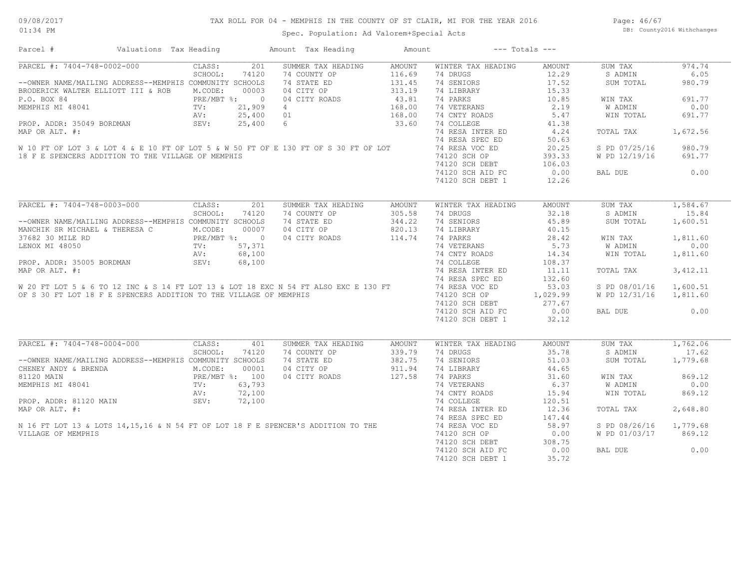# TAX ROLL FOR 04 - MEMPHIS IN THE COUNTY OF ST CLAIR, MI FOR THE YEAR 2016

09/08/2017 01:34 PM

Spec. Population: Ad Valorem+Special Acts

DB: County2016 Withchanges

| Parcel # | Valuations | Tax Heading | Amount | Tax Heading | Amount | --- Totals --- | |
|---|---|---|---|---|---|---|---|

## PARCEL #: 7404-748-0002-000

| | | | | | | | |
|---|---|---|---|---|---|---|---|
| PARCEL #: 7404-748-0002-000 | CLASS: 201 | SUMMER TAX HEADING | AMOUNT | WINTER TAX HEADING | AMOUNT | SUM TAX | 974.74 |
| | SCHOOL: 74120 | 74 COUNTY OP | 116.69 | 74 DRUGS | 12.29 | S ADMIN | 6.05 |
| --OWNER NAME/MAILING ADDRESS--MEMPHIS COMMUNITY SCHOOLS | | 74 STATE ED | 131.45 | 74 SENIORS | 17.52 | SUM TOTAL | 980.79 |
| BRODERICK WALTER ELLIOTT III & ROB | M.CODE: 00003 | 04 CITY OP | 313.19 | 74 LIBRARY | 15.33 | | |
| P.O. BOX 84 | PRE/MBT %: 0 | 04 CITY ROADS | 43.81 | 74 PARKS | 10.85 | WIN TAX | 691.77 |
| MEMPHIS MI 48041 | TV: 21,909 | 4 | 168.00 | 74 VETERANS | 2.19 | W ADMIN | 0.00 |
| | AV: 25,400 | 01 | 168.00 | 74 CNTY ROADS | 5.47 | WIN TOTAL | 691.77 |
| PROP. ADDR: 35049 BORDMAN | SEV: 25,400 | 6 | 33.60 | 74 COLLEGE | 41.38 | | |
| MAP OR ALT. #: | | | | 74 RESA INTER ED | 4.24 | TOTAL TAX | 1,672.56 |
| | | | | 74 RESA SPEC ED | 50.63 | | |
| | | | | 74 RESA VOC ED | 20.25 | S PD 07/25/16 | 980.79 |
| | | | | 74120 SCH OP | 393.33 | W PD 12/19/16 | 691.77 |
| | | | | 74120 SCH DEBT | 106.03 | | |
| | | | | 74120 SCH AID FC | 0.00 | BAL DUE | 0.00 |
| | | | | 74120 SCH DEBT 1 | 12.26 | | |

W 10 FT OF LOT 3 & LOT 4 & E 10 FT OF LOT 5 & W 50 FT OF E 130 FT OF S 30 FT OF LOT 18 F E SPENCERS ADDITION TO THE VILLAGE OF MEMPHIS

## PARCEL #: 7404-748-0003-000

| | | | | | | | |
|---|---|---|---|---|---|---|---|
| PARCEL #: 7404-748-0003-000 | CLASS: 201 | SUMMER TAX HEADING | AMOUNT | WINTER TAX HEADING | AMOUNT | SUM TAX | 1,584.67 |
| | SCHOOL: 74120 | 74 COUNTY OP | 305.58 | 74 DRUGS | 32.18 | S ADMIN | 15.84 |
| --OWNER NAME/MAILING ADDRESS--MEMPHIS COMMUNITY SCHOOLS | | 74 STATE ED | 344.22 | 74 SENIORS | 45.89 | SUM TOTAL | 1,600.51 |
| MANCHIK SR MICHAEL & THERESA C | M.CODE: 00007 | 04 CITY OP | 820.13 | 74 LIBRARY | 40.15 | | |
| 37682 30 MILE RD | PRE/MBT %: 0 | 04 CITY ROADS | 114.74 | 74 PARKS | 28.42 | WIN TAX | 1,811.60 |
| LENOX MI 48050 | TV: 57,371 | | | 74 VETERANS | 5.73 | W ADMIN | 0.00 |
| | AV: 68,100 | | | 74 CNTY ROADS | 14.34 | WIN TOTAL | 1,811.60 |
| PROP. ADDR: 35005 BORDMAN | SEV: 68,100 | | | 74 COLLEGE | 108.37 | | |
| MAP OR ALT. #: | | | | 74 RESA INTER ED | 11.11 | TOTAL TAX | 3,412.11 |
| | | | | 74 RESA SPEC ED | 132.60 | | |
| | | | | 74 RESA VOC ED | 53.03 | S PD 08/01/16 | 1,600.51 |
| | | | | 74120 SCH OP | 1,029.99 | W PD 12/31/16 | 1,811.60 |
| | | | | 74120 SCH DEBT | 277.67 | | |
| | | | | 74120 SCH AID FC | 0.00 | BAL DUE | 0.00 |
| | | | | 74120 SCH DEBT 1 | 32.12 | | |

W 20 FT LOT 5 & 6 TO 12 INC & S 14 FT LOT 13 & LOT 18 EXC N 54 FT ALSO EXC E 130 FT OF S 30 FT LOT 18 F E SPENCERS ADDITION TO THE VILLAGE OF MEMPHIS

## PARCEL #: 7404-748-0004-000

| | | | | | | | |
|---|---|---|---|---|---|---|---|
| PARCEL #: 7404-748-0004-000 | CLASS: 401 | SUMMER TAX HEADING | AMOUNT | WINTER TAX HEADING | AMOUNT | SUM TAX | 1,762.06 |
| | SCHOOL: 74120 | 74 COUNTY OP | 339.79 | 74 DRUGS | 35.78 | S ADMIN | 17.62 |
| --OWNER NAME/MAILING ADDRESS--MEMPHIS COMMUNITY SCHOOLS | | 74 STATE ED | 382.75 | 74 SENIORS | 51.03 | SUM TOTAL | 1,779.68 |
| CHENEY ANDY & BRENDA | M.CODE: 00001 | 04 CITY OP | 911.94 | 74 LIBRARY | 44.65 | | |
| 81120 MAIN | PRE/MBT %: 100 | 04 CITY ROADS | 127.58 | 74 PARKS | 31.60 | WIN TAX | 869.12 |
| MEMPHIS MI 48041 | TV: 63,793 | | | 74 VETERANS | 6.37 | W ADMIN | 0.00 |
| | AV: 72,100 | | | 74 CNTY ROADS | 15.94 | WIN TOTAL | 869.12 |
| PROP. ADDR: 81120 MAIN | SEV: 72,100 | | | 74 COLLEGE | 120.51 | | |
| MAP OR ALT. #: | | | | 74 RESA INTER ED | 12.36 | TOTAL TAX | 2,648.80 |
| | | | | 74 RESA SPEC ED | 147.44 | | |
| | | | | 74 RESA VOC ED | 58.97 | S PD 08/26/16 | 1,779.68 |
| | | | | 74120 SCH OP | 0.00 | W PD 01/03/17 | 869.12 |
| | | | | 74120 SCH DEBT | 308.75 | | |
| | | | | 74120 SCH AID FC | 0.00 | BAL DUE | 0.00 |
| | | | | 74120 SCH DEBT 1 | 35.72 | | |

N 16 FT LOT 13 & LOTS 14,15,16 & N 54 FT OF LOT 18 F E SPENCER'S ADDITION TO THE VILLAGE OF MEMPHIS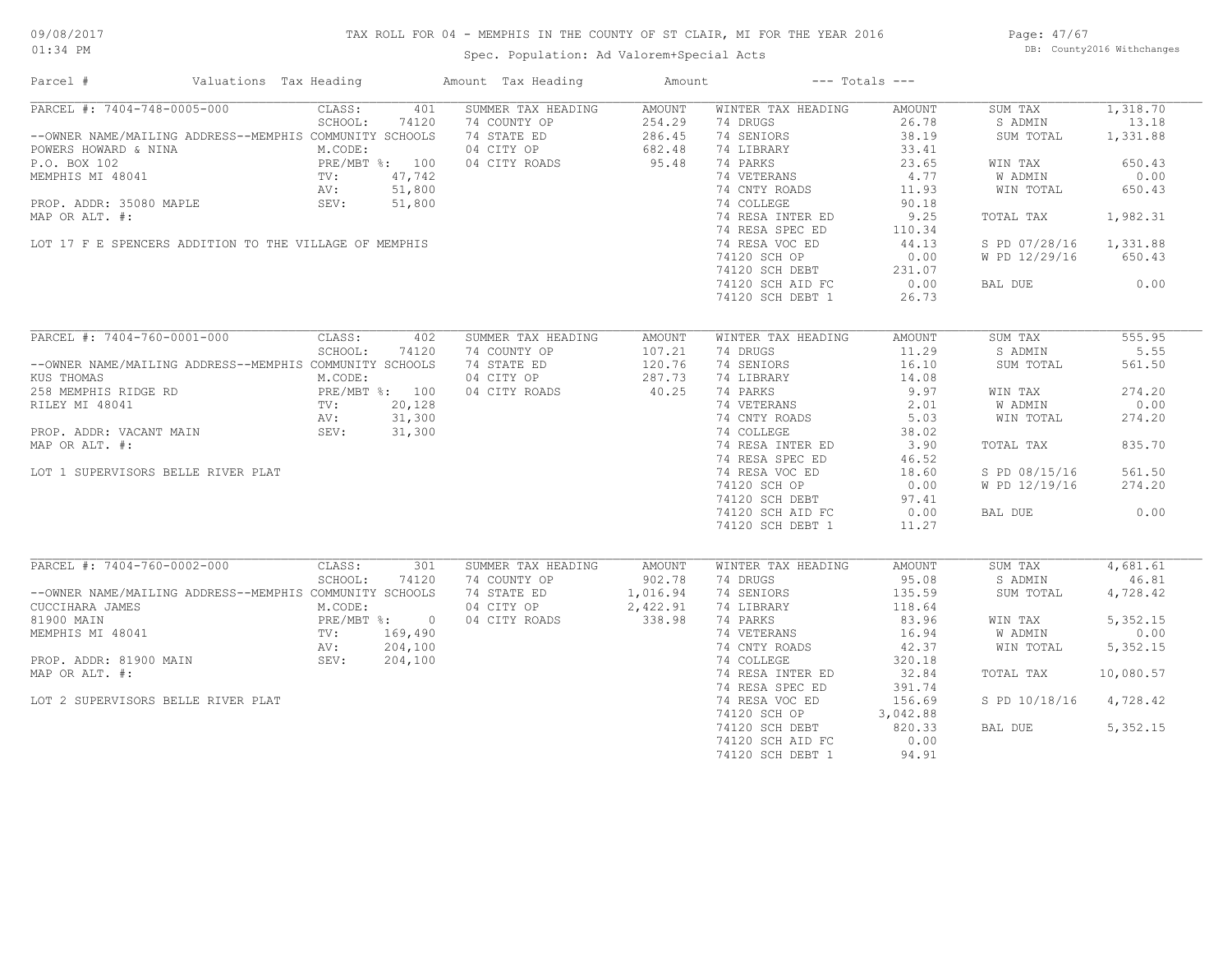# TAX ROLL FOR 04 - MEMPHIS IN THE COUNTY OF ST CLAIR, MI FOR THE YEAR 2016

Spec. Population: Ad Valorem+Special Acts

09/08/2017 01:34 PM — DB: County2016 Withchanges

| Parcel # | Valuations | Tax Heading | Amount | Tax Heading | Amount | --- Totals --- | |
|---|---|---|---|---|---|---|---|

## PARCEL #: 7404-748-0005-000

| Parcel Info | Valuations | Summer Tax Heading | Amount | Winter Tax Heading | Amount | Totals | |
|---|---|---|---|---|---|---|---|
| --OWNER NAME/MAILING ADDRESS--MEMPHIS COMMUNITY SCHOOLS | CLASS: 401 | 74 COUNTY OP | 254.29 | 74 DRUGS | 26.78 | SUM TAX | 1,318.70 |
| POWERS HOWARD & NINA | SCHOOL: 74120 | 74 STATE ED | 286.45 | 74 SENIORS | 38.19 | S ADMIN | 13.18 |
| P.O. BOX 102 | M.CODE: | 04 CITY OP | 682.48 | 74 LIBRARY | 33.41 | SUM TOTAL | 1,331.88 |
| MEMPHIS MI 48041 | PRE/MBT %: 100 | 04 CITY ROADS | 95.48 | 74 PARKS | 23.65 | WIN TAX | 650.43 |
| PROP. ADDR: 35080 MAPLE | TV: 47,742 | | | 74 VETERANS | 4.77 | W ADMIN | 0.00 |
| MAP OR ALT. #: | AV: 51,800 | | | 74 CNTY ROADS | 11.93 | WIN TOTAL | 650.43 |
| LOT 17 F E SPENCERS ADDITION TO THE VILLAGE OF MEMPHIS | SEV: 51,800 | | | 74 COLLEGE | 90.18 | TOTAL TAX | 1,982.31 |
| | | | | 74 RESA INTER ED | 9.25 | S PD 07/28/16 | 1,331.88 |
| | | | | 74 RESA SPEC ED | 110.34 | W PD 12/29/16 | 650.43 |
| | | | | 74 RESA VOC ED | 44.13 | BAL DUE | 0.00 |
| | | | | 74120 SCH OP | 0.00 | | |
| | | | | 74120 SCH DEBT | 231.07 | | |
| | | | | 74120 SCH AID FC | 0.00 | | |
| | | | | 74120 SCH DEBT 1 | 26.73 | | |

## PARCEL #: 7404-760-0001-000

| Parcel Info | Valuations | Summer Tax Heading | Amount | Winter Tax Heading | Amount | Totals | |
|---|---|---|---|---|---|---|---|
| --OWNER NAME/MAILING ADDRESS--MEMPHIS COMMUNITY SCHOOLS | CLASS: 402 | 74 COUNTY OP | 107.21 | 74 DRUGS | 11.29 | SUM TAX | 555.95 |
| KUS THOMAS | SCHOOL: 74120 | 74 STATE ED | 120.76 | 74 SENIORS | 16.10 | S ADMIN | 5.55 |
| 258 MEMPHIS RIDGE RD | M.CODE: | 04 CITY OP | 287.73 | 74 LIBRARY | 14.08 | SUM TOTAL | 561.50 |
| RILEY MI 48041 | PRE/MBT %: 100 | 04 CITY ROADS | 40.25 | 74 PARKS | 9.97 | WIN TAX | 274.20 |
| PROP. ADDR: VACANT MAIN | TV: 20,128 | | | 74 VETERANS | 2.01 | W ADMIN | 0.00 |
| MAP OR ALT. #: | AV: 31,300 | | | 74 CNTY ROADS | 5.03 | WIN TOTAL | 274.20 |
| LOT 1 SUPERVISORS BELLE RIVER PLAT | SEV: 31,300 | | | 74 COLLEGE | 38.02 | TOTAL TAX | 835.70 |
| | | | | 74 RESA INTER ED | 3.90 | S PD 08/15/16 | 561.50 |
| | | | | 74 RESA SPEC ED | 46.52 | W PD 12/19/16 | 274.20 |
| | | | | 74 RESA VOC ED | 18.60 | BAL DUE | 0.00 |
| | | | | 74120 SCH OP | 0.00 | | |
| | | | | 74120 SCH DEBT | 97.41 | | |
| | | | | 74120 SCH AID FC | 0.00 | | |
| | | | | 74120 SCH DEBT 1 | 11.27 | | |

## PARCEL #: 7404-760-0002-000

| Parcel Info | Valuations | Summer Tax Heading | Amount | Winter Tax Heading | Amount | Totals | |
|---|---|---|---|---|---|---|---|
| --OWNER NAME/MAILING ADDRESS--MEMPHIS COMMUNITY SCHOOLS | CLASS: 301 | 74 COUNTY OP | 902.78 | 74 DRUGS | 95.08 | SUM TAX | 4,681.61 |
| CUCCIHARA JAMES | SCHOOL: 74120 | 74 STATE ED | 1,016.94 | 74 SENIORS | 135.59 | S ADMIN | 46.81 |
| 81900 MAIN | M.CODE: | 04 CITY OP | 2,422.91 | 74 LIBRARY | 118.64 | SUM TOTAL | 4,728.42 |
| MEMPHIS MI 48041 | PRE/MBT %: 0 | 04 CITY ROADS | 338.98 | 74 PARKS | 83.96 | WIN TAX | 5,352.15 |
| PROP. ADDR: 81900 MAIN | TV: 169,490 | | | 74 VETERANS | 16.94 | W ADMIN | 0.00 |
| MAP OR ALT. #: | AV: 204,100 | | | 74 CNTY ROADS | 42.37 | WIN TOTAL | 5,352.15 |
| LOT 2 SUPERVISORS BELLE RIVER PLAT | SEV: 204,100 | | | 74 COLLEGE | 320.18 | TOTAL TAX | 10,080.57 |
| | | | | 74 RESA INTER ED | 32.84 | S PD 10/18/16 | 4,728.42 |
| | | | | 74 RESA SPEC ED | 391.74 | BAL DUE | 5,352.15 |
| | | | | 74 RESA VOC ED | 156.69 | | |
| | | | | 74120 SCH OP | 3,042.88 | | |
| | | | | 74120 SCH DEBT | 820.33 | | |
| | | | | 74120 SCH AID FC | 0.00 | | |
| | | | | 74120 SCH DEBT 1 | 94.91 | | |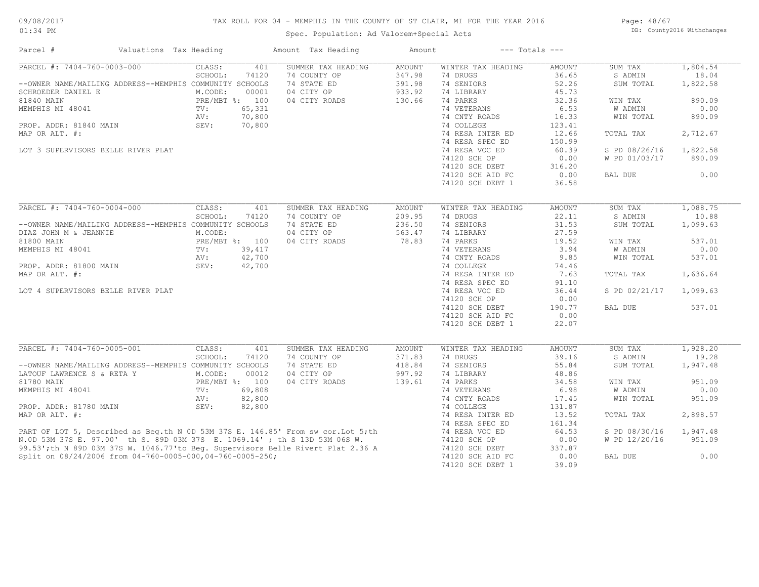# TAX ROLL FOR 04 - MEMPHIS IN THE COUNTY OF ST CLAIR, MI FOR THE YEAR 2016

Spec. Population: Ad Valorem+Special Acts

09/08/2017
01:34 PM

DB: County2016 Withchanges

| Parcel # | Valuations | Tax Heading | Amount | Tax Heading | Amount | --- Totals --- | |
|---|---|---|---|---|---|---|---|

## PARCEL #: 7404-760-0003-000

| Owner / Property | Valuations | Summer Tax Heading | Amount | Winter Tax Heading | Amount | Totals | |
|---|---|---|---|---|---|---|---|
| --OWNER NAME/MAILING ADDRESS--MEMPHIS COMMUNITY SCHOOLS | CLASS: 401 | SUMMER TAX HEADING | AMOUNT | WINTER TAX HEADING | AMOUNT | SUM TAX | 1,804.54 |
| SCHROEDER DANIEL E | SCHOOL: 74120 | 74 COUNTY OP | 347.98 | 74 DRUGS | 36.65 | S ADMIN | 18.04 |
| 81840 MAIN | M.CODE: 00001 | 74 STATE ED | 391.98 | 74 SENIORS | 52.26 | SUM TOTAL | 1,822.58 |
| MEMPHIS MI 48041 | PRE/MBT %: 100 | 04 CITY OP | 933.92 | 74 LIBRARY | 45.73 | | |
| | TV: 65,331 | 04 CITY ROADS | 130.66 | 74 PARKS | 32.36 | WIN TAX | 890.09 |
| PROP. ADDR: 81840 MAIN | AV: 70,800 | | | 74 VETERANS | 6.53 | W ADMIN | 0.00 |
| MAP OR ALT. #: | SEV: 70,800 | | | 74 CNTY ROADS | 16.33 | WIN TOTAL | 890.09 |
| | | | | 74 COLLEGE | 123.41 | | |
| LOT 3 SUPERVISORS BELLE RIVER PLAT | | | | 74 RESA INTER ED | 12.66 | TOTAL TAX | 2,712.67 |
| | | | | 74 RESA SPEC ED | 150.99 | | |
| | | | | 74 RESA VOC ED | 60.39 | S PD 08/26/16 | 1,822.58 |
| | | | | 74120 SCH OP | 0.00 | W PD 01/03/17 | 890.09 |
| | | | | 74120 SCH DEBT | 316.20 | | |
| | | | | 74120 SCH AID FC | 0.00 | BAL DUE | 0.00 |
| | | | | 74120 SCH DEBT 1 | 36.58 | | |

## PARCEL #: 7404-760-0004-000

| Owner / Property | Valuations | Summer Tax Heading | Amount | Winter Tax Heading | Amount | Totals | |
|---|---|---|---|---|---|---|---|
| --OWNER NAME/MAILING ADDRESS--MEMPHIS COMMUNITY SCHOOLS | CLASS: 401 | SUMMER TAX HEADING | AMOUNT | WINTER TAX HEADING | AMOUNT | SUM TAX | 1,088.75 |
| DIAZ JOHN M & JEANNIE | SCHOOL: 74120 | 74 COUNTY OP | 209.95 | 74 DRUGS | 22.11 | S ADMIN | 10.88 |
| 81800 MAIN | M.CODE: | 74 STATE ED | 236.50 | 74 SENIORS | 31.53 | SUM TOTAL | 1,099.63 |
| MEMPHIS MI 48041 | PRE/MBT %: 100 | 04 CITY OP | 563.47 | 74 LIBRARY | 27.59 | | |
| | TV: 39,417 | 04 CITY ROADS | 78.83 | 74 PARKS | 19.52 | WIN TAX | 537.01 |
| PROP. ADDR: 81800 MAIN | AV: 42,700 | | | 74 VETERANS | 3.94 | W ADMIN | 0.00 |
| MAP OR ALT. #: | SEV: 42,700 | | | 74 CNTY ROADS | 9.85 | WIN TOTAL | 537.01 |
| | | | | 74 COLLEGE | 74.46 | | |
| LOT 4 SUPERVISORS BELLE RIVER PLAT | | | | 74 RESA INTER ED | 7.63 | TOTAL TAX | 1,636.64 |
| | | | | 74 RESA SPEC ED | 91.10 | | |
| | | | | 74 RESA VOC ED | 36.44 | S PD 02/21/17 | 1,099.63 |
| | | | | 74120 SCH OP | 0.00 | | |
| | | | | 74120 SCH DEBT | 190.77 | BAL DUE | 537.01 |
| | | | | 74120 SCH AID FC | 0.00 | | |
| | | | | 74120 SCH DEBT 1 | 22.07 | | |

## PARCEL #: 7404-760-0005-001

| Owner / Property | Valuations | Summer Tax Heading | Amount | Winter Tax Heading | Amount | Totals | |
|---|---|---|---|---|---|---|---|
| --OWNER NAME/MAILING ADDRESS--MEMPHIS COMMUNITY SCHOOLS | CLASS: 401 | SUMMER TAX HEADING | AMOUNT | WINTER TAX HEADING | AMOUNT | SUM TAX | 1,928.20 |
| LATOUF LAWRENCE S & RETA Y | SCHOOL: 74120 | 74 COUNTY OP | 371.83 | 74 DRUGS | 39.16 | S ADMIN | 19.28 |
| 81780 MAIN | M.CODE: 00012 | 74 STATE ED | 418.84 | 74 SENIORS | 55.84 | SUM TOTAL | 1,947.48 |
| MEMPHIS MI 48041 | PRE/MBT %: 100 | 04 CITY OP | 997.92 | 74 LIBRARY | 48.86 | | |
| | TV: 69,808 | 04 CITY ROADS | 139.61 | 74 PARKS | 34.58 | WIN TAX | 951.09 |
| PROP. ADDR: 81780 MAIN | AV: 82,800 | | | 74 VETERANS | 6.98 | W ADMIN | 0.00 |
| MAP OR ALT. #: | SEV: 82,800 | | | 74 CNTY ROADS | 17.45 | WIN TOTAL | 951.09 |
| | | | | 74 COLLEGE | 131.87 | | |
| | | | | 74 RESA INTER ED | 13.52 | TOTAL TAX | 2,898.57 |
| | | | | 74 RESA SPEC ED | 161.34 | | |
| | | | | 74 RESA VOC ED | 64.53 | S PD 08/30/16 | 1,947.48 |
| | | | | 74120 SCH OP | 0.00 | W PD 12/20/16 | 951.09 |
| | | | | 74120 SCH DEBT | 337.87 | | |
| | | | | 74120 SCH AID FC | 0.00 | BAL DUE | 0.00 |
| | | | | 74120 SCH DEBT 1 | 39.09 | | |

PART OF LOT 5, Described as Beg.th N 0D 53M 37S E. 146.85' From sw cor.Lot 5;th N.0D 53M 37S E. 97.00' th S. 89D 03M 37S E. 1069.14' ; th S 13D 53M 06S W. 99.53';th N 89D 03M 37S W. 1046.77'to Beg. Supervisors Belle Rivert Plat 2.36 A
Split on 08/24/2006 from 04-760-0005-000,04-760-0005-250;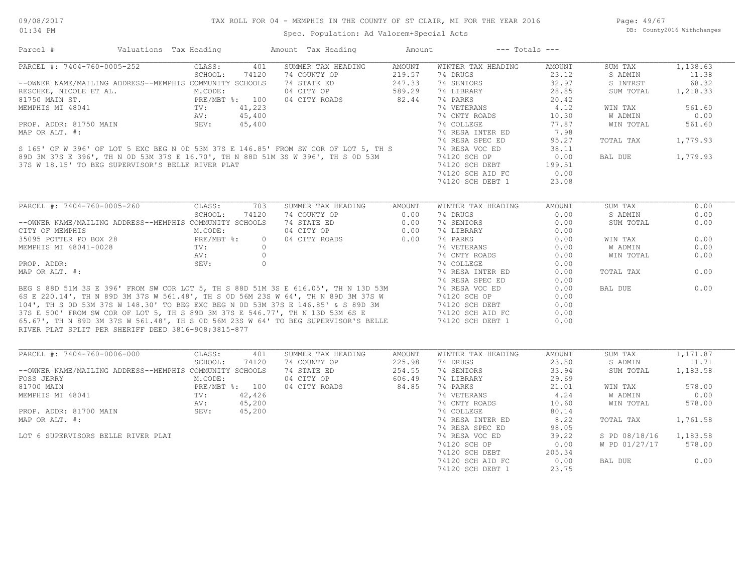# TAX ROLL FOR 04 - MEMPHIS IN THE COUNTY OF ST CLAIR, MI FOR THE YEAR 2016

Spec. Population: Ad Valorem+Special Acts

DB: County2016 Withchanges

09/08/2017
01:34 PM

| Parcel # | Valuations | Tax Heading | Amount | Tax Heading | Amount | --- Totals --- |
|---|---|---|---|---|---|---|

---

**PARCEL #: 7404-760-0005-252**

CLASS: 401
SCHOOL: 74120
--OWNER NAME/MAILING ADDRESS--MEMPHIS COMMUNITY SCHOOLS
RESCHKE, NICOLE ET AL.
M.CODE:
81750 MAIN ST.
PRE/MBT %: 100
MEMPHIS MI 48041
TV: 41,223
AV: 45,400
PROP. ADDR: 81750 MAIN
SEV: 45,400
MAP OR ALT. #:

S 165' OF W 396' OF LOT 5 EXC BEG N 0D 53M 37S E 146.85' FROM SW COR OF LOT 5, TH S 89D 3M 37S E 396', TH N 0D 53M 37S E 16.70', TH N 88D 51M 3S W 396', TH S 0D 53M 37S W 18.15' TO BEG SUPERVISOR'S BELLE RIVER PLAT

| SUMMER TAX HEADING | AMOUNT |
|---|---|
| 74 COUNTY OP | 219.57 |
| 74 STATE ED | 247.33 |
| 04 CITY OP | 589.29 |
| 04 CITY ROADS | 82.44 |

| WINTER TAX HEADING | AMOUNT |
|---|---|
| 74 DRUGS | 23.12 |
| 74 SENIORS | 32.97 |
| 74 LIBRARY | 28.85 |
| 74 PARKS | 20.42 |
| 74 VETERANS | 4.12 |
| 74 CNTY ROADS | 10.30 |
| 74 COLLEGE | 77.87 |
| 74 RESA INTER ED | 7.98 |
| 74 RESA SPEC ED | 95.27 |
| 74 RESA VOC ED | 38.11 |
| 74120 SCH OP | 0.00 |
| 74120 SCH DEBT | 199.51 |
| 74120 SCH AID FC | 0.00 |
| 74120 SCH DEBT 1 | 23.08 |

| Totals | |
|---|---|
| SUM TAX | 1,138.63 |
| S ADMIN | 11.38 |
| S INTRST | 68.32 |
| SUM TOTAL | 1,218.33 |
| WIN TAX | 561.60 |
| W ADMIN | 0.00 |
| WIN TOTAL | 561.60 |
| TOTAL TAX | 1,779.93 |
| BAL DUE | 1,779.93 |

---

**PARCEL #: 7404-760-0005-260**

CLASS: 703
SCHOOL: 74120
--OWNER NAME/MAILING ADDRESS--MEMPHIS COMMUNITY SCHOOLS
CITY OF MEMPHIS
M.CODE:
35095 POTTER PO BOX 28
PRE/MBT %: 0
MEMPHIS MI 48041-0028
TV: 0
AV: 0
PROP. ADDR:
SEV: 0
MAP OR ALT. #:

BEG S 88D 51M 3S E 396' FROM SW COR LOT 5, TH S 88D 51M 3S E 616.05', TH N 13D 53M 6S E 220.14', TH N 89D 3M 37S W 561.48', TH S 0D 56M 23S W 64', TH N 89D 3M 37S W 104', TH S 0D 53M 37S W 148.30' TO BEG EXC BEG N 0D 53M 37S E 146.85' & S 89D 3M 37S E 500' FROM SW COR OF LOT 5, TH S 89D 3M 37S E 546.77', TH N 13D 53M 6S E 65.67', TH N 89D 3M 37S W 561.48', TH S 0D 56M 23S W 64' TO BEG SUPERVISOR'S BELLE RIVER PLAT SPLIT PER SHERIFF DEED 3816-908;3815-877

| SUMMER TAX HEADING | AMOUNT |
|---|---|
| 74 COUNTY OP | 0.00 |
| 74 STATE ED | 0.00 |
| 04 CITY OP | 0.00 |
| 04 CITY ROADS | 0.00 |

| WINTER TAX HEADING | AMOUNT |
|---|---|
| 74 DRUGS | 0.00 |
| 74 SENIORS | 0.00 |
| 74 LIBRARY | 0.00 |
| 74 PARKS | 0.00 |
| 74 VETERANS | 0.00 |
| 74 CNTY ROADS | 0.00 |
| 74 COLLEGE | 0.00 |
| 74 RESA INTER ED | 0.00 |
| 74 RESA SPEC ED | 0.00 |
| 74 RESA VOC ED | 0.00 |
| 74120 SCH OP | 0.00 |
| 74120 SCH DEBT | 0.00 |
| 74120 SCH AID FC | 0.00 |
| 74120 SCH DEBT 1 | 0.00 |

| Totals | |
|---|---|
| SUM TAX | 0.00 |
| S ADMIN | 0.00 |
| SUM TOTAL | 0.00 |
| WIN TAX | 0.00 |
| W ADMIN | 0.00 |
| WIN TOTAL | 0.00 |
| TOTAL TAX | 0.00 |
| BAL DUE | 0.00 |

---

**PARCEL #: 7404-760-0006-000**

CLASS: 401
SCHOOL: 74120
--OWNER NAME/MAILING ADDRESS--MEMPHIS COMMUNITY SCHOOLS
FOSS JERRY
M.CODE:
81700 MAIN
PRE/MBT %: 100
MEMPHIS MI 48041
TV: 42,426
AV: 45,200
PROP. ADDR: 81700 MAIN
SEV: 45,200
MAP OR ALT. #:

LOT 6 SUPERVISORS BELLE RIVER PLAT

| SUMMER TAX HEADING | AMOUNT |
|---|---|
| 74 COUNTY OP | 225.98 |
| 74 STATE ED | 254.55 |
| 04 CITY OP | 606.49 |
| 04 CITY ROADS | 84.85 |

| WINTER TAX HEADING | AMOUNT |
|---|---|
| 74 DRUGS | 23.80 |
| 74 SENIORS | 33.94 |
| 74 LIBRARY | 29.69 |
| 74 PARKS | 21.01 |
| 74 VETERANS | 4.24 |
| 74 CNTY ROADS | 10.60 |
| 74 COLLEGE | 80.14 |
| 74 RESA INTER ED | 8.22 |
| 74 RESA SPEC ED | 98.05 |
| 74 RESA VOC ED | 39.22 |
| 74120 SCH OP | 0.00 |
| 74120 SCH DEBT | 205.34 |
| 74120 SCH AID FC | 0.00 |
| 74120 SCH DEBT 1 | 23.75 |

| Totals | |
|---|---|
| SUM TAX | 1,171.87 |
| S ADMIN | 11.71 |
| SUM TOTAL | 1,183.58 |
| WIN TAX | 578.00 |
| W ADMIN | 0.00 |
| WIN TOTAL | 578.00 |
| TOTAL TAX | 1,761.58 |
| S PD 08/18/16 | 1,183.58 |
| W PD 01/27/17 | 578.00 |
| BAL DUE | 0.00 |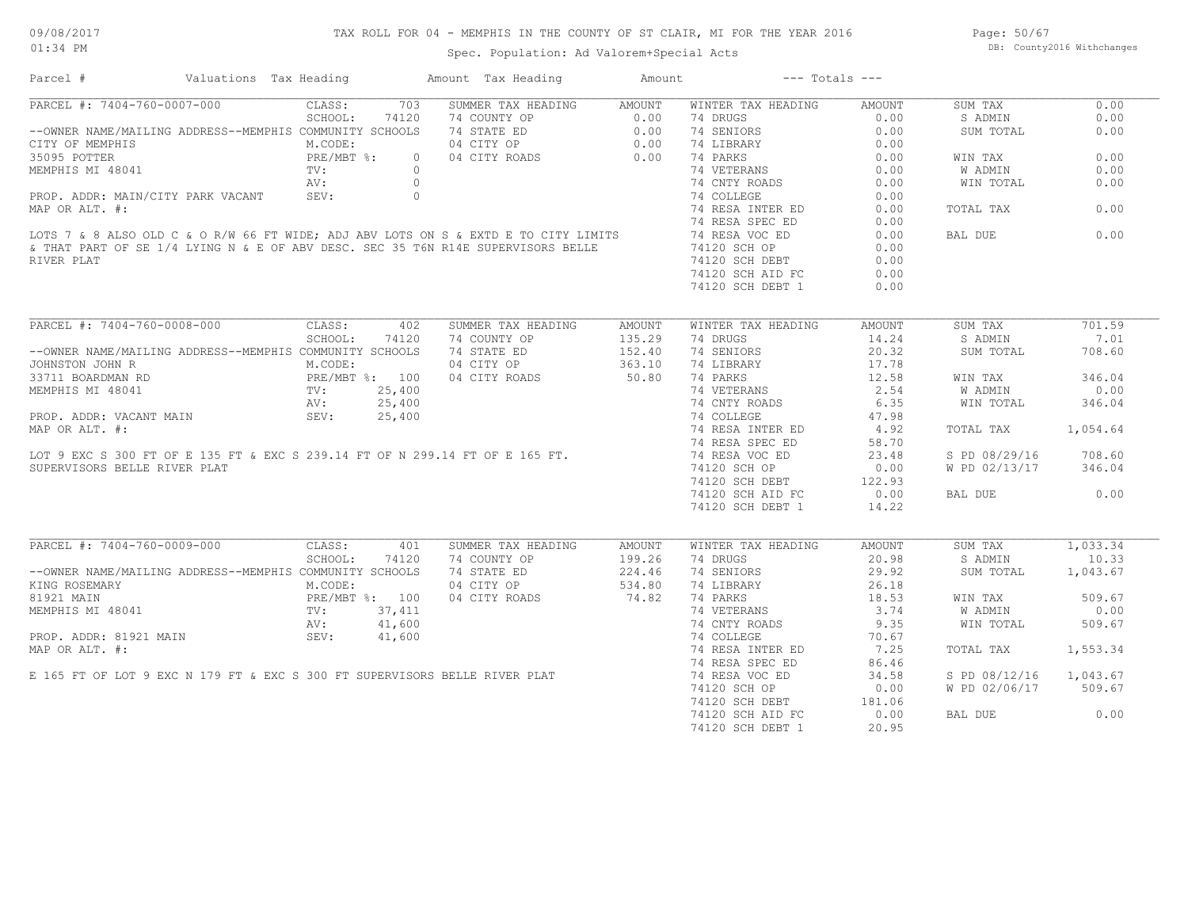# TAX ROLL FOR 04 - MEMPHIS IN THE COUNTY OF ST CLAIR, MI FOR THE YEAR 2016

Spec. Population: Ad Valorem+Special Acts

09/08/2017 01:34 PM — DB: County2016 Withchanges

| Parcel # | Valuations | Tax Heading | Amount | Tax Heading | Amount | --- Totals --- | |
|---|---|---|---|---|---|---|---|

## PARCEL #: 7404-760-0007-000

| | | | | | | | |
|---|---|---|---|---|---|---|---|
| PARCEL #: 7404-760-0007-000 | CLASS: 703 | SUMMER TAX HEADING | AMOUNT | WINTER TAX HEADING | AMOUNT | SUM TAX | 0.00 |
| | SCHOOL: 74120 | 74 COUNTY OP | 0.00 | 74 DRUGS | 0.00 | S ADMIN | 0.00 |
| --OWNER NAME/MAILING ADDRESS--MEMPHIS COMMUNITY SCHOOLS | | 74 STATE ED | 0.00 | 74 SENIORS | 0.00 | SUM TOTAL | 0.00 |
| CITY OF MEMPHIS | M.CODE: | 04 CITY OP | 0.00 | 74 LIBRARY | 0.00 | | |
| 35095 POTTER | PRE/MBT %: 0 | 04 CITY ROADS | 0.00 | 74 PARKS | 0.00 | WIN TAX | 0.00 |
| MEMPHIS MI 48041 | TV: 0 | | | 74 VETERANS | 0.00 | W ADMIN | 0.00 |
| | AV: 0 | | | 74 CNTY ROADS | 0.00 | WIN TOTAL | 0.00 |
| PROP. ADDR: MAIN/CITY PARK VACANT | SEV: 0 | | | 74 COLLEGE | 0.00 | | |
| MAP OR ALT. #: | | | | 74 RESA INTER ED | 0.00 | TOTAL TAX | 0.00 |
| | | | | 74 RESA SPEC ED | 0.00 | | |
| | | | | 74 RESA VOC ED | 0.00 | BAL DUE | 0.00 |
| | | | | 74120 SCH OP | 0.00 | | |
| | | | | 74120 SCH DEBT | 0.00 | | |
| | | | | 74120 SCH AID FC | 0.00 | | |
| | | | | 74120 SCH DEBT 1 | 0.00 | | |

LOTS 7 & 8 ALSO OLD C & O R/W 66 FT WIDE; ADJ ABV LOTS ON S & EXTD E TO CITY LIMITS & THAT PART OF SE 1/4 LYING N & E OF ABV DESC. SEC 35 T6N R14E SUPERVISORS BELLE RIVER PLAT

## PARCEL #: 7404-760-0008-000

| | | | | | | | |
|---|---|---|---|---|---|---|---|
| PARCEL #: 7404-760-0008-000 | CLASS: 402 | SUMMER TAX HEADING | AMOUNT | WINTER TAX HEADING | AMOUNT | SUM TAX | 701.59 |
| | SCHOOL: 74120 | 74 COUNTY OP | 135.29 | 74 DRUGS | 14.24 | S ADMIN | 7.01 |
| --OWNER NAME/MAILING ADDRESS--MEMPHIS COMMUNITY SCHOOLS | | 74 STATE ED | 152.40 | 74 SENIORS | 20.32 | SUM TOTAL | 708.60 |
| JOHNSTON JOHN R | M.CODE: | 04 CITY OP | 363.10 | 74 LIBRARY | 17.78 | | |
| 33711 BOARDMAN RD | PRE/MBT %: 100 | 04 CITY ROADS | 50.80 | 74 PARKS | 12.58 | WIN TAX | 346.04 |
| MEMPHIS MI 48041 | TV: 25,400 | | | 74 VETERANS | 2.54 | W ADMIN | 0.00 |
| | AV: 25,400 | | | 74 CNTY ROADS | 6.35 | WIN TOTAL | 346.04 |
| PROP. ADDR: VACANT MAIN | SEV: 25,400 | | | 74 COLLEGE | 47.98 | | |
| MAP OR ALT. #: | | | | 74 RESA INTER ED | 4.92 | TOTAL TAX | 1,054.64 |
| | | | | 74 RESA SPEC ED | 58.70 | | |
| | | | | 74 RESA VOC ED | 23.48 | S PD 08/29/16 | 708.60 |
| | | | | 74120 SCH OP | 0.00 | W PD 02/13/17 | 346.04 |
| | | | | 74120 SCH DEBT | 122.93 | | |
| | | | | 74120 SCH AID FC | 0.00 | BAL DUE | 0.00 |
| | | | | 74120 SCH DEBT 1 | 14.22 | | |

LOT 9 EXC S 300 FT OF E 135 FT & EXC S 239.14 FT OF N 299.14 FT OF E 165 FT. SUPERVISORS BELLE RIVER PLAT

## PARCEL #: 7404-760-0009-000

| | | | | | | | |
|---|---|---|---|---|---|---|---|
| PARCEL #: 7404-760-0009-000 | CLASS: 401 | SUMMER TAX HEADING | AMOUNT | WINTER TAX HEADING | AMOUNT | SUM TAX | 1,033.34 |
| | SCHOOL: 74120 | 74 COUNTY OP | 199.26 | 74 DRUGS | 20.98 | S ADMIN | 10.33 |
| --OWNER NAME/MAILING ADDRESS--MEMPHIS COMMUNITY SCHOOLS | | 74 STATE ED | 224.46 | 74 SENIORS | 29.92 | SUM TOTAL | 1,043.67 |
| KING ROSEMARY | M.CODE: | 04 CITY OP | 534.80 | 74 LIBRARY | 26.18 | | |
| 81921 MAIN | PRE/MBT %: 100 | 04 CITY ROADS | 74.82 | 74 PARKS | 18.53 | WIN TAX | 509.67 |
| MEMPHIS MI 48041 | TV: 37,411 | | | 74 VETERANS | 3.74 | W ADMIN | 0.00 |
| | AV: 41,600 | | | 74 CNTY ROADS | 9.35 | WIN TOTAL | 509.67 |
| PROP. ADDR: 81921 MAIN | SEV: 41,600 | | | 74 COLLEGE | 70.67 | | |
| MAP OR ALT. #: | | | | 74 RESA INTER ED | 7.25 | TOTAL TAX | 1,553.34 |
| | | | | 74 RESA SPEC ED | 86.46 | | |
| | | | | 74 RESA VOC ED | 34.58 | S PD 08/12/16 | 1,043.67 |
| | | | | 74120 SCH OP | 0.00 | W PD 02/06/17 | 509.67 |
| | | | | 74120 SCH DEBT | 181.06 | | |
| | | | | 74120 SCH AID FC | 0.00 | BAL DUE | 0.00 |
| | | | | 74120 SCH DEBT 1 | 20.95 | | |

E 165 FT OF LOT 9 EXC N 179 FT & EXC S 300 FT SUPERVISORS BELLE RIVER PLAT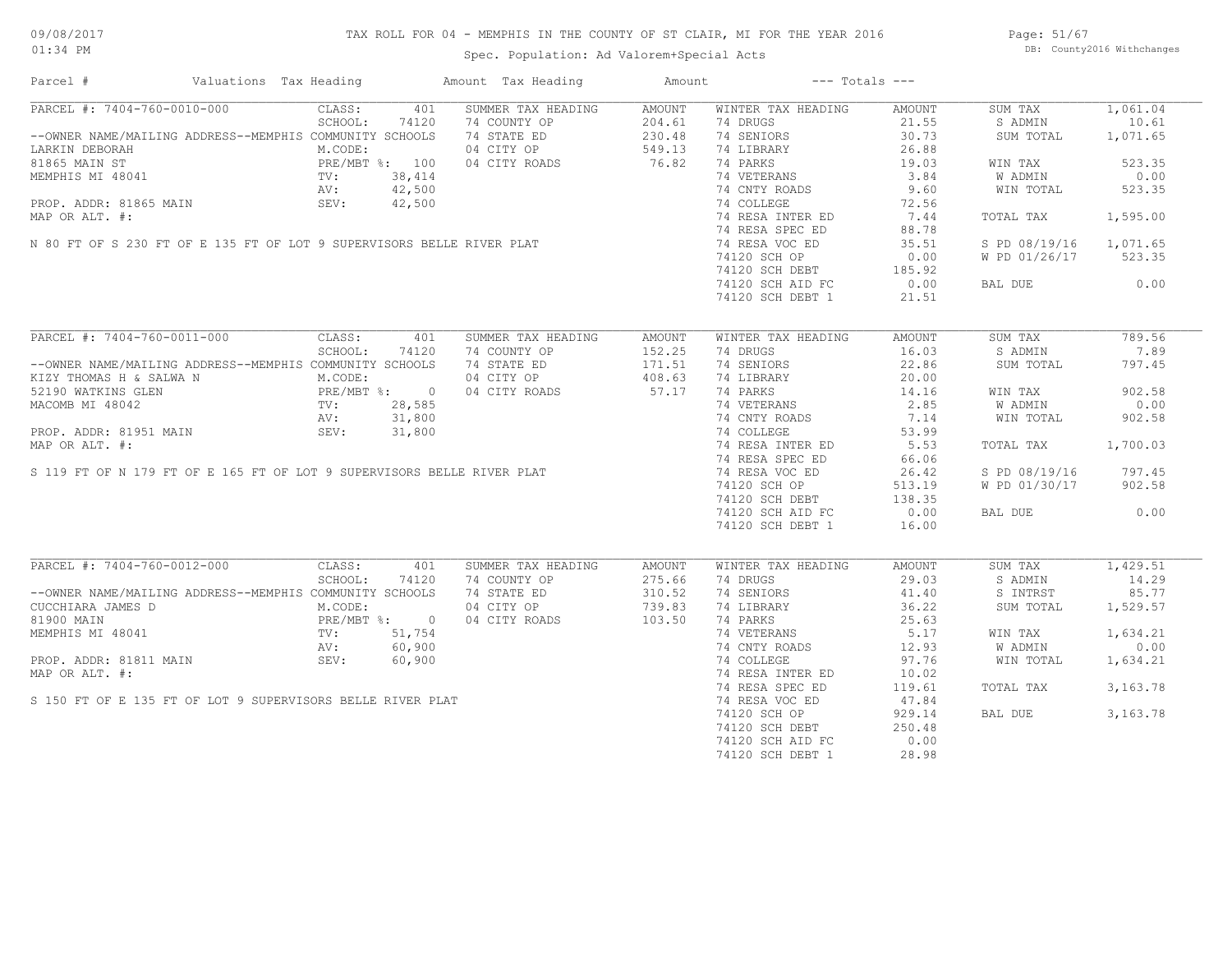# TAX ROLL FOR 04 - MEMPHIS IN THE COUNTY OF ST CLAIR, MI FOR THE YEAR 2016

Spec. Population: Ad Valorem+Special Acts

09/08/2017 01:34 PM — DB: County2016 Withchanges

| Parcel # | Valuations | Tax Heading | Amount | Tax Heading | Amount | --- Totals --- | |
|---|---|---|---|---|---|---|---|

## PARCEL #: 7404-760-0010-000

| Owner / Property | Valuations | Summer Tax Heading | Amount | Winter Tax Heading | Amount | Totals | |
|---|---|---|---|---|---|---|---|
| --OWNER NAME/MAILING ADDRESS-- | CLASS: 401 | SUMMER TAX HEADING | AMOUNT | WINTER TAX HEADING | AMOUNT | SUM TAX | 1,061.04 |
| MEMPHIS COMMUNITY SCHOOLS | SCHOOL: 74120 | 74 COUNTY OP | 204.61 | 74 DRUGS | 21.55 | S ADMIN | 10.61 |
| LARKIN DEBORAH | M.CODE: | 74 STATE ED | 230.48 | 74 SENIORS | 30.73 | SUM TOTAL | 1,071.65 |
| 81865 MAIN ST | PRE/MBT %: 100 | 04 CITY OP | 549.13 | 74 LIBRARY | 26.88 | | |
| MEMPHIS MI 48041 | TV: 38,414 | 04 CITY ROADS | 76.82 | 74 PARKS | 19.03 | WIN TAX | 523.35 |
| | AV: 42,500 | | | 74 VETERANS | 3.84 | W ADMIN | 0.00 |
| PROP. ADDR: 81865 MAIN | SEV: 42,500 | | | 74 CNTY ROADS | 9.60 | WIN TOTAL | 523.35 |
| MAP OR ALT. #: | | | | 74 COLLEGE | 72.56 | | |
| | | | | 74 RESA INTER ED | 7.44 | TOTAL TAX | 1,595.00 |
| | | | | 74 RESA SPEC ED | 88.78 | | |
| | | | | 74 RESA VOC ED | 35.51 | S PD 08/19/16 | 1,071.65 |
| | | | | 74120 SCH OP | 0.00 | W PD 01/26/17 | 523.35 |
| | | | | 74120 SCH DEBT | 185.92 | | |
| | | | | 74120 SCH AID FC | 0.00 | BAL DUE | 0.00 |
| | | | | 74120 SCH DEBT 1 | 21.51 | | |

N 80 FT OF S 230 FT OF E 135 FT OF LOT 9 SUPERVISORS BELLE RIVER PLAT

## PARCEL #: 7404-760-0011-000

| Owner / Property | Valuations | Summer Tax Heading | Amount | Winter Tax Heading | Amount | Totals | |
|---|---|---|---|---|---|---|---|
| --OWNER NAME/MAILING ADDRESS-- | CLASS: 401 | SUMMER TAX HEADING | AMOUNT | WINTER TAX HEADING | AMOUNT | SUM TAX | 789.56 |
| MEMPHIS COMMUNITY SCHOOLS | SCHOOL: 74120 | 74 COUNTY OP | 152.25 | 74 DRUGS | 16.03 | S ADMIN | 7.89 |
| KIZY THOMAS H & SALWA N | M.CODE: | 74 STATE ED | 171.51 | 74 SENIORS | 22.86 | SUM TOTAL | 797.45 |
| 52190 WATKINS GLEN | PRE/MBT %: 0 | 04 CITY OP | 408.63 | 74 LIBRARY | 20.00 | | |
| MACOMB MI 48042 | TV: 28,585 | 04 CITY ROADS | 57.17 | 74 PARKS | 14.16 | WIN TAX | 902.58 |
| | AV: 31,800 | | | 74 VETERANS | 2.85 | W ADMIN | 0.00 |
| PROP. ADDR: 81951 MAIN | SEV: 31,800 | | | 74 CNTY ROADS | 7.14 | WIN TOTAL | 902.58 |
| MAP OR ALT. #: | | | | 74 COLLEGE | 53.99 | | |
| | | | | 74 RESA INTER ED | 5.53 | TOTAL TAX | 1,700.03 |
| | | | | 74 RESA SPEC ED | 66.06 | | |
| | | | | 74 RESA VOC ED | 26.42 | S PD 08/19/16 | 797.45 |
| | | | | 74120 SCH OP | 513.19 | W PD 01/30/17 | 902.58 |
| | | | | 74120 SCH DEBT | 138.35 | | |
| | | | | 74120 SCH AID FC | 0.00 | BAL DUE | 0.00 |
| | | | | 74120 SCH DEBT 1 | 16.00 | | |

S 119 FT OF N 179 FT OF E 165 FT OF LOT 9 SUPERVISORS BELLE RIVER PLAT

## PARCEL #: 7404-760-0012-000

| Owner / Property | Valuations | Summer Tax Heading | Amount | Winter Tax Heading | Amount | Totals | |
|---|---|---|---|---|---|---|---|
| --OWNER NAME/MAILING ADDRESS-- | CLASS: 401 | SUMMER TAX HEADING | AMOUNT | WINTER TAX HEADING | AMOUNT | SUM TAX | 1,429.51 |
| MEMPHIS COMMUNITY SCHOOLS | SCHOOL: 74120 | 74 COUNTY OP | 275.66 | 74 DRUGS | 29.03 | S ADMIN | 14.29 |
| CUCCHIARA JAMES D | M.CODE: | 74 STATE ED | 310.52 | 74 SENIORS | 41.40 | S INTRST | 85.77 |
| 81900 MAIN | PRE/MBT %: 0 | 04 CITY OP | 739.83 | 74 LIBRARY | 36.22 | SUM TOTAL | 1,529.57 |
| MEMPHIS MI 48041 | TV: 51,754 | 04 CITY ROADS | 103.50 | 74 PARKS | 25.63 | | |
| | AV: 60,900 | | | 74 VETERANS | 5.17 | WIN TAX | 1,634.21 |
| PROP. ADDR: 81811 MAIN | SEV: 60,900 | | | 74 CNTY ROADS | 12.93 | W ADMIN | 0.00 |
| MAP OR ALT. #: | | | | 74 COLLEGE | 97.76 | WIN TOTAL | 1,634.21 |
| | | | | 74 RESA INTER ED | 10.02 | | |
| | | | | 74 RESA SPEC ED | 119.61 | TOTAL TAX | 3,163.78 |
| | | | | 74 RESA VOC ED | 47.84 | | |
| | | | | 74120 SCH OP | 929.14 | BAL DUE | 3,163.78 |
| | | | | 74120 SCH DEBT | 250.48 | | |
| | | | | 74120 SCH AID FC | 0.00 | | |
| | | | | 74120 SCH DEBT 1 | 28.98 | | |

S 150 FT OF E 135 FT OF LOT 9 SUPERVISORS BELLE RIVER PLAT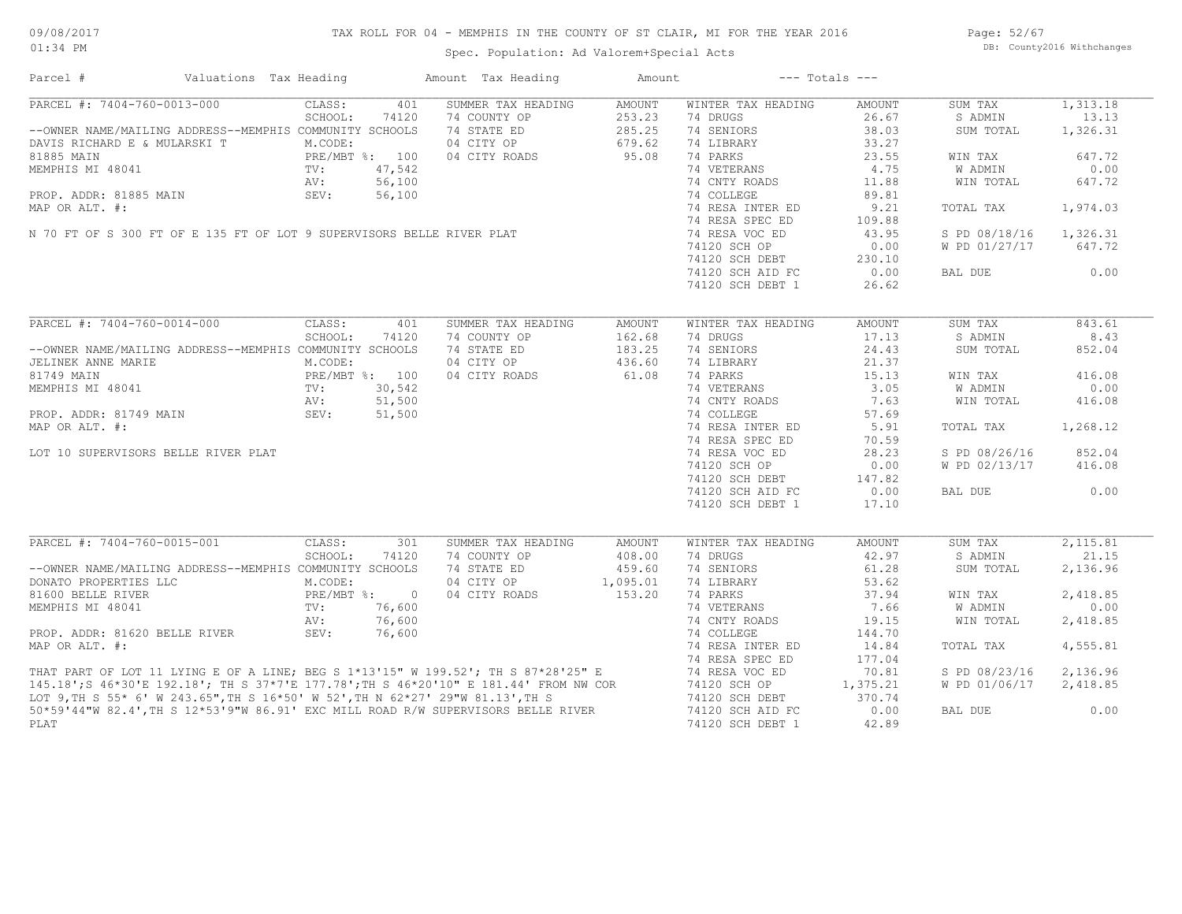# TAX ROLL FOR 04 - MEMPHIS IN THE COUNTY OF ST CLAIR, MI FOR THE YEAR 2016

09/08/2017
01:34 PM

Spec. Population: Ad Valorem+Special Acts

DB: County2016 Withchanges

| Parcel # | Valuations | Tax Heading | Amount | Tax Heading | Amount | --- Totals --- | |
|---|---|---|---|---|---|---|---|

## PARCEL #: 7404-760-0013-000

| | | | | | | | |
|---|---|---|---|---|---|---|---|
| CLASS: | 401 | SUMMER TAX HEADING | AMOUNT | WINTER TAX HEADING | AMOUNT | SUM TAX | 1,313.18 |
| SCHOOL: | 74120 | 74 COUNTY OP | 253.23 | 74 DRUGS | 26.67 | S ADMIN | 13.13 |
| M.CODE: | | 74 STATE ED | 285.25 | 74 SENIORS | 38.03 | SUM TOTAL | 1,326.31 |
| PRE/MBT %: | 100 | 04 CITY OP | 679.62 | 74 LIBRARY | 33.27 | | |
| TV: | 47,542 | 04 CITY ROADS | 95.08 | 74 PARKS | 23.55 | WIN TAX | 647.72 |
| AV: | 56,100 | | | 74 VETERANS | 4.75 | W ADMIN | 0.00 |
| SEV: | 56,100 | | | 74 CNTY ROADS | 11.88 | WIN TOTAL | 647.72 |
| | | | | 74 COLLEGE | 89.81 | | |
| | | | | 74 RESA INTER ED | 9.21 | TOTAL TAX | 1,974.03 |
| | | | | 74 RESA SPEC ED | 109.88 | | |
| | | | | 74 RESA VOC ED | 43.95 | S PD 08/18/16 | 1,326.31 |
| | | | | 74120 SCH OP | 0.00 | W PD 01/27/17 | 647.72 |
| | | | | 74120 SCH DEBT | 230.10 | | |
| | | | | 74120 SCH AID FC | 0.00 | BAL DUE | 0.00 |
| | | | | 74120 SCH DEBT 1 | 26.62 | | |

--OWNER NAME/MAILING ADDRESS--MEMPHIS COMMUNITY SCHOOLS
DAVIS RICHARD E & MULARSKI T
81885 MAIN
MEMPHIS MI 48041

PROP. ADDR: 81885 MAIN
MAP OR ALT. #:

N 70 FT OF S 300 FT OF E 135 FT OF LOT 9 SUPERVISORS BELLE RIVER PLAT

## PARCEL #: 7404-760-0014-000

| | | | | | | | |
|---|---|---|---|---|---|---|---|
| CLASS: | 401 | SUMMER TAX HEADING | AMOUNT | WINTER TAX HEADING | AMOUNT | SUM TAX | 843.61 |
| SCHOOL: | 74120 | 74 COUNTY OP | 162.68 | 74 DRUGS | 17.13 | S ADMIN | 8.43 |
| M.CODE: | | 74 STATE ED | 183.25 | 74 SENIORS | 24.43 | SUM TOTAL | 852.04 |
| PRE/MBT %: | 100 | 04 CITY OP | 436.60 | 74 LIBRARY | 21.37 | | |
| TV: | 30,542 | 04 CITY ROADS | 61.08 | 74 PARKS | 15.13 | WIN TAX | 416.08 |
| AV: | 51,500 | | | 74 VETERANS | 3.05 | W ADMIN | 0.00 |
| SEV: | 51,500 | | | 74 CNTY ROADS | 7.63 | WIN TOTAL | 416.08 |
| | | | | 74 COLLEGE | 57.69 | | |
| | | | | 74 RESA INTER ED | 5.91 | TOTAL TAX | 1,268.12 |
| | | | | 74 RESA SPEC ED | 70.59 | | |
| | | | | 74 RESA VOC ED | 28.23 | S PD 08/26/16 | 852.04 |
| | | | | 74120 SCH OP | 0.00 | W PD 02/13/17 | 416.08 |
| | | | | 74120 SCH DEBT | 147.82 | | |
| | | | | 74120 SCH AID FC | 0.00 | BAL DUE | 0.00 |
| | | | | 74120 SCH DEBT 1 | 17.10 | | |

--OWNER NAME/MAILING ADDRESS--MEMPHIS COMMUNITY SCHOOLS
JELINEK ANNE MARIE
81749 MAIN
MEMPHIS MI 48041

PROP. ADDR: 81749 MAIN
MAP OR ALT. #:

LOT 10 SUPERVISORS BELLE RIVER PLAT

## PARCEL #: 7404-760-0015-001

| | | | | | | | |
|---|---|---|---|---|---|---|---|
| CLASS: | 301 | SUMMER TAX HEADING | AMOUNT | WINTER TAX HEADING | AMOUNT | SUM TAX | 2,115.81 |
| SCHOOL: | 74120 | 74 COUNTY OP | 408.00 | 74 DRUGS | 42.97 | S ADMIN | 21.15 |
| M.CODE: | | 74 STATE ED | 459.60 | 74 SENIORS | 61.28 | SUM TOTAL | 2,136.96 |
| PRE/MBT %: | 0 | 04 CITY OP | 1,095.01 | 74 LIBRARY | 53.62 | | |
| TV: | 76,600 | 04 CITY ROADS | 153.20 | 74 PARKS | 37.94 | WIN TAX | 2,418.85 |
| AV: | 76,600 | | | 74 VETERANS | 7.66 | W ADMIN | 0.00 |
| SEV: | 76,600 | | | 74 CNTY ROADS | 19.15 | WIN TOTAL | 2,418.85 |
| | | | | 74 COLLEGE | 144.70 | | |
| | | | | 74 RESA INTER ED | 14.84 | TOTAL TAX | 4,555.81 |
| | | | | 74 RESA SPEC ED | 177.04 | | |
| | | | | 74 RESA VOC ED | 70.81 | S PD 08/23/16 | 2,136.96 |
| | | | | 74120 SCH OP | 1,375.21 | W PD 01/06/17 | 2,418.85 |
| | | | | 74120 SCH DEBT | 370.74 | | |
| | | | | 74120 SCH AID FC | 0.00 | BAL DUE | 0.00 |
| | | | | 74120 SCH DEBT 1 | 42.89 | | |

--OWNER NAME/MAILING ADDRESS--MEMPHIS COMMUNITY SCHOOLS
DONATO PROPERTIES LLC
81600 BELLE RIVER
MEMPHIS MI 48041

PROP. ADDR: 81620 BELLE RIVER
MAP OR ALT. #:

THAT PART OF LOT 11 LYING E OF A LINE; BEG S 1*13'15" W 199.52'; TH S 87*28'25" E 145.18';S 46*30'E 192.18'; TH S 37*7'E 177.78';TH S 46*20'10" E 181.44' FROM NW COR LOT 9,TH S 55* 6' W 243.65",TH S 16*50' W 52',TH N 62*27' 29"W 81.13',TH S 50*59'44"W 82.4',TH S 12*53'9"W 86.91' EXC MILL ROAD R/W SUPERVISORS BELLE RIVER PLAT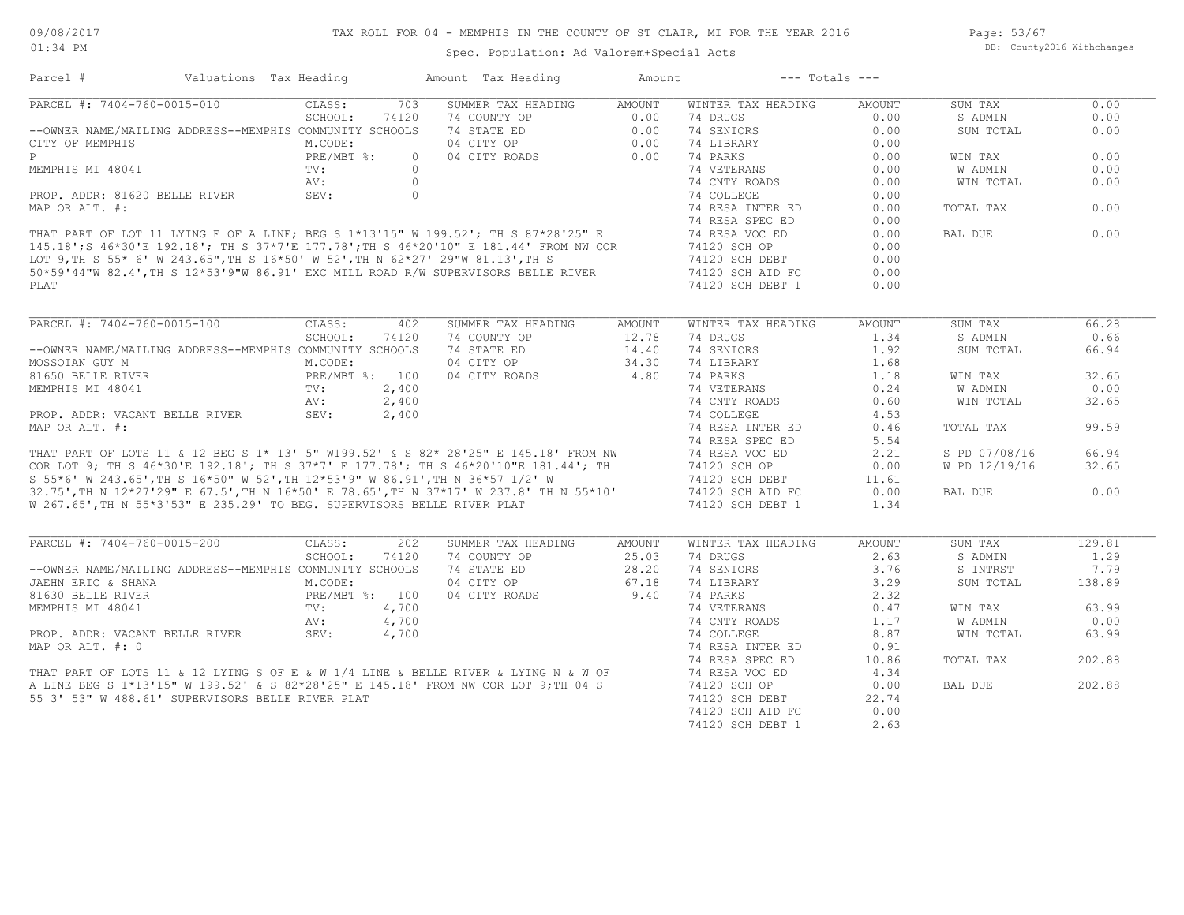TAX ROLL FOR 04 - MEMPHIS IN THE COUNTY OF ST CLAIR, MI FOR THE YEAR 2016

Spec. Population: Ad Valorem+Special Acts

09/08/2017 01:34 PM — DB: County2016 Withchanges

| Parcel # | Valuations | Tax Heading | Amount | Tax Heading | Amount | --- Totals --- | |
|---|---|---|---|---|---|---|---|

## PARCEL #: 7404-760-0015-010

| Field | Value | Summer Tax Heading | Amount | Winter Tax Heading | Amount | Totals | |
|---|---|---|---|---|---|---|---|
| CLASS: | 703 | SUMMER TAX HEADING | AMOUNT | WINTER TAX HEADING | AMOUNT | SUM TAX | 0.00 |
| SCHOOL: | 74120 | 74 COUNTY OP | 0.00 | 74 DRUGS | 0.00 | S ADMIN | 0.00 |
| M.CODE: | | 74 STATE ED | 0.00 | 74 SENIORS | 0.00 | SUM TOTAL | 0.00 |
| PRE/MBT %: | 0 | 04 CITY OP | 0.00 | 74 LIBRARY | 0.00 | | |
| TV: | 0 | 04 CITY ROADS | 0.00 | 74 PARKS | 0.00 | WIN TAX | 0.00 |
| AV: | 0 | | | 74 VETERANS | 0.00 | W ADMIN | 0.00 |
| SEV: | 0 | | | 74 CNTY ROADS | 0.00 | WIN TOTAL | 0.00 |
| | | | | 74 COLLEGE | 0.00 | | |
| | | | | 74 RESA INTER ED | 0.00 | TOTAL TAX | 0.00 |
| | | | | 74 RESA SPEC ED | 0.00 | | |
| | | | | 74 RESA VOC ED | 0.00 | BAL DUE | 0.00 |
| | | | | 74120 SCH OP | 0.00 | | |
| | | | | 74120 SCH DEBT | 0.00 | | |
| | | | | 74120 SCH AID FC | 0.00 | | |
| | | | | 74120 SCH DEBT 1 | 0.00 | | |

--OWNER NAME/MAILING ADDRESS--MEMPHIS COMMUNITY SCHOOLS
CITY OF MEMPHIS
P
MEMPHIS MI 48041

PROP. ADDR: 81620 BELLE RIVER
MAP OR ALT. #:

THAT PART OF LOT 11 LYING E OF A LINE; BEG S 1*13'15" W 199.52'; TH S 87*28'25" E 145.18';S 46*30'E 192.18'; TH S 37*7'E 177.78';TH S 46*20'10" E 181.44' FROM NW COR LOT 9,TH S 55* 6' W 243.65",TH S 16*50' W 52',TH N 62*27' 29"W 81.13',TH S 50*59'44"W 82.4',TH S 12*53'9"W 86.91' EXC MILL ROAD R/W SUPERVISORS BELLE RIVER PLAT

## PARCEL #: 7404-760-0015-100

| Field | Value | Summer Tax Heading | Amount | Winter Tax Heading | Amount | Totals | |
|---|---|---|---|---|---|---|---|
| CLASS: | 402 | SUMMER TAX HEADING | AMOUNT | WINTER TAX HEADING | AMOUNT | SUM TAX | 66.28 |
| SCHOOL: | 74120 | 74 COUNTY OP | 12.78 | 74 DRUGS | 1.34 | S ADMIN | 0.66 |
| M.CODE: | | 74 STATE ED | 14.40 | 74 SENIORS | 1.92 | SUM TOTAL | 66.94 |
| PRE/MBT %: | 100 | 04 CITY OP | 34.30 | 74 LIBRARY | 1.68 | | |
| TV: | 2,400 | 04 CITY ROADS | 4.80 | 74 PARKS | 1.18 | WIN TAX | 32.65 |
| AV: | 2,400 | | | 74 VETERANS | 0.24 | W ADMIN | 0.00 |
| SEV: | 2,400 | | | 74 CNTY ROADS | 0.60 | WIN TOTAL | 32.65 |
| | | | | 74 COLLEGE | 4.53 | | |
| | | | | 74 RESA INTER ED | 0.46 | TOTAL TAX | 99.59 |
| | | | | 74 RESA SPEC ED | 5.54 | | |
| | | | | 74 RESA VOC ED | 2.21 | S PD 07/08/16 | 66.94 |
| | | | | 74120 SCH OP | 0.00 | W PD 12/19/16 | 32.65 |
| | | | | 74120 SCH DEBT | 11.61 | | |
| | | | | 74120 SCH AID FC | 0.00 | BAL DUE | 0.00 |
| | | | | 74120 SCH DEBT 1 | 1.34 | | |

--OWNER NAME/MAILING ADDRESS--MEMPHIS COMMUNITY SCHOOLS
MOSSOIAN GUY M
81650 BELLE RIVER
MEMPHIS MI 48041

PROP. ADDR: VACANT BELLE RIVER
MAP OR ALT. #:

THAT PART OF LOTS 11 & 12 BEG S 1* 13' 5" W199.52' & S 82* 28'25" E 145.18' FROM NW COR LOT 9; TH S 46*30'E 192.18'; TH S 37*7' E 177.78'; TH S 46*20'10"E 181.44'; TH S 55*6' W 243.65',TH S 16*50" W 52',TH 12*53'9" W 86.91',TH N 36*57 1/2' W 32.75',TH N 12*27'29" E 67.5',TH N 16*50' E 78.65',TH N 37*17' W 237.8' TH N 55*10' W 267.65',TH N 55*3'53" E 235.29' TO BEG. SUPERVISORS BELLE RIVER PLAT

## PARCEL #: 7404-760-0015-200

| Field | Value | Summer Tax Heading | Amount | Winter Tax Heading | Amount | Totals | |
|---|---|---|---|---|---|---|---|
| CLASS: | 202 | SUMMER TAX HEADING | AMOUNT | WINTER TAX HEADING | AMOUNT | SUM TAX | 129.81 |
| SCHOOL: | 74120 | 74 COUNTY OP | 25.03 | 74 DRUGS | 2.63 | S ADMIN | 1.29 |
| M.CODE: | | 74 STATE ED | 28.20 | 74 SENIORS | 3.76 | S INTRST | 7.79 |
| PRE/MBT %: | 100 | 04 CITY OP | 67.18 | 74 LIBRARY | 3.29 | SUM TOTAL | 138.89 |
| TV: | 4,700 | 04 CITY ROADS | 9.40 | 74 PARKS | 2.32 | | |
| AV: | 4,700 | | | 74 VETERANS | 0.47 | WIN TAX | 63.99 |
| SEV: | 4,700 | | | 74 CNTY ROADS | 1.17 | W ADMIN | 0.00 |
| | | | | 74 COLLEGE | 8.87 | WIN TOTAL | 63.99 |
| | | | | 74 RESA INTER ED | 0.91 | | |
| | | | | 74 RESA SPEC ED | 10.86 | TOTAL TAX | 202.88 |
| | | | | 74 RESA VOC ED | 4.34 | | |
| | | | | 74120 SCH OP | 0.00 | BAL DUE | 202.88 |
| | | | | 74120 SCH DEBT | 22.74 | | |
| | | | | 74120 SCH AID FC | 0.00 | | |
| | | | | 74120 SCH DEBT 1 | 2.63 | | |

--OWNER NAME/MAILING ADDRESS--MEMPHIS COMMUNITY SCHOOLS
JAEHN ERIC & SHANA
81630 BELLE RIVER
MEMPHIS MI 48041

PROP. ADDR: VACANT BELLE RIVER
MAP OR ALT. #: 0

THAT PART OF LOTS 11 & 12 LYING S OF E & W 1/4 LINE & BELLE RIVER & LYING N & W OF A LINE BEG S 1*13'15" W 199.52' & S 82*28'25" E 145.18' FROM NW COR LOT 9;TH 04 S 55 3' 53" W 488.61' SUPERVISORS BELLE RIVER PLAT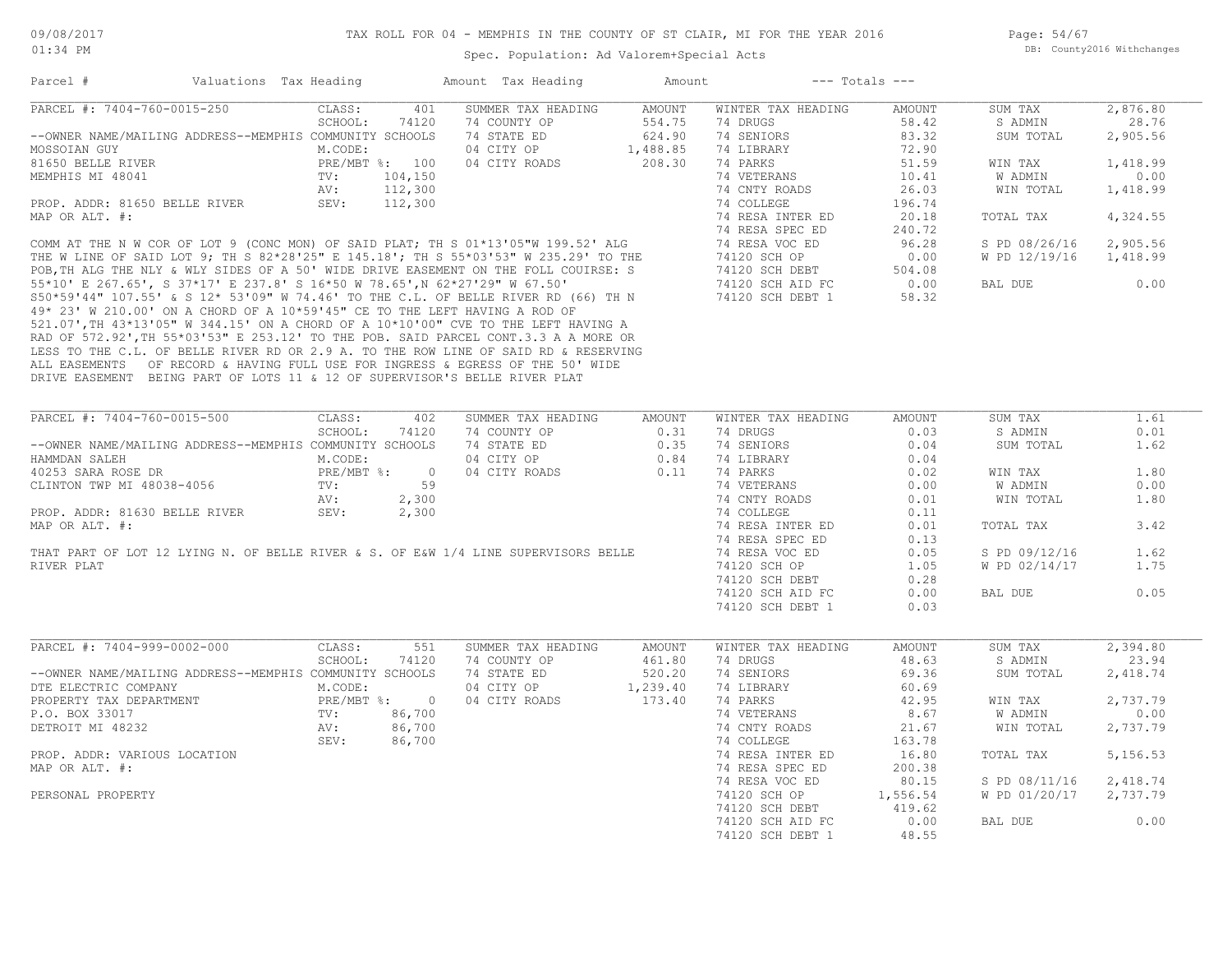TAX ROLL FOR 04 - MEMPHIS IN THE COUNTY OF ST CLAIR, MI FOR THE YEAR 2016

Spec. Population: Ad Valorem+Special Acts

DB: County2016 Withchanges

09/08/2017
01:34 PM

| Parcel # | Valuations | Tax Heading | Amount | Tax Heading | Amount | --- Totals --- | |
|---|---|---|---|---|---|---|---|

## PARCEL #: 7404-760-0015-250

| | | | | | | | |
|---|---|---|---|---|---|---|---|
| CLASS: | 401 | SUMMER TAX HEADING | AMOUNT | WINTER TAX HEADING | AMOUNT | SUM TAX | 2,876.80 |
| SCHOOL: | 74120 | 74 COUNTY OP | 554.75 | 74 DRUGS | 58.42 | S ADMIN | 28.76 |
| --OWNER NAME/MAILING ADDRESS--MEMPHIS COMMUNITY SCHOOLS | | 74 STATE ED | 624.90 | 74 SENIORS | 83.32 | SUM TOTAL | 2,905.56 |
| M.CODE: | | 04 CITY OP | 1,488.85 | 74 LIBRARY | 72.90 | | |
| PRE/MBT %: | 100 | 04 CITY ROADS | 208.30 | 74 PARKS | 51.59 | WIN TAX | 1,418.99 |
| TV: | 104,150 | | | 74 VETERANS | 10.41 | W ADMIN | 0.00 |
| AV: | 112,300 | | | 74 CNTY ROADS | 26.03 | WIN TOTAL | 1,418.99 |
| SEV: | 112,300 | | | 74 COLLEGE | 196.74 | | |
| | | | | 74 RESA INTER ED | 20.18 | TOTAL TAX | 4,324.55 |
| | | | | 74 RESA SPEC ED | 240.72 | | |
| | | | | 74 RESA VOC ED | 96.28 | S PD 08/26/16 | 2,905.56 |
| | | | | 74120 SCH OP | 0.00 | W PD 12/19/16 | 1,418.99 |
| | | | | 74120 SCH DEBT | 504.08 | | |
| | | | | 74120 SCH AID FC | 0.00 | BAL DUE | 0.00 |
| | | | | 74120 SCH DEBT 1 | 58.32 | | |

MOSSOIAN GUY
81650 BELLE RIVER
MEMPHIS MI 48041

PROP. ADDR: 81650 BELLE RIVER
MAP OR ALT. #:

COMM AT THE N W COR OF LOT 9 (CONC MON) OF SAID PLAT; TH S 01*13'05"W 199.52' ALG THE W LINE OF SAID LOT 9; TH S 82*28'25" E 145.18'; TH S 55*03'53" W 235.29' TO THE POB,TH ALG THE NLY & WLY SIDES OF A 50' WIDE DRIVE EASEMENT ON THE FOLL COUIRSE: S 55*10' E 267.65', S 37*17' E 237.8' S 16*50 W 78.65',N 62*27'29" W 67.50' S50*59'44" 107.55' & S 12* 53'09" W 74.46' TO THE C.L. OF BELLE RIVER RD (66) TH N 49* 23' W 210.00' ON A CHORD OF A 10*59'45" CE TO THE LEFT HAVING A ROD OF 521.07',TH 43*13'05" W 344.15' ON A CHORD OF A 10*10'00" CVE TO THE LEFT HAVING A RAD OF 572.92',TH 55*03'53" E 253.12' TO THE POB. SAID PARCEL CONT.3.3 A A MORE OR LESS TO THE C.L. OF BELLE RIVER RD OR 2.9 A. TO THE ROW LINE OF SAID RD & RESERVING ALL EASEMENTS OF RECORD & HAVING FULL USE FOR INGRESS & EGRESS OF THE 50' WIDE DRIVE EASEMENT BEING PART OF LOTS 11 & 12 OF SUPERVISOR'S BELLE RIVER PLAT

## PARCEL #: 7404-760-0015-500

| | | | | | | | |
|---|---|---|---|---|---|---|---|
| CLASS: | 402 | SUMMER TAX HEADING | AMOUNT | WINTER TAX HEADING | AMOUNT | SUM TAX | 1.61 |
| SCHOOL: | 74120 | 74 COUNTY OP | 0.31 | 74 DRUGS | 0.03 | S ADMIN | 0.01 |
| --OWNER NAME/MAILING ADDRESS--MEMPHIS COMMUNITY SCHOOLS | | 74 STATE ED | 0.35 | 74 SENIORS | 0.04 | SUM TOTAL | 1.62 |
| M.CODE: | | 04 CITY OP | 0.84 | 74 LIBRARY | 0.04 | | |
| PRE/MBT %: | 0 | 04 CITY ROADS | 0.11 | 74 PARKS | 0.02 | WIN TAX | 1.80 |
| TV: | 59 | | | 74 VETERANS | 0.00 | W ADMIN | 0.00 |
| AV: | 2,300 | | | 74 CNTY ROADS | 0.01 | WIN TOTAL | 1.80 |
| SEV: | 2,300 | | | 74 COLLEGE | 0.11 | | |
| | | | | 74 RESA INTER ED | 0.01 | TOTAL TAX | 3.42 |
| | | | | 74 RESA SPEC ED | 0.13 | | |
| | | | | 74 RESA VOC ED | 0.05 | S PD 09/12/16 | 1.62 |
| | | | | 74120 SCH OP | 1.05 | W PD 02/14/17 | 1.75 |
| | | | | 74120 SCH DEBT | 0.28 | | |
| | | | | 74120 SCH AID FC | 0.00 | BAL DUE | 0.05 |
| | | | | 74120 SCH DEBT 1 | 0.03 | | |

HAMMDAN SALEH
40253 SARA ROSE DR
CLINTON TWP MI 48038-4056

PROP. ADDR: 81630 BELLE RIVER
MAP OR ALT. #:

THAT PART OF LOT 12 LYING N. OF BELLE RIVER & S. OF E&W 1/4 LINE SUPERVISORS BELLE RIVER PLAT

## PARCEL #: 7404-999-0002-000

| | | | | | | | |
|---|---|---|---|---|---|---|---|
| CLASS: | 551 | SUMMER TAX HEADING | AMOUNT | WINTER TAX HEADING | AMOUNT | SUM TAX | 2,394.80 |
| SCHOOL: | 74120 | 74 COUNTY OP | 461.80 | 74 DRUGS | 48.63 | S ADMIN | 23.94 |
| --OWNER NAME/MAILING ADDRESS--MEMPHIS COMMUNITY SCHOOLS | | 74 STATE ED | 520.20 | 74 SENIORS | 69.36 | SUM TOTAL | 2,418.74 |
| M.CODE: | | 04 CITY OP | 1,239.40 | 74 LIBRARY | 60.69 | | |
| PRE/MBT %: | 0 | 04 CITY ROADS | 173.40 | 74 PARKS | 42.95 | WIN TAX | 2,737.79 |
| TV: | 86,700 | | | 74 VETERANS | 8.67 | W ADMIN | 0.00 |
| AV: | 86,700 | | | 74 CNTY ROADS | 21.67 | WIN TOTAL | 2,737.79 |
| SEV: | 86,700 | | | 74 COLLEGE | 163.78 | | |
| | | | | 74 RESA INTER ED | 16.80 | TOTAL TAX | 5,156.53 |
| | | | | 74 RESA SPEC ED | 200.38 | | |
| | | | | 74 RESA VOC ED | 80.15 | S PD 08/11/16 | 2,418.74 |
| | | | | 74120 SCH OP | 1,556.54 | W PD 01/20/17 | 2,737.79 |
| | | | | 74120 SCH DEBT | 419.62 | | |
| | | | | 74120 SCH AID FC | 0.00 | BAL DUE | 0.00 |
| | | | | 74120 SCH DEBT 1 | 48.55 | | |

DTE ELECTRIC COMPANY
PROPERTY TAX DEPARTMENT
P.O. BOX 33017
DETROIT MI 48232

PROP. ADDR: VARIOUS LOCATION
MAP OR ALT. #:

PERSONAL PROPERTY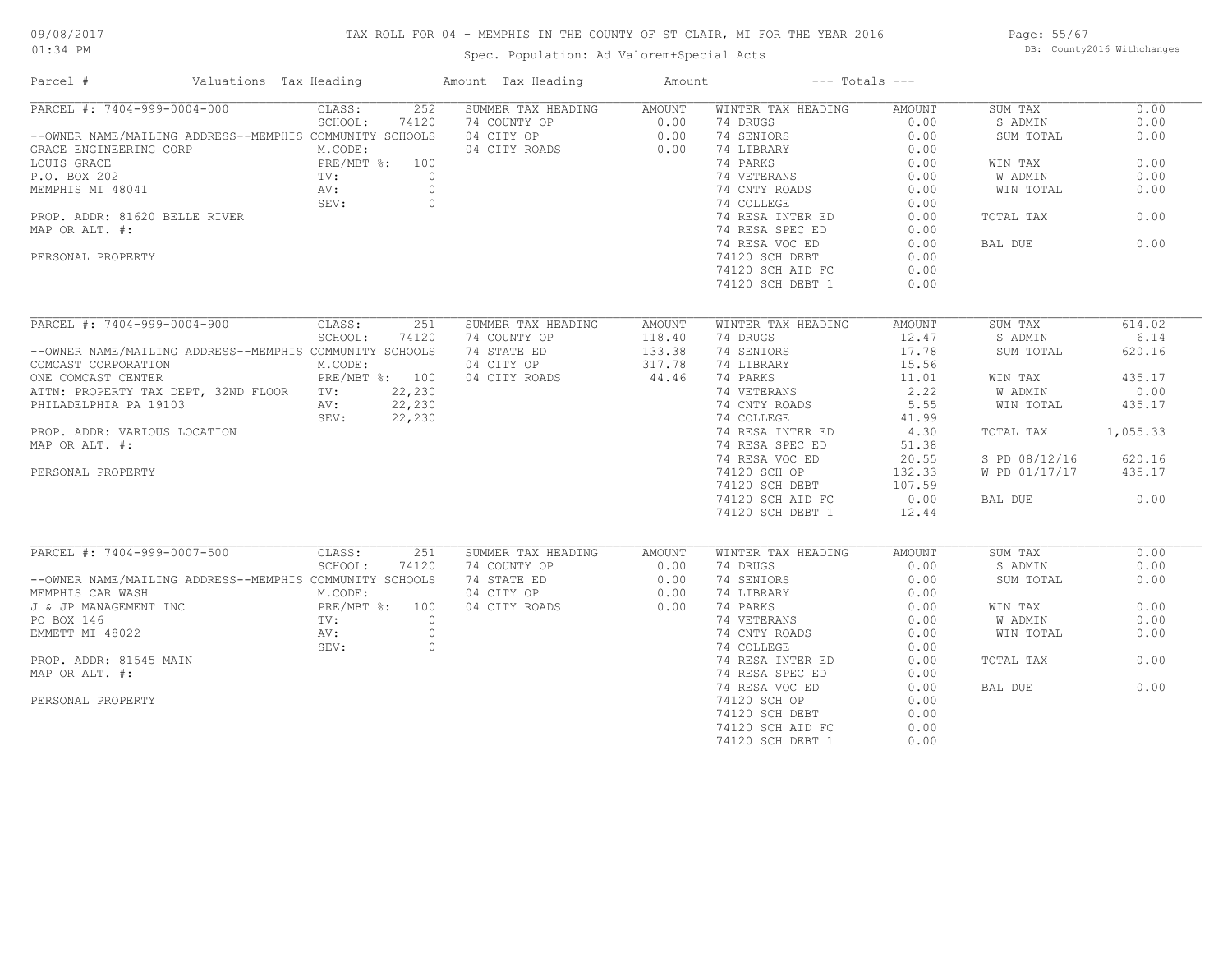# TAX ROLL FOR 04 - MEMPHIS IN THE COUNTY OF ST CLAIR, MI FOR THE YEAR 2016

Spec. Population: Ad Valorem+Special Acts

09/08/2017 01:34 PM

DB: County2016 Withchanges

| Parcel # | Valuations | Tax Heading | Amount | Tax Heading | Amount | --- Totals --- | |
|---|---|---|---|---|---|---|---|
| PARCEL #: 7404-999-0004-000 | CLASS: 252 | SUMMER TAX HEADING | AMOUNT | WINTER TAX HEADING | AMOUNT | SUM TAX | 0.00 |
| | SCHOOL: 74120 | 74 COUNTY OP | 0.00 | 74 DRUGS | 0.00 | S ADMIN | 0.00 |
| --OWNER NAME/MAILING ADDRESS--MEMPHIS COMMUNITY SCHOOLS | | 04 CITY OP | 0.00 | 74 SENIORS | 0.00 | SUM TOTAL | 0.00 |
| GRACE ENGINEERING CORP | M.CODE: | 04 CITY ROADS | 0.00 | 74 LIBRARY | 0.00 | | |
| LOUIS GRACE | PRE/MBT %: 100 | | | 74 PARKS | 0.00 | WIN TAX | 0.00 |
| P.O. BOX 202 | TV: 0 | | | 74 VETERANS | 0.00 | W ADMIN | 0.00 |
| MEMPHIS MI 48041 | AV: 0 | | | 74 CNTY ROADS | 0.00 | WIN TOTAL | 0.00 |
| | SEV: 0 | | | 74 COLLEGE | 0.00 | | |
| PROP. ADDR: 81620 BELLE RIVER | | | | 74 RESA INTER ED | 0.00 | TOTAL TAX | 0.00 |
| MAP OR ALT. #: | | | | 74 RESA SPEC ED | 0.00 | | |
| | | | | 74 RESA VOC ED | 0.00 | BAL DUE | 0.00 |
| PERSONAL PROPERTY | | | | 74120 SCH DEBT | 0.00 | | |
| | | | | 74120 SCH AID FC | 0.00 | | |
| | | | | 74120 SCH DEBT 1 | 0.00 | | |

| Parcel # | Valuations | Tax Heading | Amount | Tax Heading | Amount | --- Totals --- | |
|---|---|---|---|---|---|---|---|
| PARCEL #: 7404-999-0004-900 | CLASS: 251 | SUMMER TAX HEADING | AMOUNT | WINTER TAX HEADING | AMOUNT | SUM TAX | 614.02 |
| | SCHOOL: 74120 | 74 COUNTY OP | 118.40 | 74 DRUGS | 12.47 | S ADMIN | 6.14 |
| --OWNER NAME/MAILING ADDRESS--MEMPHIS COMMUNITY SCHOOLS | | 74 STATE ED | 133.38 | 74 SENIORS | 17.78 | SUM TOTAL | 620.16 |
| COMCAST CORPORATION | M.CODE: | 04 CITY OP | 317.78 | 74 LIBRARY | 15.56 | | |
| ONE COMCAST CENTER | PRE/MBT %: 100 | 04 CITY ROADS | 44.46 | 74 PARKS | 11.01 | WIN TAX | 435.17 |
| ATTN: PROPERTY TAX DEPT, 32ND FLOOR | TV: 22,230 | | | 74 VETERANS | 2.22 | W ADMIN | 0.00 |
| PHILADELPHIA PA 19103 | AV: 22,230 | | | 74 CNTY ROADS | 5.55 | WIN TOTAL | 435.17 |
| | SEV: 22,230 | | | 74 COLLEGE | 41.99 | | |
| PROP. ADDR: VARIOUS LOCATION | | | | 74 RESA INTER ED | 4.30 | TOTAL TAX | 1,055.33 |
| MAP OR ALT. #: | | | | 74 RESA SPEC ED | 51.38 | | |
| | | | | 74 RESA VOC ED | 20.55 | S PD 08/12/16 | 620.16 |
| PERSONAL PROPERTY | | | | 74120 SCH OP | 132.33 | W PD 01/17/17 | 435.17 |
| | | | | 74120 SCH DEBT | 107.59 | | |
| | | | | 74120 SCH AID FC | 0.00 | BAL DUE | 0.00 |
| | | | | 74120 SCH DEBT 1 | 12.44 | | |

| Parcel # | Valuations | Tax Heading | Amount | Tax Heading | Amount | --- Totals --- | |
|---|---|---|---|---|---|---|---|
| PARCEL #: 7404-999-0007-500 | CLASS: 251 | SUMMER TAX HEADING | AMOUNT | WINTER TAX HEADING | AMOUNT | SUM TAX | 0.00 |
| | SCHOOL: 74120 | 74 COUNTY OP | 0.00 | 74 DRUGS | 0.00 | S ADMIN | 0.00 |
| --OWNER NAME/MAILING ADDRESS--MEMPHIS COMMUNITY SCHOOLS | | 74 STATE ED | 0.00 | 74 SENIORS | 0.00 | SUM TOTAL | 0.00 |
| MEMPHIS CAR WASH | M.CODE: | 04 CITY OP | 0.00 | 74 LIBRARY | 0.00 | | |
| J & JP MANAGEMENT INC | PRE/MBT %: 100 | 04 CITY ROADS | 0.00 | 74 PARKS | 0.00 | WIN TAX | 0.00 |
| PO BOX 146 | TV: 0 | | | 74 VETERANS | 0.00 | W ADMIN | 0.00 |
| EMMETT MI 48022 | AV: 0 | | | 74 CNTY ROADS | 0.00 | WIN TOTAL | 0.00 |
| | SEV: 0 | | | 74 COLLEGE | 0.00 | | |
| PROP. ADDR: 81545 MAIN | | | | 74 RESA INTER ED | 0.00 | TOTAL TAX | 0.00 |
| MAP OR ALT. #: | | | | 74 RESA SPEC ED | 0.00 | | |
| | | | | 74 RESA VOC ED | 0.00 | BAL DUE | 0.00 |
| PERSONAL PROPERTY | | | | 74120 SCH OP | 0.00 | | |
| | | | | 74120 SCH DEBT | 0.00 | | |
| | | | | 74120 SCH AID FC | 0.00 | | |
| | | | | 74120 SCH DEBT 1 | 0.00 | | |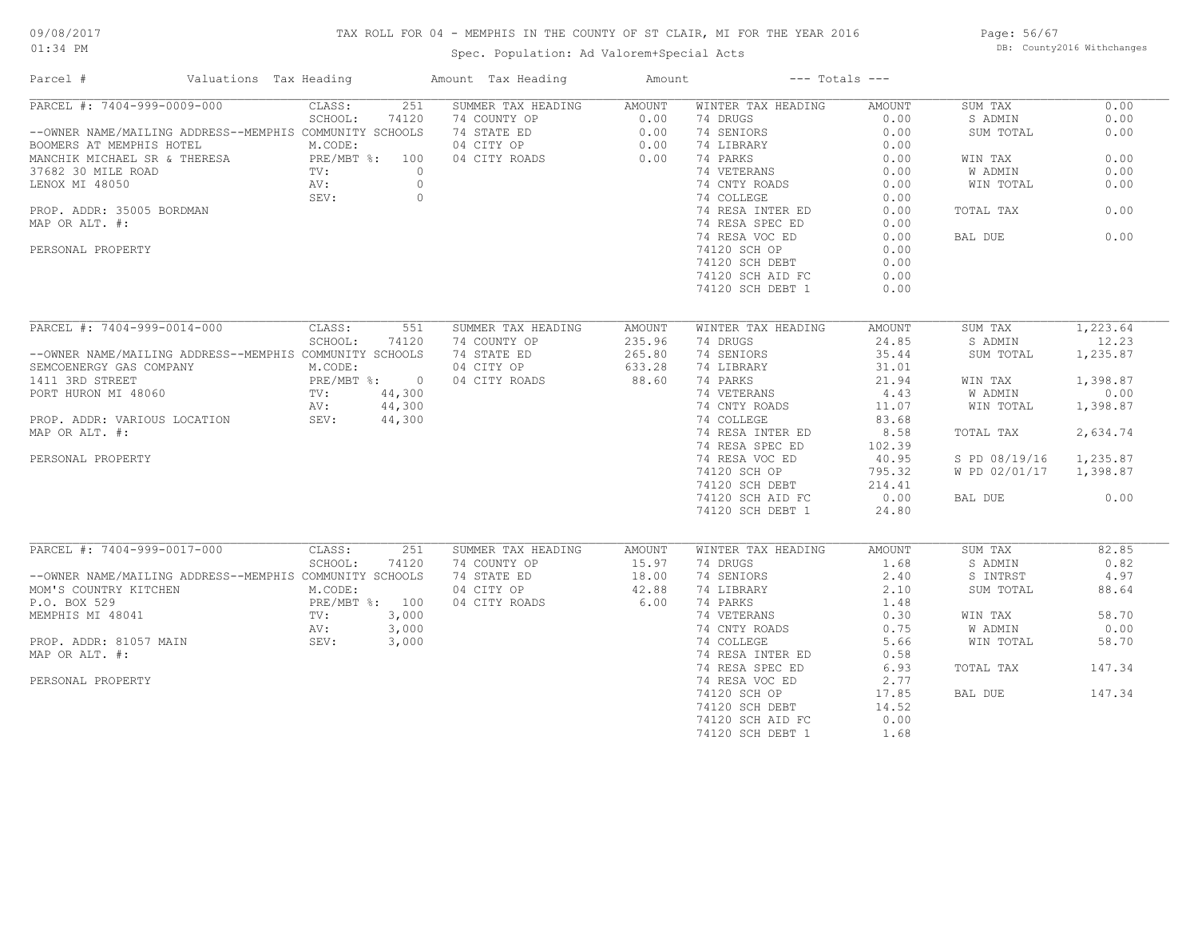TAX ROLL FOR 04 - MEMPHIS IN THE COUNTY OF ST CLAIR, MI FOR THE YEAR 2016

Spec. Population: Ad Valorem+Special Acts

09/08/2017 01:34 PM

DB: County2016 Withchanges

| Parcel # | Valuations | Tax Heading | Amount | Tax Heading | Amount | --- Totals --- | |
|---|---|---|---|---|---|---|---|
| PARCEL #: 7404-999-0009-000 | CLASS: 251 | SUMMER TAX HEADING | AMOUNT | WINTER TAX HEADING | AMOUNT | SUM TAX | 0.00 |
| | SCHOOL: 74120 | 74 COUNTY OP | 0.00 | 74 DRUGS | 0.00 | S ADMIN | 0.00 |
| --OWNER NAME/MAILING ADDRESS--MEMPHIS COMMUNITY SCHOOLS | | 74 STATE ED | 0.00 | 74 SENIORS | 0.00 | SUM TOTAL | 0.00 |
| BOOMERS AT MEMPHIS HOTEL | M.CODE: | 04 CITY OP | 0.00 | 74 LIBRARY | 0.00 | | |
| MANCHIK MICHAEL SR & THERESA | PRE/MBT %: 100 | 04 CITY ROADS | 0.00 | 74 PARKS | 0.00 | WIN TAX | 0.00 |
| 37682 30 MILE ROAD | TV: 0 | | | 74 VETERANS | 0.00 | W ADMIN | 0.00 |
| LENOX MI 48050 | AV: 0 | | | 74 CNTY ROADS | 0.00 | WIN TOTAL | 0.00 |
| | SEV: 0 | | | 74 COLLEGE | 0.00 | | |
| PROP. ADDR: 35005 BORDMAN | | | | 74 RESA INTER ED | 0.00 | TOTAL TAX | 0.00 |
| MAP OR ALT. #: | | | | 74 RESA SPEC ED | 0.00 | | |
| | | | | 74 RESA VOC ED | 0.00 | BAL DUE | 0.00 |
| PERSONAL PROPERTY | | | | 74120 SCH OP | 0.00 | | |
| | | | | 74120 SCH DEBT | 0.00 | | |
| | | | | 74120 SCH AID FC | 0.00 | | |
| | | | | 74120 SCH DEBT 1 | 0.00 | | |
| PARCEL #: 7404-999-0014-000 | CLASS: 551 | SUMMER TAX HEADING | AMOUNT | WINTER TAX HEADING | AMOUNT | SUM TAX | 1,223.64 |
| | SCHOOL: 74120 | 74 COUNTY OP | 235.96 | 74 DRUGS | 24.85 | S ADMIN | 12.23 |
| --OWNER NAME/MAILING ADDRESS--MEMPHIS COMMUNITY SCHOOLS | | 74 STATE ED | 265.80 | 74 SENIORS | 35.44 | SUM TOTAL | 1,235.87 |
| SEMCOENERGY GAS COMPANY | M.CODE: | 04 CITY OP | 633.28 | 74 LIBRARY | 31.01 | | |
| 1411 3RD STREET | PRE/MBT %: 0 | 04 CITY ROADS | 88.60 | 74 PARKS | 21.94 | WIN TAX | 1,398.87 |
| PORT HURON MI 48060 | TV: 44,300 | | | 74 VETERANS | 4.43 | W ADMIN | 0.00 |
| | AV: 44,300 | | | 74 CNTY ROADS | 11.07 | WIN TOTAL | 1,398.87 |
| PROP. ADDR: VARIOUS LOCATION | SEV: 44,300 | | | 74 COLLEGE | 83.68 | | |
| MAP OR ALT. #: | | | | 74 RESA INTER ED | 8.58 | TOTAL TAX | 2,634.74 |
| | | | | 74 RESA SPEC ED | 102.39 | | |
| PERSONAL PROPERTY | | | | 74 RESA VOC ED | 40.95 | S PD 08/19/16 | 1,235.87 |
| | | | | 74120 SCH OP | 795.32 | W PD 02/01/17 | 1,398.87 |
| | | | | 74120 SCH DEBT | 214.41 | | |
| | | | | 74120 SCH AID FC | 0.00 | BAL DUE | 0.00 |
| | | | | 74120 SCH DEBT 1 | 24.80 | | |
| PARCEL #: 7404-999-0017-000 | CLASS: 251 | SUMMER TAX HEADING | AMOUNT | WINTER TAX HEADING | AMOUNT | SUM TAX | 82.85 |
| | SCHOOL: 74120 | 74 COUNTY OP | 15.97 | 74 DRUGS | 1.68 | S ADMIN | 0.82 |
| --OWNER NAME/MAILING ADDRESS--MEMPHIS COMMUNITY SCHOOLS | | 74 STATE ED | 18.00 | 74 SENIORS | 2.40 | S INTRST | 4.97 |
| MOM'S COUNTRY KITCHEN | M.CODE: | 04 CITY OP | 42.88 | 74 LIBRARY | 2.10 | SUM TOTAL | 88.64 |
| P.O. BOX 529 | PRE/MBT %: 100 | 04 CITY ROADS | 6.00 | 74 PARKS | 1.48 | | |
| MEMPHIS MI 48041 | TV: 3,000 | | | 74 VETERANS | 0.30 | WIN TAX | 58.70 |
| | AV: 3,000 | | | 74 CNTY ROADS | 0.75 | W ADMIN | 0.00 |
| PROP. ADDR: 81057 MAIN | SEV: 3,000 | | | 74 COLLEGE | 5.66 | WIN TOTAL | 58.70 |
| MAP OR ALT. #: | | | | 74 RESA INTER ED | 0.58 | | |
| | | | | 74 RESA SPEC ED | 6.93 | TOTAL TAX | 147.34 |
| PERSONAL PROPERTY | | | | 74 RESA VOC ED | 2.77 | | |
| | | | | 74120 SCH OP | 17.85 | BAL DUE | 147.34 |
| | | | | 74120 SCH DEBT | 14.52 | | |
| | | | | 74120 SCH AID FC | 0.00 | | |
| | | | | 74120 SCH DEBT 1 | 1.68 | | |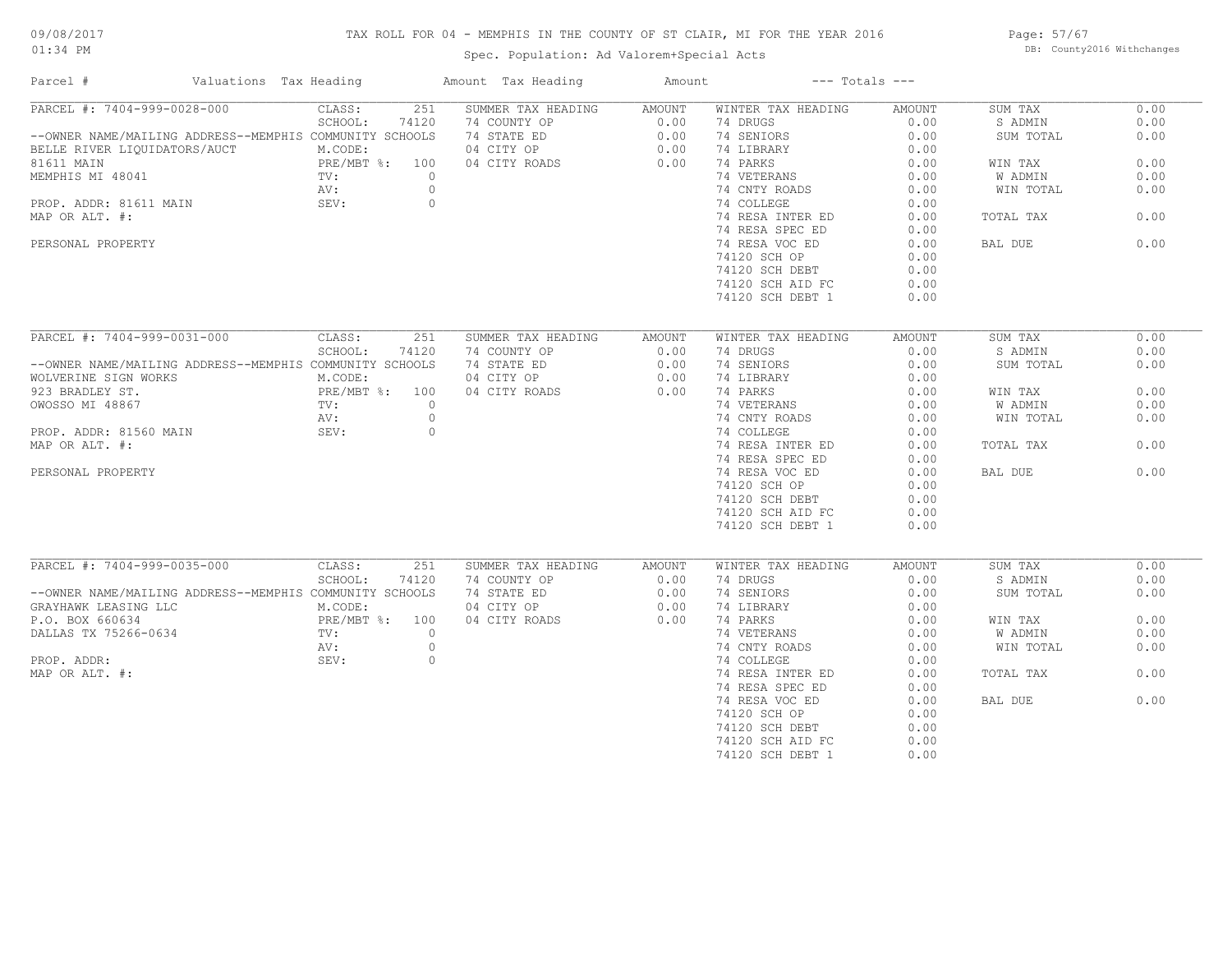# TAX ROLL FOR 04 - MEMPHIS IN THE COUNTY OF ST CLAIR, MI FOR THE YEAR 2016

Spec. Population: Ad Valorem+Special Acts

09/08/2017 01:34 PM — DB: County2016 Withchanges

| Parcel # | Valuations | Tax Heading | Amount | Tax Heading | Amount | --- Totals --- | |
|---|---|---|---|---|---|---|---|

## PARCEL #: 7404-999-0028-000

--OWNER NAME/MAILING ADDRESS--MEMPHIS COMMUNITY SCHOOLS
BELLE RIVER LIQUIDATORS/AUCT
81611 MAIN
MEMPHIS MI 48041

PROP. ADDR: 81611 MAIN
MAP OR ALT. #:

PERSONAL PROPERTY

| Valuations | | Summer Tax Heading | Amount | Winter Tax Heading | Amount | Totals | |
|---|---|---|---|---|---|---|---|
| CLASS: | 251 | 74 COUNTY OP | 0.00 | 74 DRUGS | 0.00 | SUM TAX | 0.00 |
| SCHOOL: | 74120 | 74 STATE ED | 0.00 | 74 SENIORS | 0.00 | S ADMIN | 0.00 |
| M.CODE: | | 04 CITY OP | 0.00 | 74 LIBRARY | 0.00 | SUM TOTAL | 0.00 |
| PRE/MBT %: | 100 | 04 CITY ROADS | 0.00 | 74 PARKS | 0.00 | WIN TAX | 0.00 |
| TV: | 0 | | | 74 VETERANS | 0.00 | W ADMIN | 0.00 |
| AV: | 0 | | | 74 CNTY ROADS | 0.00 | WIN TOTAL | 0.00 |
| SEV: | 0 | | | 74 COLLEGE | 0.00 | | |
| | | | | 74 RESA INTER ED | 0.00 | TOTAL TAX | 0.00 |
| | | | | 74 RESA SPEC ED | 0.00 | | |
| | | | | 74 RESA VOC ED | 0.00 | BAL DUE | 0.00 |
| | | | | 74120 SCH OP | 0.00 | | |
| | | | | 74120 SCH DEBT | 0.00 | | |
| | | | | 74120 SCH AID FC | 0.00 | | |
| | | | | 74120 SCH DEBT 1 | 0.00 | | |

## PARCEL #: 7404-999-0031-000

--OWNER NAME/MAILING ADDRESS--MEMPHIS COMMUNITY SCHOOLS
WOLVERINE SIGN WORKS
923 BRADLEY ST.
OWOSSO MI 48867

PROP. ADDR: 81560 MAIN
MAP OR ALT. #:

PERSONAL PROPERTY

| Valuations | | Summer Tax Heading | Amount | Winter Tax Heading | Amount | Totals | |
|---|---|---|---|---|---|---|---|
| CLASS: | 251 | 74 COUNTY OP | 0.00 | 74 DRUGS | 0.00 | SUM TAX | 0.00 |
| SCHOOL: | 74120 | 74 STATE ED | 0.00 | 74 SENIORS | 0.00 | S ADMIN | 0.00 |
| M.CODE: | | 04 CITY OP | 0.00 | 74 LIBRARY | 0.00 | SUM TOTAL | 0.00 |
| PRE/MBT %: | 100 | 04 CITY ROADS | 0.00 | 74 PARKS | 0.00 | WIN TAX | 0.00 |
| TV: | 0 | | | 74 VETERANS | 0.00 | W ADMIN | 0.00 |
| AV: | 0 | | | 74 CNTY ROADS | 0.00 | WIN TOTAL | 0.00 |
| SEV: | 0 | | | 74 COLLEGE | 0.00 | | |
| | | | | 74 RESA INTER ED | 0.00 | TOTAL TAX | 0.00 |
| | | | | 74 RESA SPEC ED | 0.00 | | |
| | | | | 74 RESA VOC ED | 0.00 | BAL DUE | 0.00 |
| | | | | 74120 SCH OP | 0.00 | | |
| | | | | 74120 SCH DEBT | 0.00 | | |
| | | | | 74120 SCH AID FC | 0.00 | | |
| | | | | 74120 SCH DEBT 1 | 0.00 | | |

## PARCEL #: 7404-999-0035-000

--OWNER NAME/MAILING ADDRESS--MEMPHIS COMMUNITY SCHOOLS
GRAYHAWK LEASING LLC
P.O. BOX 660634
DALLAS TX 75266-0634

PROP. ADDR:
MAP OR ALT. #:

| Valuations | | Summer Tax Heading | Amount | Winter Tax Heading | Amount | Totals | |
|---|---|---|---|---|---|---|---|
| CLASS: | 251 | 74 COUNTY OP | 0.00 | 74 DRUGS | 0.00 | SUM TAX | 0.00 |
| SCHOOL: | 74120 | 74 STATE ED | 0.00 | 74 SENIORS | 0.00 | S ADMIN | 0.00 |
| M.CODE: | | 04 CITY OP | 0.00 | 74 LIBRARY | 0.00 | SUM TOTAL | 0.00 |
| PRE/MBT %: | 100 | 04 CITY ROADS | 0.00 | 74 PARKS | 0.00 | WIN TAX | 0.00 |
| TV: | 0 | | | 74 VETERANS | 0.00 | W ADMIN | 0.00 |
| AV: | 0 | | | 74 CNTY ROADS | 0.00 | WIN TOTAL | 0.00 |
| SEV: | 0 | | | 74 COLLEGE | 0.00 | | |
| | | | | 74 RESA INTER ED | 0.00 | TOTAL TAX | 0.00 |
| | | | | 74 RESA SPEC ED | 0.00 | | |
| | | | | 74 RESA VOC ED | 0.00 | BAL DUE | 0.00 |
| | | | | 74120 SCH OP | 0.00 | | |
| | | | | 74120 SCH DEBT | 0.00 | | |
| | | | | 74120 SCH AID FC | 0.00 | | |
| | | | | 74120 SCH DEBT 1 | 0.00 | | |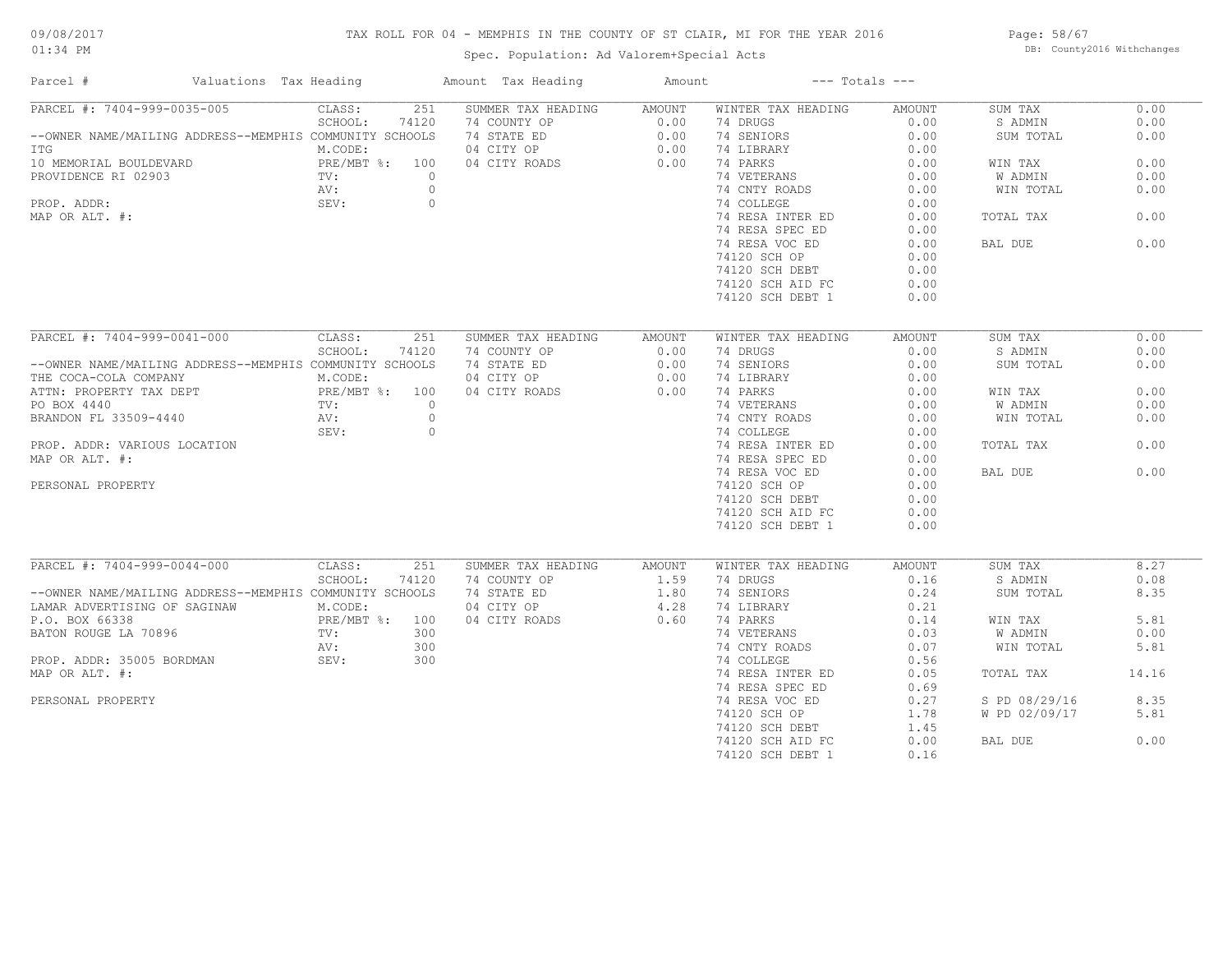# TAX ROLL FOR 04 - MEMPHIS IN THE COUNTY OF ST CLAIR, MI FOR THE YEAR 2016

Spec. Population: Ad Valorem+Special Acts

09/08/2017 01:34 PM — DB: County2016 Withchanges

| Parcel # | Valuations | Tax Heading | Amount | Tax Heading | Amount | --- Totals --- | |
|---|---|---|---|---|---|---|---|

## PARCEL #: 7404-999-0035-005

| Owner / Property | Valuations | | Summer Tax Heading | Amount | Winter Tax Heading | Amount | Totals | |
|---|---|---|---|---|---|---|---|---|
| --OWNER NAME/MAILING ADDRESS--MEMPHIS COMMUNITY SCHOOLS | CLASS: | 251 | 74 COUNTY OP | 0.00 | 74 DRUGS | 0.00 | SUM TAX | 0.00 |
| ITG | SCHOOL: | 74120 | 74 STATE ED | 0.00 | 74 SENIORS | 0.00 | S ADMIN | 0.00 |
| 10 MEMORIAL BOULDEVARD | M.CODE: | | 04 CITY OP | 0.00 | 74 LIBRARY | 0.00 | SUM TOTAL | 0.00 |
| PROVIDENCE RI 02903 | PRE/MBT %: | 100 | 04 CITY ROADS | 0.00 | 74 PARKS | 0.00 | WIN TAX | 0.00 |
| | TV: | 0 | | | 74 VETERANS | 0.00 | W ADMIN | 0.00 |
| PROP. ADDR: | AV: | 0 | | | 74 CNTY ROADS | 0.00 | WIN TOTAL | 0.00 |
| MAP OR ALT. #: | SEV: | 0 | | | 74 COLLEGE | 0.00 | | |
| | | | | | 74 RESA INTER ED | 0.00 | TOTAL TAX | 0.00 |
| | | | | | 74 RESA SPEC ED | 0.00 | | |
| | | | | | 74 RESA VOC ED | 0.00 | BAL DUE | 0.00 |
| | | | | | 74120 SCH OP | 0.00 | | |
| | | | | | 74120 SCH DEBT | 0.00 | | |
| | | | | | 74120 SCH AID FC | 0.00 | | |
| | | | | | 74120 SCH DEBT 1 | 0.00 | | |

## PARCEL #: 7404-999-0041-000

| Owner / Property | Valuations | | Summer Tax Heading | Amount | Winter Tax Heading | Amount | Totals | |
|---|---|---|---|---|---|---|---|---|
| --OWNER NAME/MAILING ADDRESS--MEMPHIS COMMUNITY SCHOOLS | CLASS: | 251 | 74 COUNTY OP | 0.00 | 74 DRUGS | 0.00 | SUM TAX | 0.00 |
| THE COCA-COLA COMPANY | SCHOOL: | 74120 | 74 STATE ED | 0.00 | 74 SENIORS | 0.00 | S ADMIN | 0.00 |
| ATTN: PROPERTY TAX DEPT | M.CODE: | | 04 CITY OP | 0.00 | 74 LIBRARY | 0.00 | SUM TOTAL | 0.00 |
| PO BOX 4440 | PRE/MBT %: | 100 | 04 CITY ROADS | 0.00 | 74 PARKS | 0.00 | WIN TAX | 0.00 |
| BRANDON FL 33509-4440 | TV: | 0 | | | 74 VETERANS | 0.00 | W ADMIN | 0.00 |
| | AV: | 0 | | | 74 CNTY ROADS | 0.00 | WIN TOTAL | 0.00 |
| PROP. ADDR: VARIOUS LOCATION | SEV: | 0 | | | 74 COLLEGE | 0.00 | | |
| MAP OR ALT. #: | | | | | 74 RESA INTER ED | 0.00 | TOTAL TAX | 0.00 |
| | | | | | 74 RESA SPEC ED | 0.00 | | |
| PERSONAL PROPERTY | | | | | 74 RESA VOC ED | 0.00 | BAL DUE | 0.00 |
| | | | | | 74120 SCH OP | 0.00 | | |
| | | | | | 74120 SCH DEBT | 0.00 | | |
| | | | | | 74120 SCH AID FC | 0.00 | | |
| | | | | | 74120 SCH DEBT 1 | 0.00 | | |

## PARCEL #: 7404-999-0044-000

| Owner / Property | Valuations | | Summer Tax Heading | Amount | Winter Tax Heading | Amount | Totals | |
|---|---|---|---|---|---|---|---|---|
| --OWNER NAME/MAILING ADDRESS--MEMPHIS COMMUNITY SCHOOLS | CLASS: | 251 | 74 COUNTY OP | 1.59 | 74 DRUGS | 0.16 | SUM TAX | 8.27 |
| LAMAR ADVERTISING OF SAGINAW | SCHOOL: | 74120 | 74 STATE ED | 1.80 | 74 SENIORS | 0.24 | S ADMIN | 0.08 |
| P.O. BOX 66338 | M.CODE: | | 04 CITY OP | 4.28 | 74 LIBRARY | 0.21 | SUM TOTAL | 8.35 |
| BATON ROUGE LA 70896 | PRE/MBT %: | 100 | 04 CITY ROADS | 0.60 | 74 PARKS | 0.14 | WIN TAX | 5.81 |
| | TV: | 300 | | | 74 VETERANS | 0.03 | W ADMIN | 0.00 |
| PROP. ADDR: 35005 BORDMAN | AV: | 300 | | | 74 CNTY ROADS | 0.07 | WIN TOTAL | 5.81 |
| MAP OR ALT. #: | SEV: | 300 | | | 74 COLLEGE | 0.56 | | |
| | | | | | 74 RESA INTER ED | 0.05 | TOTAL TAX | 14.16 |
| PERSONAL PROPERTY | | | | | 74 RESA SPEC ED | 0.69 | | |
| | | | | | 74 RESA VOC ED | 0.27 | S PD 08/29/16 | 8.35 |
| | | | | | 74120 SCH OP | 1.78 | W PD 02/09/17 | 5.81 |
| | | | | | 74120 SCH DEBT | 1.45 | | |
| | | | | | 74120 SCH AID FC | 0.00 | BAL DUE | 0.00 |
| | | | | | 74120 SCH DEBT 1 | 0.16 | | |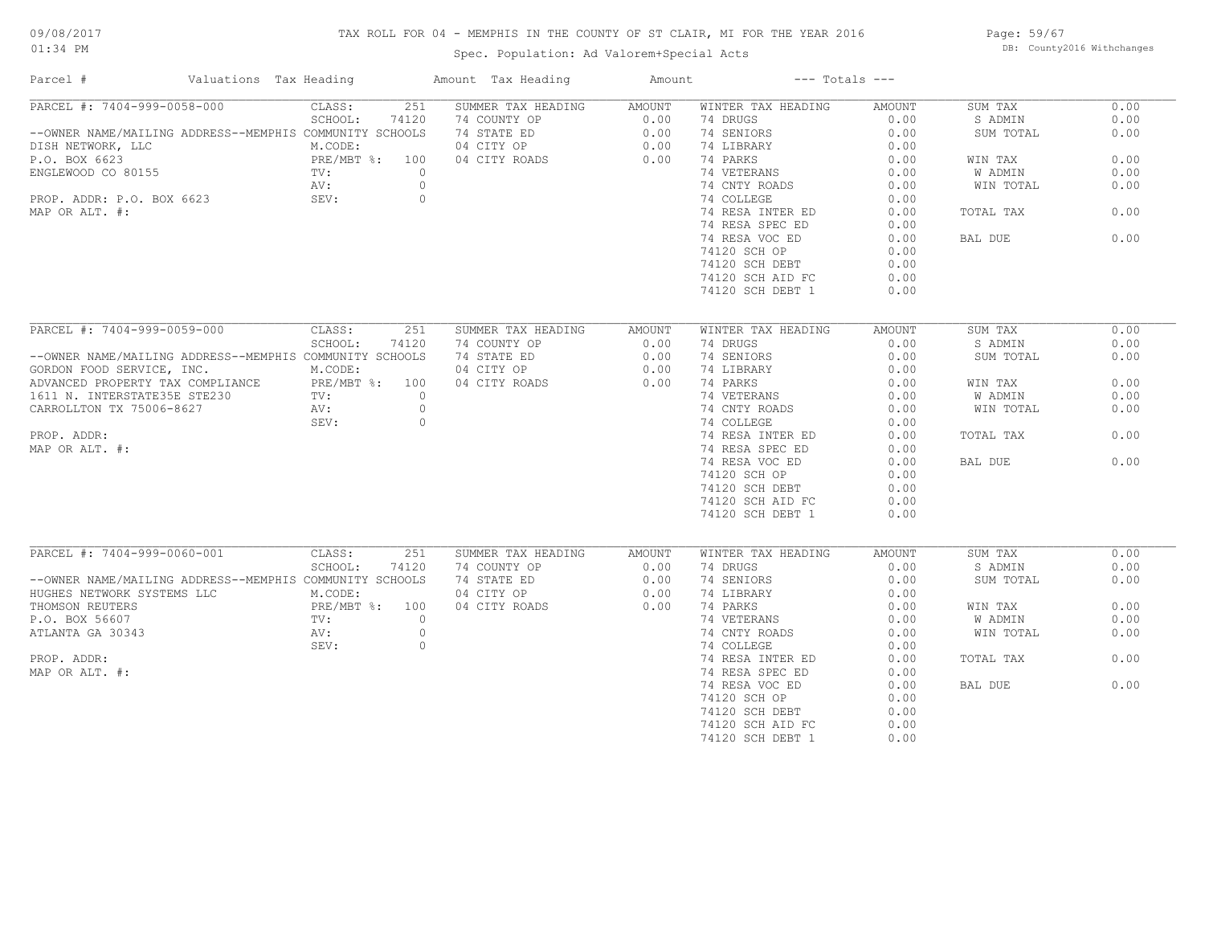# TAX ROLL FOR 04 - MEMPHIS IN THE COUNTY OF ST CLAIR, MI FOR THE YEAR 2016

Spec. Population: Ad Valorem+Special Acts

09/08/2017 01:34 PM — DB: County2016 Withchanges

| Parcel # | Valuations | Tax Heading | Amount | Tax Heading | Amount | --- Totals --- | |
|---|---|---|---|---|---|---|---|
| PARCEL #: 7404-999-0058-000 | CLASS: 251 | SUMMER TAX HEADING | AMOUNT | WINTER TAX HEADING | AMOUNT | SUM TAX | 0.00 |
| | SCHOOL: 74120 | 74 COUNTY OP | 0.00 | 74 DRUGS | 0.00 | S ADMIN | 0.00 |
| --OWNER NAME/MAILING ADDRESS--MEMPHIS COMMUNITY SCHOOLS | | 74 STATE ED | 0.00 | 74 SENIORS | 0.00 | SUM TOTAL | 0.00 |
| DISH NETWORK, LLC | M.CODE: | 04 CITY OP | 0.00 | 74 LIBRARY | 0.00 | | |
| P.O. BOX 6623 | PRE/MBT %: 100 | 04 CITY ROADS | 0.00 | 74 PARKS | 0.00 | WIN TAX | 0.00 |
| ENGLEWOOD CO 80155 | TV: 0 | | | 74 VETERANS | 0.00 | W ADMIN | 0.00 |
| | AV: 0 | | | 74 CNTY ROADS | 0.00 | WIN TOTAL | 0.00 |
| PROP. ADDR: P.O. BOX 6623 | SEV: 0 | | | 74 COLLEGE | 0.00 | | |
| MAP OR ALT. #: | | | | 74 RESA INTER ED | 0.00 | TOTAL TAX | 0.00 |
| | | | | 74 RESA SPEC ED | 0.00 | | |
| | | | | 74 RESA VOC ED | 0.00 | BAL DUE | 0.00 |
| | | | | 74120 SCH OP | 0.00 | | |
| | | | | 74120 SCH DEBT | 0.00 | | |
| | | | | 74120 SCH AID FC | 0.00 | | |
| | | | | 74120 SCH DEBT 1 | 0.00 | | |

| Parcel # | Valuations | Tax Heading | Amount | Tax Heading | Amount | --- Totals --- | |
|---|---|---|---|---|---|---|---|
| PARCEL #: 7404-999-0059-000 | CLASS: 251 | SUMMER TAX HEADING | AMOUNT | WINTER TAX HEADING | AMOUNT | SUM TAX | 0.00 |
| | SCHOOL: 74120 | 74 COUNTY OP | 0.00 | 74 DRUGS | 0.00 | S ADMIN | 0.00 |
| --OWNER NAME/MAILING ADDRESS--MEMPHIS COMMUNITY SCHOOLS | | 74 STATE ED | 0.00 | 74 SENIORS | 0.00 | SUM TOTAL | 0.00 |
| GORDON FOOD SERVICE, INC. | M.CODE: | 04 CITY OP | 0.00 | 74 LIBRARY | 0.00 | | |
| ADVANCED PROPERTY TAX COMPLIANCE | PRE/MBT %: 100 | 04 CITY ROADS | 0.00 | 74 PARKS | 0.00 | WIN TAX | 0.00 |
| 1611 N. INTERSTATE35E STE230 | TV: 0 | | | 74 VETERANS | 0.00 | W ADMIN | 0.00 |
| CARROLLTON TX 75006-8627 | AV: 0 | | | 74 CNTY ROADS | 0.00 | WIN TOTAL | 0.00 |
| | SEV: 0 | | | 74 COLLEGE | 0.00 | | |
| PROP. ADDR: | | | | 74 RESA INTER ED | 0.00 | TOTAL TAX | 0.00 |
| MAP OR ALT. #: | | | | 74 RESA SPEC ED | 0.00 | | |
| | | | | 74 RESA VOC ED | 0.00 | BAL DUE | 0.00 |
| | | | | 74120 SCH OP | 0.00 | | |
| | | | | 74120 SCH DEBT | 0.00 | | |
| | | | | 74120 SCH AID FC | 0.00 | | |
| | | | | 74120 SCH DEBT 1 | 0.00 | | |

| Parcel # | Valuations | Tax Heading | Amount | Tax Heading | Amount | --- Totals --- | |
|---|---|---|---|---|---|---|---|
| PARCEL #: 7404-999-0060-001 | CLASS: 251 | SUMMER TAX HEADING | AMOUNT | WINTER TAX HEADING | AMOUNT | SUM TAX | 0.00 |
| | SCHOOL: 74120 | 74 COUNTY OP | 0.00 | 74 DRUGS | 0.00 | S ADMIN | 0.00 |
| --OWNER NAME/MAILING ADDRESS--MEMPHIS COMMUNITY SCHOOLS | | 74 STATE ED | 0.00 | 74 SENIORS | 0.00 | SUM TOTAL | 0.00 |
| HUGHES NETWORK SYSTEMS LLC | M.CODE: | 04 CITY OP | 0.00 | 74 LIBRARY | 0.00 | | |
| THOMSON REUTERS | PRE/MBT %: 100 | 04 CITY ROADS | 0.00 | 74 PARKS | 0.00 | WIN TAX | 0.00 |
| P.O. BOX 56607 | TV: 0 | | | 74 VETERANS | 0.00 | W ADMIN | 0.00 |
| ATLANTA GA 30343 | AV: 0 | | | 74 CNTY ROADS | 0.00 | WIN TOTAL | 0.00 |
| | SEV: 0 | | | 74 COLLEGE | 0.00 | | |
| PROP. ADDR: | | | | 74 RESA INTER ED | 0.00 | TOTAL TAX | 0.00 |
| MAP OR ALT. #: | | | | 74 RESA SPEC ED | 0.00 | | |
| | | | | 74 RESA VOC ED | 0.00 | BAL DUE | 0.00 |
| | | | | 74120 SCH OP | 0.00 | | |
| | | | | 74120 SCH DEBT | 0.00 | | |
| | | | | 74120 SCH AID FC | 0.00 | | |
| | | | | 74120 SCH DEBT 1 | 0.00 | | |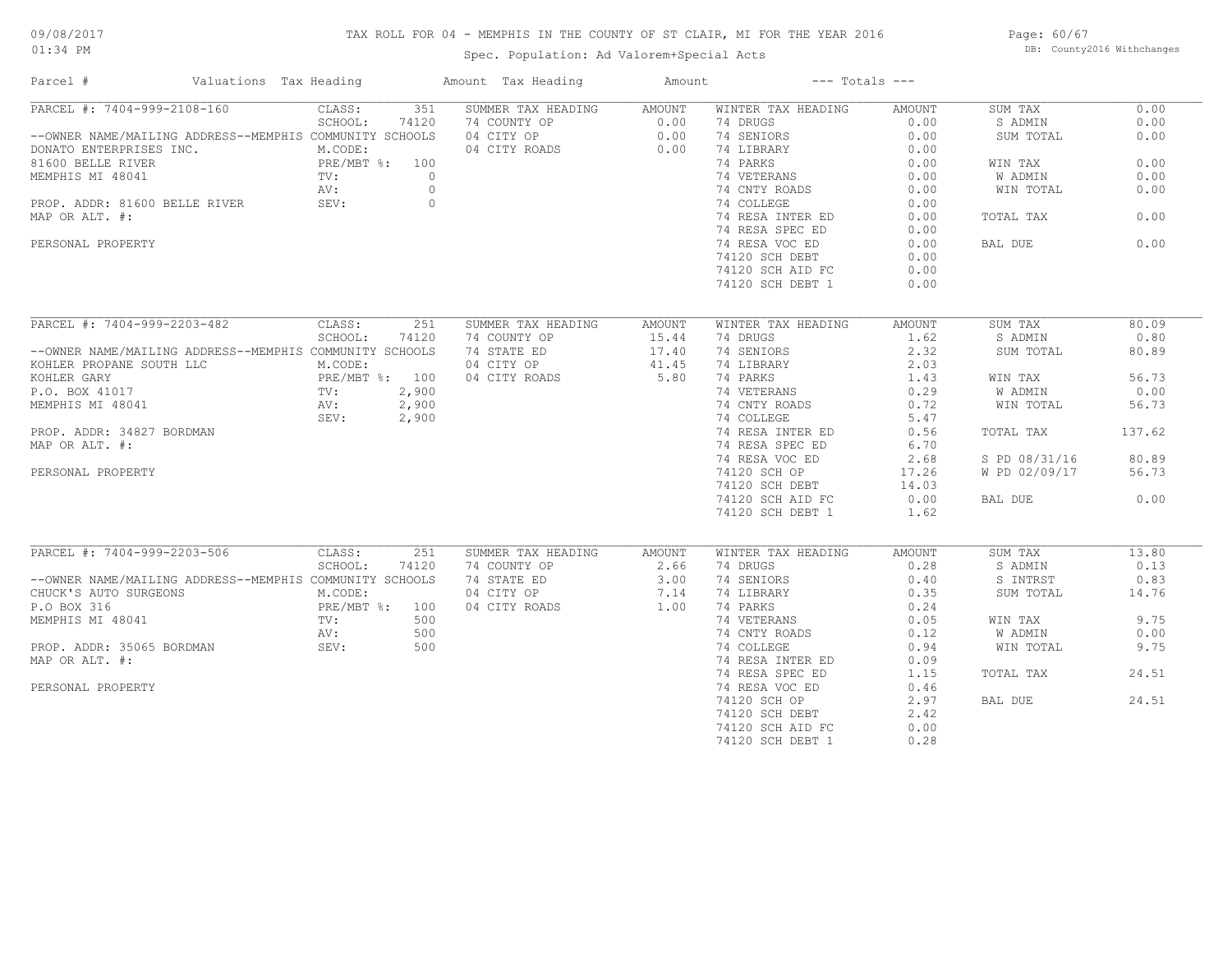# TAX ROLL FOR 04 - MEMPHIS IN THE COUNTY OF ST CLAIR, MI FOR THE YEAR 2016

Spec. Population: Ad Valorem+Special Acts

09/08/2017 01:34 PM — DB: County2016 Withchanges

| Parcel # | Valuations | Tax Heading | Amount | Tax Heading | Amount | --- Totals --- | |
|---|---|---|---|---|---|---|---|

## PARCEL #: 7404-999-2108-160

| Parcel Info | Valuations | Summer Tax Heading | Amount | Winter Tax Heading | Amount | Totals | |
|---|---|---|---|---|---|---|---|
| --OWNER NAME/MAILING ADDRESS--MEMPHIS COMMUNITY SCHOOLS | CLASS: 351 | 74 COUNTY OP | 0.00 | 74 DRUGS | 0.00 | SUM TAX | 0.00 |
| DONATO ENTERPRISES INC. | SCHOOL: 74120 | 04 CITY OP | 0.00 | 74 SENIORS | 0.00 | S ADMIN | 0.00 |
| 81600 BELLE RIVER | M.CODE: | 04 CITY ROADS | 0.00 | 74 LIBRARY | 0.00 | SUM TOTAL | 0.00 |
| MEMPHIS MI 48041 | PRE/MBT %: 100 | | | 74 PARKS | 0.00 | | |
| PROP. ADDR: 81600 BELLE RIVER | TV: 0 | | | 74 VETERANS | 0.00 | WIN TAX | 0.00 |
| MAP OR ALT. #: | AV: 0 | | | 74 CNTY ROADS | 0.00 | W ADMIN | 0.00 |
| PERSONAL PROPERTY | SEV: 0 | | | 74 COLLEGE | 0.00 | WIN TOTAL | 0.00 |
| | | | | 74 RESA INTER ED | 0.00 | | |
| | | | | 74 RESA SPEC ED | 0.00 | TOTAL TAX | 0.00 |
| | | | | 74 RESA VOC ED | 0.00 | | |
| | | | | 74120 SCH DEBT | 0.00 | BAL DUE | 0.00 |
| | | | | 74120 SCH AID FC | 0.00 | | |
| | | | | 74120 SCH DEBT 1 | 0.00 | | |

## PARCEL #: 7404-999-2203-482

| Parcel Info | Valuations | Summer Tax Heading | Amount | Winter Tax Heading | Amount | Totals | |
|---|---|---|---|---|---|---|---|
| --OWNER NAME/MAILING ADDRESS--MEMPHIS COMMUNITY SCHOOLS | CLASS: 251 | 74 COUNTY OP | 15.44 | 74 DRUGS | 1.62 | SUM TAX | 80.09 |
| KOHLER PROPANE SOUTH LLC | SCHOOL: 74120 | 74 STATE ED | 17.40 | 74 SENIORS | 2.32 | S ADMIN | 0.80 |
| KOHLER GARY | M.CODE: | 04 CITY OP | 41.45 | 74 LIBRARY | 2.03 | SUM TOTAL | 80.89 |
| P.O. BOX 41017 | PRE/MBT %: 100 | 04 CITY ROADS | 5.80 | 74 PARKS | 1.43 | | |
| MEMPHIS MI 48041 | TV: 2,900 | | | 74 VETERANS | 0.29 | WIN TAX | 56.73 |
| PROP. ADDR: 34827 BORDMAN | AV: 2,900 | | | 74 CNTY ROADS | 0.72 | W ADMIN | 0.00 |
| MAP OR ALT. #: | SEV: 2,900 | | | 74 COLLEGE | 5.47 | WIN TOTAL | 56.73 |
| PERSONAL PROPERTY | | | | 74 RESA INTER ED | 0.56 | | |
| | | | | 74 RESA SPEC ED | 6.70 | TOTAL TAX | 137.62 |
| | | | | 74 RESA VOC ED | 2.68 | | |
| | | | | 74120 SCH OP | 17.26 | S PD 08/31/16 | 80.89 |
| | | | | 74120 SCH DEBT | 14.03 | W PD 02/09/17 | 56.73 |
| | | | | 74120 SCH AID FC | 0.00 | | |
| | | | | 74120 SCH DEBT 1 | 1.62 | BAL DUE | 0.00 |

## PARCEL #: 7404-999-2203-506

| Parcel Info | Valuations | Summer Tax Heading | Amount | Winter Tax Heading | Amount | Totals | |
|---|---|---|---|---|---|---|---|
| --OWNER NAME/MAILING ADDRESS--MEMPHIS COMMUNITY SCHOOLS | CLASS: 251 | 74 COUNTY OP | 2.66 | 74 DRUGS | 0.28 | SUM TAX | 13.80 |
| CHUCK'S AUTO SURGEONS | SCHOOL: 74120 | 74 STATE ED | 3.00 | 74 SENIORS | 0.40 | S ADMIN | 0.13 |
| P.O BOX 316 | M.CODE: | 04 CITY OP | 7.14 | 74 LIBRARY | 0.35 | S INTRST | 0.83 |
| MEMPHIS MI 48041 | PRE/MBT %: 100 | 04 CITY ROADS | 1.00 | 74 PARKS | 0.24 | SUM TOTAL | 14.76 |
| PROP. ADDR: 35065 BORDMAN | TV: 500 | | | 74 VETERANS | 0.05 | | |
| MAP OR ALT. #: | AV: 500 | | | 74 CNTY ROADS | 0.12 | WIN TAX | 9.75 |
| PERSONAL PROPERTY | SEV: 500 | | | 74 COLLEGE | 0.94 | W ADMIN | 0.00 |
| | | | | 74 RESA INTER ED | 0.09 | WIN TOTAL | 9.75 |
| | | | | 74 RESA SPEC ED | 1.15 | | |
| | | | | 74 RESA VOC ED | 0.46 | TOTAL TAX | 24.51 |
| | | | | 74120 SCH OP | 2.97 | | |
| | | | | 74120 SCH DEBT | 2.42 | BAL DUE | 24.51 |
| | | | | 74120 SCH AID FC | 0.00 | | |
| | | | | 74120 SCH DEBT 1 | 0.28 | | |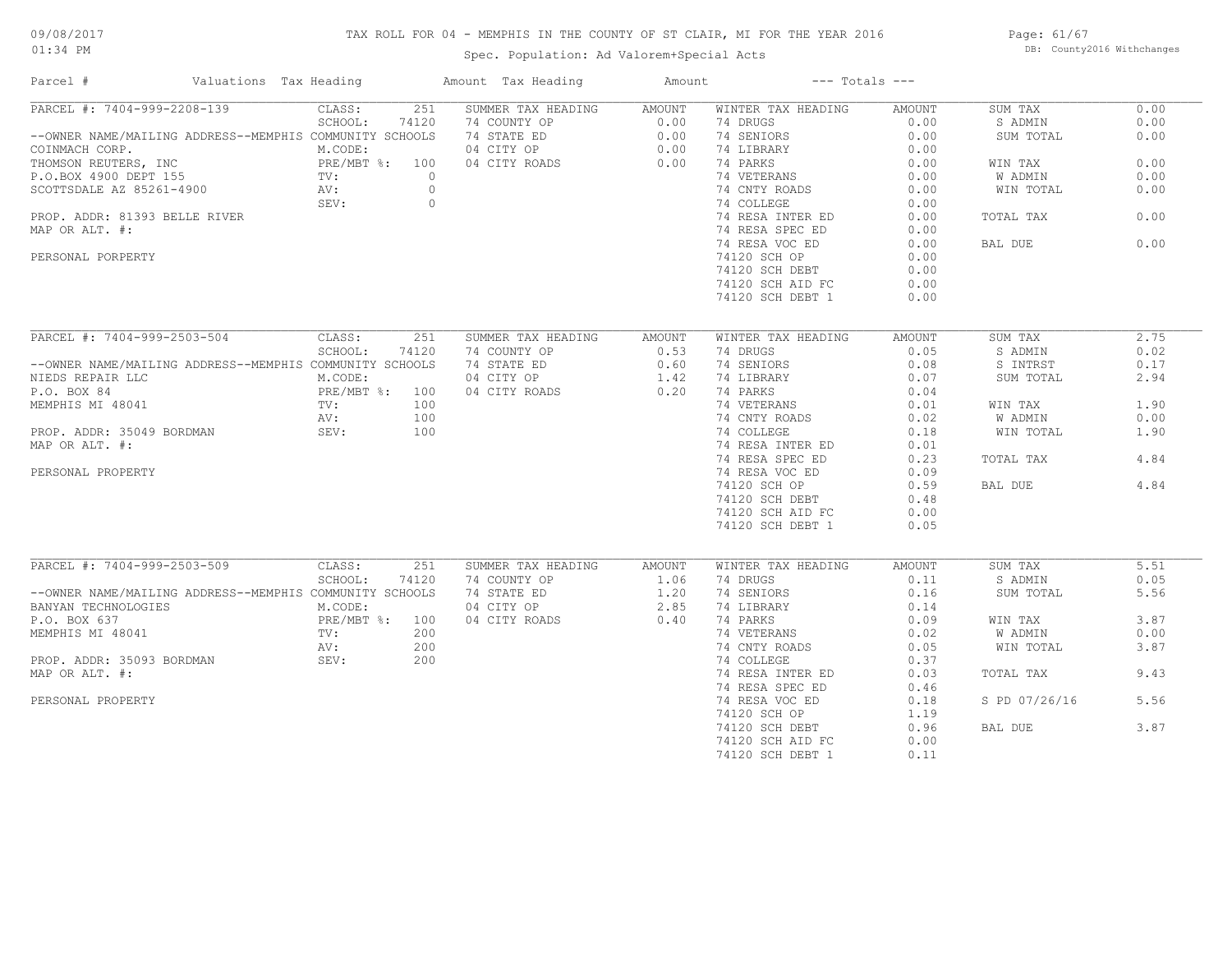# TAX ROLL FOR 04 - MEMPHIS IN THE COUNTY OF ST CLAIR, MI FOR THE YEAR 2016

09/08/2017
01:34 PM

Spec. Population: Ad Valorem+Special Acts

DB: County2016 Withchanges

| Parcel # | Valuations | Tax Heading | Amount | Tax Heading | Amount | --- Totals --- | |
|---|---|---|---|---|---|---|---|
| PARCEL #: 7404-999-2208-139 | CLASS: 251 | SUMMER TAX HEADING | AMOUNT | WINTER TAX HEADING | AMOUNT | SUM TAX | 0.00 |
| | SCHOOL: 74120 | 74 COUNTY OP | 0.00 | 74 DRUGS | 0.00 | S ADMIN | 0.00 |
| --OWNER NAME/MAILING ADDRESS--MEMPHIS COMMUNITY SCHOOLS | | 74 STATE ED | 0.00 | 74 SENIORS | 0.00 | SUM TOTAL | 0.00 |
| COINMACH CORP. | M.CODE: | 04 CITY OP | 0.00 | 74 LIBRARY | 0.00 | | |
| THOMSON REUTERS, INC | PRE/MBT %: 100 | 04 CITY ROADS | 0.00 | 74 PARKS | 0.00 | WIN TAX | 0.00 |
| P.O.BOX 4900 DEPT 155 | TV: 0 | | | 74 VETERANS | 0.00 | W ADMIN | 0.00 |
| SCOTTSDALE AZ 85261-4900 | AV: 0 | | | 74 CNTY ROADS | 0.00 | WIN TOTAL | 0.00 |
| | SEV: 0 | | | 74 COLLEGE | 0.00 | | |
| PROP. ADDR: 81393 BELLE RIVER | | | | 74 RESA INTER ED | 0.00 | TOTAL TAX | 0.00 |
| MAP OR ALT. #: | | | | 74 RESA SPEC ED | 0.00 | | |
| | | | | 74 RESA VOC ED | 0.00 | BAL DUE | 0.00 |
| PERSONAL PORPERTY | | | | 74120 SCH OP | 0.00 | | |
| | | | | 74120 SCH DEBT | 0.00 | | |
| | | | | 74120 SCH AID FC | 0.00 | | |
| | | | | 74120 SCH DEBT 1 | 0.00 | | |
| PARCEL #: 7404-999-2503-504 | CLASS: 251 | SUMMER TAX HEADING | AMOUNT | WINTER TAX HEADING | AMOUNT | SUM TAX | 2.75 |
| | SCHOOL: 74120 | 74 COUNTY OP | 0.53 | 74 DRUGS | 0.05 | S ADMIN | 0.02 |
| --OWNER NAME/MAILING ADDRESS--MEMPHIS COMMUNITY SCHOOLS | | 74 STATE ED | 0.60 | 74 SENIORS | 0.08 | S INTRST | 0.17 |
| NIEDS REPAIR LLC | M.CODE: | 04 CITY OP | 1.42 | 74 LIBRARY | 0.07 | SUM TOTAL | 2.94 |
| P.O. BOX 84 | PRE/MBT %: 100 | 04 CITY ROADS | 0.20 | 74 PARKS | 0.04 | | |
| MEMPHIS MI 48041 | TV: 100 | | | 74 VETERANS | 0.01 | WIN TAX | 1.90 |
| | AV: 100 | | | 74 CNTY ROADS | 0.02 | W ADMIN | 0.00 |
| PROP. ADDR: 35049 BORDMAN | SEV: 100 | | | 74 COLLEGE | 0.18 | WIN TOTAL | 1.90 |
| MAP OR ALT. #: | | | | 74 RESA INTER ED | 0.01 | | |
| | | | | 74 RESA SPEC ED | 0.23 | TOTAL TAX | 4.84 |
| PERSONAL PROPERTY | | | | 74 RESA VOC ED | 0.09 | | |
| | | | | 74120 SCH OP | 0.59 | BAL DUE | 4.84 |
| | | | | 74120 SCH DEBT | 0.48 | | |
| | | | | 74120 SCH AID FC | 0.00 | | |
| | | | | 74120 SCH DEBT 1 | 0.05 | | |
| PARCEL #: 7404-999-2503-509 | CLASS: 251 | SUMMER TAX HEADING | AMOUNT | WINTER TAX HEADING | AMOUNT | SUM TAX | 5.51 |
| | SCHOOL: 74120 | 74 COUNTY OP | 1.06 | 74 DRUGS | 0.11 | S ADMIN | 0.05 |
| --OWNER NAME/MAILING ADDRESS--MEMPHIS COMMUNITY SCHOOLS | | 74 STATE ED | 1.20 | 74 SENIORS | 0.16 | SUM TOTAL | 5.56 |
| BANYAN TECHNOLOGIES | M.CODE: | 04 CITY OP | 2.85 | 74 LIBRARY | 0.14 | | |
| P.O. BOX 637 | PRE/MBT %: 100 | 04 CITY ROADS | 0.40 | 74 PARKS | 0.09 | WIN TAX | 3.87 |
| MEMPHIS MI 48041 | TV: 200 | | | 74 VETERANS | 0.02 | W ADMIN | 0.00 |
| | AV: 200 | | | 74 CNTY ROADS | 0.05 | WIN TOTAL | 3.87 |
| PROP. ADDR: 35093 BORDMAN | SEV: 200 | | | 74 COLLEGE | 0.37 | | |
| MAP OR ALT. #: | | | | 74 RESA INTER ED | 0.03 | TOTAL TAX | 9.43 |
| | | | | 74 RESA SPEC ED | 0.46 | | |
| PERSONAL PROPERTY | | | | 74 RESA VOC ED | 0.18 | S PD 07/26/16 | 5.56 |
| | | | | 74120 SCH OP | 1.19 | | |
| | | | | 74120 SCH DEBT | 0.96 | BAL DUE | 3.87 |
| | | | | 74120 SCH AID FC | 0.00 | | |
| | | | | 74120 SCH DEBT 1 | 0.11 | | |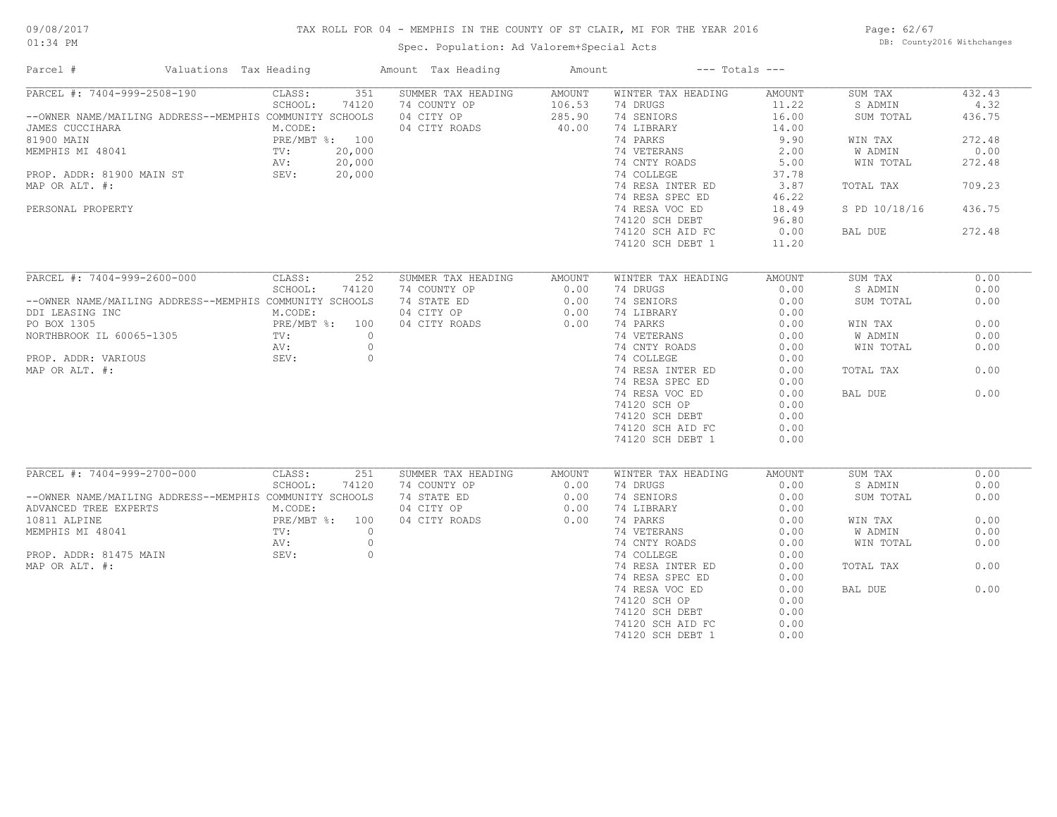# TAX ROLL FOR 04 - MEMPHIS IN THE COUNTY OF ST CLAIR, MI FOR THE YEAR 2016

Spec. Population: Ad Valorem+Special Acts

09/08/2017
01:34 PM

DB: County2016 Withchanges

| Parcel # | Valuations | Tax Heading | Amount | Tax Heading | Amount | --- Totals --- | |
|---|---|---|---|---|---|---|---|
| PARCEL #: 7404-999-2508-190 | CLASS: 351 | SUMMER TAX HEADING | AMOUNT | WINTER TAX HEADING | AMOUNT | SUM TAX | 432.43 |
| | SCHOOL: 74120 | 74 COUNTY OP | 106.53 | 74 DRUGS | 11.22 | S ADMIN | 4.32 |
| --OWNER NAME/MAILING ADDRESS--MEMPHIS COMMUNITY SCHOOLS | | 04 CITY OP | 285.90 | 74 SENIORS | 16.00 | SUM TOTAL | 436.75 |
| JAMES CUCCIHARA | M.CODE: | 04 CITY ROADS | 40.00 | 74 LIBRARY | 14.00 | | |
| 81900 MAIN | PRE/MBT %: 100 | | | 74 PARKS | 9.90 | WIN TAX | 272.48 |
| MEMPHIS MI 48041 | TV: 20,000 | | | 74 VETERANS | 2.00 | W ADMIN | 0.00 |
| | AV: 20,000 | | | 74 CNTY ROADS | 5.00 | WIN TOTAL | 272.48 |
| PROP. ADDR: 81900 MAIN ST | SEV: 20,000 | | | 74 COLLEGE | 37.78 | | |
| MAP OR ALT. #: | | | | 74 RESA INTER ED | 3.87 | TOTAL TAX | 709.23 |
| | | | | 74 RESA SPEC ED | 46.22 | | |
| PERSONAL PROPERTY | | | | 74 RESA VOC ED | 18.49 | S PD 10/18/16 | 436.75 |
| | | | | 74120 SCH DEBT | 96.80 | | |
| | | | | 74120 SCH AID FC | 0.00 | BAL DUE | 272.48 |
| | | | | 74120 SCH DEBT 1 | 11.20 | | |

| Parcel # | Valuations | Tax Heading | Amount | Tax Heading | Amount | --- Totals --- | |
|---|---|---|---|---|---|---|---|
| PARCEL #: 7404-999-2600-000 | CLASS: 252 | SUMMER TAX HEADING | AMOUNT | WINTER TAX HEADING | AMOUNT | SUM TAX | 0.00 |
| | SCHOOL: 74120 | 74 COUNTY OP | 0.00 | 74 DRUGS | 0.00 | S ADMIN | 0.00 |
| --OWNER NAME/MAILING ADDRESS--MEMPHIS COMMUNITY SCHOOLS | | 74 STATE ED | 0.00 | 74 SENIORS | 0.00 | SUM TOTAL | 0.00 |
| DDI LEASING INC | M.CODE: | 04 CITY OP | 0.00 | 74 LIBRARY | 0.00 | | |
| PO BOX 1305 | PRE/MBT %: 100 | 04 CITY ROADS | 0.00 | 74 PARKS | 0.00 | WIN TAX | 0.00 |
| NORTHBROOK IL 60065-1305 | TV: 0 | | | 74 VETERANS | 0.00 | W ADMIN | 0.00 |
| | AV: 0 | | | 74 CNTY ROADS | 0.00 | WIN TOTAL | 0.00 |
| PROP. ADDR: VARIOUS | SEV: 0 | | | 74 COLLEGE | 0.00 | | |
| MAP OR ALT. #: | | | | 74 RESA INTER ED | 0.00 | TOTAL TAX | 0.00 |
| | | | | 74 RESA SPEC ED | 0.00 | | |
| | | | | 74 RESA VOC ED | 0.00 | BAL DUE | 0.00 |
| | | | | 74120 SCH OP | 0.00 | | |
| | | | | 74120 SCH DEBT | 0.00 | | |
| | | | | 74120 SCH AID FC | 0.00 | | |
| | | | | 74120 SCH DEBT 1 | 0.00 | | |

| Parcel # | Valuations | Tax Heading | Amount | Tax Heading | Amount | --- Totals --- | |
|---|---|---|---|---|---|---|---|
| PARCEL #: 7404-999-2700-000 | CLASS: 251 | SUMMER TAX HEADING | AMOUNT | WINTER TAX HEADING | AMOUNT | SUM TAX | 0.00 |
| | SCHOOL: 74120 | 74 COUNTY OP | 0.00 | 74 DRUGS | 0.00 | S ADMIN | 0.00 |
| --OWNER NAME/MAILING ADDRESS--MEMPHIS COMMUNITY SCHOOLS | | 74 STATE ED | 0.00 | 74 SENIORS | 0.00 | SUM TOTAL | 0.00 |
| ADVANCED TREE EXPERTS | M.CODE: | 04 CITY OP | 0.00 | 74 LIBRARY | 0.00 | | |
| 10811 ALPINE | PRE/MBT %: 100 | 04 CITY ROADS | 0.00 | 74 PARKS | 0.00 | WIN TAX | 0.00 |
| MEMPHIS MI 48041 | TV: 0 | | | 74 VETERANS | 0.00 | W ADMIN | 0.00 |
| | AV: 0 | | | 74 CNTY ROADS | 0.00 | WIN TOTAL | 0.00 |
| PROP. ADDR: 81475 MAIN | SEV: 0 | | | 74 COLLEGE | 0.00 | | |
| MAP OR ALT. #: | | | | 74 RESA INTER ED | 0.00 | TOTAL TAX | 0.00 |
| | | | | 74 RESA SPEC ED | 0.00 | | |
| | | | | 74 RESA VOC ED | 0.00 | BAL DUE | 0.00 |
| | | | | 74120 SCH OP | 0.00 | | |
| | | | | 74120 SCH DEBT | 0.00 | | |
| | | | | 74120 SCH AID FC | 0.00 | | |
| | | | | 74120 SCH DEBT 1 | 0.00 | | |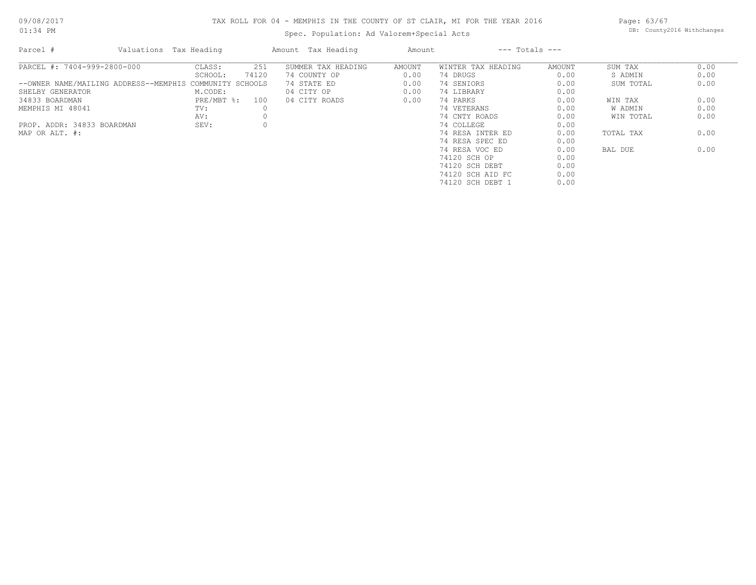# TAX ROLL FOR 04 - MEMPHIS IN THE COUNTY OF ST CLAIR, MI FOR THE YEAR 2016

Spec. Population: Ad Valorem+Special Acts

09/08/2017
01:34 PM

DB: County2016 Withchanges

| Parcel # | Valuations Tax Heading | | Amount Tax Heading | Amount | --- Totals --- | | | |
|---|---|---|---|---|---|---|---|---|
| PARCEL #: 7404-999-2800-000 | CLASS: | 251 | SUMMER TAX HEADING | AMOUNT | WINTER TAX HEADING | AMOUNT | SUM TAX | 0.00 |
| | SCHOOL: | 74120 | 74 COUNTY OP | 0.00 | 74 DRUGS | 0.00 | S ADMIN | 0.00 |
| --OWNER NAME/MAILING ADDRESS--MEMPHIS COMMUNITY SCHOOLS | | | 74 STATE ED | 0.00 | 74 SENIORS | 0.00 | SUM TOTAL | 0.00 |
| SHELBY GENERATOR | M.CODE: | | 04 CITY OP | 0.00 | 74 LIBRARY | 0.00 | | |
| 34833 BOARDMAN | PRE/MBT %: | 100 | 04 CITY ROADS | 0.00 | 74 PARKS | 0.00 | WIN TAX | 0.00 |
| MEMPHIS MI 48041 | TV: | 0 | | | 74 VETERANS | 0.00 | W ADMIN | 0.00 |
| | AV: | 0 | | | 74 CNTY ROADS | 0.00 | WIN TOTAL | 0.00 |
| PROP. ADDR: 34833 BOARDMAN | SEV: | 0 | | | 74 COLLEGE | 0.00 | | |
| MAP OR ALT. #: | | | | | 74 RESA INTER ED | 0.00 | TOTAL TAX | 0.00 |
| | | | | | 74 RESA SPEC ED | 0.00 | | |
| | | | | | 74 RESA VOC ED | 0.00 | BAL DUE | 0.00 |
| | | | | | 74120 SCH OP | 0.00 | | |
| | | | | | 74120 SCH DEBT | 0.00 | | |
| | | | | | 74120 SCH AID FC | 0.00 | | |
| | | | | | 74120 SCH DEBT 1 | 0.00 | | |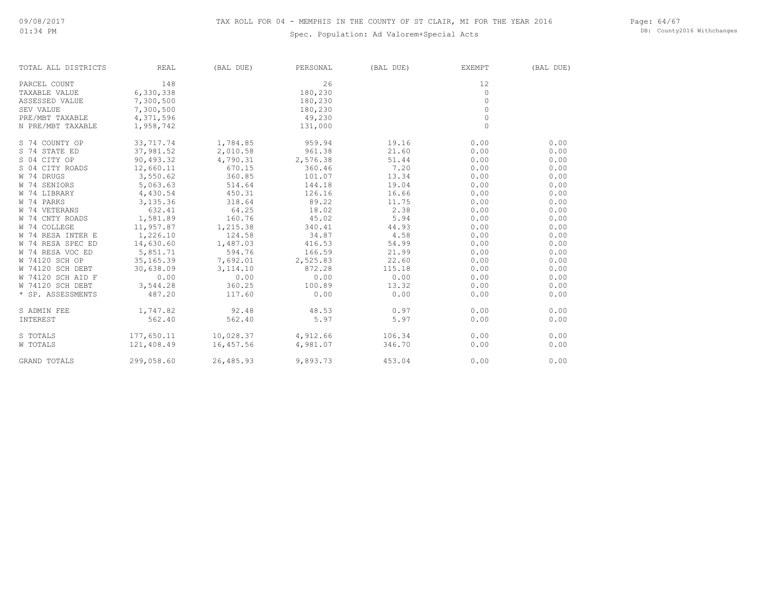# TAX ROLL FOR 04 - MEMPHIS IN THE COUNTY OF ST CLAIR, MI FOR THE YEAR 2016

Spec. Population: Ad Valorem+Special Acts

| TOTAL ALL DISTRICTS | REAL | (BAL DUE) | PERSONAL | (BAL DUE) | EXEMPT | (BAL DUE) |
|---|---|---|---|---|---|---|
| PARCEL COUNT | 148 | | 26 | | 12 | |
| TAXABLE VALUE | 6,330,338 | | 180,230 | | 0 | |
| ASSESSED VALUE | 7,300,500 | | 180,230 | | 0 | |
| SEV VALUE | 7,300,500 | | 180,230 | | 0 | |
| PRE/MBT TAXABLE | 4,371,596 | | 49,230 | | 0 | |
| N PRE/MBT TAXABLE | 1,958,742 | | 131,000 | | 0 | |
| S 74 COUNTY OP | 33,717.74 | 1,784.85 | 959.94 | 19.16 | 0.00 | 0.00 |
| S 74 STATE ED | 37,981.52 | 2,010.58 | 961.38 | 21.60 | 0.00 | 0.00 |
| S 04 CITY OP | 90,493.32 | 4,790.31 | 2,576.38 | 51.44 | 0.00 | 0.00 |
| S 04 CITY ROADS | 12,660.11 | 670.15 | 360.46 | 7.20 | 0.00 | 0.00 |
| W 74 DRUGS | 3,550.62 | 360.85 | 101.07 | 13.34 | 0.00 | 0.00 |
| W 74 SENIORS | 5,063.63 | 514.64 | 144.18 | 19.04 | 0.00 | 0.00 |
| W 74 LIBRARY | 4,430.54 | 450.31 | 126.16 | 16.66 | 0.00 | 0.00 |
| W 74 PARKS | 3,135.36 | 318.64 | 89.22 | 11.75 | 0.00 | 0.00 |
| W 74 VETERANS | 632.41 | 64.25 | 18.02 | 2.38 | 0.00 | 0.00 |
| W 74 CNTY ROADS | 1,581.89 | 160.76 | 45.02 | 5.94 | 0.00 | 0.00 |
| W 74 COLLEGE | 11,957.87 | 1,215.38 | 340.41 | 44.93 | 0.00 | 0.00 |
| W 74 RESA INTER E | 1,226.10 | 124.58 | 34.87 | 4.58 | 0.00 | 0.00 |
| W 74 RESA SPEC ED | 14,630.60 | 1,487.03 | 416.53 | 54.99 | 0.00 | 0.00 |
| W 74 RESA VOC ED | 5,851.71 | 594.76 | 166.59 | 21.99 | 0.00 | 0.00 |
| W 74120 SCH OP | 35,165.39 | 7,692.01 | 2,525.83 | 22.60 | 0.00 | 0.00 |
| W 74120 SCH DEBT | 30,638.09 | 3,114.10 | 872.28 | 115.18 | 0.00 | 0.00 |
| W 74120 SCH AID F | 0.00 | 0.00 | 0.00 | 0.00 | 0.00 | 0.00 |
| W 74120 SCH DEBT | 3,544.28 | 360.25 | 100.89 | 13.32 | 0.00 | 0.00 |
| * SP. ASSESSMENTS | 487.20 | 117.60 | 0.00 | 0.00 | 0.00 | 0.00 |
| S ADMIN FEE | 1,747.82 | 92.48 | 48.53 | 0.97 | 0.00 | 0.00 |
| INTEREST | 562.40 | 562.40 | 5.97 | 5.97 | 0.00 | 0.00 |
| S TOTALS | 177,650.11 | 10,028.37 | 4,912.66 | 106.34 | 0.00 | 0.00 |
| W TOTALS | 121,408.49 | 16,457.56 | 4,981.07 | 346.70 | 0.00 | 0.00 |
| GRAND TOTALS | 299,058.60 | 26,485.93 | 9,893.73 | 453.04 | 0.00 | 0.00 |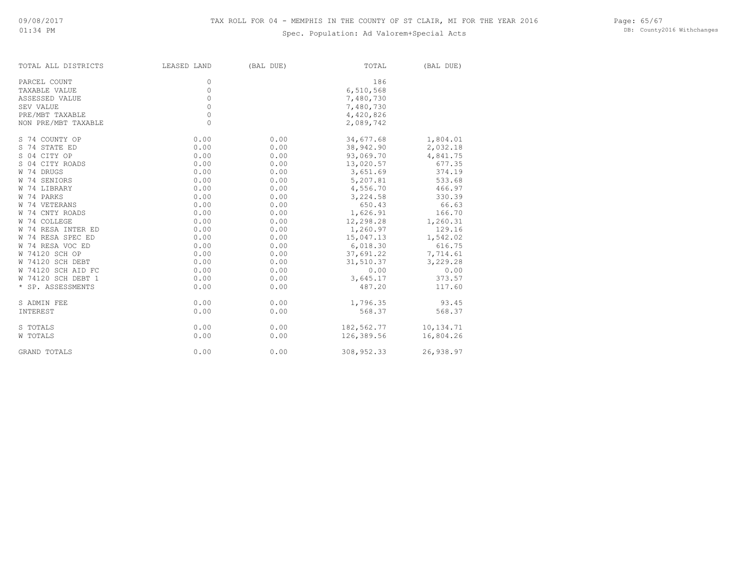# TAX ROLL FOR 04 - MEMPHIS IN THE COUNTY OF ST CLAIR, MI FOR THE YEAR 2016

Spec. Population: Ad Valorem+Special Acts

| TOTAL ALL DISTRICTS | LEASED LAND | (BAL DUE) | TOTAL | (BAL DUE) |
|---|---|---|---|---|
| PARCEL COUNT | 0 | | 186 | |
| TAXABLE VALUE | 0 | | 6,510,568 | |
| ASSESSED VALUE | 0 | | 7,480,730 | |
| SEV VALUE | 0 | | 7,480,730 | |
| PRE/MBT TAXABLE | 0 | | 4,420,826 | |
| NON PRE/MBT TAXABLE | 0 | | 2,089,742 | |
| S 74 COUNTY OP | 0.00 | 0.00 | 34,677.68 | 1,804.01 |
| S 74 STATE ED | 0.00 | 0.00 | 38,942.90 | 2,032.18 |
| S 04 CITY OP | 0.00 | 0.00 | 93,069.70 | 4,841.75 |
| S 04 CITY ROADS | 0.00 | 0.00 | 13,020.57 | 677.35 |
| W 74 DRUGS | 0.00 | 0.00 | 3,651.69 | 374.19 |
| W 74 SENIORS | 0.00 | 0.00 | 5,207.81 | 533.68 |
| W 74 LIBRARY | 0.00 | 0.00 | 4,556.70 | 466.97 |
| W 74 PARKS | 0.00 | 0.00 | 3,224.58 | 330.39 |
| W 74 VETERANS | 0.00 | 0.00 | 650.43 | 66.63 |
| W 74 CNTY ROADS | 0.00 | 0.00 | 1,626.91 | 166.70 |
| W 74 COLLEGE | 0.00 | 0.00 | 12,298.28 | 1,260.31 |
| W 74 RESA INTER ED | 0.00 | 0.00 | 1,260.97 | 129.16 |
| W 74 RESA SPEC ED | 0.00 | 0.00 | 15,047.13 | 1,542.02 |
| W 74 RESA VOC ED | 0.00 | 0.00 | 6,018.30 | 616.75 |
| W 74120 SCH OP | 0.00 | 0.00 | 37,691.22 | 7,714.61 |
| W 74120 SCH DEBT | 0.00 | 0.00 | 31,510.37 | 3,229.28 |
| W 74120 SCH AID FC | 0.00 | 0.00 | 0.00 | 0.00 |
| W 74120 SCH DEBT 1 | 0.00 | 0.00 | 3,645.17 | 373.57 |
| * SP. ASSESSMENTS | 0.00 | 0.00 | 487.20 | 117.60 |
| S ADMIN FEE | 0.00 | 0.00 | 1,796.35 | 93.45 |
| INTEREST | 0.00 | 0.00 | 568.37 | 568.37 |
| S TOTALS | 0.00 | 0.00 | 182,562.77 | 10,134.71 |
| W TOTALS | 0.00 | 0.00 | 126,389.56 | 16,804.26 |
| GRAND TOTALS | 0.00 | 0.00 | 308,952.33 | 26,938.97 |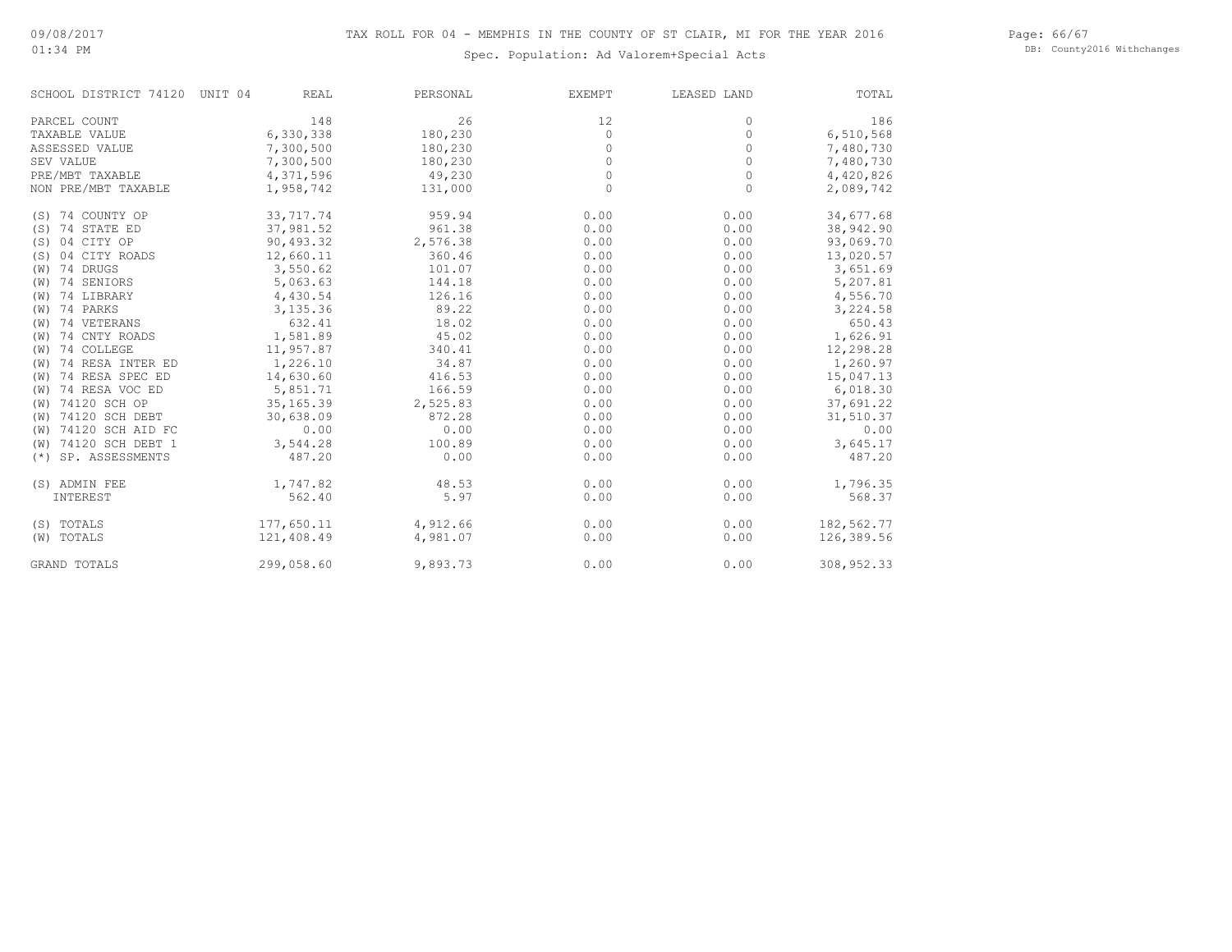# TAX ROLL FOR 04 - MEMPHIS IN THE COUNTY OF ST CLAIR, MI FOR THE YEAR 2016

09/08/2017
01:34 PM

Spec. Population: Ad Valorem+Special Acts

DB: County2016 Withchanges

| SCHOOL DISTRICT 74120 UNIT 04 | REAL | PERSONAL | EXEMPT | LEASED LAND | TOTAL |
|---|---|---|---|---|---|
| PARCEL COUNT | 148 | 26 | 12 | 0 | 186 |
| TAXABLE VALUE | 6,330,338 | 180,230 | 0 | 0 | 6,510,568 |
| ASSESSED VALUE | 7,300,500 | 180,230 | 0 | 0 | 7,480,730 |
| SEV VALUE | 7,300,500 | 180,230 | 0 | 0 | 7,480,730 |
| PRE/MBT TAXABLE | 4,371,596 | 49,230 | 0 | 0 | 4,420,826 |
| NON PRE/MBT TAXABLE | 1,958,742 | 131,000 | 0 | 0 | 2,089,742 |
| (S) 74 COUNTY OP | 33,717.74 | 959.94 | 0.00 | 0.00 | 34,677.68 |
| (S) 74 STATE ED | 37,981.52 | 961.38 | 0.00 | 0.00 | 38,942.90 |
| (S) 04 CITY OP | 90,493.32 | 2,576.38 | 0.00 | 0.00 | 93,069.70 |
| (S) 04 CITY ROADS | 12,660.11 | 360.46 | 0.00 | 0.00 | 13,020.57 |
| (W) 74 DRUGS | 3,550.62 | 101.07 | 0.00 | 0.00 | 3,651.69 |
| (W) 74 SENIORS | 5,063.63 | 144.18 | 0.00 | 0.00 | 5,207.81 |
| (W) 74 LIBRARY | 4,430.54 | 126.16 | 0.00 | 0.00 | 4,556.70 |
| (W) 74 PARKS | 3,135.36 | 89.22 | 0.00 | 0.00 | 3,224.58 |
| (W) 74 VETERANS | 632.41 | 18.02 | 0.00 | 0.00 | 650.43 |
| (W) 74 CNTY ROADS | 1,581.89 | 45.02 | 0.00 | 0.00 | 1,626.91 |
| (W) 74 COLLEGE | 11,957.87 | 340.41 | 0.00 | 0.00 | 12,298.28 |
| (W) 74 RESA INTER ED | 1,226.10 | 34.87 | 0.00 | 0.00 | 1,260.97 |
| (W) 74 RESA SPEC ED | 14,630.60 | 416.53 | 0.00 | 0.00 | 15,047.13 |
| (W) 74 RESA VOC ED | 5,851.71 | 166.59 | 0.00 | 0.00 | 6,018.30 |
| (W) 74120 SCH OP | 35,165.39 | 2,525.83 | 0.00 | 0.00 | 37,691.22 |
| (W) 74120 SCH DEBT | 30,638.09 | 872.28 | 0.00 | 0.00 | 31,510.37 |
| (W) 74120 SCH AID FC | 0.00 | 0.00 | 0.00 | 0.00 | 0.00 |
| (W) 74120 SCH DEBT 1 | 3,544.28 | 100.89 | 0.00 | 0.00 | 3,645.17 |
| (*) SP. ASSESSMENTS | 487.20 | 0.00 | 0.00 | 0.00 | 487.20 |
| (S) ADMIN FEE | 1,747.82 | 48.53 | 0.00 | 0.00 | 1,796.35 |
| INTEREST | 562.40 | 5.97 | 0.00 | 0.00 | 568.37 |
| (S) TOTALS | 177,650.11 | 4,912.66 | 0.00 | 0.00 | 182,562.77 |
| (W) TOTALS | 121,408.49 | 4,981.07 | 0.00 | 0.00 | 126,389.56 |
| GRAND TOTALS | 299,058.60 | 9,893.73 | 0.00 | 0.00 | 308,952.33 |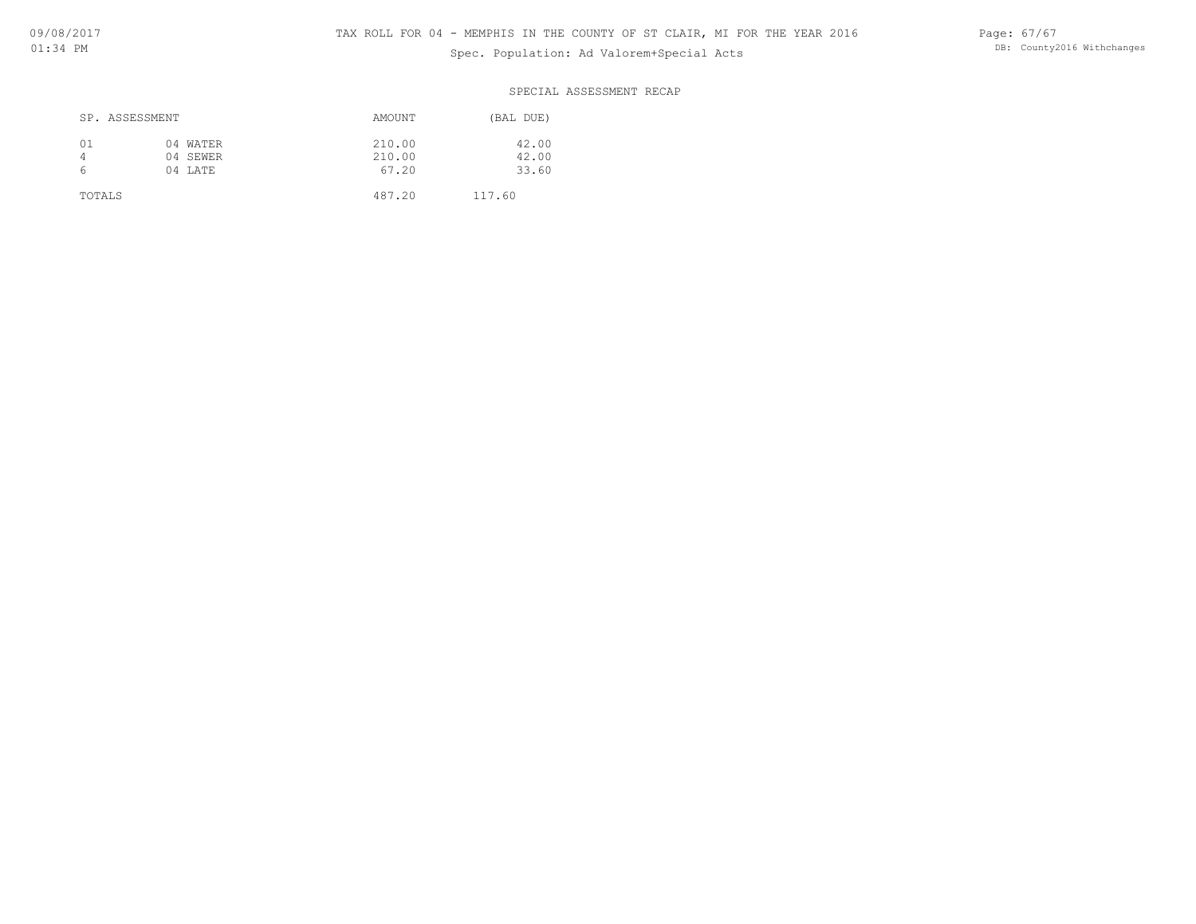## SPECIAL ASSESSMENT RECAP

| SP. ASSESSMENT | | AMOUNT | (BAL DUE) |
|---|---|---|---|
| 01 | 04 WATER | 210.00 | 42.00 |
| 4 | 04 SEWER | 210.00 | 42.00 |
| 6 | 04 LATE | 67.20 | 33.60 |
| TOTALS | | 487.20 | 117.60 |